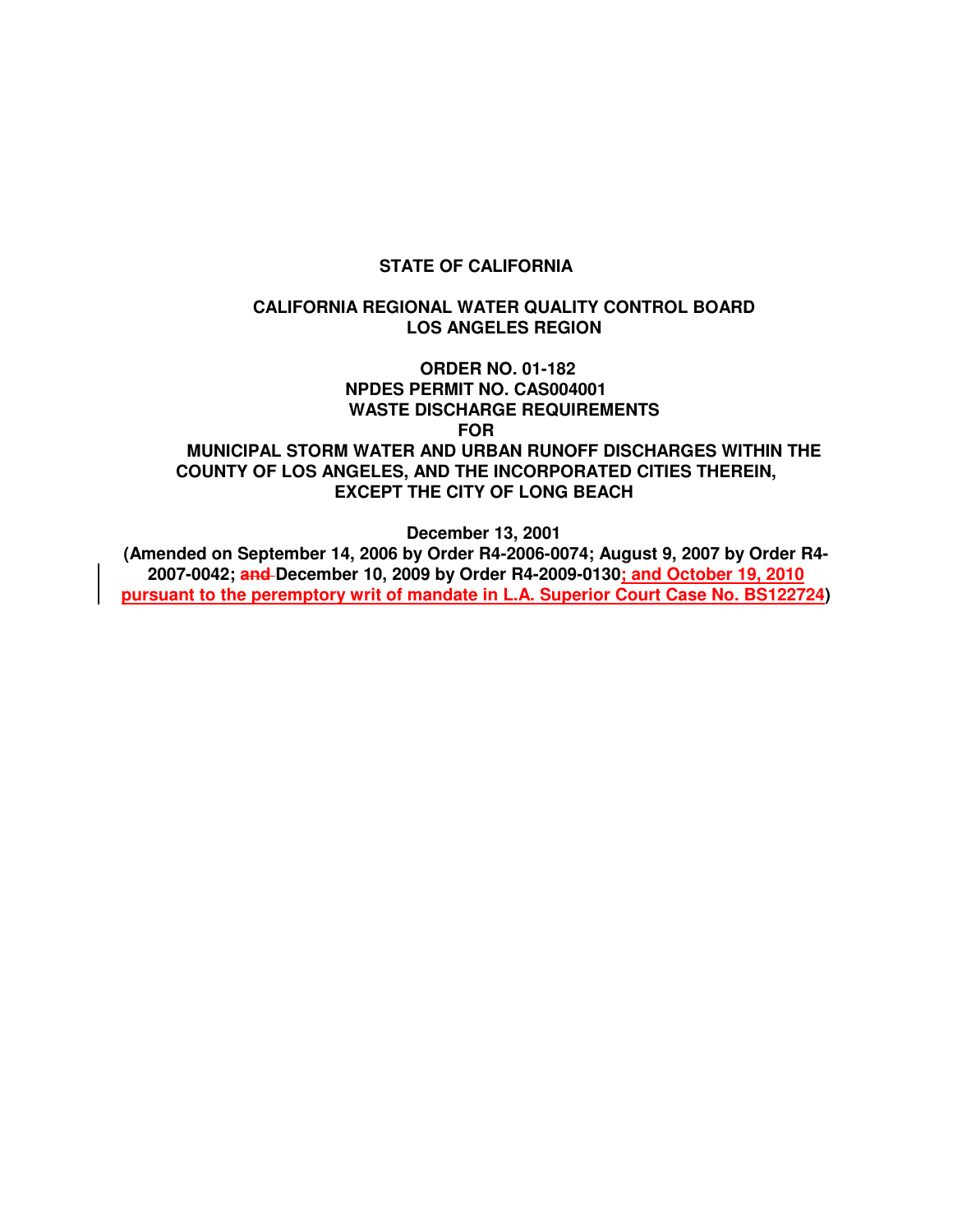**STATE OF CALIFORNIA**

**CALIFORNIA REGIONAL WATER QUALITY CONTROL BOARD
LOS ANGELES REGION**

**ORDER NO. 01-182
NPDES PERMIT NO. CAS004001
WASTE DISCHARGE REQUIREMENTS
FOR
MUNICIPAL STORM WATER AND URBAN RUNOFF DISCHARGES WITHIN THE COUNTY OF LOS ANGELES, AND THE INCORPORATED CITIES THEREIN, EXCEPT THE CITY OF LONG BEACH**

**December 13, 2001**

**(Amended on September 14, 2006 by Order R4-2006-0074; August 9, 2007 by Order R4-2007-0042; ~~and~~ December 10, 2009 by Order R4-2009-0130; and October 19, 2010 pursuant to the peremptory writ of mandate in L.A. Superior Court Case No. BS122724)**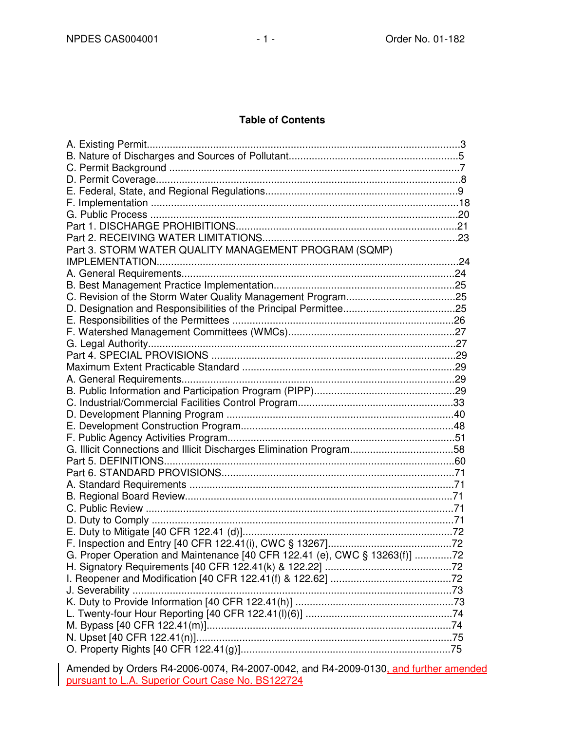## Table of Contents

A. Existing Permit............................................................................................................3
B. Nature of Discharges and Sources of Pollutant...........................................................5
C. Permit Background .....................................................................................................7
D. Permit Coverage..........................................................................................................8
E. Federal, State, and Regional Regulations..................................................................9
F. Implementation ..........................................................................................................18
G. Public Process ...........................................................................................................20
Part 1. DISCHARGE PROHIBITIONS.............................................................................21
Part 2. RECEIVING WATER LIMITATIONS...................................................................23
Part 3. STORM WATER QUALITY MANAGEMENT PROGRAM (SQMP) IMPLEMENTATION.........................................................................................................24
A. General Requirements..............................................................................................24
B. Best Management Practice Implementation...............................................................25
C. Revision of the Storm Water Quality Management Program......................................25
D. Designation and Responsibilities of the Principal Permittee.......................................25
E. Responsibilities of the Permittees ...............................................................................26
F. Watershed Management Committees (WMCs)...........................................................27
G. Legal Authority............................................................................................................27
Part 4. SPECIAL PROVISIONS .....................................................................................29
Maximum Extent Practicable Standard ..........................................................................29
A. General Requirements...............................................................................................29
B. Public Information and Participation Program (PIPP).................................................29
C. Industrial/Commercial Facilities Control Program......................................................33
D. Development Planning Program ...............................................................................40
E. Development Construction Program..........................................................................48
F. Public Agency Activities Program...............................................................................51
G. Illicit Connections and Illicit Discharges Elimination Program....................................58
Part 5. DEFINITIONS.....................................................................................................60
Part 6. STANDARD PROVISIONS.................................................................................71
A. Standard Requirements ............................................................................................71
B. Regional Board Review..............................................................................................71
C. Public Review ............................................................................................................71
D. Duty to Comply ..........................................................................................................71
E. Duty to Mitigate [40 CFR 122.41 (d)]..........................................................................72
F. Inspection and Entry [40 CFR 122.41(i), CWC § 13267]...........................................72
G. Proper Operation and Maintenance [40 CFR 122.41 (e), CWC § 13263(f)] .............72
H. Signatory Requirements [40 CFR 122.41(k) & 122.22] ............................................72
I. Reopener and Modification [40 CFR 122.41(f) & 122.62] ..........................................72
J. Severability ................................................................................................................73
K. Duty to Provide Information [40 CFR 122.41(h)] .......................................................73
L. Twenty-four Hour Reporting [40 CFR 122.41(l)(6)] ...................................................74
M. Bypass [40 CFR 122.41(m)].....................................................................................74
N. Upset [40 CFR 122.41(n)].........................................................................................75
O. Property Rights [40 CFR 122.41(g)]..........................................................................75

Amended by Orders R4-2006-0074, R4-2007-0042, and R4-2009-0130, and further amended pursuant to L.A. Superior Court Case No. BS122724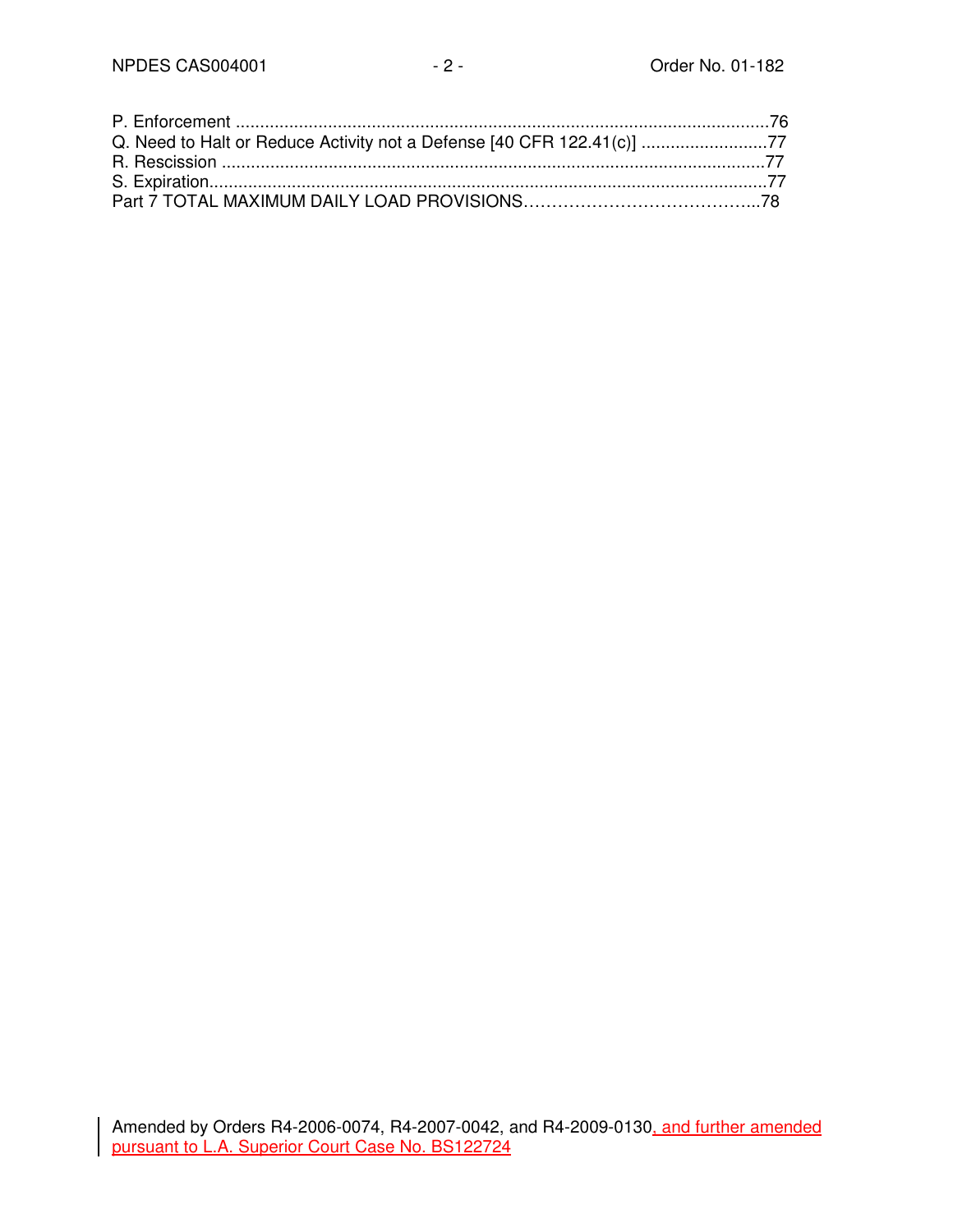P. Enforcement ..............................................................................................................76
Q. Need to Halt or Reduce Activity not a Defense [40 CFR 122.41(c)] ..........................77
R. Rescission ................................................................................................................77
S. Expiration..................................................................................................................77
Part 7 TOTAL MAXIMUM DAILY LOAD PROVISIONS…………………………………..78

Amended by Orders R4-2006-0074, R4-2007-0042, and R4-2009-0130, and further amended pursuant to L.A. Superior Court Case No. BS122724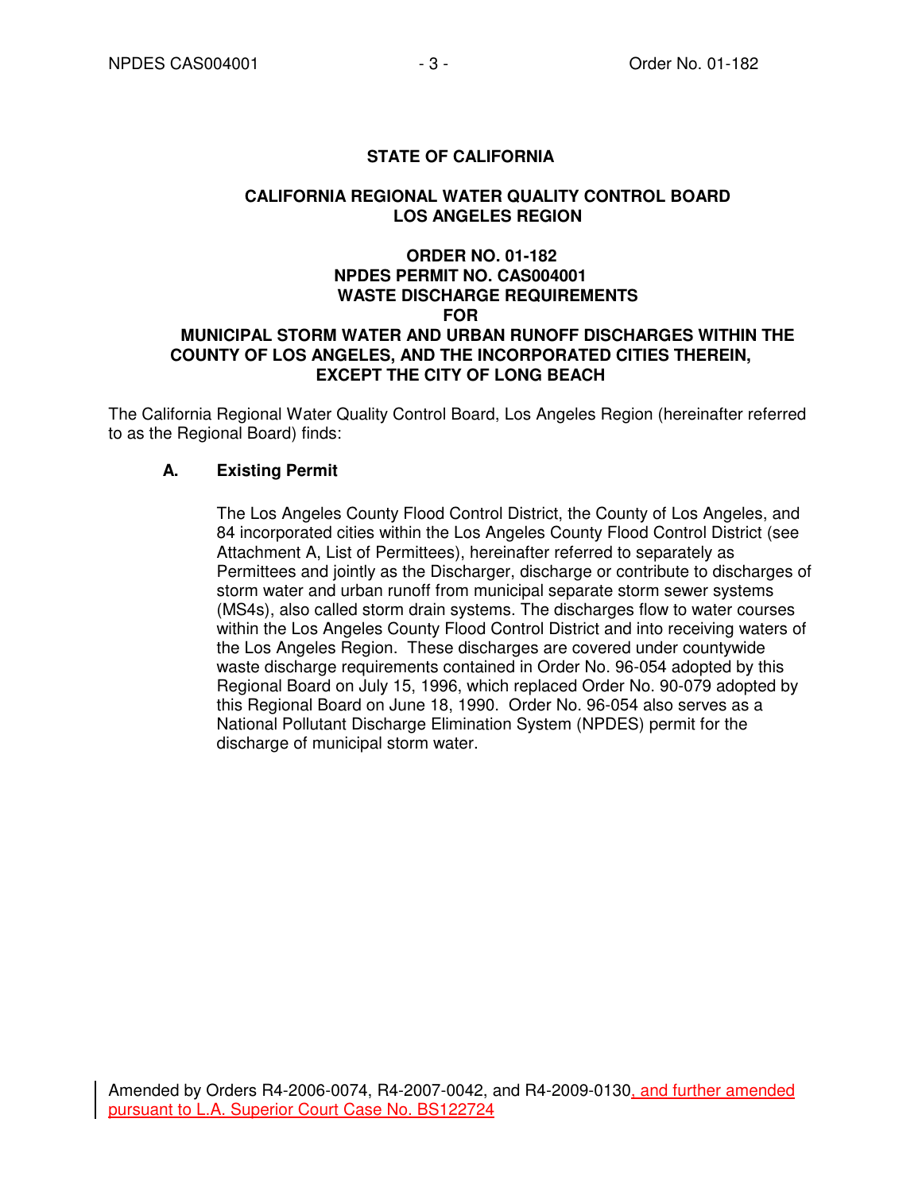**STATE OF CALIFORNIA**

**CALIFORNIA REGIONAL WATER QUALITY CONTROL BOARD**
**LOS ANGELES REGION**

**ORDER NO. 01-182**
**NPDES PERMIT NO. CAS004001**
**WASTE DISCHARGE REQUIREMENTS**
**FOR**
**MUNICIPAL STORM WATER AND URBAN RUNOFF DISCHARGES WITHIN THE COUNTY OF LOS ANGELES, AND THE INCORPORATED CITIES THEREIN, EXCEPT THE CITY OF LONG BEACH**

The California Regional Water Quality Control Board, Los Angeles Region (hereinafter referred to as the Regional Board) finds:

**A. Existing Permit**

The Los Angeles County Flood Control District, the County of Los Angeles, and 84 incorporated cities within the Los Angeles County Flood Control District (see Attachment A, List of Permittees), hereinafter referred to separately as Permittees and jointly as the Discharger, discharge or contribute to discharges of storm water and urban runoff from municipal separate storm sewer systems (MS4s), also called storm drain systems. The discharges flow to water courses within the Los Angeles County Flood Control District and into receiving waters of the Los Angeles Region. These discharges are covered under countywide waste discharge requirements contained in Order No. 96-054 adopted by this Regional Board on July 15, 1996, which replaced Order No. 90-079 adopted by this Regional Board on June 18, 1990. Order No. 96-054 also serves as a National Pollutant Discharge Elimination System (NPDES) permit for the discharge of municipal storm water.

Amended by Orders R4-2006-0074, R4-2007-0042, and R4-2009-0130, and further amended pursuant to L.A. Superior Court Case No. BS122724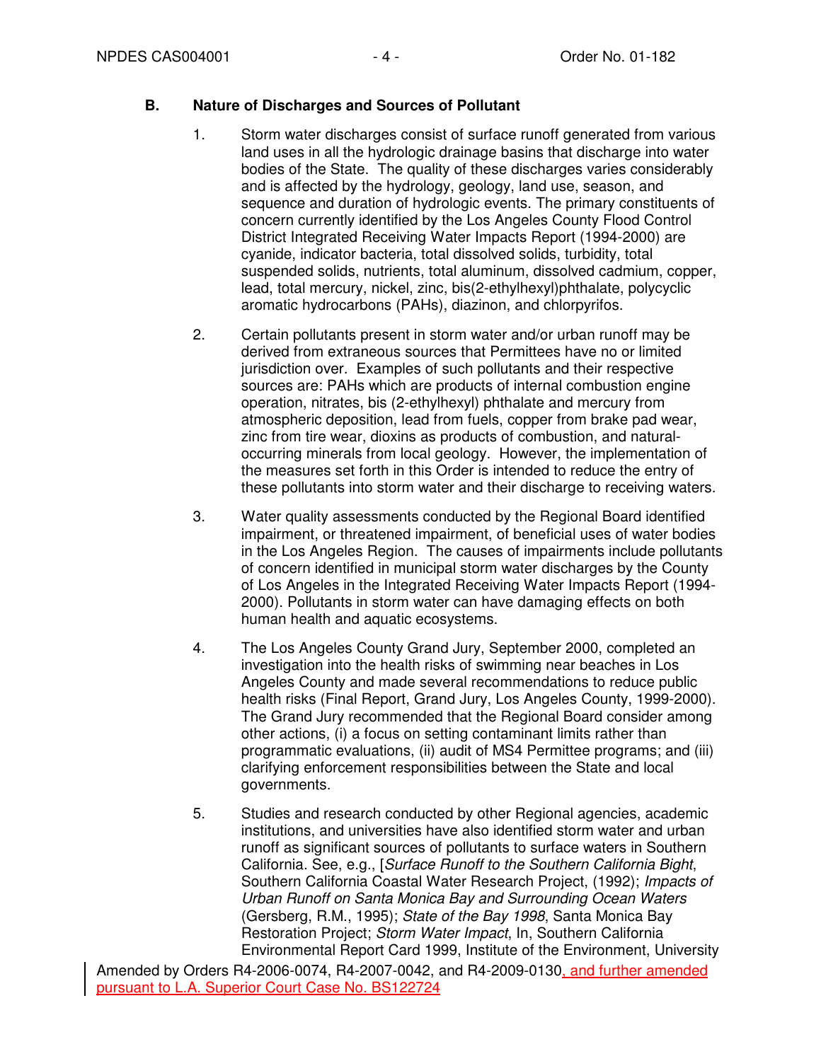## B. Nature of Discharges and Sources of Pollutant

1. Storm water discharges consist of surface runoff generated from various land uses in all the hydrologic drainage basins that discharge into water bodies of the State. The quality of these discharges varies considerably and is affected by the hydrology, geology, land use, season, and sequence and duration of hydrologic events. The primary constituents of concern currently identified by the Los Angeles County Flood Control District Integrated Receiving Water Impacts Report (1994-2000) are cyanide, indicator bacteria, total dissolved solids, turbidity, total suspended solids, nutrients, total aluminum, dissolved cadmium, copper, lead, total mercury, nickel, zinc, bis(2-ethylhexyl)phthalate, polycyclic aromatic hydrocarbons (PAHs), diazinon, and chlorpyrifos.

2. Certain pollutants present in storm water and/or urban runoff may be derived from extraneous sources that Permittees have no or limited jurisdiction over. Examples of such pollutants and their respective sources are: PAHs which are products of internal combustion engine operation, nitrates, bis (2-ethylhexyl) phthalate and mercury from atmospheric deposition, lead from fuels, copper from brake pad wear, zinc from tire wear, dioxins as products of combustion, and natural-occurring minerals from local geology. However, the implementation of the measures set forth in this Order is intended to reduce the entry of these pollutants into storm water and their discharge to receiving waters.

3. Water quality assessments conducted by the Regional Board identified impairment, or threatened impairment, of beneficial uses of water bodies in the Los Angeles Region. The causes of impairments include pollutants of concern identified in municipal storm water discharges by the County of Los Angeles in the Integrated Receiving Water Impacts Report (1994-2000). Pollutants in storm water can have damaging effects on both human health and aquatic ecosystems.

4. The Los Angeles County Grand Jury, September 2000, completed an investigation into the health risks of swimming near beaches in Los Angeles County and made several recommendations to reduce public health risks (Final Report, Grand Jury, Los Angeles County, 1999-2000). The Grand Jury recommended that the Regional Board consider among other actions, (i) a focus on setting contaminant limits rather than programmatic evaluations, (ii) audit of MS4 Permittee programs; and (iii) clarifying enforcement responsibilities between the State and local governments.

5. Studies and research conducted by other Regional agencies, academic institutions, and universities have also identified storm water and urban runoff as significant sources of pollutants to surface waters in Southern California. See, e.g., [*Surface Runoff to the Southern California Bight*, Southern California Coastal Water Research Project, (1992); *Impacts of Urban Runoff on Santa Monica Bay and Surrounding Ocean Waters* (Gersberg, R.M., 1995); *State of the Bay 1998*, Santa Monica Bay Restoration Project; *Storm Water Impact*, In, Southern California Environmental Report Card 1999, Institute of the Environment, University

Amended by Orders R4-2006-0074, R4-2007-0042, and R4-2009-0130, and further amended pursuant to L.A. Superior Court Case No. BS122724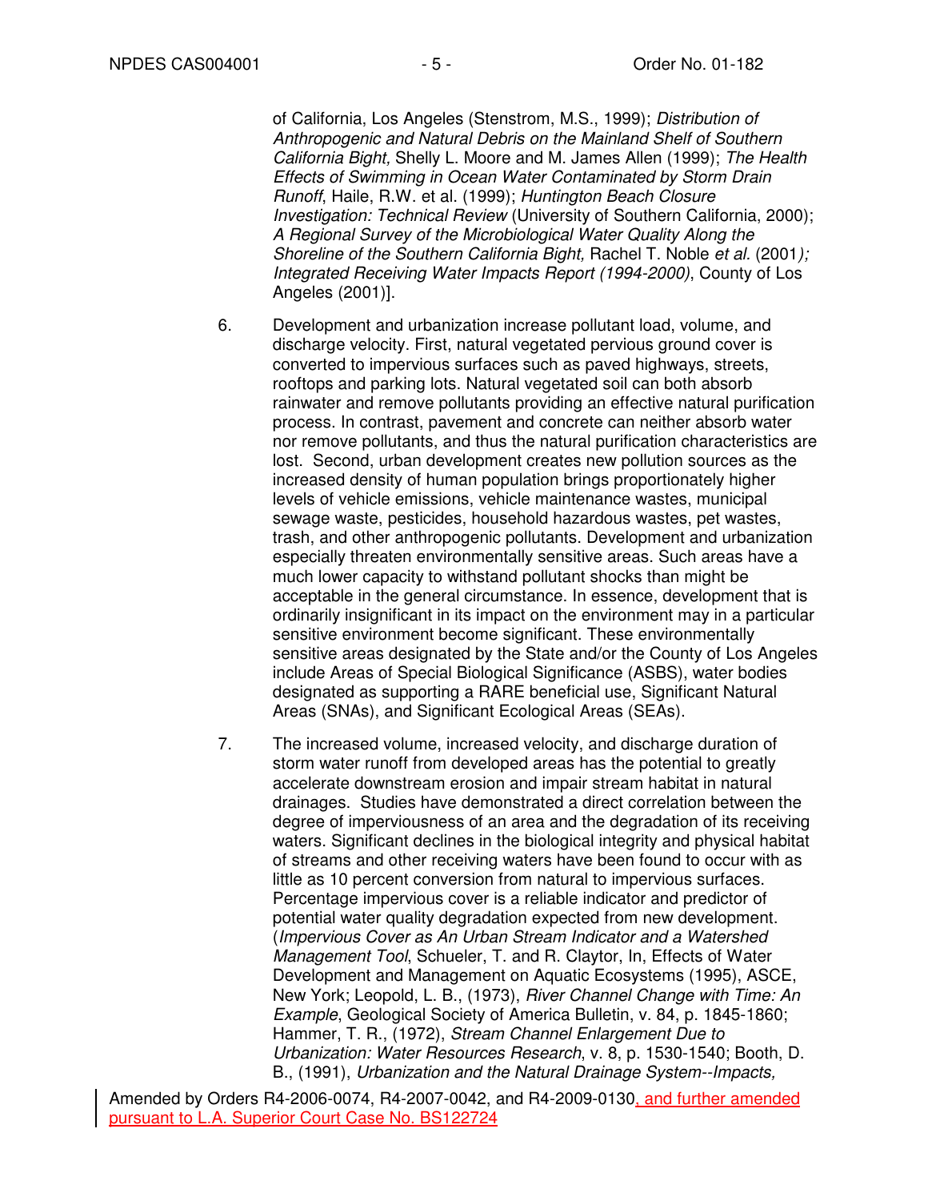of California, Los Angeles (Stenstrom, M.S., 1999); *Distribution of Anthropogenic and Natural Debris on the Mainland Shelf of Southern California Bight,* Shelly L. Moore and M. James Allen (1999); *The Health Effects of Swimming in Ocean Water Contaminated by Storm Drain Runoff*, Haile, R.W. et al. (1999); *Huntington Beach Closure Investigation: Technical Review* (University of Southern California, 2000); *A Regional Survey of the Microbiological Water Quality Along the Shoreline of the Southern California Bight,* Rachel T. Noble *et al.* (2001*); Integrated Receiving Water Impacts Report (1994-2000)*, County of Los Angeles (2001)].

6. Development and urbanization increase pollutant load, volume, and discharge velocity. First, natural vegetated pervious ground cover is converted to impervious surfaces such as paved highways, streets, rooftops and parking lots. Natural vegetated soil can both absorb rainwater and remove pollutants providing an effective natural purification process. In contrast, pavement and concrete can neither absorb water nor remove pollutants, and thus the natural purification characteristics are lost. Second, urban development creates new pollution sources as the increased density of human population brings proportionately higher levels of vehicle emissions, vehicle maintenance wastes, municipal sewage waste, pesticides, household hazardous wastes, pet wastes, trash, and other anthropogenic pollutants. Development and urbanization especially threaten environmentally sensitive areas. Such areas have a much lower capacity to withstand pollutant shocks than might be acceptable in the general circumstance. In essence, development that is ordinarily insignificant in its impact on the environment may in a particular sensitive environment become significant. These environmentally sensitive areas designated by the State and/or the County of Los Angeles include Areas of Special Biological Significance (ASBS), water bodies designated as supporting a RARE beneficial use, Significant Natural Areas (SNAs), and Significant Ecological Areas (SEAs).

7. The increased volume, increased velocity, and discharge duration of storm water runoff from developed areas has the potential to greatly accelerate downstream erosion and impair stream habitat in natural drainages. Studies have demonstrated a direct correlation between the degree of imperviousness of an area and the degradation of its receiving waters. Significant declines in the biological integrity and physical habitat of streams and other receiving waters have been found to occur with as little as 10 percent conversion from natural to impervious surfaces. Percentage impervious cover is a reliable indicator and predictor of potential water quality degradation expected from new development. (*Impervious Cover as An Urban Stream Indicator and a Watershed Management Tool*, Schueler, T. and R. Claytor, In, Effects of Water Development and Management on Aquatic Ecosystems (1995), ASCE, New York; Leopold, L. B., (1973), *River Channel Change with Time: An Example*, Geological Society of America Bulletin, v. 84, p. 1845-1860; Hammer, T. R., (1972), *Stream Channel Enlargement Due to Urbanization: Water Resources Research*, v. 8, p. 1530-1540; Booth, D. B., (1991), *Urbanization and the Natural Drainage System--Impacts,*

Amended by Orders R4-2006-0074, R4-2007-0042, and R4-2009-0130, and further amended pursuant to L.A. Superior Court Case No. BS122724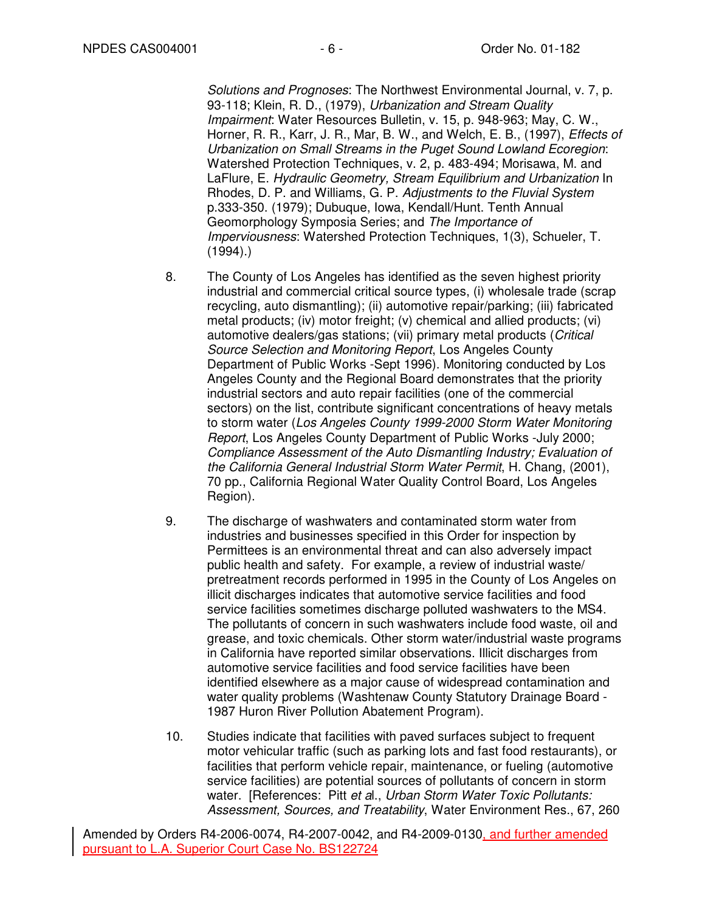*Solutions and Prognoses*: The Northwest Environmental Journal, v. 7, p. 93-118; Klein, R. D., (1979), *Urbanization and Stream Quality Impairment*: Water Resources Bulletin, v. 15, p. 948-963; May, C. W., Horner, R. R., Karr, J. R., Mar, B. W., and Welch, E. B., (1997), *Effects of Urbanization on Small Streams in the Puget Sound Lowland Ecoregion*: Watershed Protection Techniques, v. 2, p. 483-494; Morisawa, M. and LaFlure, E. *Hydraulic Geometry, Stream Equilibrium and Urbanization* In Rhodes, D. P. and Williams, G. P. *Adjustments to the Fluvial System* p.333-350. (1979); Dubuque, Iowa, Kendall/Hunt. Tenth Annual Geomorphology Symposia Series; and *The Importance of Imperviousness*: Watershed Protection Techniques, 1(3), Schueler, T. (1994).)

8. The County of Los Angeles has identified as the seven highest priority industrial and commercial critical source types, (i) wholesale trade (scrap recycling, auto dismantling); (ii) automotive repair/parking; (iii) fabricated metal products; (iv) motor freight; (v) chemical and allied products; (vi) automotive dealers/gas stations; (vii) primary metal products (*Critical Source Selection and Monitoring Report*, Los Angeles County Department of Public Works -Sept 1996). Monitoring conducted by Los Angeles County and the Regional Board demonstrates that the priority industrial sectors and auto repair facilities (one of the commercial sectors) on the list, contribute significant concentrations of heavy metals to storm water (*Los Angeles County 1999-2000 Storm Water Monitoring Report*, Los Angeles County Department of Public Works -July 2000; *Compliance Assessment of the Auto Dismantling Industry; Evaluation of the California General Industrial Storm Water Permit*, H. Chang, (2001), 70 pp., California Regional Water Quality Control Board, Los Angeles Region).

9. The discharge of washwaters and contaminated storm water from industries and businesses specified in this Order for inspection by Permittees is an environmental threat and can also adversely impact public health and safety. For example, a review of industrial waste/ pretreatment records performed in 1995 in the County of Los Angeles on illicit discharges indicates that automotive service facilities and food service facilities sometimes discharge polluted washwaters to the MS4. The pollutants of concern in such washwaters include food waste, oil and grease, and toxic chemicals. Other storm water/industrial waste programs in California have reported similar observations. Illicit discharges from automotive service facilities and food service facilities have been identified elsewhere as a major cause of widespread contamination and water quality problems (Washtenaw County Statutory Drainage Board - 1987 Huron River Pollution Abatement Program).

10. Studies indicate that facilities with paved surfaces subject to frequent motor vehicular traffic (such as parking lots and fast food restaurants), or facilities that perform vehicle repair, maintenance, or fueling (automotive service facilities) are potential sources of pollutants of concern in storm water. [References: Pitt *et al*., *Urban Storm Water Toxic Pollutants: Assessment, Sources, and Treatability*, Water Environment Res., 67, 260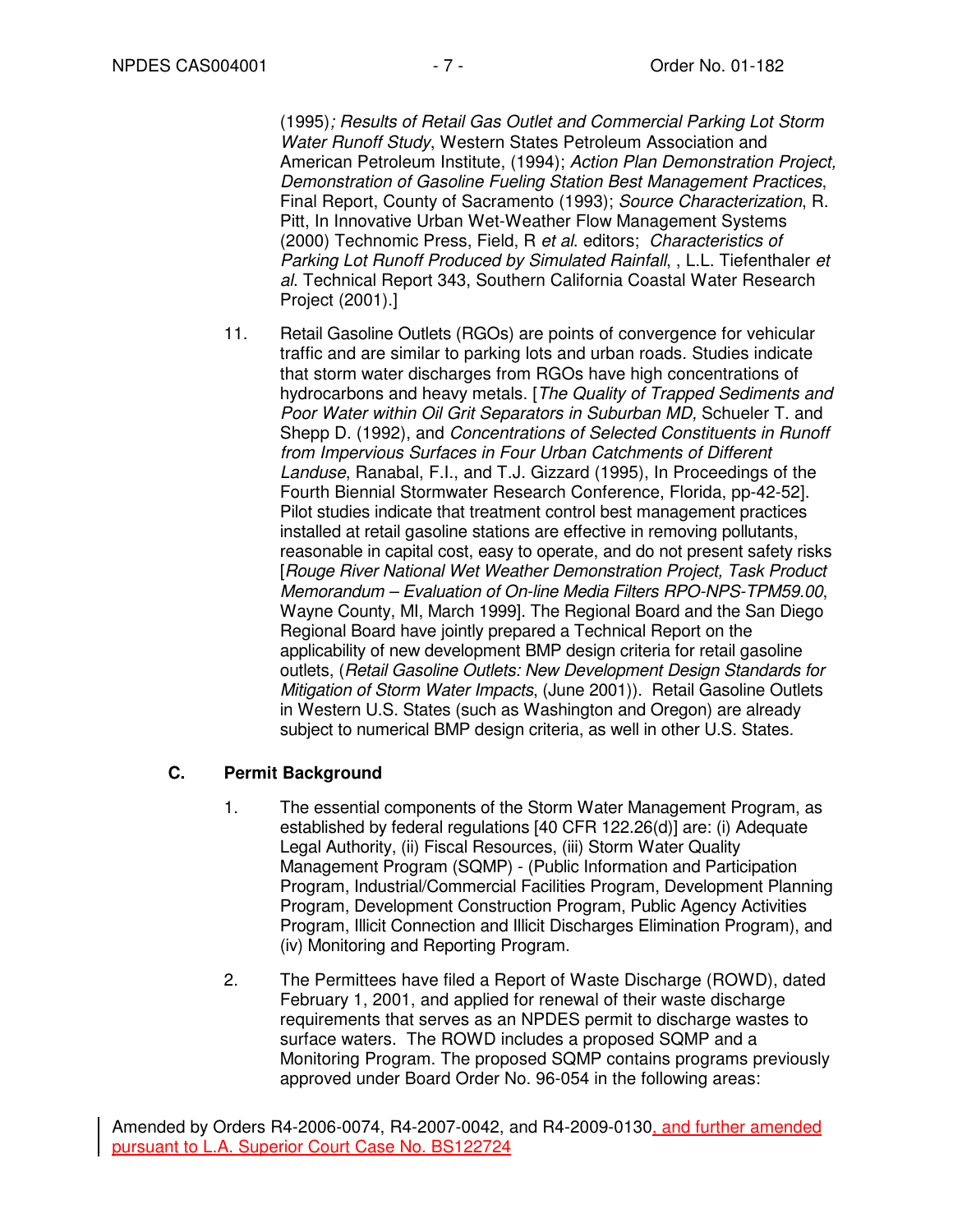(1995)*; Results of Retail Gas Outlet and Commercial Parking Lot Storm Water Runoff Study*, Western States Petroleum Association and American Petroleum Institute, (1994); *Action Plan Demonstration Project, Demonstration of Gasoline Fueling Station Best Management Practices*, Final Report, County of Sacramento (1993); *Source Characterization*, R. Pitt, In Innovative Urban Wet-Weather Flow Management Systems (2000) Technomic Press, Field, R *et al*. editors; *Characteristics of Parking Lot Runoff Produced by Simulated Rainfall*, , L.L. Tiefenthaler *et al*. Technical Report 343, Southern California Coastal Water Research Project (2001).]

11. Retail Gasoline Outlets (RGOs) are points of convergence for vehicular traffic and are similar to parking lots and urban roads. Studies indicate that storm water discharges from RGOs have high concentrations of hydrocarbons and heavy metals. [*The Quality of Trapped Sediments and Poor Water within Oil Grit Separators in Suburban MD,* Schueler T. and Shepp D. (1992), and *Concentrations of Selected Constituents in Runoff from Impervious Surfaces in Four Urban Catchments of Different Landuse*, Ranabal, F.I., and T.J. Gizzard (1995), In Proceedings of the Fourth Biennial Stormwater Research Conference, Florida, pp-42-52]. Pilot studies indicate that treatment control best management practices installed at retail gasoline stations are effective in removing pollutants, reasonable in capital cost, easy to operate, and do not present safety risks [*Rouge River National Wet Weather Demonstration Project, Task Product Memorandum – Evaluation of On-line Media Filters RPO-NPS-TPM59.00*, Wayne County, MI, March 1999]. The Regional Board and the San Diego Regional Board have jointly prepared a Technical Report on the applicability of new development BMP design criteria for retail gasoline outlets, (*Retail Gasoline Outlets: New Development Design Standards for Mitigation of Storm Water Impacts*, (June 2001)). Retail Gasoline Outlets in Western U.S. States (such as Washington and Oregon) are already subject to numerical BMP design criteria, as well in other U.S. States.

## C. Permit Background

1. The essential components of the Storm Water Management Program, as established by federal regulations [40 CFR 122.26(d)] are: (i) Adequate Legal Authority, (ii) Fiscal Resources, (iii) Storm Water Quality Management Program (SQMP) - (Public Information and Participation Program, Industrial/Commercial Facilities Program, Development Planning Program, Development Construction Program, Public Agency Activities Program, Illicit Connection and Illicit Discharges Elimination Program), and (iv) Monitoring and Reporting Program.

2. The Permittees have filed a Report of Waste Discharge (ROWD), dated February 1, 2001, and applied for renewal of their waste discharge requirements that serves as an NPDES permit to discharge wastes to surface waters. The ROWD includes a proposed SQMP and a Monitoring Program. The proposed SQMP contains programs previously approved under Board Order No. 96-054 in the following areas:

Amended by Orders R4-2006-0074, R4-2007-0042, and R4-2009-0130, and further amended pursuant to L.A. Superior Court Case No. BS122724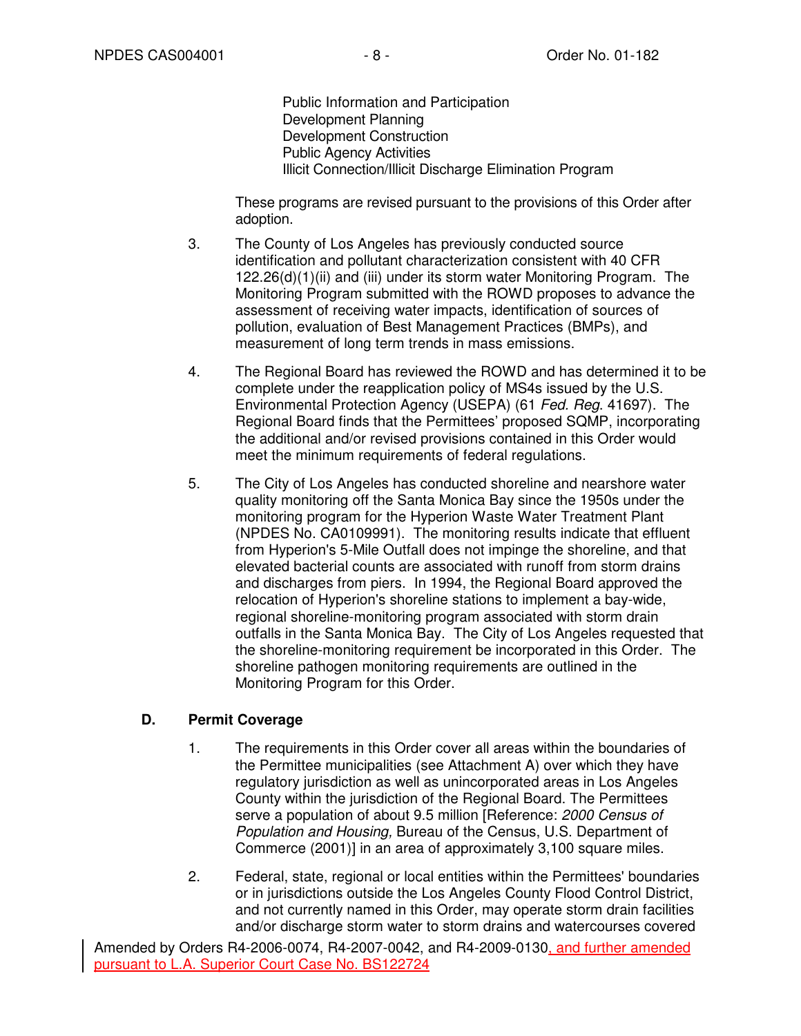Public Information and Participation
Development Planning
Development Construction
Public Agency Activities
Illicit Connection/Illicit Discharge Elimination Program

These programs are revised pursuant to the provisions of this Order after adoption.

3. The County of Los Angeles has previously conducted source identification and pollutant characterization consistent with 40 CFR 122.26(d)(1)(ii) and (iii) under its storm water Monitoring Program. The Monitoring Program submitted with the ROWD proposes to advance the assessment of receiving water impacts, identification of sources of pollution, evaluation of Best Management Practices (BMPs), and measurement of long term trends in mass emissions.

4. The Regional Board has reviewed the ROWD and has determined it to be complete under the reapplication policy of MS4s issued by the U.S. Environmental Protection Agency (USEPA) (61 *Fed. Reg.* 41697). The Regional Board finds that the Permittees' proposed SQMP, incorporating the additional and/or revised provisions contained in this Order would meet the minimum requirements of federal regulations.

5. The City of Los Angeles has conducted shoreline and nearshore water quality monitoring off the Santa Monica Bay since the 1950s under the monitoring program for the Hyperion Waste Water Treatment Plant (NPDES No. CA0109991). The monitoring results indicate that effluent from Hyperion's 5-Mile Outfall does not impinge the shoreline, and that elevated bacterial counts are associated with runoff from storm drains and discharges from piers. In 1994, the Regional Board approved the relocation of Hyperion's shoreline stations to implement a bay-wide, regional shoreline-monitoring program associated with storm drain outfalls in the Santa Monica Bay. The City of Los Angeles requested that the shoreline-monitoring requirement be incorporated in this Order. The shoreline pathogen monitoring requirements are outlined in the Monitoring Program for this Order.

**D. Permit Coverage**

1. The requirements in this Order cover all areas within the boundaries of the Permittee municipalities (see Attachment A) over which they have regulatory jurisdiction as well as unincorporated areas in Los Angeles County within the jurisdiction of the Regional Board. The Permittees serve a population of about 9.5 million [Reference: *2000 Census of Population and Housing,* Bureau of the Census, U.S. Department of Commerce (2001)] in an area of approximately 3,100 square miles.

2. Federal, state, regional or local entities within the Permittees' boundaries or in jurisdictions outside the Los Angeles County Flood Control District, and not currently named in this Order, may operate storm drain facilities and/or discharge storm water to storm drains and watercourses covered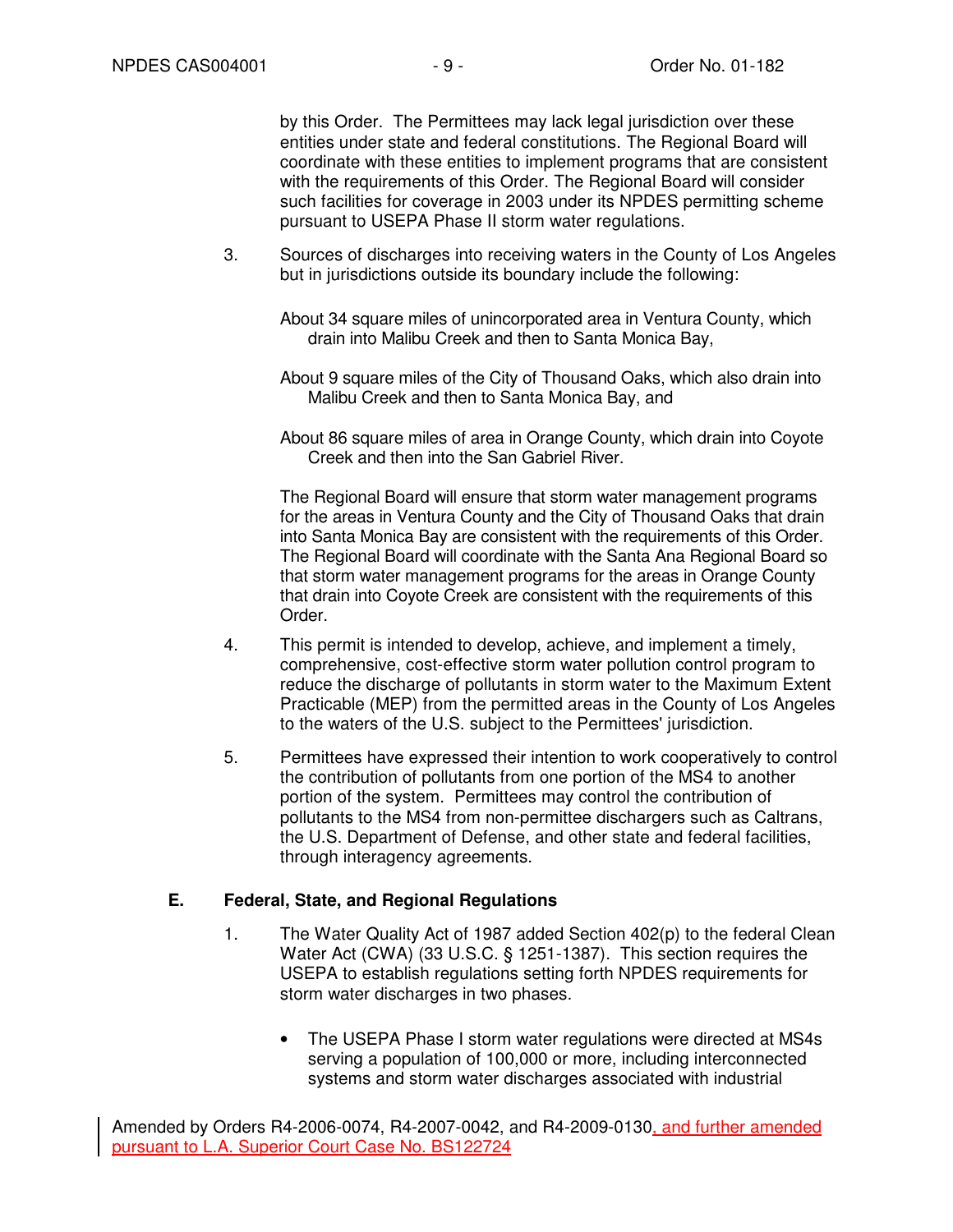by this Order. The Permittees may lack legal jurisdiction over these entities under state and federal constitutions. The Regional Board will coordinate with these entities to implement programs that are consistent with the requirements of this Order. The Regional Board will consider such facilities for coverage in 2003 under its NPDES permitting scheme pursuant to USEPA Phase II storm water regulations.

3. Sources of discharges into receiving waters in the County of Los Angeles but in jurisdictions outside its boundary include the following:

   About 34 square miles of unincorporated area in Ventura County, which drain into Malibu Creek and then to Santa Monica Bay,

   About 9 square miles of the City of Thousand Oaks, which also drain into Malibu Creek and then to Santa Monica Bay, and

   About 86 square miles of area in Orange County, which drain into Coyote Creek and then into the San Gabriel River.

   The Regional Board will ensure that storm water management programs for the areas in Ventura County and the City of Thousand Oaks that drain into Santa Monica Bay are consistent with the requirements of this Order. The Regional Board will coordinate with the Santa Ana Regional Board so that storm water management programs for the areas in Orange County that drain into Coyote Creek are consistent with the requirements of this Order.

4. This permit is intended to develop, achieve, and implement a timely, comprehensive, cost-effective storm water pollution control program to reduce the discharge of pollutants in storm water to the Maximum Extent Practicable (MEP) from the permitted areas in the County of Los Angeles to the waters of the U.S. subject to the Permittees' jurisdiction.

5. Permittees have expressed their intention to work cooperatively to control the contribution of pollutants from one portion of the MS4 to another portion of the system. Permittees may control the contribution of pollutants to the MS4 from non-permittee dischargers such as Caltrans, the U.S. Department of Defense, and other state and federal facilities, through interagency agreements.

## E. Federal, State, and Regional Regulations

1. The Water Quality Act of 1987 added Section 402(p) to the federal Clean Water Act (CWA) (33 U.S.C. § 1251-1387). This section requires the USEPA to establish regulations setting forth NPDES requirements for storm water discharges in two phases.

   - The USEPA Phase I storm water regulations were directed at MS4s serving a population of 100,000 or more, including interconnected systems and storm water discharges associated with industrial

Amended by Orders R4-2006-0074, R4-2007-0042, and R4-2009-0130, and further amended pursuant to L.A. Superior Court Case No. BS122724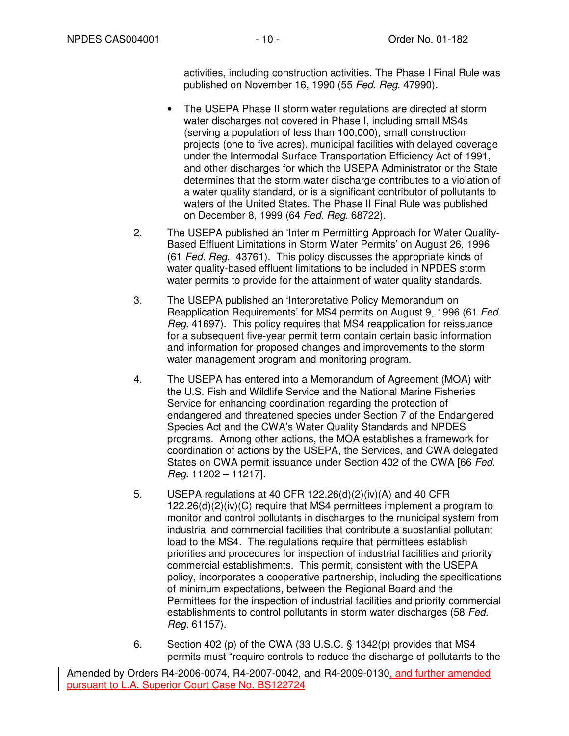activities, including construction activities. The Phase I Final Rule was published on November 16, 1990 (55 *Fed. Reg.* 47990).

- The USEPA Phase II storm water regulations are directed at storm water discharges not covered in Phase I, including small MS4s (serving a population of less than 100,000), small construction projects (one to five acres), municipal facilities with delayed coverage under the Intermodal Surface Transportation Efficiency Act of 1991, and other discharges for which the USEPA Administrator or the State determines that the storm water discharge contributes to a violation of a water quality standard, or is a significant contributor of pollutants to waters of the United States. The Phase II Final Rule was published on December 8, 1999 (64 *Fed. Reg.* 68722).

2. The USEPA published an 'Interim Permitting Approach for Water Quality-Based Effluent Limitations in Storm Water Permits' on August 26, 1996 (61 *Fed. Reg.* 43761). This policy discusses the appropriate kinds of water quality-based effluent limitations to be included in NPDES storm water permits to provide for the attainment of water quality standards.

3. The USEPA published an 'Interpretative Policy Memorandum on Reapplication Requirements' for MS4 permits on August 9, 1996 (61 *Fed. Reg.* 41697). This policy requires that MS4 reapplication for reissuance for a subsequent five-year permit term contain certain basic information and information for proposed changes and improvements to the storm water management program and monitoring program.

4. The USEPA has entered into a Memorandum of Agreement (MOA) with the U.S. Fish and Wildlife Service and the National Marine Fisheries Service for enhancing coordination regarding the protection of endangered and threatened species under Section 7 of the Endangered Species Act and the CWA's Water Quality Standards and NPDES programs. Among other actions, the MOA establishes a framework for coordination of actions by the USEPA, the Services, and CWA delegated States on CWA permit issuance under Section 402 of the CWA [66 *Fed. Reg.* 11202 – 11217].

5. USEPA regulations at 40 CFR 122.26(d)(2)(iv)(A) and 40 CFR 122.26(d)(2)(iv)(C) require that MS4 permittees implement a program to monitor and control pollutants in discharges to the municipal system from industrial and commercial facilities that contribute a substantial pollutant load to the MS4. The regulations require that permittees establish priorities and procedures for inspection of industrial facilities and priority commercial establishments. This permit, consistent with the USEPA policy, incorporates a cooperative partnership, including the specifications of minimum expectations, between the Regional Board and the Permittees for the inspection of industrial facilities and priority commercial establishments to control pollutants in storm water discharges (58 *Fed. Reg.* 61157).

6. Section 402 (p) of the CWA (33 U.S.C. § 1342(p) provides that MS4 permits must "require controls to reduce the discharge of pollutants to the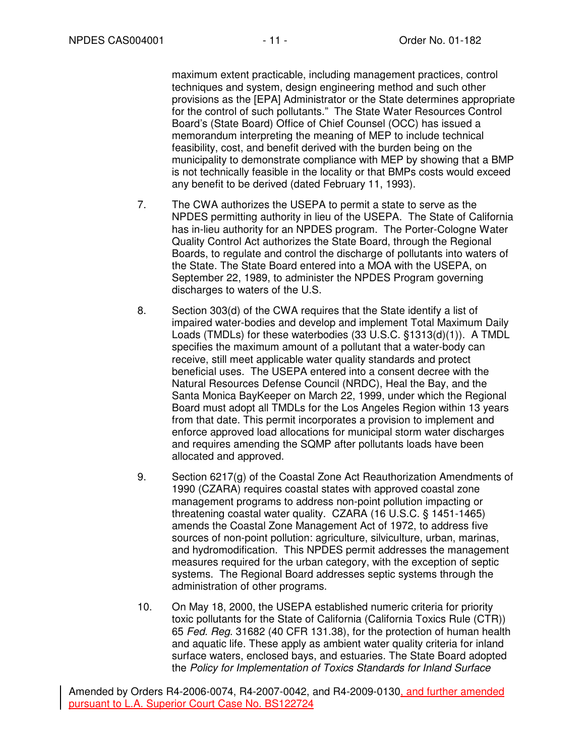maximum extent practicable, including management practices, control techniques and system, design engineering method and such other provisions as the [EPA] Administrator or the State determines appropriate for the control of such pollutants." The State Water Resources Control Board's (State Board) Office of Chief Counsel (OCC) has issued a memorandum interpreting the meaning of MEP to include technical feasibility, cost, and benefit derived with the burden being on the municipality to demonstrate compliance with MEP by showing that a BMP is not technically feasible in the locality or that BMPs costs would exceed any benefit to be derived (dated February 11, 1993).

7. The CWA authorizes the USEPA to permit a state to serve as the NPDES permitting authority in lieu of the USEPA. The State of California has in-lieu authority for an NPDES program. The Porter-Cologne Water Quality Control Act authorizes the State Board, through the Regional Boards, to regulate and control the discharge of pollutants into waters of the State. The State Board entered into a MOA with the USEPA, on September 22, 1989, to administer the NPDES Program governing discharges to waters of the U.S.

8. Section 303(d) of the CWA requires that the State identify a list of impaired water-bodies and develop and implement Total Maximum Daily Loads (TMDLs) for these waterbodies (33 U.S.C. §1313(d)(1)). A TMDL specifies the maximum amount of a pollutant that a water-body can receive, still meet applicable water quality standards and protect beneficial uses. The USEPA entered into a consent decree with the Natural Resources Defense Council (NRDC), Heal the Bay, and the Santa Monica BayKeeper on March 22, 1999, under which the Regional Board must adopt all TMDLs for the Los Angeles Region within 13 years from that date. This permit incorporates a provision to implement and enforce approved load allocations for municipal storm water discharges and requires amending the SQMP after pollutants loads have been allocated and approved.

9. Section 6217(g) of the Coastal Zone Act Reauthorization Amendments of 1990 (CZARA) requires coastal states with approved coastal zone management programs to address non-point pollution impacting or threatening coastal water quality. CZARA (16 U.S.C. § 1451-1465) amends the Coastal Zone Management Act of 1972, to address five sources of non-point pollution: agriculture, silviculture, urban, marinas, and hydromodification. This NPDES permit addresses the management measures required for the urban category, with the exception of septic systems. The Regional Board addresses septic systems through the administration of other programs.

10. On May 18, 2000, the USEPA established numeric criteria for priority toxic pollutants for the State of California (California Toxics Rule (CTR)) 65 *Fed. Reg*. 31682 (40 CFR 131.38), for the protection of human health and aquatic life. These apply as ambient water quality criteria for inland surface waters, enclosed bays, and estuaries. The State Board adopted the *Policy for Implementation of Toxics Standards for Inland Surface*

Amended by Orders R4-2006-0074, R4-2007-0042, and R4-2009-0130, and further amended pursuant to L.A. Superior Court Case No. BS122724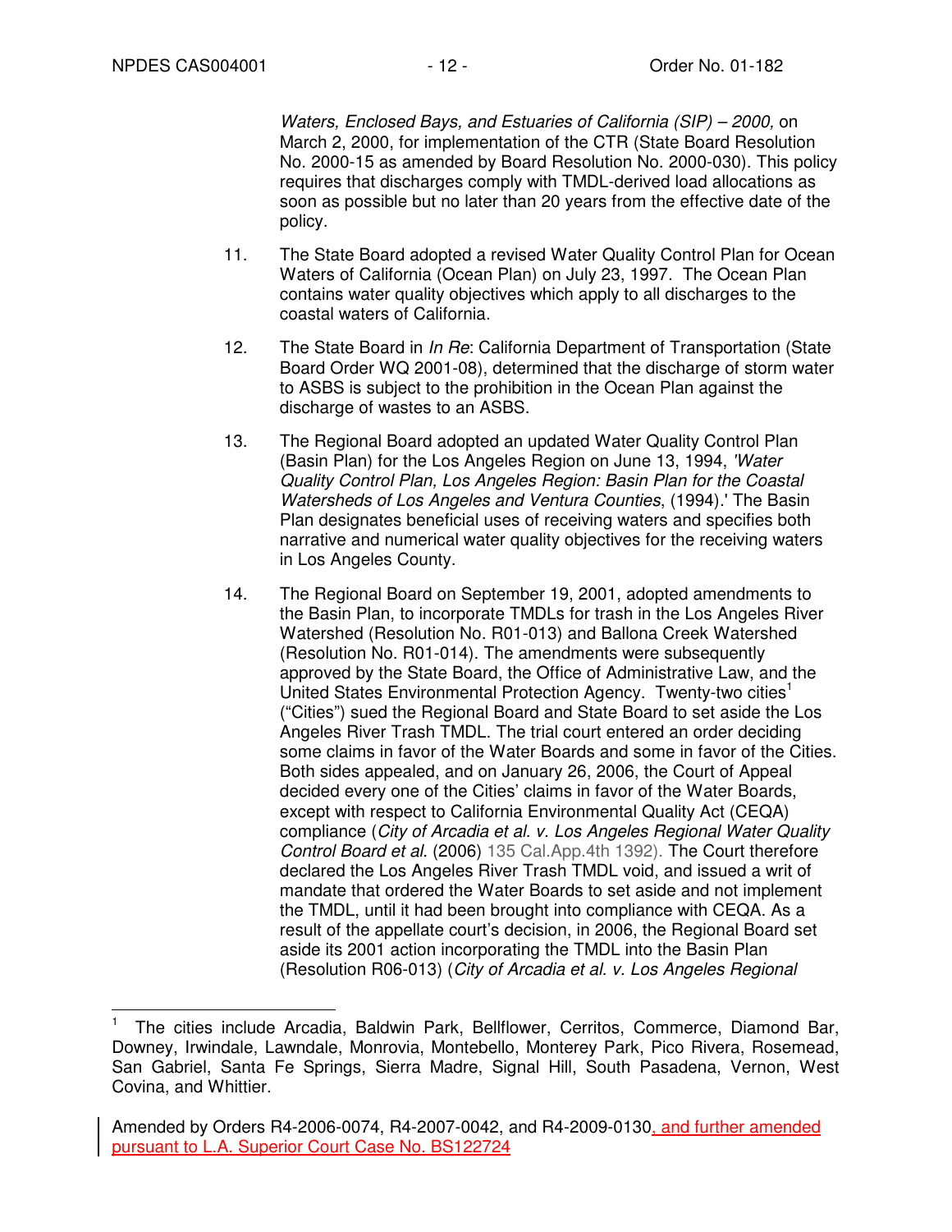*Waters, Enclosed Bays, and Estuaries of California (SIP) – 2000,* on March 2, 2000, for implementation of the CTR (State Board Resolution No. 2000-15 as amended by Board Resolution No. 2000-030). This policy requires that discharges comply with TMDL-derived load allocations as soon as possible but no later than 20 years from the effective date of the policy.

11. The State Board adopted a revised Water Quality Control Plan for Ocean Waters of California (Ocean Plan) on July 23, 1997. The Ocean Plan contains water quality objectives which apply to all discharges to the coastal waters of California.

12. The State Board in *In Re*: California Department of Transportation (State Board Order WQ 2001-08), determined that the discharge of storm water to ASBS is subject to the prohibition in the Ocean Plan against the discharge of wastes to an ASBS.

13. The Regional Board adopted an updated Water Quality Control Plan (Basin Plan) for the Los Angeles Region on June 13, 1994, *'Water Quality Control Plan, Los Angeles Region: Basin Plan for the Coastal Watersheds of Los Angeles and Ventura Counties*, (1994).' The Basin Plan designates beneficial uses of receiving waters and specifies both narrative and numerical water quality objectives for the receiving waters in Los Angeles County.

14. The Regional Board on September 19, 2001, adopted amendments to the Basin Plan, to incorporate TMDLs for trash in the Los Angeles River Watershed (Resolution No. R01-013) and Ballona Creek Watershed (Resolution No. R01-014). The amendments were subsequently approved by the State Board, the Office of Administrative Law, and the United States Environmental Protection Agency. Twenty-two cities[1] ("Cities") sued the Regional Board and State Board to set aside the Los Angeles River Trash TMDL. The trial court entered an order deciding some claims in favor of the Water Boards and some in favor of the Cities. Both sides appealed, and on January 26, 2006, the Court of Appeal decided every one of the Cities' claims in favor of the Water Boards, except with respect to California Environmental Quality Act (CEQA) compliance (*City of Arcadia et al. v. Los Angeles Regional Water Quality Control Board et al.* (2006) 135 Cal.App.4th 1392). The Court therefore declared the Los Angeles River Trash TMDL void, and issued a writ of mandate that ordered the Water Boards to set aside and not implement the TMDL, until it had been brought into compliance with CEQA. As a result of the appellate court's decision, in 2006, the Regional Board set aside its 2001 action incorporating the TMDL into the Basin Plan (Resolution R06-013) (*City of Arcadia et al. v. Los Angeles Regional*

[1] The cities include Arcadia, Baldwin Park, Bellflower, Cerritos, Commerce, Diamond Bar, Downey, Irwindale, Lawndale, Monrovia, Montebello, Monterey Park, Pico Rivera, Rosemead, San Gabriel, Santa Fe Springs, Sierra Madre, Signal Hill, South Pasadena, Vernon, West Covina, and Whittier.

Amended by Orders R4-2006-0074, R4-2007-0042, and R4-2009-0130, and further amended pursuant to L.A. Superior Court Case No. BS122724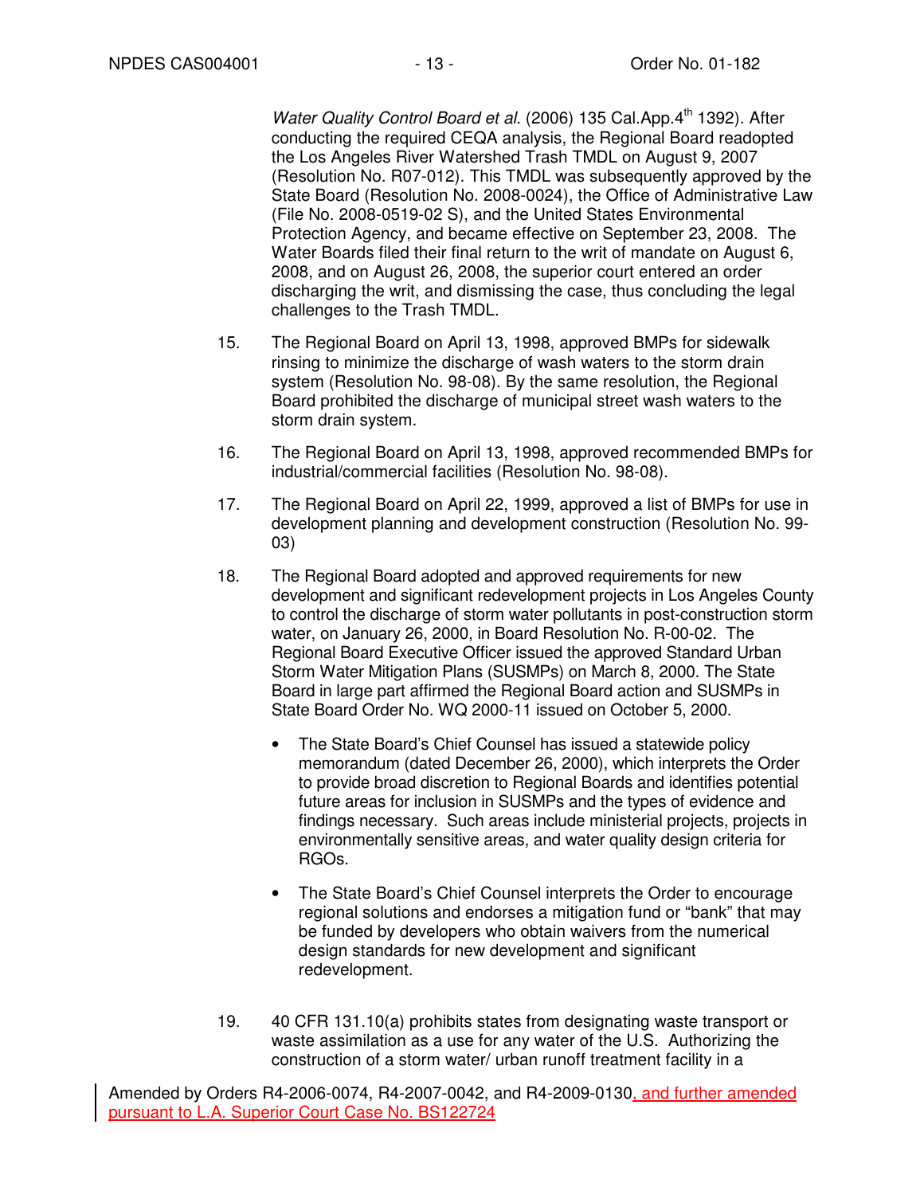*Water Quality Control Board et al.* (2006) 135 Cal.App.4th 1392). After conducting the required CEQA analysis, the Regional Board readopted the Los Angeles River Watershed Trash TMDL on August 9, 2007 (Resolution No. R07-012). This TMDL was subsequently approved by the State Board (Resolution No. 2008-0024), the Office of Administrative Law (File No. 2008-0519-02 S), and the United States Environmental Protection Agency, and became effective on September 23, 2008. The Water Boards filed their final return to the writ of mandate on August 6, 2008, and on August 26, 2008, the superior court entered an order discharging the writ, and dismissing the case, thus concluding the legal challenges to the Trash TMDL.

15. The Regional Board on April 13, 1998, approved BMPs for sidewalk rinsing to minimize the discharge of wash waters to the storm drain system (Resolution No. 98-08). By the same resolution, the Regional Board prohibited the discharge of municipal street wash waters to the storm drain system.

16. The Regional Board on April 13, 1998, approved recommended BMPs for industrial/commercial facilities (Resolution No. 98-08).

17. The Regional Board on April 22, 1999, approved a list of BMPs for use in development planning and development construction (Resolution No. 99-03)

18. The Regional Board adopted and approved requirements for new development and significant redevelopment projects in Los Angeles County to control the discharge of storm water pollutants in post-construction storm water, on January 26, 2000, in Board Resolution No. R-00-02. The Regional Board Executive Officer issued the approved Standard Urban Storm Water Mitigation Plans (SUSMPs) on March 8, 2000. The State Board in large part affirmed the Regional Board action and SUSMPs in State Board Order No. WQ 2000-11 issued on October 5, 2000.

    - The State Board's Chief Counsel has issued a statewide policy memorandum (dated December 26, 2000), which interprets the Order to provide broad discretion to Regional Boards and identifies potential future areas for inclusion in SUSMPs and the types of evidence and findings necessary. Such areas include ministerial projects, projects in environmentally sensitive areas, and water quality design criteria for RGOs.

    - The State Board's Chief Counsel interprets the Order to encourage regional solutions and endorses a mitigation fund or "bank" that may be funded by developers who obtain waivers from the numerical design standards for new development and significant redevelopment.

19. 40 CFR 131.10(a) prohibits states from designating waste transport or waste assimilation as a use for any water of the U.S. Authorizing the construction of a storm water/ urban runoff treatment facility in a

Amended by Orders R4-2006-0074, R4-2007-0042, and R4-2009-0130, and further amended pursuant to L.A. Superior Court Case No. BS122724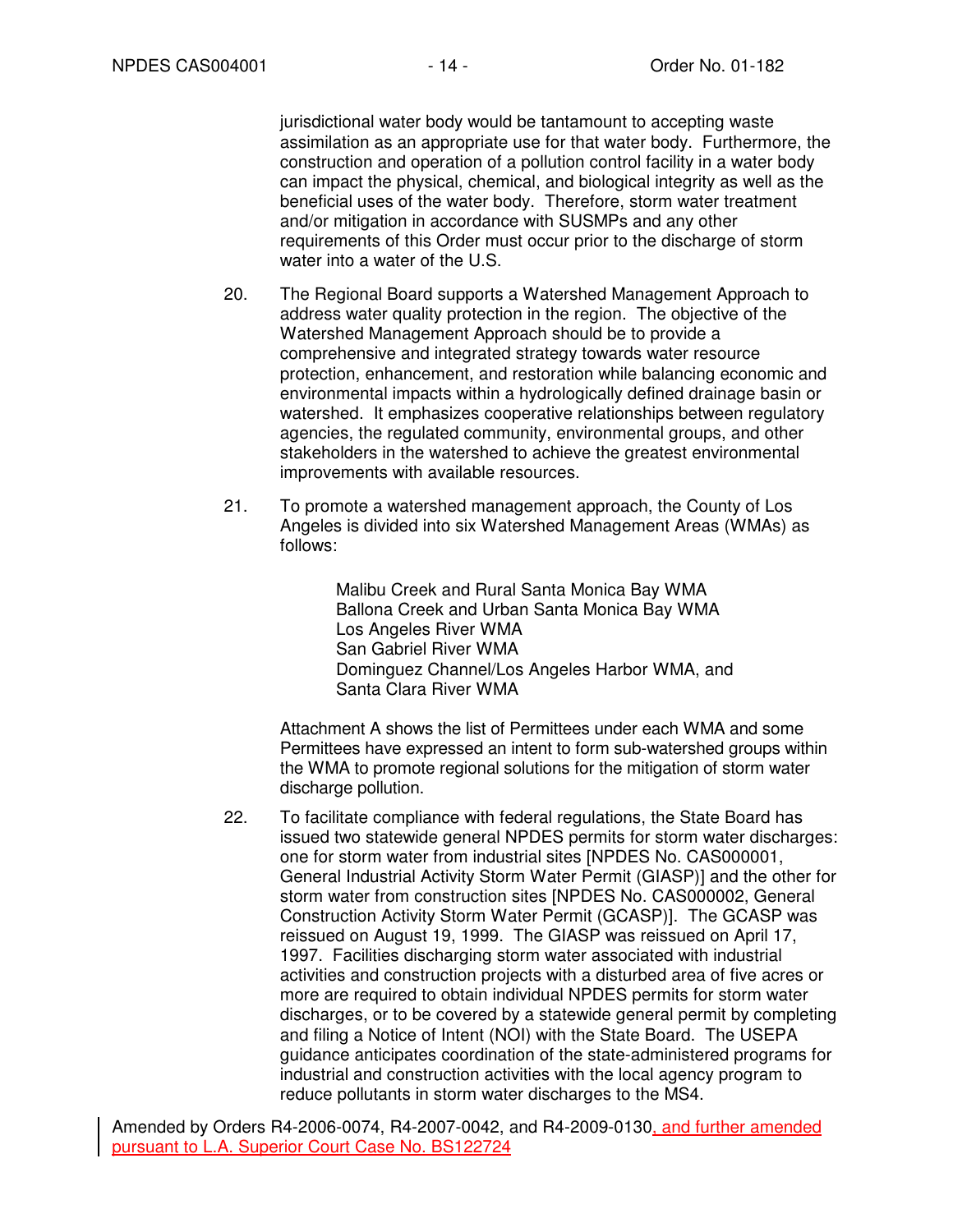jurisdictional water body would be tantamount to accepting waste assimilation as an appropriate use for that water body. Furthermore, the construction and operation of a pollution control facility in a water body can impact the physical, chemical, and biological integrity as well as the beneficial uses of the water body. Therefore, storm water treatment and/or mitigation in accordance with SUSMPs and any other requirements of this Order must occur prior to the discharge of storm water into a water of the U.S.

20. The Regional Board supports a Watershed Management Approach to address water quality protection in the region. The objective of the Watershed Management Approach should be to provide a comprehensive and integrated strategy towards water resource protection, enhancement, and restoration while balancing economic and environmental impacts within a hydrologically defined drainage basin or watershed. It emphasizes cooperative relationships between regulatory agencies, the regulated community, environmental groups, and other stakeholders in the watershed to achieve the greatest environmental improvements with available resources.

21. To promote a watershed management approach, the County of Los Angeles is divided into six Watershed Management Areas (WMAs) as follows:

    Malibu Creek and Rural Santa Monica Bay WMA
    Ballona Creek and Urban Santa Monica Bay WMA
    Los Angeles River WMA
    San Gabriel River WMA
    Dominguez Channel/Los Angeles Harbor WMA, and
    Santa Clara River WMA

    Attachment A shows the list of Permittees under each WMA and some Permittees have expressed an intent to form sub-watershed groups within the WMA to promote regional solutions for the mitigation of storm water discharge pollution.

22. To facilitate compliance with federal regulations, the State Board has issued two statewide general NPDES permits for storm water discharges: one for storm water from industrial sites [NPDES No. CAS000001, General Industrial Activity Storm Water Permit (GIASP)] and the other for storm water from construction sites [NPDES No. CAS000002, General Construction Activity Storm Water Permit (GCASP)]. The GCASP was reissued on August 19, 1999. The GIASP was reissued on April 17, 1997. Facilities discharging storm water associated with industrial activities and construction projects with a disturbed area of five acres or more are required to obtain individual NPDES permits for storm water discharges, or to be covered by a statewide general permit by completing and filing a Notice of Intent (NOI) with the State Board. The USEPA guidance anticipates coordination of the state-administered programs for industrial and construction activities with the local agency program to reduce pollutants in storm water discharges to the MS4.

Amended by Orders R4-2006-0074, R4-2007-0042, and R4-2009-0130, and further amended pursuant to L.A. Superior Court Case No. BS122724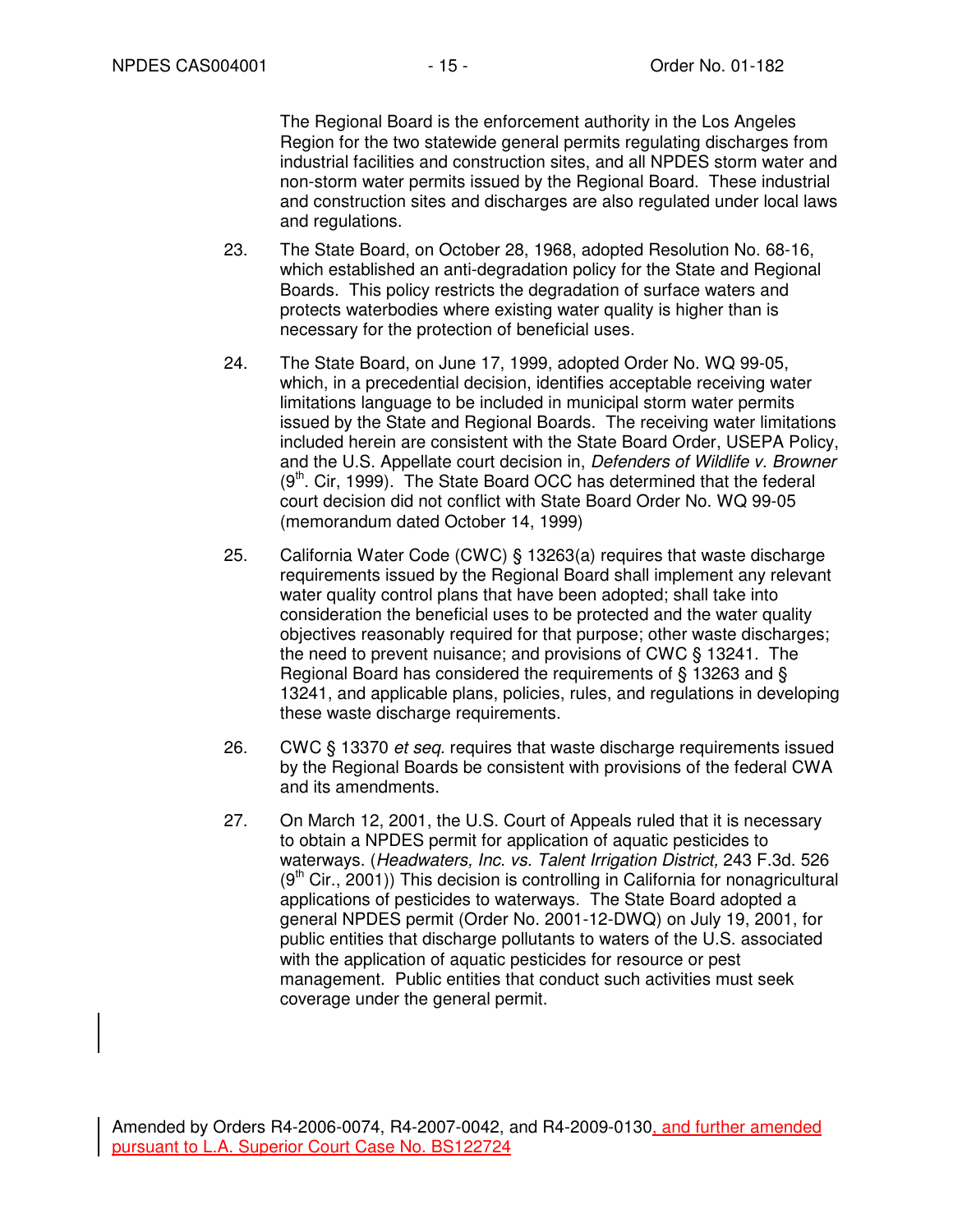The Regional Board is the enforcement authority in the Los Angeles Region for the two statewide general permits regulating discharges from industrial facilities and construction sites, and all NPDES storm water and non-storm water permits issued by the Regional Board. These industrial and construction sites and discharges are also regulated under local laws and regulations.

23. The State Board, on October 28, 1968, adopted Resolution No. 68-16, which established an anti-degradation policy for the State and Regional Boards. This policy restricts the degradation of surface waters and protects waterbodies where existing water quality is higher than is necessary for the protection of beneficial uses.

24. The State Board, on June 17, 1999, adopted Order No. WQ 99-05, which, in a precedential decision, identifies acceptable receiving water limitations language to be included in municipal storm water permits issued by the State and Regional Boards. The receiving water limitations included herein are consistent with the State Board Order, USEPA Policy, and the U.S. Appellate court decision in, *Defenders of Wildlife v. Browner* (9th. Cir, 1999). The State Board OCC has determined that the federal court decision did not conflict with State Board Order No. WQ 99-05 (memorandum dated October 14, 1999)

25. California Water Code (CWC) § 13263(a) requires that waste discharge requirements issued by the Regional Board shall implement any relevant water quality control plans that have been adopted; shall take into consideration the beneficial uses to be protected and the water quality objectives reasonably required for that purpose; other waste discharges; the need to prevent nuisance; and provisions of CWC § 13241. The Regional Board has considered the requirements of § 13263 and § 13241, and applicable plans, policies, rules, and regulations in developing these waste discharge requirements.

26. CWC § 13370 *et seq*. requires that waste discharge requirements issued by the Regional Boards be consistent with provisions of the federal CWA and its amendments.

27. On March 12, 2001, the U.S. Court of Appeals ruled that it is necessary to obtain a NPDES permit for application of aquatic pesticides to waterways. (*Headwaters, Inc. vs. Talent Irrigation District,* 243 F.3d. 526 (9th Cir., 2001)) This decision is controlling in California for nonagricultural applications of pesticides to waterways. The State Board adopted a general NPDES permit (Order No. 2001-12-DWQ) on July 19, 2001, for public entities that discharge pollutants to waters of the U.S. associated with the application of aquatic pesticides for resource or pest management. Public entities that conduct such activities must seek coverage under the general permit.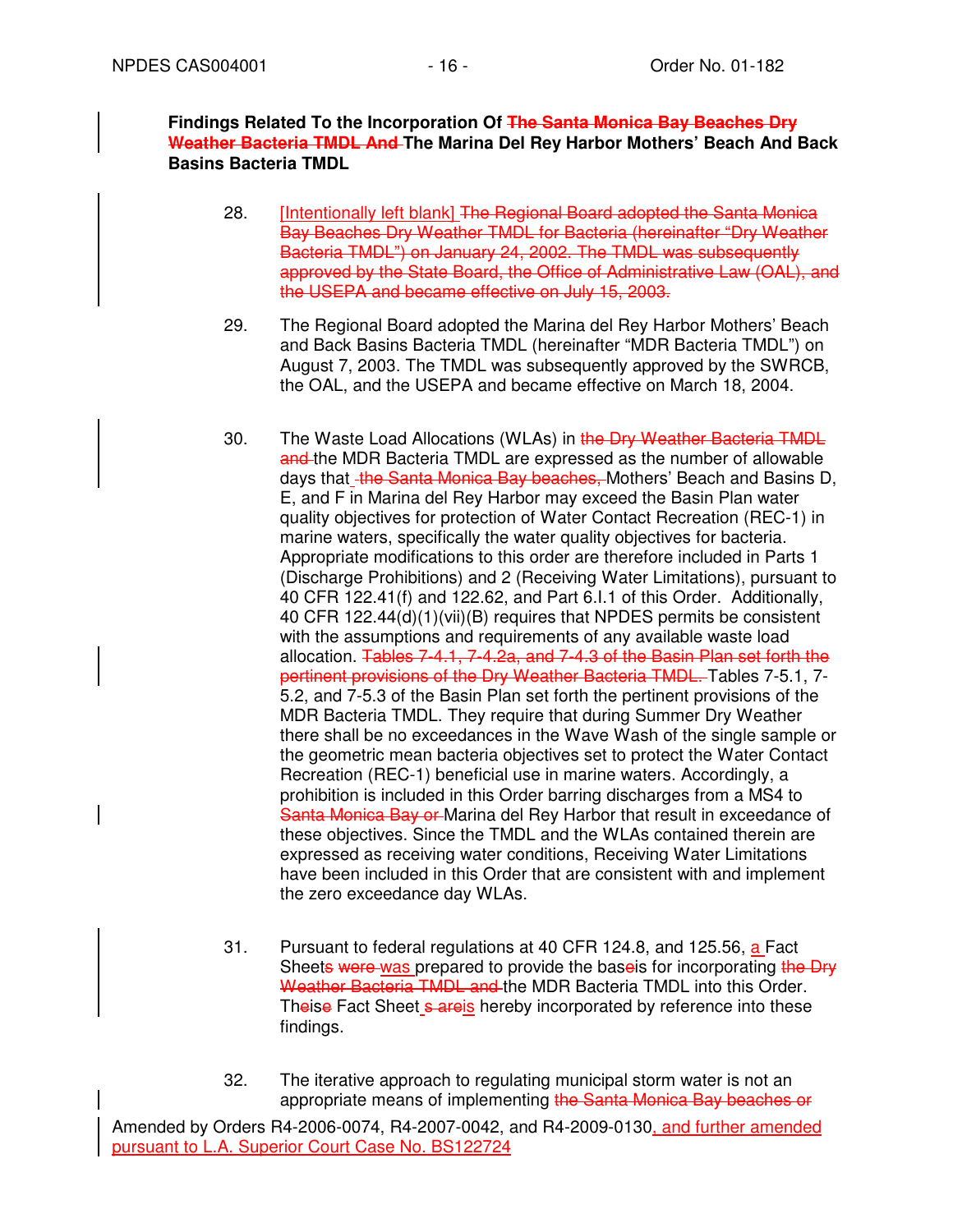**Findings Related To the Incorporation Of ~~The Santa Monica Bay Beaches Dry Weather Bacteria TMDL And~~ The Marina Del Rey Harbor Mothers' Beach And Back Basins Bacteria TMDL**

28. [Intentionally left blank] ~~The Regional Board adopted the Santa Monica Bay Beaches Dry Weather TMDL for Bacteria (hereinafter "Dry Weather Bacteria TMDL") on January 24, 2002. The TMDL was subsequently approved by the State Board, the Office of Administrative Law (OAL), and the USEPA and became effective on July 15, 2003.~~

29. The Regional Board adopted the Marina del Rey Harbor Mothers' Beach and Back Basins Bacteria TMDL (hereinafter "MDR Bacteria TMDL") on August 7, 2003. The TMDL was subsequently approved by the SWRCB, the OAL, and the USEPA and became effective on March 18, 2004.

30. The Waste Load Allocations (WLAs) in ~~the Dry Weather Bacteria TMDL and~~ the MDR Bacteria TMDL are expressed as the number of allowable days that ~~the Santa Monica Bay beaches,~~ Mothers' Beach and Basins D, E, and F in Marina del Rey Harbor may exceed the Basin Plan water quality objectives for protection of Water Contact Recreation (REC-1) in marine waters, specifically the water quality objectives for bacteria. Appropriate modifications to this order are therefore included in Parts 1 (Discharge Prohibitions) and 2 (Receiving Water Limitations), pursuant to 40 CFR 122.41(f) and 122.62, and Part 6.I.1 of this Order. Additionally, 40 CFR 122.44(d)(1)(vii)(B) requires that NPDES permits be consistent with the assumptions and requirements of any available waste load allocation. ~~Tables 7-4.1, 7-4.2a, and 7-4.3 of the Basin Plan set forth the pertinent provisions of the Dry Weather Bacteria TMDL.~~ Tables 7-5.1, 7-5.2, and 7-5.3 of the Basin Plan set forth the pertinent provisions of the MDR Bacteria TMDL. They require that during Summer Dry Weather there shall be no exceedances in the Wave Wash of the single sample or the geometric mean bacteria objectives set to protect the Water Contact Recreation (REC-1) beneficial use in marine waters. Accordingly, a prohibition is included in this Order barring discharges from a MS4 to ~~Santa Monica Bay or~~ Marina del Rey Harbor that result in exceedance of these objectives. Since the TMDL and the WLAs contained therein are expressed as receiving water conditions, Receiving Water Limitations have been included in this Order that are consistent with and implement the zero exceedance day WLAs.

31. Pursuant to federal regulations at 40 CFR 124.8, and 125.56, a Fact Sheet~~s were~~ was prepared to provide the bas~~e~~is for incorporating ~~the Dry Weather Bacteria TMDL and~~ the MDR Bacteria TMDL into this Order. Th~~e~~is~~e~~ Fact Sheet~~s are~~is hereby incorporated by reference into these findings.

32. The iterative approach to regulating municipal storm water is not an appropriate means of implementing ~~the Santa Monica Bay beaches or~~

Amended by Orders R4-2006-0074, R4-2007-0042, and R4-2009-0130, and further amended pursuant to L.A. Superior Court Case No. BS122724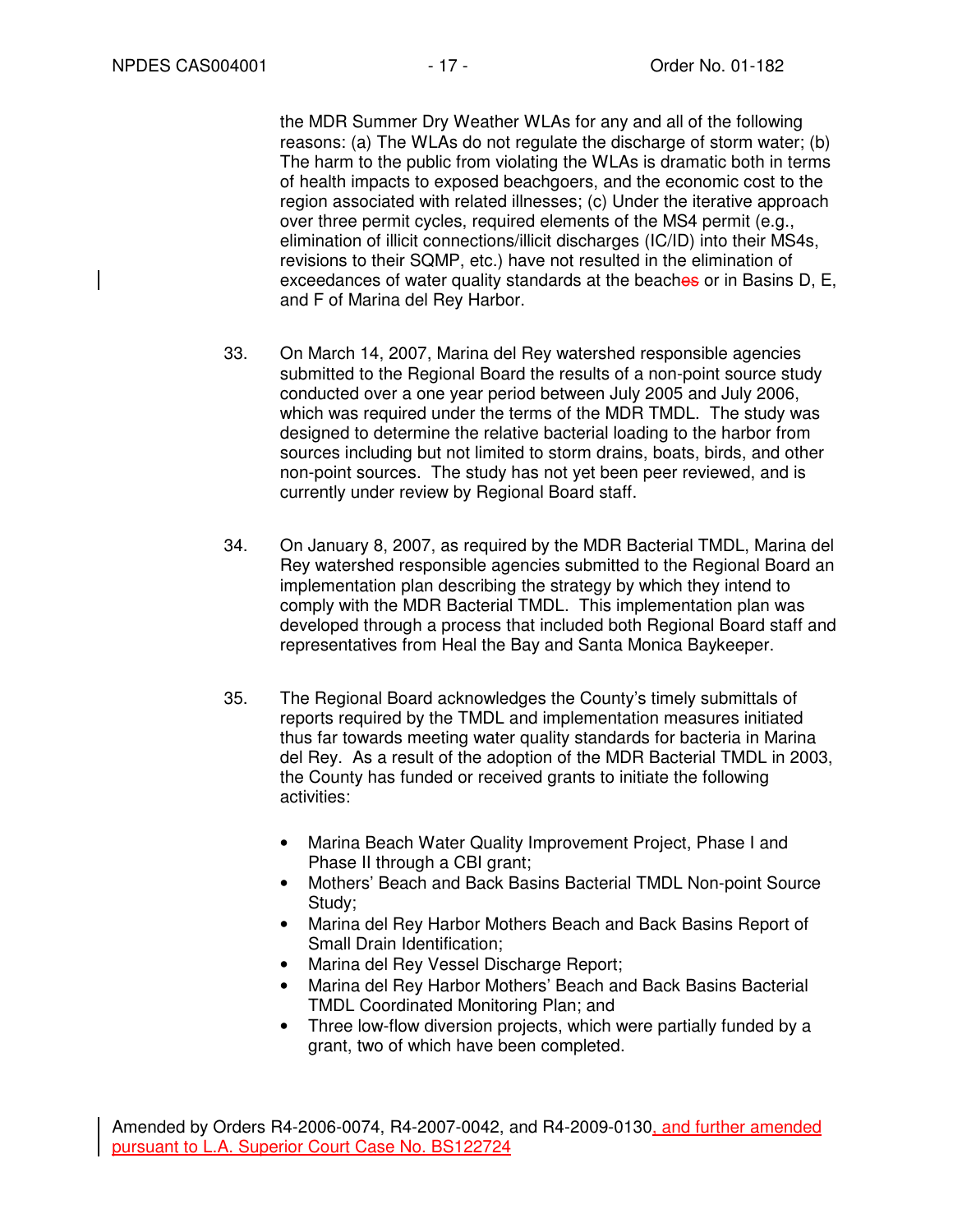the MDR Summer Dry Weather WLAs for any and all of the following reasons: (a) The WLAs do not regulate the discharge of storm water; (b) The harm to the public from violating the WLAs is dramatic both in terms of health impacts to exposed beachgoers, and the economic cost to the region associated with related illnesses; (c) Under the iterative approach over three permit cycles, required elements of the MS4 permit (e.g., elimination of illicit connections/illicit discharges (IC/ID) into their MS4s, revisions to their SQMP, etc.) have not resulted in the elimination of exceedances of water quality standards at the beaches or in Basins D, E, and F of Marina del Rey Harbor.

33. On March 14, 2007, Marina del Rey watershed responsible agencies submitted to the Regional Board the results of a non-point source study conducted over a one year period between July 2005 and July 2006, which was required under the terms of the MDR TMDL. The study was designed to determine the relative bacterial loading to the harbor from sources including but not limited to storm drains, boats, birds, and other non-point sources. The study has not yet been peer reviewed, and is currently under review by Regional Board staff.

34. On January 8, 2007, as required by the MDR Bacterial TMDL, Marina del Rey watershed responsible agencies submitted to the Regional Board an implementation plan describing the strategy by which they intend to comply with the MDR Bacterial TMDL. This implementation plan was developed through a process that included both Regional Board staff and representatives from Heal the Bay and Santa Monica Baykeeper.

35. The Regional Board acknowledges the County's timely submittals of reports required by the TMDL and implementation measures initiated thus far towards meeting water quality standards for bacteria in Marina del Rey. As a result of the adoption of the MDR Bacterial TMDL in 2003, the County has funded or received grants to initiate the following activities:

    - Marina Beach Water Quality Improvement Project, Phase I and Phase II through a CBI grant;
    - Mothers' Beach and Back Basins Bacterial TMDL Non-point Source Study;
    - Marina del Rey Harbor Mothers Beach and Back Basins Report of Small Drain Identification;
    - Marina del Rey Vessel Discharge Report;
    - Marina del Rey Harbor Mothers' Beach and Back Basins Bacterial TMDL Coordinated Monitoring Plan; and
    - Three low-flow diversion projects, which were partially funded by a grant, two of which have been completed.

Amended by Orders R4-2006-0074, R4-2007-0042, and R4-2009-0130, and further amended pursuant to L.A. Superior Court Case No. BS122724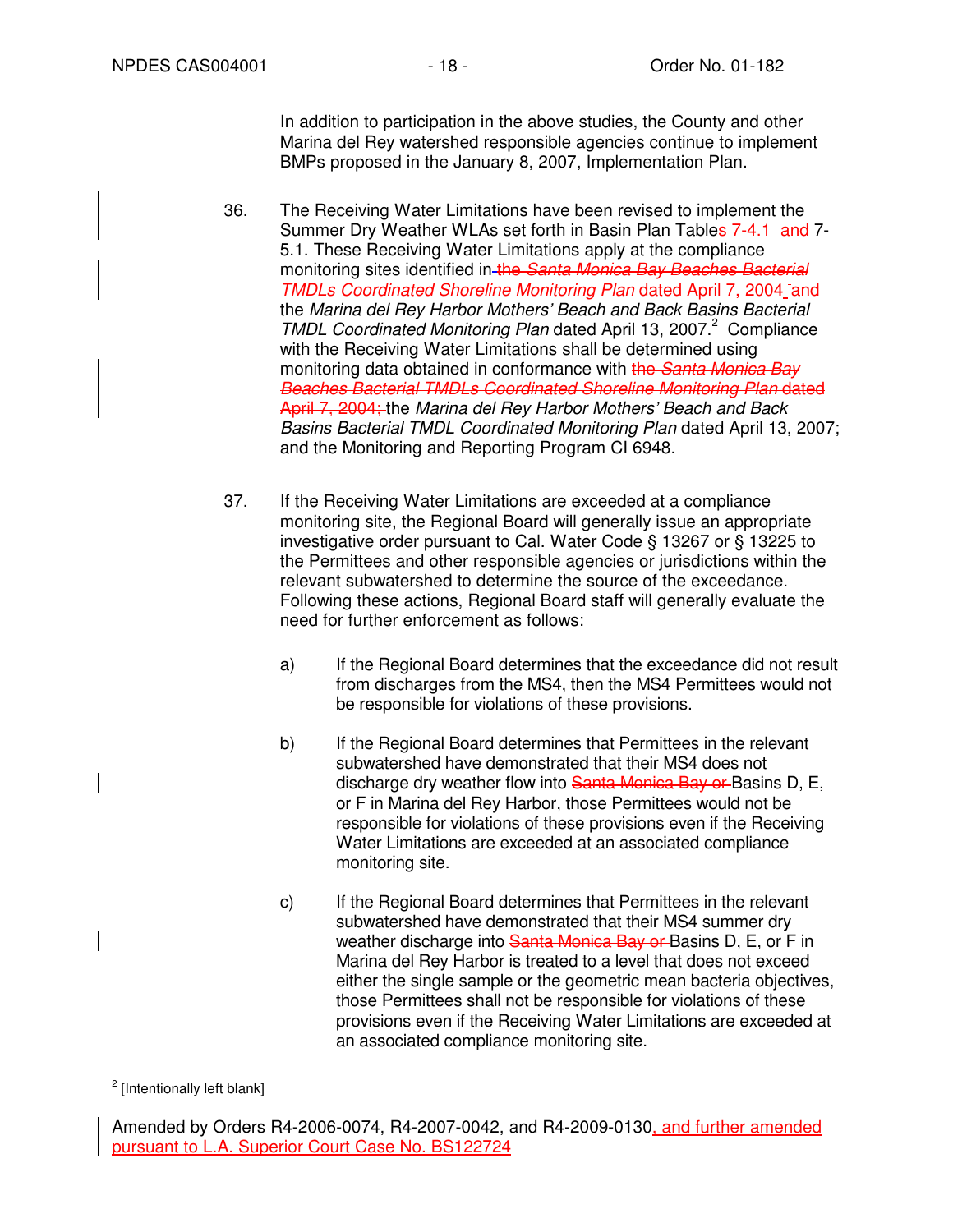In addition to participation in the above studies, the County and other Marina del Rey watershed responsible agencies continue to implement BMPs proposed in the January 8, 2007, Implementation Plan.

36. The Receiving Water Limitations have been revised to implement the Summer Dry Weather WLAs set forth in Basin Plan Table~~s 7-4.1 and~~ 7-5.1. These Receiving Water Limitations apply at the compliance monitoring sites identified in ~~the *Santa Monica Bay Beaches Bacterial TMDLs Coordinated Shoreline Monitoring Plan* dated April 7, 2004 , and~~ the *Marina del Rey Harbor Mothers' Beach and Back Basins Bacterial TMDL Coordinated Monitoring Plan* dated April 13, 2007.[2] Compliance with the Receiving Water Limitations shall be determined using monitoring data obtained in conformance with ~~the *Santa Monica Bay Beaches Bacterial TMDLs Coordinated Shoreline Monitoring Plan* dated April 7, 2004;~~ the *Marina del Rey Harbor Mothers' Beach and Back Basins Bacterial TMDL Coordinated Monitoring Plan* dated April 13, 2007; and the Monitoring and Reporting Program CI 6948.

37. If the Receiving Water Limitations are exceeded at a compliance monitoring site, the Regional Board will generally issue an appropriate investigative order pursuant to Cal. Water Code § 13267 or § 13225 to the Permittees and other responsible agencies or jurisdictions within the relevant subwatershed to determine the source of the exceedance. Following these actions, Regional Board staff will generally evaluate the need for further enforcement as follows:

    a) If the Regional Board determines that the exceedance did not result from discharges from the MS4, then the MS4 Permittees would not be responsible for violations of these provisions.

    b) If the Regional Board determines that Permittees in the relevant subwatershed have demonstrated that their MS4 does not discharge dry weather flow into ~~Santa Monica Bay or~~ Basins D, E, or F in Marina del Rey Harbor, those Permittees would not be responsible for violations of these provisions even if the Receiving Water Limitations are exceeded at an associated compliance monitoring site.

    c) If the Regional Board determines that Permittees in the relevant subwatershed have demonstrated that their MS4 summer dry weather discharge into ~~Santa Monica Bay or~~ Basins D, E, or F in Marina del Rey Harbor is treated to a level that does not exceed either the single sample or the geometric mean bacteria objectives, those Permittees shall not be responsible for violations of these provisions even if the Receiving Water Limitations are exceeded at an associated compliance monitoring site.

---

[2] [Intentionally left blank]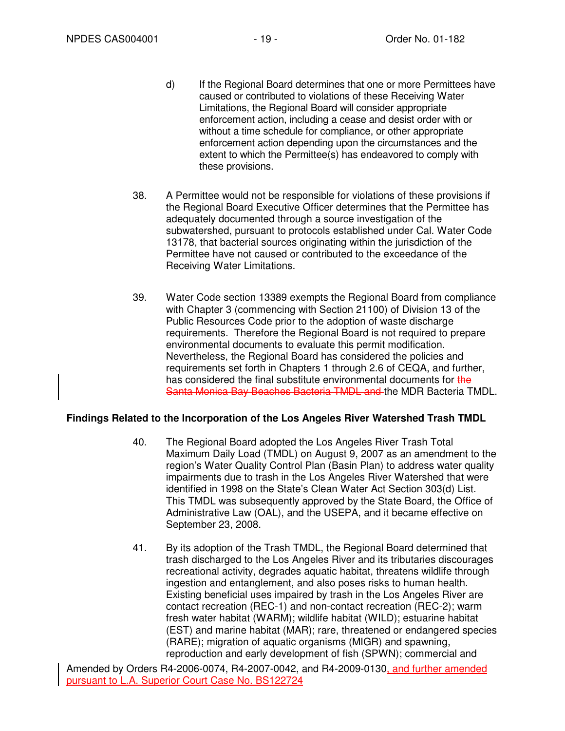d) If the Regional Board determines that one or more Permittees have caused or contributed to violations of these Receiving Water Limitations, the Regional Board will consider appropriate enforcement action, including a cease and desist order with or without a time schedule for compliance, or other appropriate enforcement action depending upon the circumstances and the extent to which the Permittee(s) has endeavored to comply with these provisions.

38. A Permittee would not be responsible for violations of these provisions if the Regional Board Executive Officer determines that the Permittee has adequately documented through a source investigation of the subwatershed, pursuant to protocols established under Cal. Water Code 13178, that bacterial sources originating within the jurisdiction of the Permittee have not caused or contributed to the exceedance of the Receiving Water Limitations.

39. Water Code section 13389 exempts the Regional Board from compliance with Chapter 3 (commencing with Section 21100) of Division 13 of the Public Resources Code prior to the adoption of waste discharge requirements. Therefore the Regional Board is not required to prepare environmental documents to evaluate this permit modification. Nevertheless, the Regional Board has considered the policies and requirements set forth in Chapters 1 through 2.6 of CEQA, and further, has considered the final substitute environmental documents for ~~the Santa Monica Bay Beaches Bacteria TMDL and~~ the MDR Bacteria TMDL.

**Findings Related to the Incorporation of the Los Angeles River Watershed Trash TMDL**

40. The Regional Board adopted the Los Angeles River Trash Total Maximum Daily Load (TMDL) on August 9, 2007 as an amendment to the region's Water Quality Control Plan (Basin Plan) to address water quality impairments due to trash in the Los Angeles River Watershed that were identified in 1998 on the State's Clean Water Act Section 303(d) List. This TMDL was subsequently approved by the State Board, the Office of Administrative Law (OAL), and the USEPA, and it became effective on September 23, 2008.

41. By its adoption of the Trash TMDL, the Regional Board determined that trash discharged to the Los Angeles River and its tributaries discourages recreational activity, degrades aquatic habitat, threatens wildlife through ingestion and entanglement, and also poses risks to human health. Existing beneficial uses impaired by trash in the Los Angeles River are contact recreation (REC-1) and non-contact recreation (REC-2); warm fresh water habitat (WARM); wildlife habitat (WILD); estuarine habitat (EST) and marine habitat (MAR); rare, threatened or endangered species (RARE); migration of aquatic organisms (MIGR) and spawning, reproduction and early development of fish (SPWN); commercial and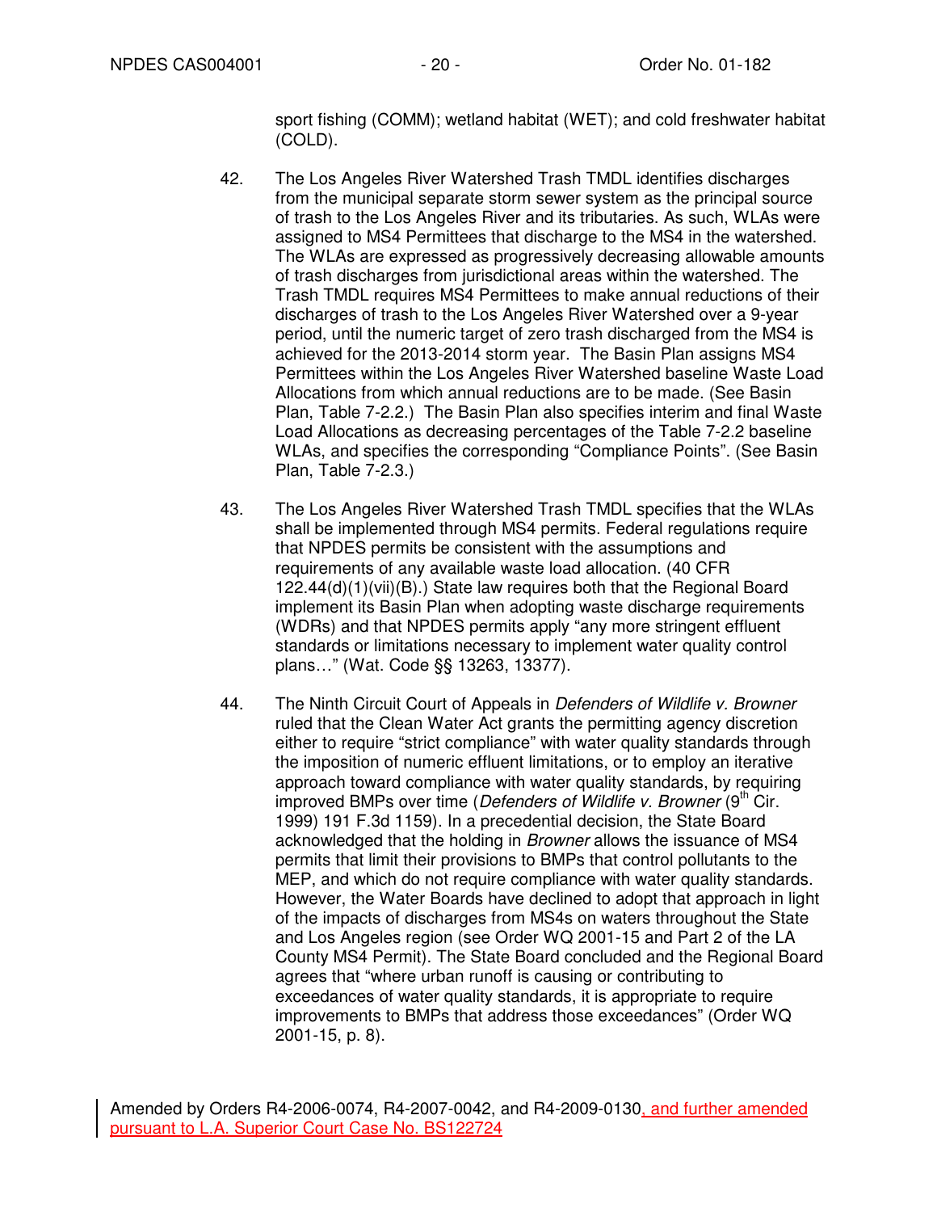sport fishing (COMM); wetland habitat (WET); and cold freshwater habitat (COLD).

42. The Los Angeles River Watershed Trash TMDL identifies discharges from the municipal separate storm sewer system as the principal source of trash to the Los Angeles River and its tributaries. As such, WLAs were assigned to MS4 Permittees that discharge to the MS4 in the watershed. The WLAs are expressed as progressively decreasing allowable amounts of trash discharges from jurisdictional areas within the watershed. The Trash TMDL requires MS4 Permittees to make annual reductions of their discharges of trash to the Los Angeles River Watershed over a 9-year period, until the numeric target of zero trash discharged from the MS4 is achieved for the 2013-2014 storm year. The Basin Plan assigns MS4 Permittees within the Los Angeles River Watershed baseline Waste Load Allocations from which annual reductions are to be made. (See Basin Plan, Table 7-2.2.) The Basin Plan also specifies interim and final Waste Load Allocations as decreasing percentages of the Table 7-2.2 baseline WLAs, and specifies the corresponding "Compliance Points". (See Basin Plan, Table 7-2.3.)

43. The Los Angeles River Watershed Trash TMDL specifies that the WLAs shall be implemented through MS4 permits. Federal regulations require that NPDES permits be consistent with the assumptions and requirements of any available waste load allocation. (40 CFR 122.44(d)(1)(vii)(B).) State law requires both that the Regional Board implement its Basin Plan when adopting waste discharge requirements (WDRs) and that NPDES permits apply "any more stringent effluent standards or limitations necessary to implement water quality control plans…" (Wat. Code §§ 13263, 13377).

44. The Ninth Circuit Court of Appeals in *Defenders of Wildlife v. Browner* ruled that the Clean Water Act grants the permitting agency discretion either to require "strict compliance" with water quality standards through the imposition of numeric effluent limitations, or to employ an iterative approach toward compliance with water quality standards, by requiring improved BMPs over time (*Defenders of Wildlife v. Browner* (9th Cir. 1999) 191 F.3d 1159). In a precedential decision, the State Board acknowledged that the holding in *Browner* allows the issuance of MS4 permits that limit their provisions to BMPs that control pollutants to the MEP, and which do not require compliance with water quality standards. However, the Water Boards have declined to adopt that approach in light of the impacts of discharges from MS4s on waters throughout the State and Los Angeles region (see Order WQ 2001-15 and Part 2 of the LA County MS4 Permit). The State Board concluded and the Regional Board agrees that "where urban runoff is causing or contributing to exceedances of water quality standards, it is appropriate to require improvements to BMPs that address those exceedances" (Order WQ 2001-15, p. 8).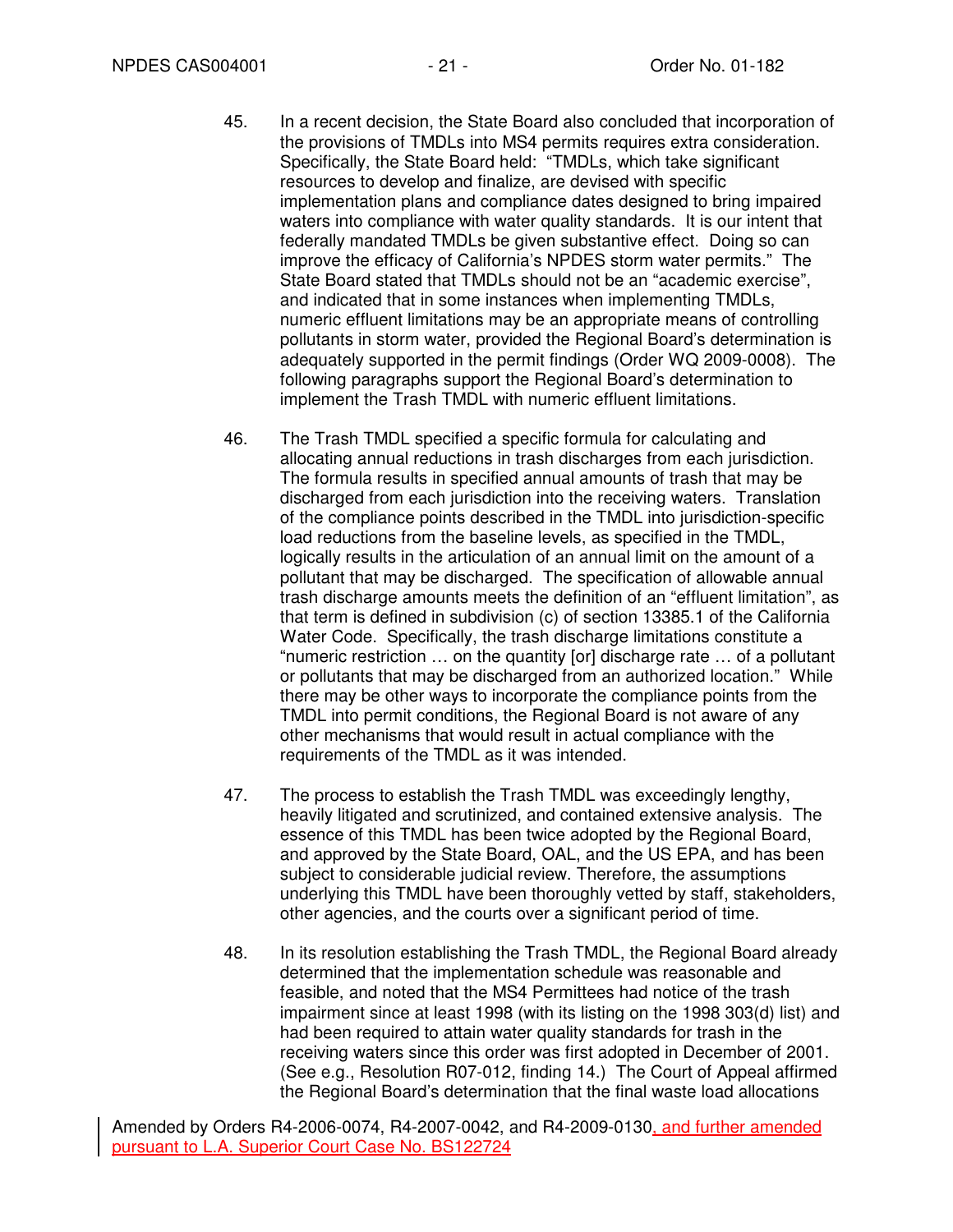45. In a recent decision, the State Board also concluded that incorporation of the provisions of TMDLs into MS4 permits requires extra consideration. Specifically, the State Board held: "TMDLs, which take significant resources to develop and finalize, are devised with specific implementation plans and compliance dates designed to bring impaired waters into compliance with water quality standards. It is our intent that federally mandated TMDLs be given substantive effect. Doing so can improve the efficacy of California's NPDES storm water permits." The State Board stated that TMDLs should not be an "academic exercise", and indicated that in some instances when implementing TMDLs, numeric effluent limitations may be an appropriate means of controlling pollutants in storm water, provided the Regional Board's determination is adequately supported in the permit findings (Order WQ 2009-0008). The following paragraphs support the Regional Board's determination to implement the Trash TMDL with numeric effluent limitations.

46. The Trash TMDL specified a specific formula for calculating and allocating annual reductions in trash discharges from each jurisdiction. The formula results in specified annual amounts of trash that may be discharged from each jurisdiction into the receiving waters. Translation of the compliance points described in the TMDL into jurisdiction-specific load reductions from the baseline levels, as specified in the TMDL, logically results in the articulation of an annual limit on the amount of a pollutant that may be discharged. The specification of allowable annual trash discharge amounts meets the definition of an "effluent limitation", as that term is defined in subdivision (c) of section 13385.1 of the California Water Code. Specifically, the trash discharge limitations constitute a "numeric restriction … on the quantity [or] discharge rate … of a pollutant or pollutants that may be discharged from an authorized location." While there may be other ways to incorporate the compliance points from the TMDL into permit conditions, the Regional Board is not aware of any other mechanisms that would result in actual compliance with the requirements of the TMDL as it was intended.

47. The process to establish the Trash TMDL was exceedingly lengthy, heavily litigated and scrutinized, and contained extensive analysis. The essence of this TMDL has been twice adopted by the Regional Board, and approved by the State Board, OAL, and the US EPA, and has been subject to considerable judicial review. Therefore, the assumptions underlying this TMDL have been thoroughly vetted by staff, stakeholders, other agencies, and the courts over a significant period of time.

48. In its resolution establishing the Trash TMDL, the Regional Board already determined that the implementation schedule was reasonable and feasible, and noted that the MS4 Permittees had notice of the trash impairment since at least 1998 (with its listing on the 1998 303(d) list) and had been required to attain water quality standards for trash in the receiving waters since this order was first adopted in December of 2001. (See e.g., Resolution R07-012, finding 14.) The Court of Appeal affirmed the Regional Board's determination that the final waste load allocations

Amended by Orders R4-2006-0074, R4-2007-0042, and R4-2009-0130, and further amended pursuant to L.A. Superior Court Case No. BS122724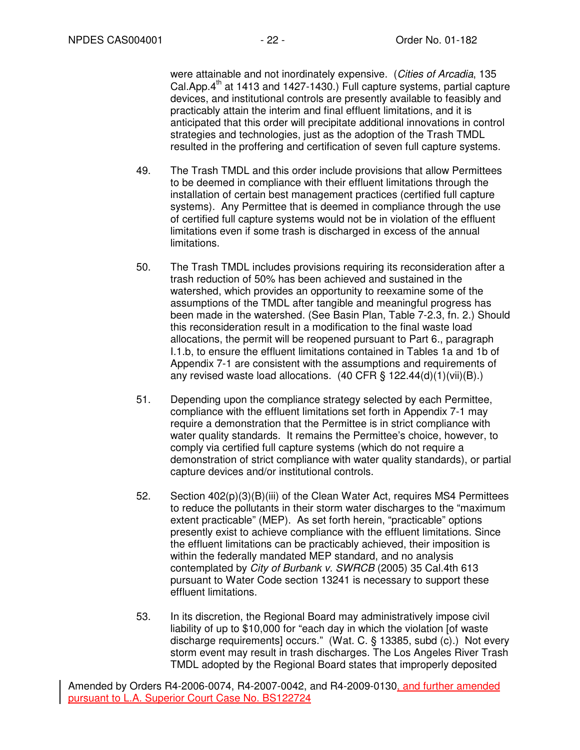were attainable and not inordinately expensive. (*Cities of Arcadia*, 135 Cal.App.4th at 1413 and 1427-1430.) Full capture systems, partial capture devices, and institutional controls are presently available to feasibly and practicably attain the interim and final effluent limitations, and it is anticipated that this order will precipitate additional innovations in control strategies and technologies, just as the adoption of the Trash TMDL resulted in the proffering and certification of seven full capture systems.

49. The Trash TMDL and this order include provisions that allow Permittees to be deemed in compliance with their effluent limitations through the installation of certain best management practices (certified full capture systems). Any Permittee that is deemed in compliance through the use of certified full capture systems would not be in violation of the effluent limitations even if some trash is discharged in excess of the annual limitations.

50. The Trash TMDL includes provisions requiring its reconsideration after a trash reduction of 50% has been achieved and sustained in the watershed, which provides an opportunity to reexamine some of the assumptions of the TMDL after tangible and meaningful progress has been made in the watershed. (See Basin Plan, Table 7-2.3, fn. 2.) Should this reconsideration result in a modification to the final waste load allocations, the permit will be reopened pursuant to Part 6., paragraph I.1.b, to ensure the effluent limitations contained in Tables 1a and 1b of Appendix 7-1 are consistent with the assumptions and requirements of any revised waste load allocations. (40 CFR § 122.44(d)(1)(vii)(B).)

51. Depending upon the compliance strategy selected by each Permittee, compliance with the effluent limitations set forth in Appendix 7-1 may require a demonstration that the Permittee is in strict compliance with water quality standards. It remains the Permittee's choice, however, to comply via certified full capture systems (which do not require a demonstration of strict compliance with water quality standards), or partial capture devices and/or institutional controls.

52. Section 402(p)(3)(B)(iii) of the Clean Water Act, requires MS4 Permittees to reduce the pollutants in their storm water discharges to the "maximum extent practicable" (MEP). As set forth herein, "practicable" options presently exist to achieve compliance with the effluent limitations. Since the effluent limitations can be practicably achieved, their imposition is within the federally mandated MEP standard, and no analysis contemplated by *City of Burbank v. SWRCB* (2005) 35 Cal.4th 613 pursuant to Water Code section 13241 is necessary to support these effluent limitations.

53. In its discretion, the Regional Board may administratively impose civil liability of up to $10,000 for "each day in which the violation [of waste discharge requirements] occurs." (Wat. C. § 13385, subd (c).) Not every storm event may result in trash discharges. The Los Angeles River Trash TMDL adopted by the Regional Board states that improperly deposited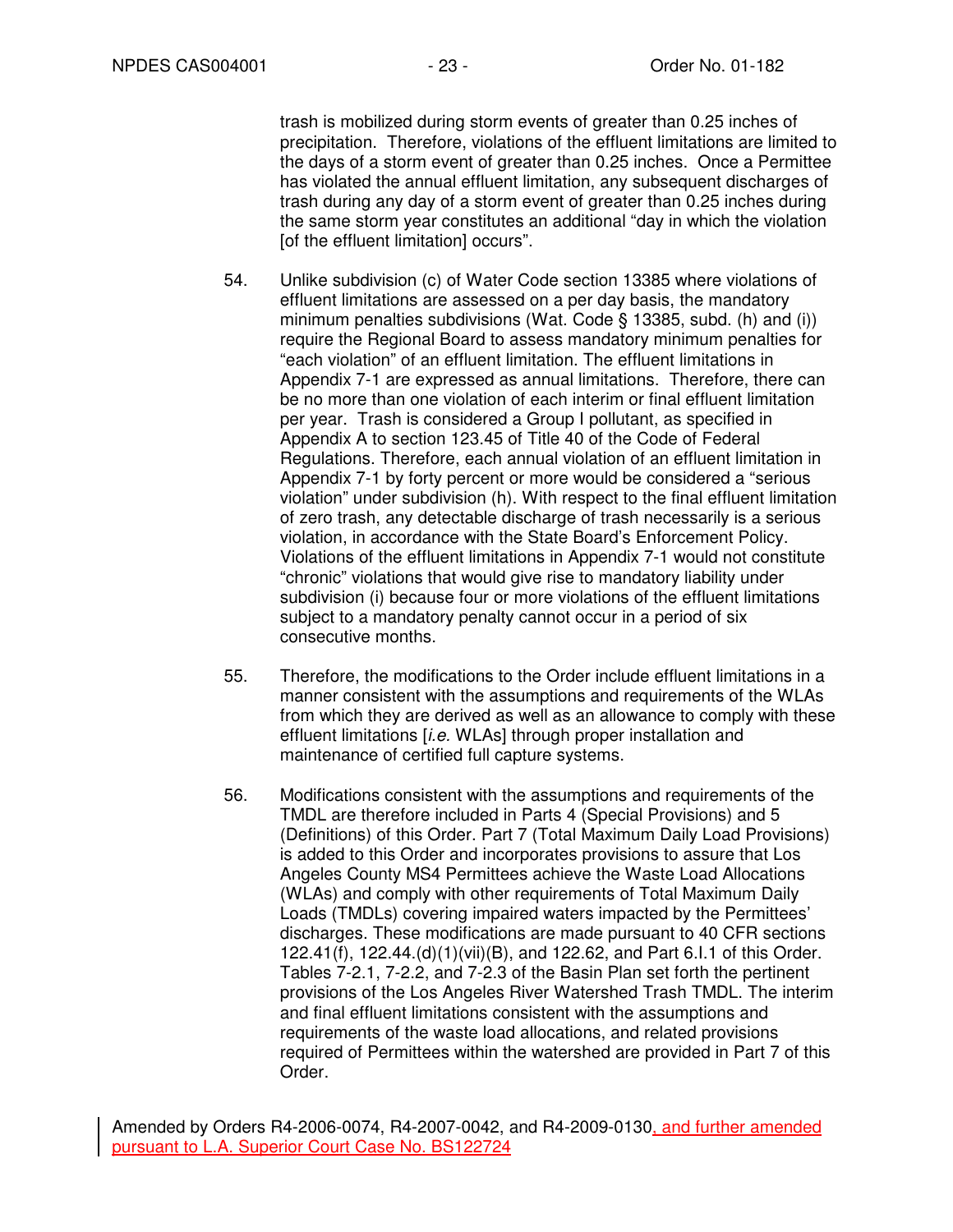trash is mobilized during storm events of greater than 0.25 inches of precipitation. Therefore, violations of the effluent limitations are limited to the days of a storm event of greater than 0.25 inches. Once a Permittee has violated the annual effluent limitation, any subsequent discharges of trash during any day of a storm event of greater than 0.25 inches during the same storm year constitutes an additional "day in which the violation [of the effluent limitation] occurs".

54. Unlike subdivision (c) of Water Code section 13385 where violations of effluent limitations are assessed on a per day basis, the mandatory minimum penalties subdivisions (Wat. Code § 13385, subd. (h) and (i)) require the Regional Board to assess mandatory minimum penalties for "each violation" of an effluent limitation. The effluent limitations in Appendix 7-1 are expressed as annual limitations. Therefore, there can be no more than one violation of each interim or final effluent limitation per year. Trash is considered a Group I pollutant, as specified in Appendix A to section 123.45 of Title 40 of the Code of Federal Regulations. Therefore, each annual violation of an effluent limitation in Appendix 7-1 by forty percent or more would be considered a "serious violation" under subdivision (h). With respect to the final effluent limitation of zero trash, any detectable discharge of trash necessarily is a serious violation, in accordance with the State Board's Enforcement Policy. Violations of the effluent limitations in Appendix 7-1 would not constitute "chronic" violations that would give rise to mandatory liability under subdivision (i) because four or more violations of the effluent limitations subject to a mandatory penalty cannot occur in a period of six consecutive months.

55. Therefore, the modifications to the Order include effluent limitations in a manner consistent with the assumptions and requirements of the WLAs from which they are derived as well as an allowance to comply with these effluent limitations [*i.e.* WLAs] through proper installation and maintenance of certified full capture systems.

56. Modifications consistent with the assumptions and requirements of the TMDL are therefore included in Parts 4 (Special Provisions) and 5 (Definitions) of this Order. Part 7 (Total Maximum Daily Load Provisions) is added to this Order and incorporates provisions to assure that Los Angeles County MS4 Permittees achieve the Waste Load Allocations (WLAs) and comply with other requirements of Total Maximum Daily Loads (TMDLs) covering impaired waters impacted by the Permittees' discharges. These modifications are made pursuant to 40 CFR sections 122.41(f), 122.44.(d)(1)(vii)(B), and 122.62, and Part 6.I.1 of this Order. Tables 7-2.1, 7-2.2, and 7-2.3 of the Basin Plan set forth the pertinent provisions of the Los Angeles River Watershed Trash TMDL. The interim and final effluent limitations consistent with the assumptions and requirements of the waste load allocations, and related provisions required of Permittees within the watershed are provided in Part 7 of this Order.

Amended by Orders R4-2006-0074, R4-2007-0042, and R4-2009-0130, and further amended pursuant to L.A. Superior Court Case No. BS122724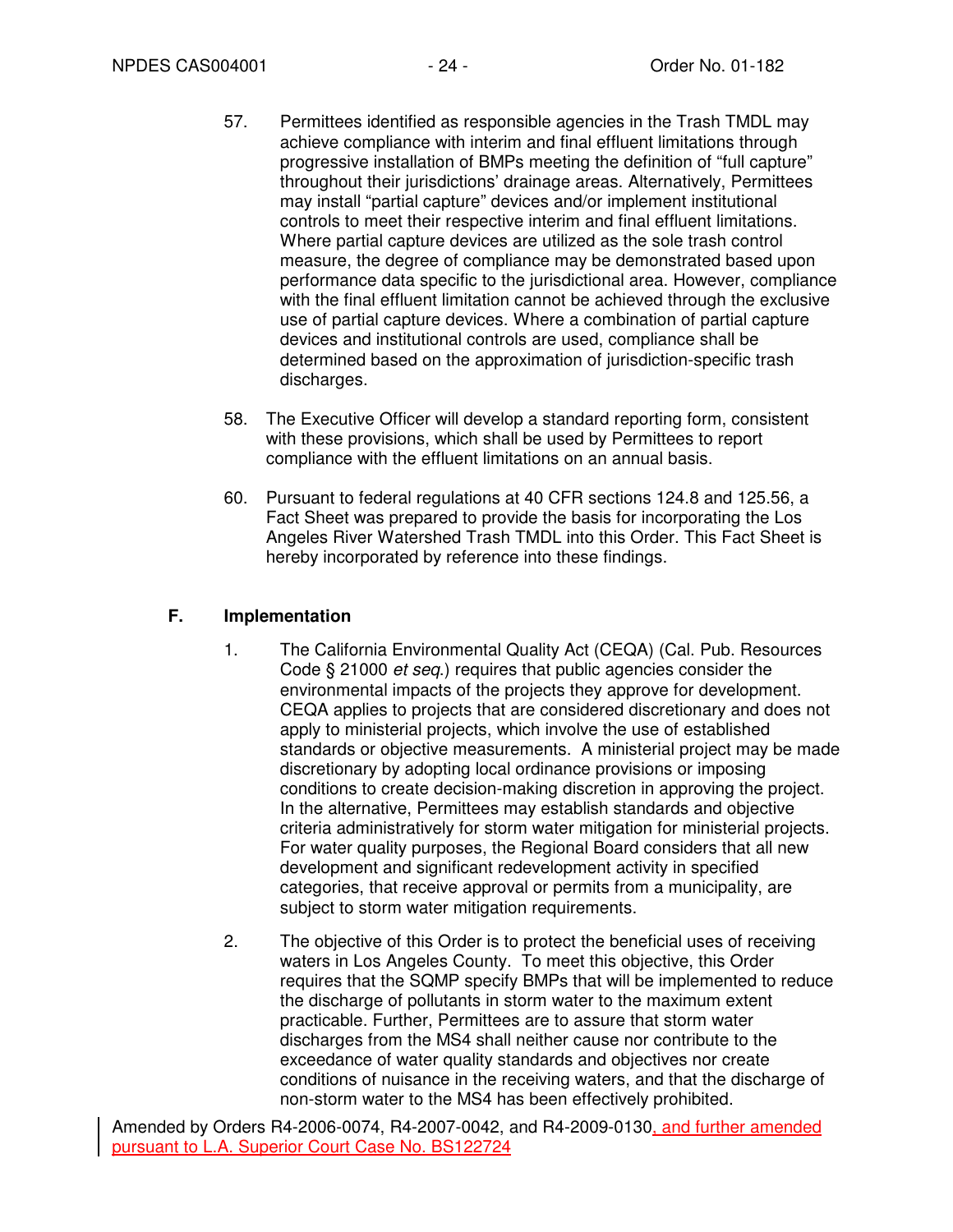57. Permittees identified as responsible agencies in the Trash TMDL may achieve compliance with interim and final effluent limitations through progressive installation of BMPs meeting the definition of "full capture" throughout their jurisdictions' drainage areas. Alternatively, Permittees may install "partial capture" devices and/or implement institutional controls to meet their respective interim and final effluent limitations. Where partial capture devices are utilized as the sole trash control measure, the degree of compliance may be demonstrated based upon performance data specific to the jurisdictional area. However, compliance with the final effluent limitation cannot be achieved through the exclusive use of partial capture devices. Where a combination of partial capture devices and institutional controls are used, compliance shall be determined based on the approximation of jurisdiction-specific trash discharges.

58. The Executive Officer will develop a standard reporting form, consistent with these provisions, which shall be used by Permittees to report compliance with the effluent limitations on an annual basis.

60. Pursuant to federal regulations at 40 CFR sections 124.8 and 125.56, a Fact Sheet was prepared to provide the basis for incorporating the Los Angeles River Watershed Trash TMDL into this Order. This Fact Sheet is hereby incorporated by reference into these findings.

## F. Implementation

1. The California Environmental Quality Act (CEQA) (Cal. Pub. Resources Code § 21000 *et seq*.) requires that public agencies consider the environmental impacts of the projects they approve for development. CEQA applies to projects that are considered discretionary and does not apply to ministerial projects, which involve the use of established standards or objective measurements. A ministerial project may be made discretionary by adopting local ordinance provisions or imposing conditions to create decision-making discretion in approving the project. In the alternative, Permittees may establish standards and objective criteria administratively for storm water mitigation for ministerial projects. For water quality purposes, the Regional Board considers that all new development and significant redevelopment activity in specified categories, that receive approval or permits from a municipality, are subject to storm water mitigation requirements.

2. The objective of this Order is to protect the beneficial uses of receiving waters in Los Angeles County. To meet this objective, this Order requires that the SQMP specify BMPs that will be implemented to reduce the discharge of pollutants in storm water to the maximum extent practicable. Further, Permittees are to assure that storm water discharges from the MS4 shall neither cause nor contribute to the exceedance of water quality standards and objectives nor create conditions of nuisance in the receiving waters, and that the discharge of non-storm water to the MS4 has been effectively prohibited.

Amended by Orders R4-2006-0074, R4-2007-0042, and R4-2009-0130, and further amended pursuant to L.A. Superior Court Case No. BS122724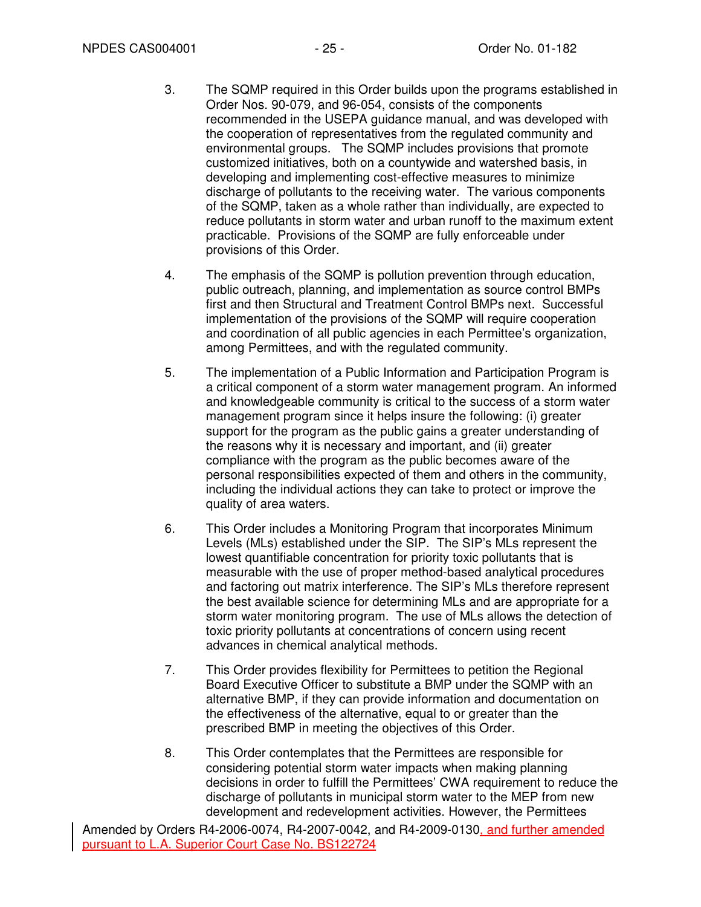3. The SQMP required in this Order builds upon the programs established in Order Nos. 90-079, and 96-054, consists of the components recommended in the USEPA guidance manual, and was developed with the cooperation of representatives from the regulated community and environmental groups. The SQMP includes provisions that promote customized initiatives, both on a countywide and watershed basis, in developing and implementing cost-effective measures to minimize discharge of pollutants to the receiving water. The various components of the SQMP, taken as a whole rather than individually, are expected to reduce pollutants in storm water and urban runoff to the maximum extent practicable. Provisions of the SQMP are fully enforceable under provisions of this Order.

4. The emphasis of the SQMP is pollution prevention through education, public outreach, planning, and implementation as source control BMPs first and then Structural and Treatment Control BMPs next. Successful implementation of the provisions of the SQMP will require cooperation and coordination of all public agencies in each Permittee's organization, among Permittees, and with the regulated community.

5. The implementation of a Public Information and Participation Program is a critical component of a storm water management program. An informed and knowledgeable community is critical to the success of a storm water management program since it helps insure the following: (i) greater support for the program as the public gains a greater understanding of the reasons why it is necessary and important, and (ii) greater compliance with the program as the public becomes aware of the personal responsibilities expected of them and others in the community, including the individual actions they can take to protect or improve the quality of area waters.

6. This Order includes a Monitoring Program that incorporates Minimum Levels (MLs) established under the SIP. The SIP's MLs represent the lowest quantifiable concentration for priority toxic pollutants that is measurable with the use of proper method-based analytical procedures and factoring out matrix interference. The SIP's MLs therefore represent the best available science for determining MLs and are appropriate for a storm water monitoring program. The use of MLs allows the detection of toxic priority pollutants at concentrations of concern using recent advances in chemical analytical methods.

7. This Order provides flexibility for Permittees to petition the Regional Board Executive Officer to substitute a BMP under the SQMP with an alternative BMP, if they can provide information and documentation on the effectiveness of the alternative, equal to or greater than the prescribed BMP in meeting the objectives of this Order.

8. This Order contemplates that the Permittees are responsible for considering potential storm water impacts when making planning decisions in order to fulfill the Permittees' CWA requirement to reduce the discharge of pollutants in municipal storm water to the MEP from new development and redevelopment activities. However, the Permittees

Amended by Orders R4-2006-0074, R4-2007-0042, and R4-2009-0130, and further amended pursuant to L.A. Superior Court Case No. BS122724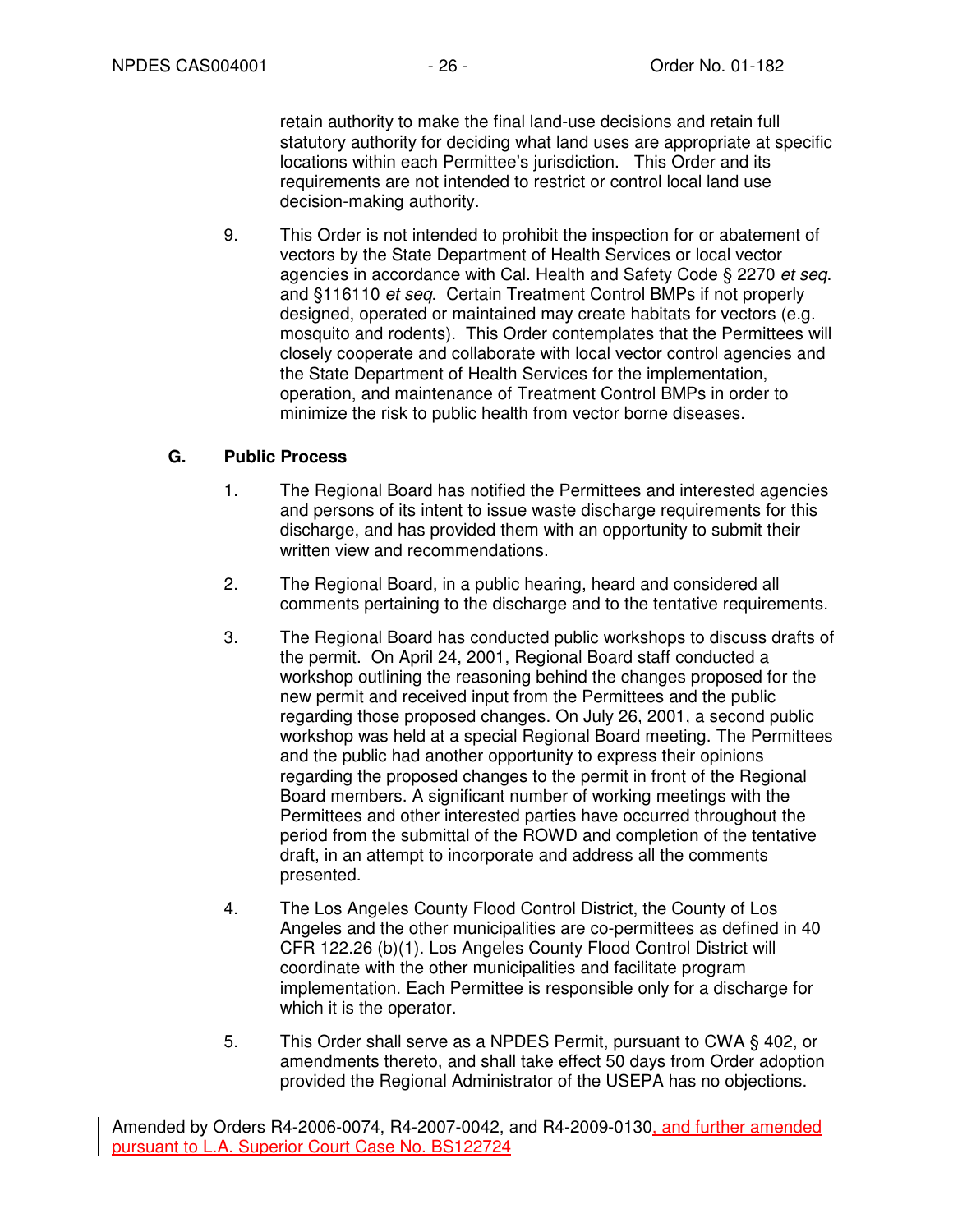retain authority to make the final land-use decisions and retain full statutory authority for deciding what land uses are appropriate at specific locations within each Permittee's jurisdiction. This Order and its requirements are not intended to restrict or control local land use decision-making authority.

9. This Order is not intended to prohibit the inspection for or abatement of vectors by the State Department of Health Services or local vector agencies in accordance with Cal. Health and Safety Code § 2270 *et seq.* and §116110 *et seq.* Certain Treatment Control BMPs if not properly designed, operated or maintained may create habitats for vectors (e.g. mosquito and rodents). This Order contemplates that the Permittees will closely cooperate and collaborate with local vector control agencies and the State Department of Health Services for the implementation, operation, and maintenance of Treatment Control BMPs in order to minimize the risk to public health from vector borne diseases.

## G. Public Process

1. The Regional Board has notified the Permittees and interested agencies and persons of its intent to issue waste discharge requirements for this discharge, and has provided them with an opportunity to submit their written view and recommendations.

2. The Regional Board, in a public hearing, heard and considered all comments pertaining to the discharge and to the tentative requirements.

3. The Regional Board has conducted public workshops to discuss drafts of the permit. On April 24, 2001, Regional Board staff conducted a workshop outlining the reasoning behind the changes proposed for the new permit and received input from the Permittees and the public regarding those proposed changes. On July 26, 2001, a second public workshop was held at a special Regional Board meeting. The Permittees and the public had another opportunity to express their opinions regarding the proposed changes to the permit in front of the Regional Board members. A significant number of working meetings with the Permittees and other interested parties have occurred throughout the period from the submittal of the ROWD and completion of the tentative draft, in an attempt to incorporate and address all the comments presented.

4. The Los Angeles County Flood Control District, the County of Los Angeles and the other municipalities are co-permittees as defined in 40 CFR 122.26 (b)(1). Los Angeles County Flood Control District will coordinate with the other municipalities and facilitate program implementation. Each Permittee is responsible only for a discharge for which it is the operator.

5. This Order shall serve as a NPDES Permit, pursuant to CWA § 402, or amendments thereto, and shall take effect 50 days from Order adoption provided the Regional Administrator of the USEPA has no objections.

Amended by Orders R4-2006-0074, R4-2007-0042, and R4-2009-0130, and further amended pursuant to L.A. Superior Court Case No. BS122724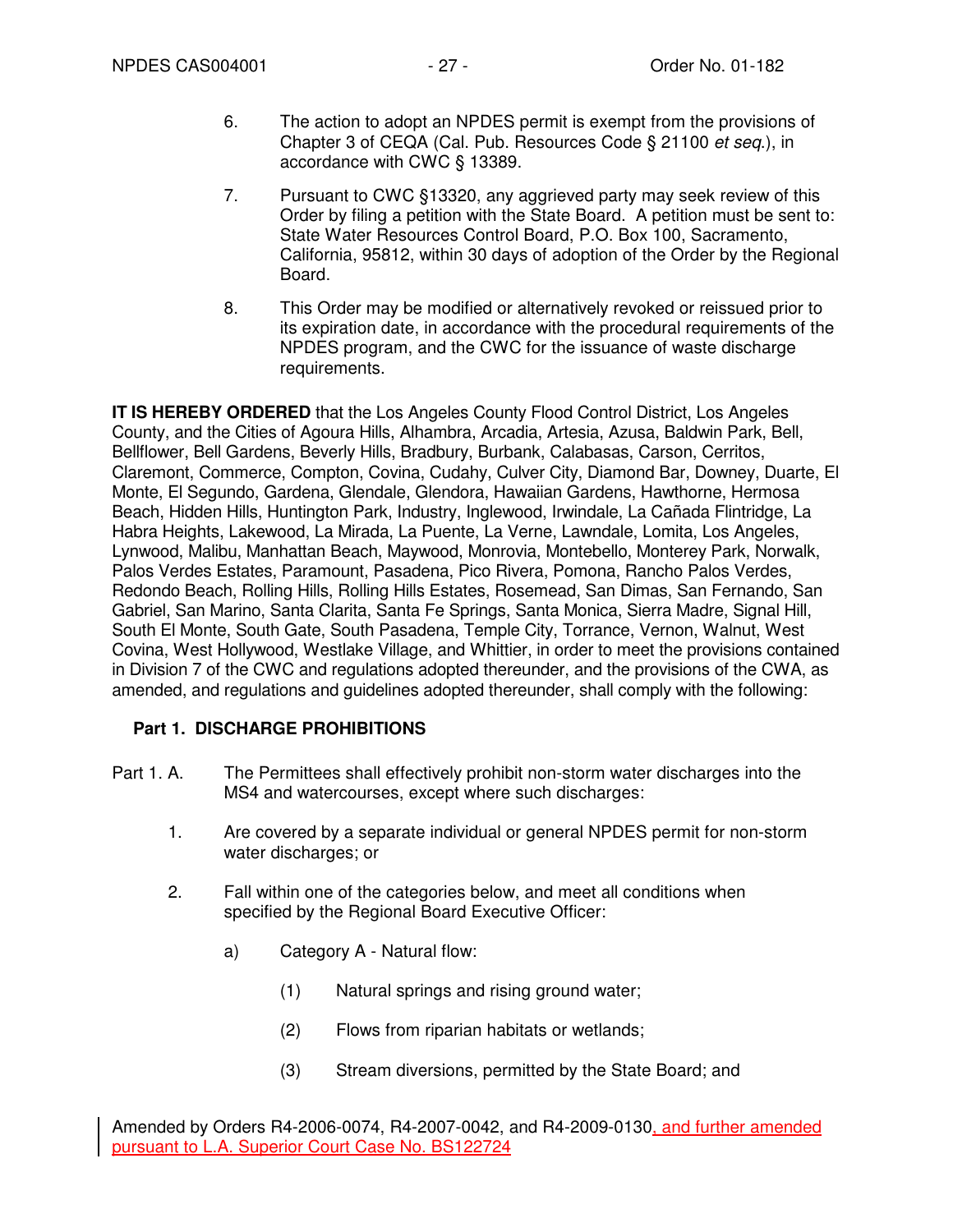6. The action to adopt an NPDES permit is exempt from the provisions of Chapter 3 of CEQA (Cal. Pub. Resources Code § 21100 *et seq.*), in accordance with CWC § 13389.

7. Pursuant to CWC §13320, any aggrieved party may seek review of this Order by filing a petition with the State Board. A petition must be sent to: State Water Resources Control Board, P.O. Box 100, Sacramento, California, 95812, within 30 days of adoption of the Order by the Regional Board.

8. This Order may be modified or alternatively revoked or reissued prior to its expiration date, in accordance with the procedural requirements of the NPDES program, and the CWC for the issuance of waste discharge requirements.

**IT IS HEREBY ORDERED** that the Los Angeles County Flood Control District, Los Angeles County, and the Cities of Agoura Hills, Alhambra, Arcadia, Artesia, Azusa, Baldwin Park, Bell, Bellflower, Bell Gardens, Beverly Hills, Bradbury, Burbank, Calabasas, Carson, Cerritos, Claremont, Commerce, Compton, Covina, Cudahy, Culver City, Diamond Bar, Downey, Duarte, El Monte, El Segundo, Gardena, Glendale, Glendora, Hawaiian Gardens, Hawthorne, Hermosa Beach, Hidden Hills, Huntington Park, Industry, Inglewood, Irwindale, La Cañada Flintridge, La Habra Heights, Lakewood, La Mirada, La Puente, La Verne, Lawndale, Lomita, Los Angeles, Lynwood, Malibu, Manhattan Beach, Maywood, Monrovia, Montebello, Monterey Park, Norwalk, Palos Verdes Estates, Paramount, Pasadena, Pico Rivera, Pomona, Rancho Palos Verdes, Redondo Beach, Rolling Hills, Rolling Hills Estates, Rosemead, San Dimas, San Fernando, San Gabriel, San Marino, Santa Clarita, Santa Fe Springs, Santa Monica, Sierra Madre, Signal Hill, South El Monte, South Gate, South Pasadena, Temple City, Torrance, Vernon, Walnut, West Covina, West Hollywood, Westlake Village, and Whittier, in order to meet the provisions contained in Division 7 of the CWC and regulations adopted thereunder, and the provisions of the CWA, as amended, and regulations and guidelines adopted thereunder, shall comply with the following:

## Part 1. DISCHARGE PROHIBITIONS

Part 1. A. The Permittees shall effectively prohibit non-storm water discharges into the MS4 and watercourses, except where such discharges:

1. Are covered by a separate individual or general NPDES permit for non-storm water discharges; or

2. Fall within one of the categories below, and meet all conditions when specified by the Regional Board Executive Officer:

   a) Category A - Natural flow:

      (1) Natural springs and rising ground water;

      (2) Flows from riparian habitats or wetlands;

      (3) Stream diversions, permitted by the State Board; and

Amended by Orders R4-2006-0074, R4-2007-0042, and R4-2009-0130, and further amended pursuant to L.A. Superior Court Case No. BS122724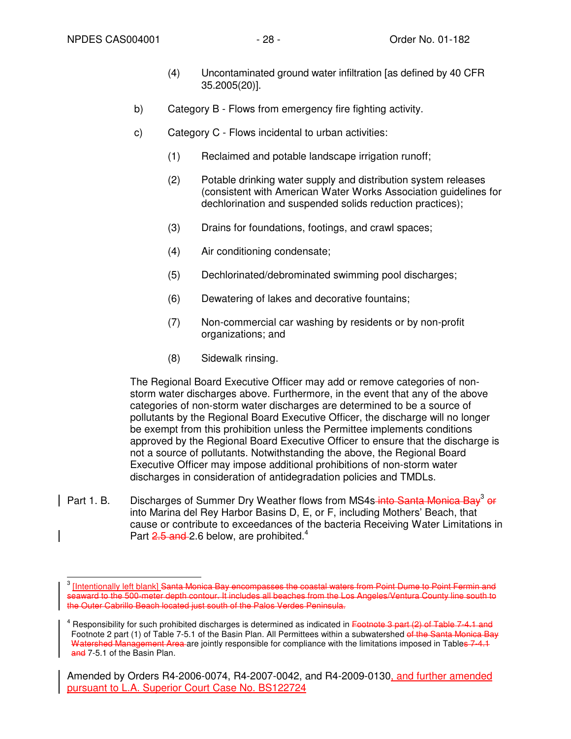(4) Uncontaminated ground water infiltration [as defined by 40 CFR 35.2005(20)].

b) Category B - Flows from emergency fire fighting activity.

c) Category C - Flows incidental to urban activities:

(1) Reclaimed and potable landscape irrigation runoff;

(2) Potable drinking water supply and distribution system releases (consistent with American Water Works Association guidelines for dechlorination and suspended solids reduction practices);

(3) Drains for foundations, footings, and crawl spaces;

(4) Air conditioning condensate;

(5) Dechlorinated/debrominated swimming pool discharges;

(6) Dewatering of lakes and decorative fountains;

(7) Non-commercial car washing by residents or by non-profit organizations; and

(8) Sidewalk rinsing.

The Regional Board Executive Officer may add or remove categories of non-storm water discharges above. Furthermore, in the event that any of the above categories of non-storm water discharges are determined to be a source of pollutants by the Regional Board Executive Officer, the discharge will no longer be exempt from this prohibition unless the Permittee implements conditions approved by the Regional Board Executive Officer to ensure that the discharge is not a source of pollutants. Notwithstanding the above, the Regional Board Executive Officer may impose additional prohibitions of non-storm water discharges in consideration of antidegradation policies and TMDLs.

Part 1. B. Discharges of Summer Dry Weather flows from MS4s ~~into Santa Monica Bay~~[3] ~~or~~ into Marina del Rey Harbor Basins D, E, or F, including Mothers' Beach, that cause or contribute to exceedances of the bacteria Receiving Water Limitations in Part ~~2.5 and~~ 2.6 below, are prohibited.[4]

---

[3] [Intentionally left blank] ~~Santa Monica Bay encompasses the coastal waters from Point Dume to Point Fermin and seaward to the 500-meter depth contour. It includes all beaches from the Los Angeles/Ventura County line south to the Outer Cabrillo Beach located just south of the Palos Verdes Peninsula.~~

[4] Responsibility for such prohibited discharges is determined as indicated in ~~Footnote 3 part (2) of Table 7-4.1 and~~ Footnote 2 part (1) of Table 7-5.1 of the Basin Plan. All Permittees within a subwatershed ~~of the Santa Monica Bay Watershed Management Area~~ are jointly responsible for compliance with the limitations imposed in Table~~s 7-4.1 and~~ 7-5.1 of the Basin Plan.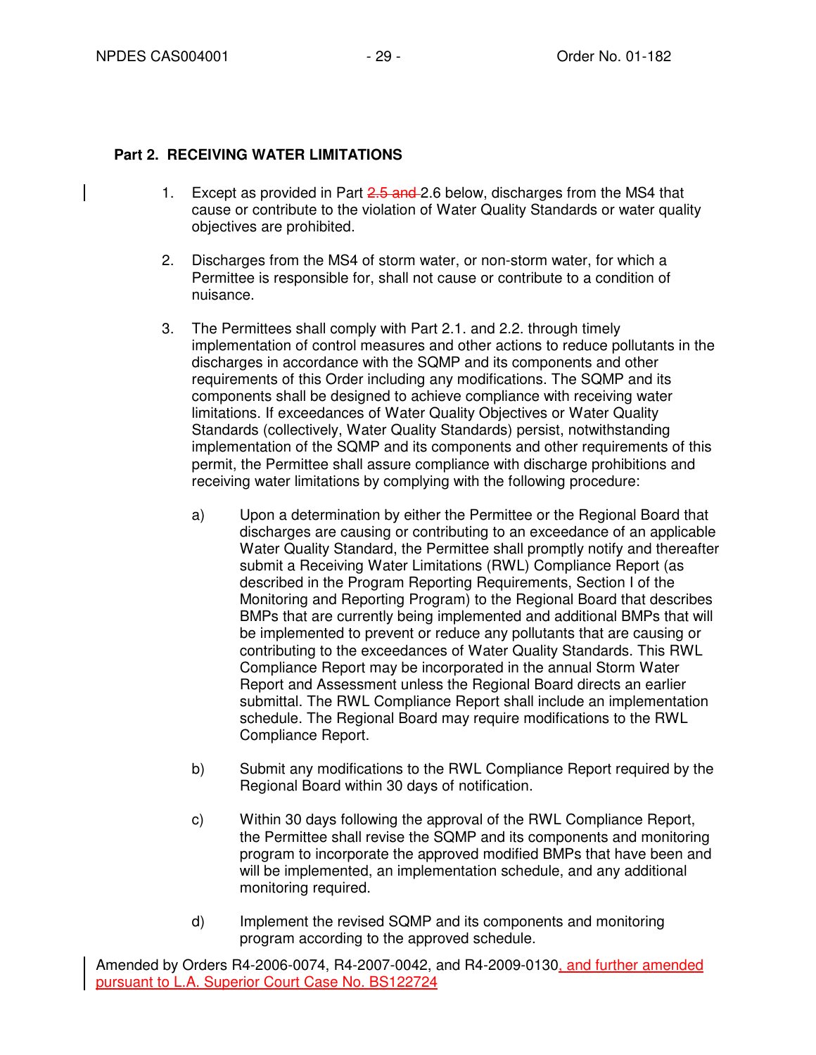## Part 2. RECEIVING WATER LIMITATIONS

1. Except as provided in Part ~~2.5 and~~ 2.6 below, discharges from the MS4 that cause or contribute to the violation of Water Quality Standards or water quality objectives are prohibited.

2. Discharges from the MS4 of storm water, or non-storm water, for which a Permittee is responsible for, shall not cause or contribute to a condition of nuisance.

3. The Permittees shall comply with Part 2.1. and 2.2. through timely implementation of control measures and other actions to reduce pollutants in the discharges in accordance with the SQMP and its components and other requirements of this Order including any modifications. The SQMP and its components shall be designed to achieve compliance with receiving water limitations. If exceedances of Water Quality Objectives or Water Quality Standards (collectively, Water Quality Standards) persist, notwithstanding implementation of the SQMP and its components and other requirements of this permit, the Permittee shall assure compliance with discharge prohibitions and receiving water limitations by complying with the following procedure:

   a) Upon a determination by either the Permittee or the Regional Board that discharges are causing or contributing to an exceedance of an applicable Water Quality Standard, the Permittee shall promptly notify and thereafter submit a Receiving Water Limitations (RWL) Compliance Report (as described in the Program Reporting Requirements, Section I of the Monitoring and Reporting Program) to the Regional Board that describes BMPs that are currently being implemented and additional BMPs that will be implemented to prevent or reduce any pollutants that are causing or contributing to the exceedances of Water Quality Standards. This RWL Compliance Report may be incorporated in the annual Storm Water Report and Assessment unless the Regional Board directs an earlier submittal. The RWL Compliance Report shall include an implementation schedule. The Regional Board may require modifications to the RWL Compliance Report.

   b) Submit any modifications to the RWL Compliance Report required by the Regional Board within 30 days of notification.

   c) Within 30 days following the approval of the RWL Compliance Report, the Permittee shall revise the SQMP and its components and monitoring program to incorporate the approved modified BMPs that have been and will be implemented, an implementation schedule, and any additional monitoring required.

   d) Implement the revised SQMP and its components and monitoring program according to the approved schedule.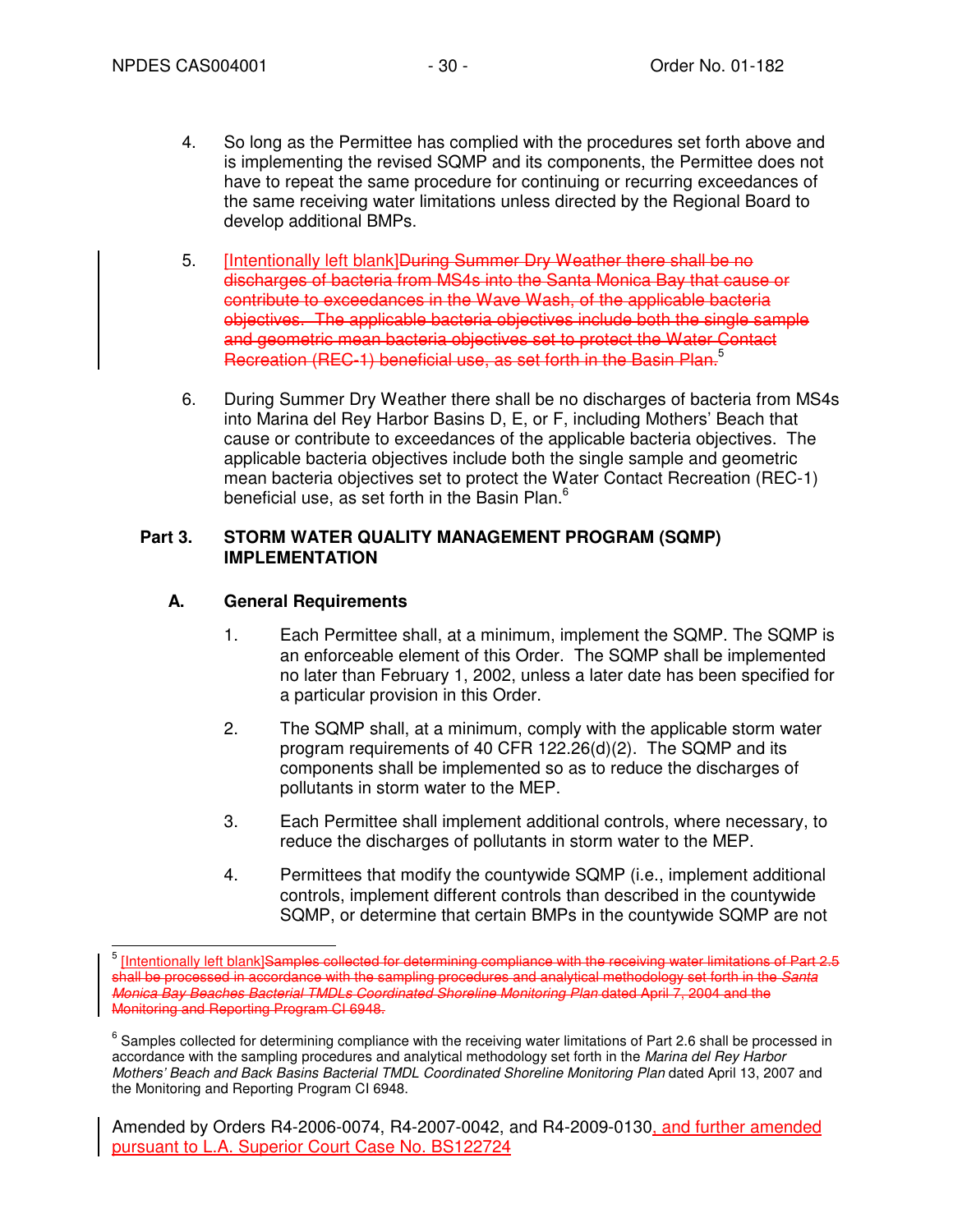4. So long as the Permittee has complied with the procedures set forth above and is implementing the revised SQMP and its components, the Permittee does not have to repeat the same procedure for continuing or recurring exceedances of the same receiving water limitations unless directed by the Regional Board to develop additional BMPs.

5. [Intentionally left blank]~~During Summer Dry Weather there shall be no discharges of bacteria from MS4s into the Santa Monica Bay that cause or contribute to exceedances in the Wave Wash, of the applicable bacteria objectives. The applicable bacteria objectives include both the single sample and geometric mean bacteria objectives set to protect the Water Contact Recreation (REC-1) beneficial use, as set forth in the Basin Plan.~~[5]

6. During Summer Dry Weather there shall be no discharges of bacteria from MS4s into Marina del Rey Harbor Basins D, E, or F, including Mothers' Beach that cause or contribute to exceedances of the applicable bacteria objectives. The applicable bacteria objectives include both the single sample and geometric mean bacteria objectives set to protect the Water Contact Recreation (REC-1) beneficial use, as set forth in the Basin Plan.[6]

## Part 3. STORM WATER QUALITY MANAGEMENT PROGRAM (SQMP) IMPLEMENTATION

### A. General Requirements

1. Each Permittee shall, at a minimum, implement the SQMP. The SQMP is an enforceable element of this Order. The SQMP shall be implemented no later than February 1, 2002, unless a later date has been specified for a particular provision in this Order.

2. The SQMP shall, at a minimum, comply with the applicable storm water program requirements of 40 CFR 122.26(d)(2). The SQMP and its components shall be implemented so as to reduce the discharges of pollutants in storm water to the MEP.

3. Each Permittee shall implement additional controls, where necessary, to reduce the discharges of pollutants in storm water to the MEP.

4. Permittees that modify the countywide SQMP (i.e., implement additional controls, implement different controls than described in the countywide SQMP, or determine that certain BMPs in the countywide SQMP are not

---

[5] [Intentionally left blank]~~Samples collected for determining compliance with the receiving water limitations of Part 2.5 shall be processed in accordance with the sampling procedures and analytical methodology set forth in the *Santa Monica Bay Beaches Bacterial TMDLs Coordinated Shoreline Monitoring Plan* dated April 7, 2004 and the Monitoring and Reporting Program CI 6948.~~

[6] Samples collected for determining compliance with the receiving water limitations of Part 2.6 shall be processed in accordance with the sampling procedures and analytical methodology set forth in the *Marina del Rey Harbor Mothers' Beach and Back Basins Bacterial TMDL Coordinated Shoreline Monitoring Plan* dated April 13, 2007 and the Monitoring and Reporting Program CI 6948.

Amended by Orders R4-2006-0074, R4-2007-0042, and R4-2009-0130, and further amended pursuant to L.A. Superior Court Case No. BS122724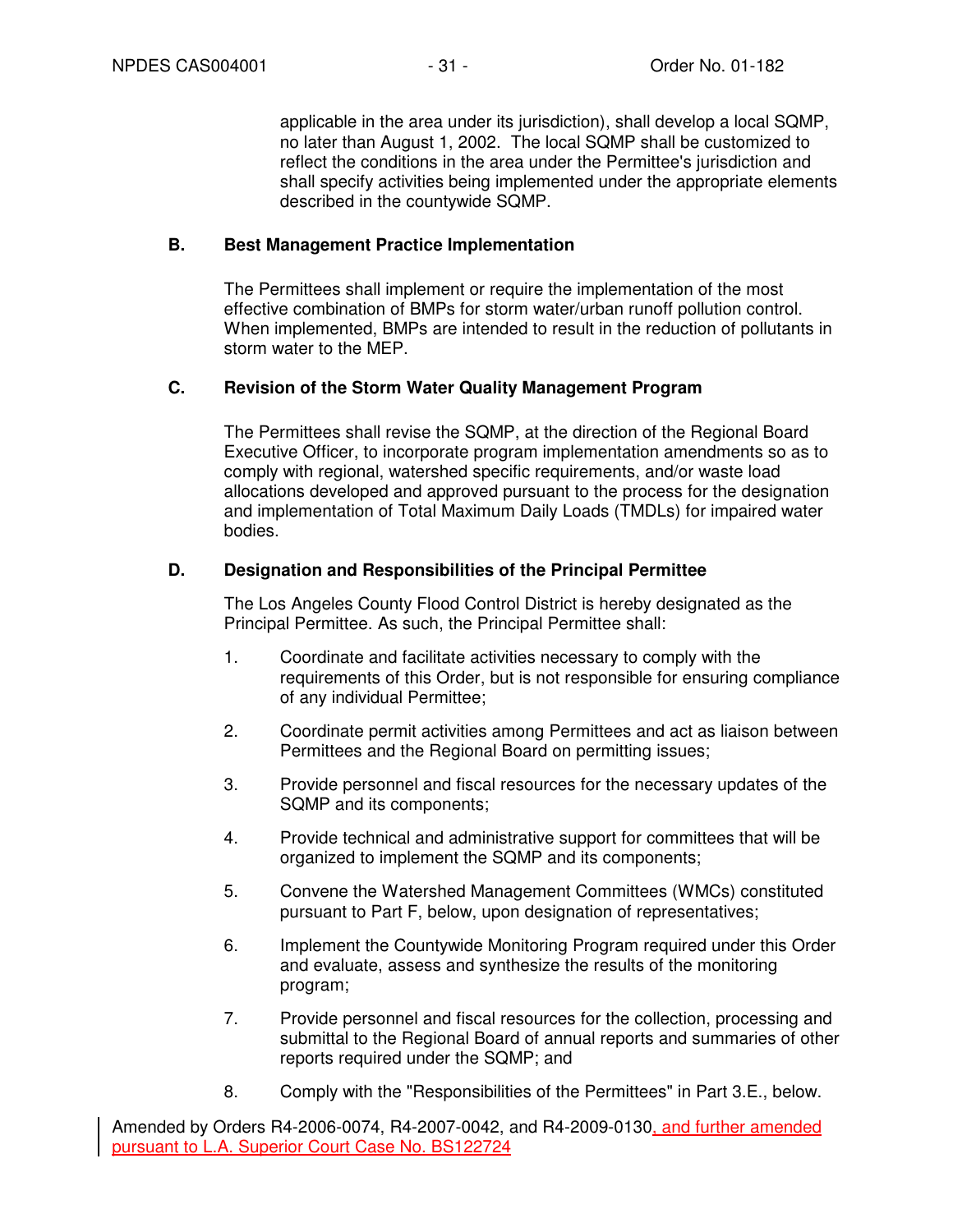applicable in the area under its jurisdiction), shall develop a local SQMP, no later than August 1, 2002. The local SQMP shall be customized to reflect the conditions in the area under the Permittee's jurisdiction and shall specify activities being implemented under the appropriate elements described in the countywide SQMP.

**B. Best Management Practice Implementation**

The Permittees shall implement or require the implementation of the most effective combination of BMPs for storm water/urban runoff pollution control. When implemented, BMPs are intended to result in the reduction of pollutants in storm water to the MEP.

**C. Revision of the Storm Water Quality Management Program**

The Permittees shall revise the SQMP, at the direction of the Regional Board Executive Officer, to incorporate program implementation amendments so as to comply with regional, watershed specific requirements, and/or waste load allocations developed and approved pursuant to the process for the designation and implementation of Total Maximum Daily Loads (TMDLs) for impaired water bodies.

**D. Designation and Responsibilities of the Principal Permittee**

The Los Angeles County Flood Control District is hereby designated as the Principal Permittee. As such, the Principal Permittee shall:

1. Coordinate and facilitate activities necessary to comply with the requirements of this Order, but is not responsible for ensuring compliance of any individual Permittee;
2. Coordinate permit activities among Permittees and act as liaison between Permittees and the Regional Board on permitting issues;
3. Provide personnel and fiscal resources for the necessary updates of the SQMP and its components;
4. Provide technical and administrative support for committees that will be organized to implement the SQMP and its components;
5. Convene the Watershed Management Committees (WMCs) constituted pursuant to Part F, below, upon designation of representatives;
6. Implement the Countywide Monitoring Program required under this Order and evaluate, assess and synthesize the results of the monitoring program;
7. Provide personnel and fiscal resources for the collection, processing and submittal to the Regional Board of annual reports and summaries of other reports required under the SQMP; and
8. Comply with the "Responsibilities of the Permittees" in Part 3.E., below.

Amended by Orders R4-2006-0074, R4-2007-0042, and R4-2009-0130, and further amended pursuant to L.A. Superior Court Case No. BS122724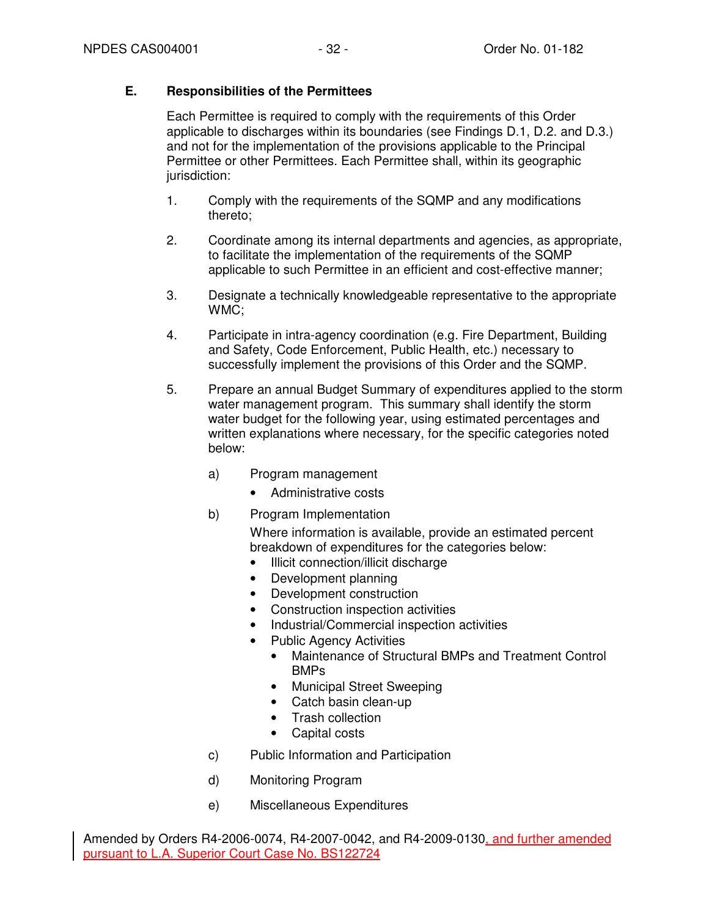### E. Responsibilities of the Permittees

Each Permittee is required to comply with the requirements of this Order applicable to discharges within its boundaries (see Findings D.1, D.2. and D.3.) and not for the implementation of the provisions applicable to the Principal Permittee or other Permittees. Each Permittee shall, within its geographic jurisdiction:

1. Comply with the requirements of the SQMP and any modifications thereto;

2. Coordinate among its internal departments and agencies, as appropriate, to facilitate the implementation of the requirements of the SQMP applicable to such Permittee in an efficient and cost-effective manner;

3. Designate a technically knowledgeable representative to the appropriate WMC;

4. Participate in intra-agency coordination (e.g. Fire Department, Building and Safety, Code Enforcement, Public Health, etc.) necessary to successfully implement the provisions of this Order and the SQMP.

5. Prepare an annual Budget Summary of expenditures applied to the storm water management program. This summary shall identify the storm water budget for the following year, using estimated percentages and written explanations where necessary, for the specific categories noted below:

   a) Program management
      - Administrative costs

   b) Program Implementation
      Where information is available, provide an estimated percent breakdown of expenditures for the categories below:
      - Illicit connection/illicit discharge
      - Development planning
      - Development construction
      - Construction inspection activities
      - Industrial/Commercial inspection activities
      - Public Agency Activities
        - Maintenance of Structural BMPs and Treatment Control BMPs
        - Municipal Street Sweeping
        - Catch basin clean-up
        - Trash collection
        - Capital costs

   c) Public Information and Participation

   d) Monitoring Program

   e) Miscellaneous Expenditures

Amended by Orders R4-2006-0074, R4-2007-0042, and R4-2009-0130, and further amended pursuant to L.A. Superior Court Case No. BS122724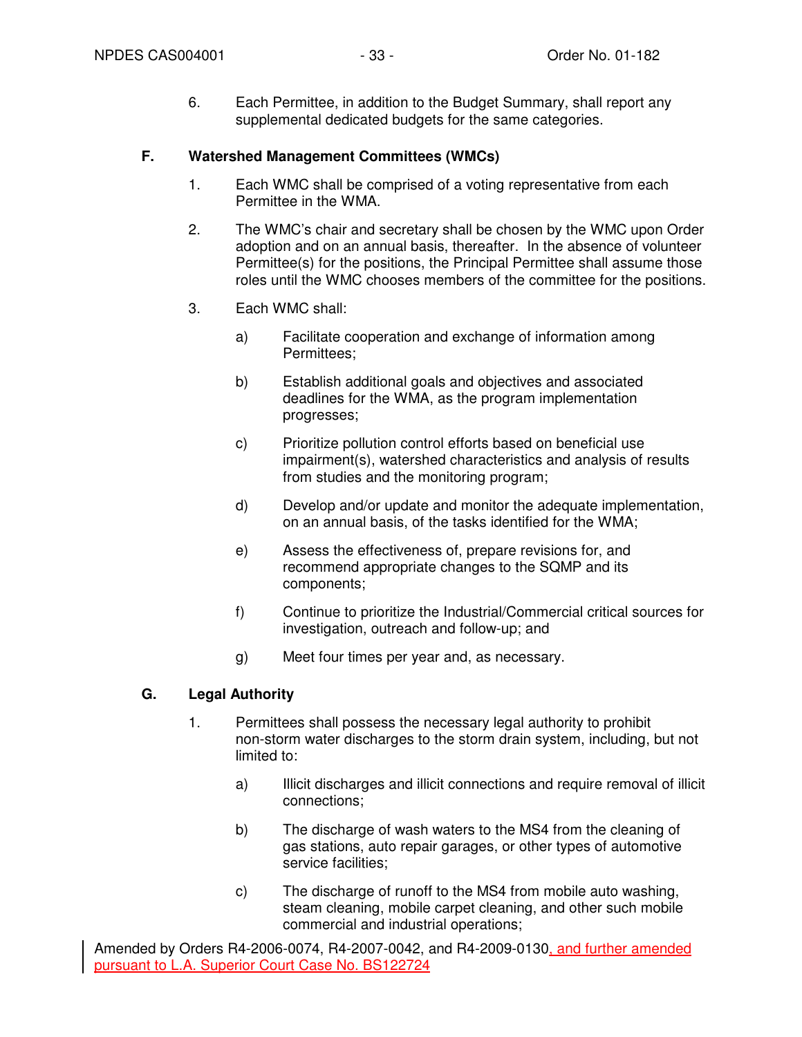6. Each Permittee, in addition to the Budget Summary, shall report any supplemental dedicated budgets for the same categories.

### F. Watershed Management Committees (WMCs)

1. Each WMC shall be comprised of a voting representative from each Permittee in the WMA.

2. The WMC's chair and secretary shall be chosen by the WMC upon Order adoption and on an annual basis, thereafter. In the absence of volunteer Permittee(s) for the positions, the Principal Permittee shall assume those roles until the WMC chooses members of the committee for the positions.

3. Each WMC shall:

   a) Facilitate cooperation and exchange of information among Permittees;

   b) Establish additional goals and objectives and associated deadlines for the WMA, as the program implementation progresses;

   c) Prioritize pollution control efforts based on beneficial use impairment(s), watershed characteristics and analysis of results from studies and the monitoring program;

   d) Develop and/or update and monitor the adequate implementation, on an annual basis, of the tasks identified for the WMA;

   e) Assess the effectiveness of, prepare revisions for, and recommend appropriate changes to the SQMP and its components;

   f) Continue to prioritize the Industrial/Commercial critical sources for investigation, outreach and follow-up; and

   g) Meet four times per year and, as necessary.

### G. Legal Authority

1. Permittees shall possess the necessary legal authority to prohibit non-storm water discharges to the storm drain system, including, but not limited to:

   a) Illicit discharges and illicit connections and require removal of illicit connections;

   b) The discharge of wash waters to the MS4 from the cleaning of gas stations, auto repair garages, or other types of automotive service facilities;

   c) The discharge of runoff to the MS4 from mobile auto washing, steam cleaning, mobile carpet cleaning, and other such mobile commercial and industrial operations;

Amended by Orders R4-2006-0074, R4-2007-0042, and R4-2009-0130, and further amended pursuant to L.A. Superior Court Case No. BS122724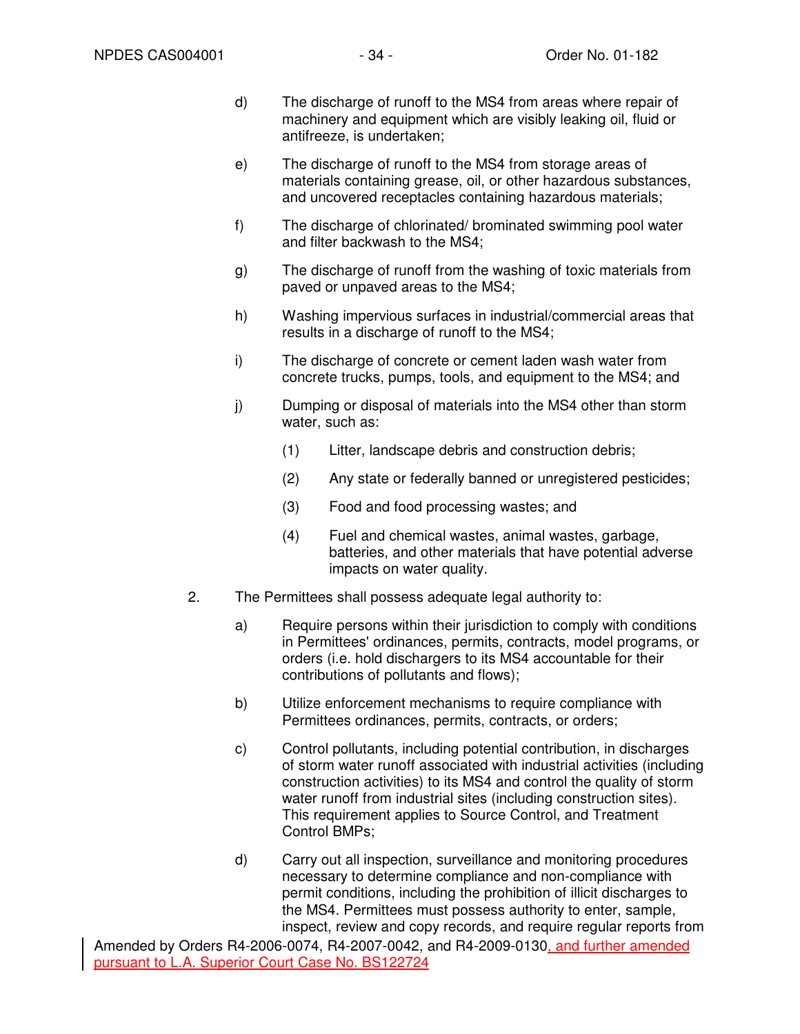d) The discharge of runoff to the MS4 from areas where repair of machinery and equipment which are visibly leaking oil, fluid or antifreeze, is undertaken;

e) The discharge of runoff to the MS4 from storage areas of materials containing grease, oil, or other hazardous substances, and uncovered receptacles containing hazardous materials;

f) The discharge of chlorinated/ brominated swimming pool water and filter backwash to the MS4;

g) The discharge of runoff from the washing of toxic materials from paved or unpaved areas to the MS4;

h) Washing impervious surfaces in industrial/commercial areas that results in a discharge of runoff to the MS4;

i) The discharge of concrete or cement laden wash water from concrete trucks, pumps, tools, and equipment to the MS4; and

j) Dumping or disposal of materials into the MS4 other than storm water, such as:

   (1) Litter, landscape debris and construction debris;

   (2) Any state or federally banned or unregistered pesticides;

   (3) Food and food processing wastes; and

   (4) Fuel and chemical wastes, animal wastes, garbage, batteries, and other materials that have potential adverse impacts on water quality.

2. The Permittees shall possess adequate legal authority to:

   a) Require persons within their jurisdiction to comply with conditions in Permittees' ordinances, permits, contracts, model programs, or orders (i.e. hold dischargers to its MS4 accountable for their contributions of pollutants and flows);

   b) Utilize enforcement mechanisms to require compliance with Permittees ordinances, permits, contracts, or orders;

   c) Control pollutants, including potential contribution, in discharges of storm water runoff associated with industrial activities (including construction activities) to its MS4 and control the quality of storm water runoff from industrial sites (including construction sites). This requirement applies to Source Control, and Treatment Control BMPs;

   d) Carry out all inspection, surveillance and monitoring procedures necessary to determine compliance and non-compliance with permit conditions, including the prohibition of illicit discharges to the MS4. Permittees must possess authority to enter, sample, inspect, review and copy records, and require regular reports from

Amended by Orders R4-2006-0074, R4-2007-0042, and R4-2009-0130, and further amended pursuant to L.A. Superior Court Case No. BS122724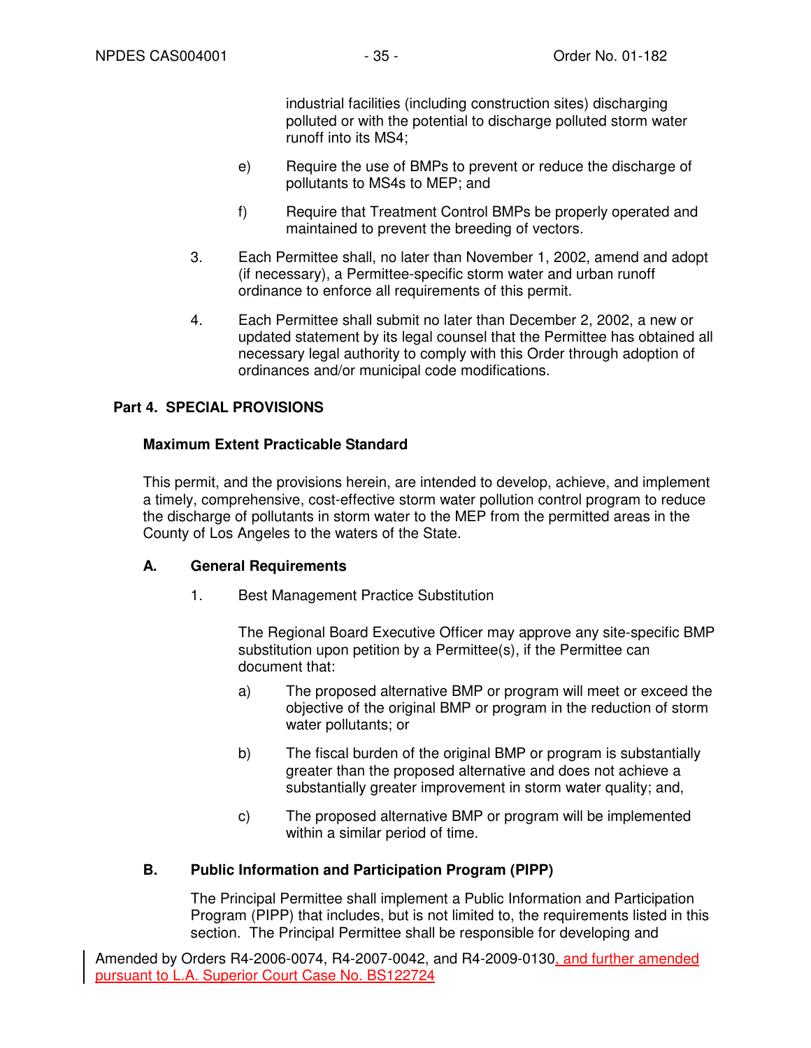industrial facilities (including construction sites) discharging polluted or with the potential to discharge polluted storm water runoff into its MS4;

e) Require the use of BMPs to prevent or reduce the discharge of pollutants to MS4s to MEP; and

f) Require that Treatment Control BMPs be properly operated and maintained to prevent the breeding of vectors.

3. Each Permittee shall, no later than November 1, 2002, amend and adopt (if necessary), a Permittee-specific storm water and urban runoff ordinance to enforce all requirements of this permit.

4. Each Permittee shall submit no later than December 2, 2002, a new or updated statement by its legal counsel that the Permittee has obtained all necessary legal authority to comply with this Order through adoption of ordinances and/or municipal code modifications.

## Part 4. SPECIAL PROVISIONS

### Maximum Extent Practicable Standard

This permit, and the provisions herein, are intended to develop, achieve, and implement a timely, comprehensive, cost-effective storm water pollution control program to reduce the discharge of pollutants in storm water to the MEP from the permitted areas in the County of Los Angeles to the waters of the State.

### A. General Requirements

1. Best Management Practice Substitution

   The Regional Board Executive Officer may approve any site-specific BMP substitution upon petition by a Permittee(s), if the Permittee can document that:

   a) The proposed alternative BMP or program will meet or exceed the objective of the original BMP or program in the reduction of storm water pollutants; or

   b) The fiscal burden of the original BMP or program is substantially greater than the proposed alternative and does not achieve a substantially greater improvement in storm water quality; and,

   c) The proposed alternative BMP or program will be implemented within a similar period of time.

### B. Public Information and Participation Program (PIPP)

The Principal Permittee shall implement a Public Information and Participation Program (PIPP) that includes, but is not limited to, the requirements listed in this section. The Principal Permittee shall be responsible for developing and

Amended by Orders R4-2006-0074, R4-2007-0042, and R4-2009-0130, and further amended pursuant to L.A. Superior Court Case No. BS122724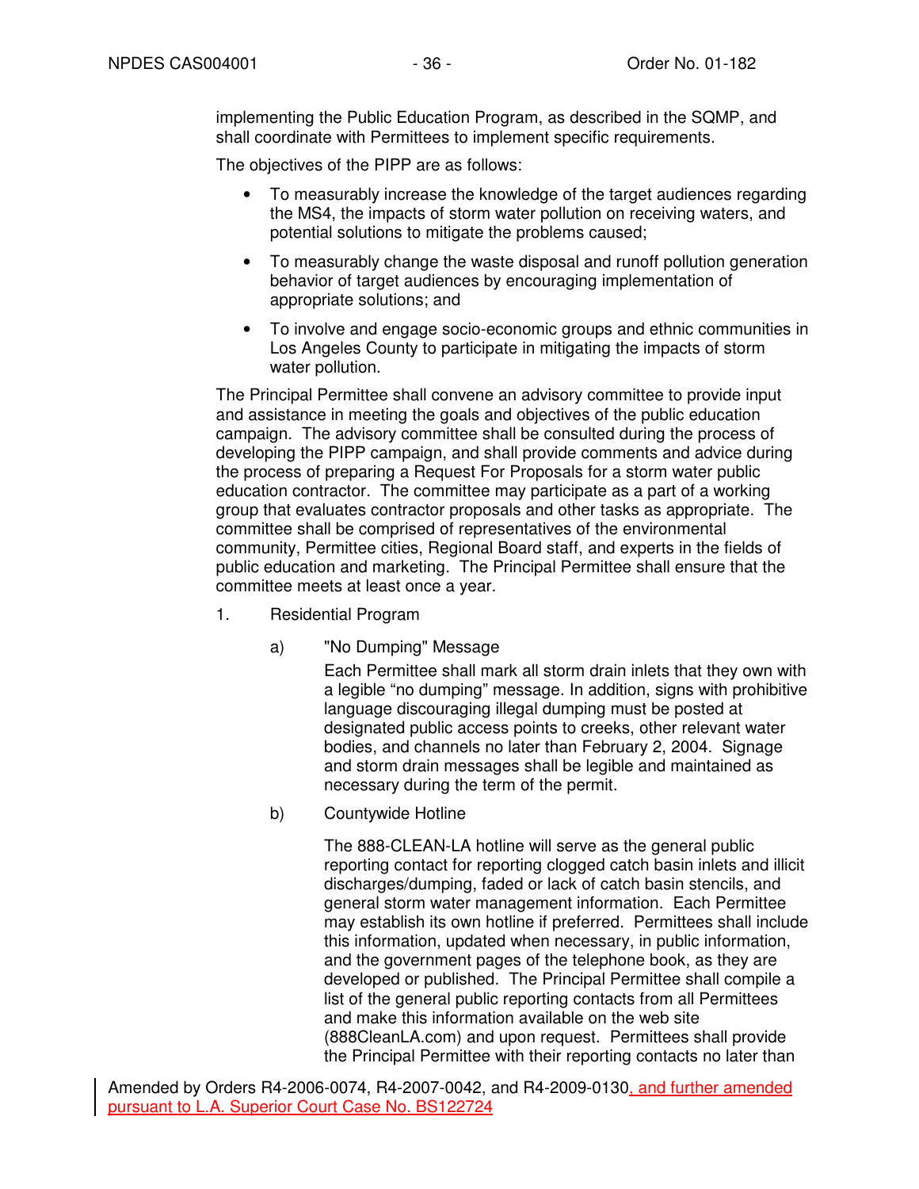implementing the Public Education Program, as described in the SQMP, and shall coordinate with Permittees to implement specific requirements.

The objectives of the PIPP are as follows:

- To measurably increase the knowledge of the target audiences regarding the MS4, the impacts of storm water pollution on receiving waters, and potential solutions to mitigate the problems caused;
- To measurably change the waste disposal and runoff pollution generation behavior of target audiences by encouraging implementation of appropriate solutions; and
- To involve and engage socio-economic groups and ethnic communities in Los Angeles County to participate in mitigating the impacts of storm water pollution.

The Principal Permittee shall convene an advisory committee to provide input and assistance in meeting the goals and objectives of the public education campaign. The advisory committee shall be consulted during the process of developing the PIPP campaign, and shall provide comments and advice during the process of preparing a Request For Proposals for a storm water public education contractor. The committee may participate as a part of a working group that evaluates contractor proposals and other tasks as appropriate. The committee shall be comprised of representatives of the environmental community, Permittee cities, Regional Board staff, and experts in the fields of public education and marketing. The Principal Permittee shall ensure that the committee meets at least once a year.

1. Residential Program

   a) "No Dumping" Message

      Each Permittee shall mark all storm drain inlets that they own with a legible "no dumping" message. In addition, signs with prohibitive language discouraging illegal dumping must be posted at designated public access points to creeks, other relevant water bodies, and channels no later than February 2, 2004. Signage and storm drain messages shall be legible and maintained as necessary during the term of the permit.

   b) Countywide Hotline

      The 888-CLEAN-LA hotline will serve as the general public reporting contact for reporting clogged catch basin inlets and illicit discharges/dumping, faded or lack of catch basin stencils, and general storm water management information. Each Permittee may establish its own hotline if preferred. Permittees shall include this information, updated when necessary, in public information, and the government pages of the telephone book, as they are developed or published. The Principal Permittee shall compile a list of the general public reporting contacts from all Permittees and make this information available on the web site (888CleanLA.com) and upon request. Permittees shall provide the Principal Permittee with their reporting contacts no later than

Amended by Orders R4-2006-0074, R4-2007-0042, and R4-2009-0130, and further amended pursuant to L.A. Superior Court Case No. BS122724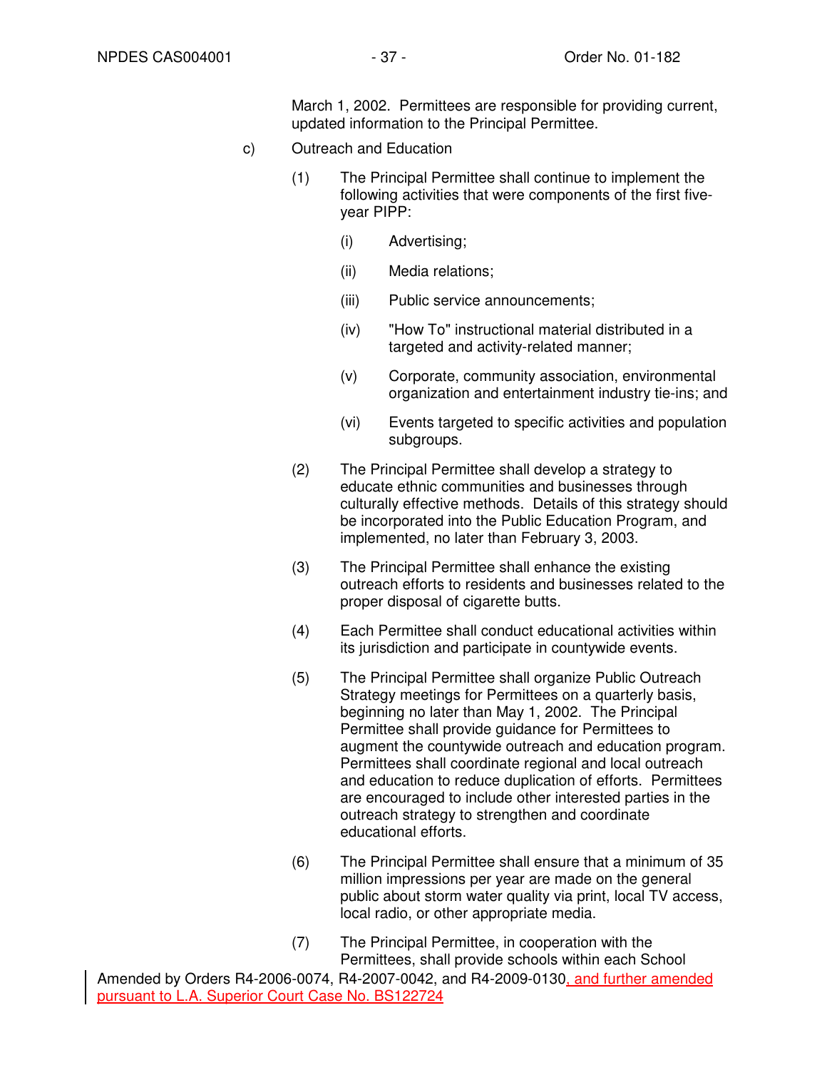March 1, 2002. Permittees are responsible for providing current, updated information to the Principal Permittee.

c) Outreach and Education

(1) The Principal Permittee shall continue to implement the following activities that were components of the first five-year PIPP:

(i) Advertising;

(ii) Media relations;

(iii) Public service announcements;

(iv) "How To" instructional material distributed in a targeted and activity-related manner;

(v) Corporate, community association, environmental organization and entertainment industry tie-ins; and

(vi) Events targeted to specific activities and population subgroups.

(2) The Principal Permittee shall develop a strategy to educate ethnic communities and businesses through culturally effective methods. Details of this strategy should be incorporated into the Public Education Program, and implemented, no later than February 3, 2003.

(3) The Principal Permittee shall enhance the existing outreach efforts to residents and businesses related to the proper disposal of cigarette butts.

(4) Each Permittee shall conduct educational activities within its jurisdiction and participate in countywide events.

(5) The Principal Permittee shall organize Public Outreach Strategy meetings for Permittees on a quarterly basis, beginning no later than May 1, 2002. The Principal Permittee shall provide guidance for Permittees to augment the countywide outreach and education program. Permittees shall coordinate regional and local outreach and education to reduce duplication of efforts. Permittees are encouraged to include other interested parties in the outreach strategy to strengthen and coordinate educational efforts.

(6) The Principal Permittee shall ensure that a minimum of 35 million impressions per year are made on the general public about storm water quality via print, local TV access, local radio, or other appropriate media.

(7) The Principal Permittee, in cooperation with the Permittees, shall provide schools within each School

Amended by Orders R4-2006-0074, R4-2007-0042, and R4-2009-0130, and further amended pursuant to L.A. Superior Court Case No. BS122724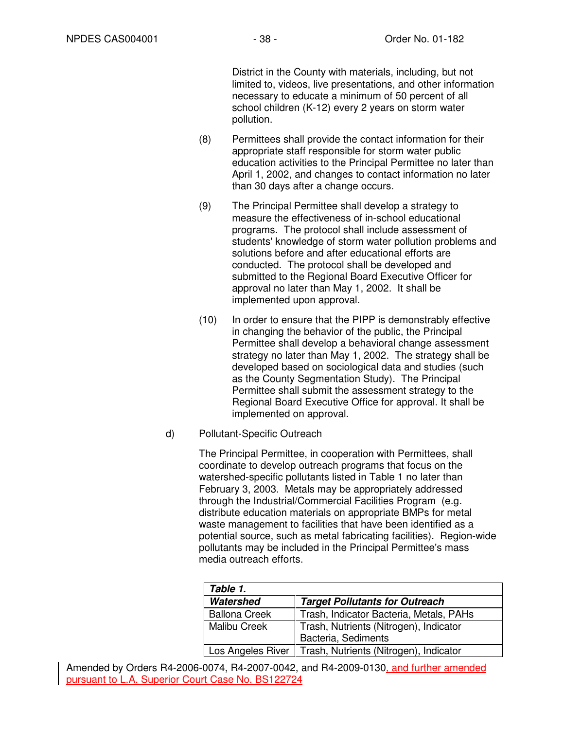District in the County with materials, including, but not limited to, videos, live presentations, and other information necessary to educate a minimum of 50 percent of all school children (K-12) every 2 years on storm water pollution.

(8) Permittees shall provide the contact information for their appropriate staff responsible for storm water public education activities to the Principal Permittee no later than April 1, 2002, and changes to contact information no later than 30 days after a change occurs.

(9) The Principal Permittee shall develop a strategy to measure the effectiveness of in-school educational programs. The protocol shall include assessment of students' knowledge of storm water pollution problems and solutions before and after educational efforts are conducted. The protocol shall be developed and submitted to the Regional Board Executive Officer for approval no later than May 1, 2002. It shall be implemented upon approval.

(10) In order to ensure that the PIPP is demonstrably effective in changing the behavior of the public, the Principal Permittee shall develop a behavioral change assessment strategy no later than May 1, 2002. The strategy shall be developed based on sociological data and studies (such as the County Segmentation Study). The Principal Permittee shall submit the assessment strategy to the Regional Board Executive Office for approval. It shall be implemented on approval.

d) Pollutant-Specific Outreach

The Principal Permittee, in cooperation with Permittees, shall coordinate to develop outreach programs that focus on the watershed-specific pollutants listed in Table 1 no later than February 3, 2003. Metals may be appropriately addressed through the Industrial/Commercial Facilities Program (e.g. distribute education materials on appropriate BMPs for metal waste management to facilities that have been identified as a potential source, such as metal fabricating facilities). Region-wide pollutants may be included in the Principal Permittee's mass media outreach efforts.

***Table 1.***

| ***Watershed*** | ***Target Pollutants for Outreach*** |
|---|---|
| Ballona Creek | Trash, Indicator Bacteria, Metals, PAHs |
| Malibu Creek | Trash, Nutrients (Nitrogen), Indicator Bacteria, Sediments |
| Los Angeles River | Trash, Nutrients (Nitrogen), Indicator |

Amended by Orders R4-2006-0074, R4-2007-0042, and R4-2009-0130, and further amended pursuant to L.A. Superior Court Case No. BS122724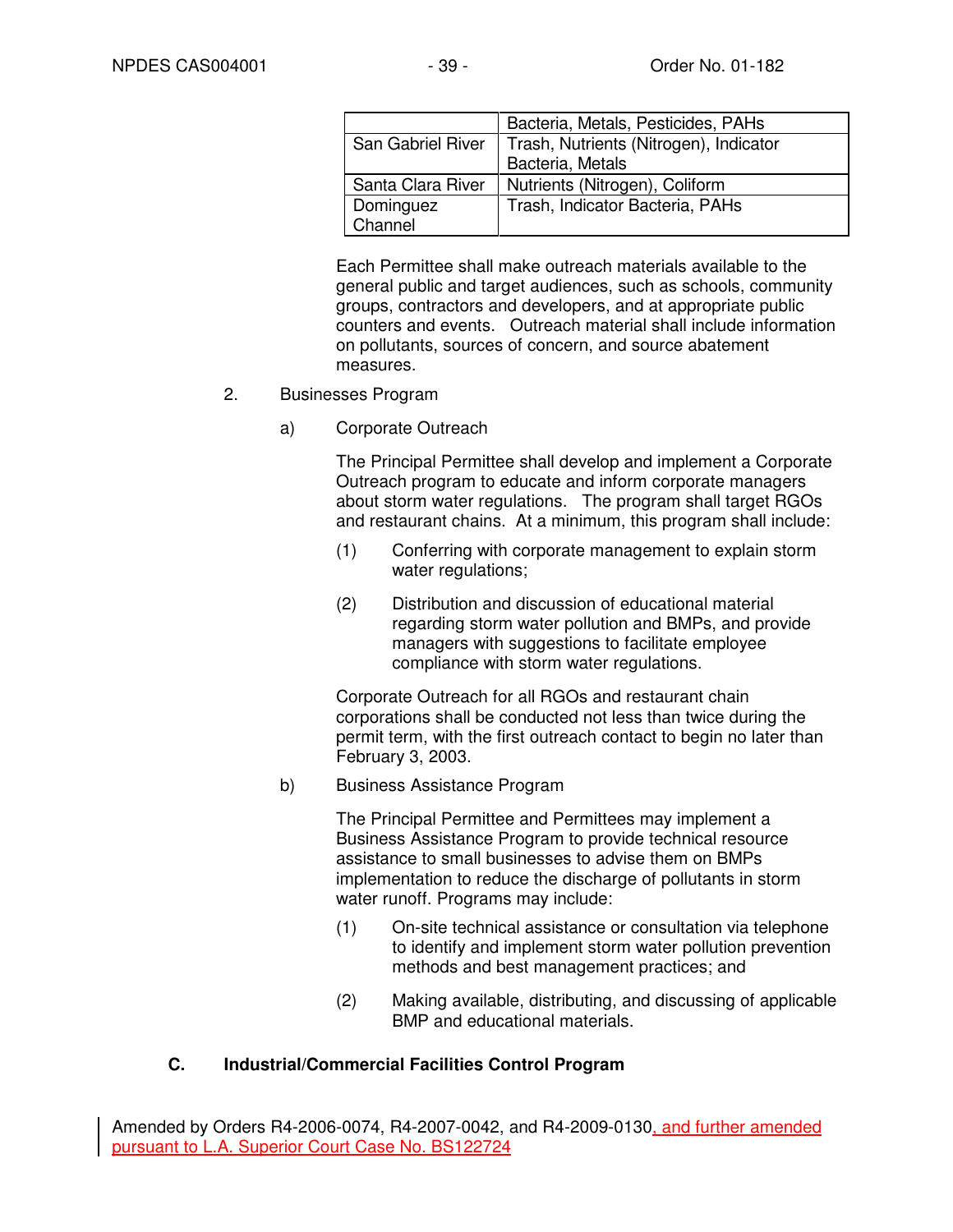| | |
|---|---|
| | Bacteria, Metals, Pesticides, PAHs |
| San Gabriel River | Trash, Nutrients (Nitrogen), Indicator Bacteria, Metals |
| Santa Clara River | Nutrients (Nitrogen), Coliform |
| Dominguez Channel | Trash, Indicator Bacteria, PAHs |

Each Permittee shall make outreach materials available to the general public and target audiences, such as schools, community groups, contractors and developers, and at appropriate public counters and events. Outreach material shall include information on pollutants, sources of concern, and source abatement measures.

2. Businesses Program

   a) Corporate Outreach

      The Principal Permittee shall develop and implement a Corporate Outreach program to educate and inform corporate managers about storm water regulations. The program shall target RGOs and restaurant chains. At a minimum, this program shall include:

      (1) Conferring with corporate management to explain storm water regulations;

      (2) Distribution and discussion of educational material regarding storm water pollution and BMPs, and provide managers with suggestions to facilitate employee compliance with storm water regulations.

      Corporate Outreach for all RGOs and restaurant chain corporations shall be conducted not less than twice during the permit term, with the first outreach contact to begin no later than February 3, 2003.

   b) Business Assistance Program

      The Principal Permittee and Permittees may implement a Business Assistance Program to provide technical resource assistance to small businesses to advise them on BMPs implementation to reduce the discharge of pollutants in storm water runoff. Programs may include:

      (1) On-site technical assistance or consultation via telephone to identify and implement storm water pollution prevention methods and best management practices; and

      (2) Making available, distributing, and discussing of applicable BMP and educational materials.

**C. Industrial/Commercial Facilities Control Program**

Amended by Orders R4-2006-0074, R4-2007-0042, and R4-2009-0130, and further amended pursuant to L.A. Superior Court Case No. BS122724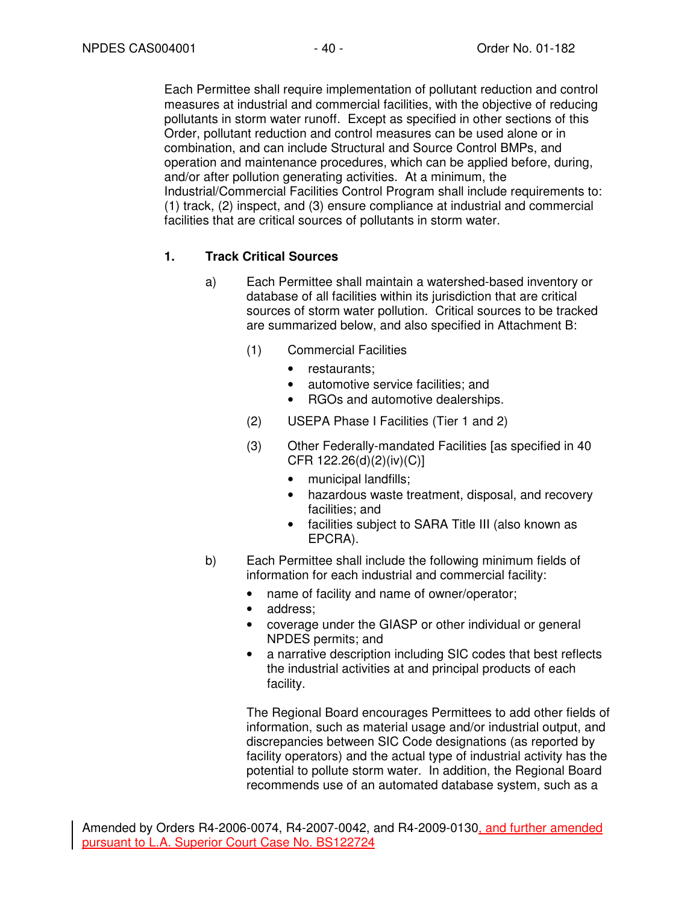Each Permittee shall require implementation of pollutant reduction and control measures at industrial and commercial facilities, with the objective of reducing pollutants in storm water runoff. Except as specified in other sections of this Order, pollutant reduction and control measures can be used alone or in combination, and can include Structural and Source Control BMPs, and operation and maintenance procedures, which can be applied before, during, and/or after pollution generating activities. At a minimum, the Industrial/Commercial Facilities Control Program shall include requirements to: (1) track, (2) inspect, and (3) ensure compliance at industrial and commercial facilities that are critical sources of pollutants in storm water.

**1. Track Critical Sources**

a) Each Permittee shall maintain a watershed-based inventory or database of all facilities within its jurisdiction that are critical sources of storm water pollution. Critical sources to be tracked are summarized below, and also specified in Attachment B:

(1) Commercial Facilities

- restaurants;
- automotive service facilities; and
- RGOs and automotive dealerships.

(2) USEPA Phase I Facilities (Tier 1 and 2)

(3) Other Federally-mandated Facilities [as specified in 40 CFR 122.26(d)(2)(iv)(C)]

- municipal landfills;
- hazardous waste treatment, disposal, and recovery facilities; and
- facilities subject to SARA Title III (also known as EPCRA).

b) Each Permittee shall include the following minimum fields of information for each industrial and commercial facility:

- name of facility and name of owner/operator;
- address;
- coverage under the GIASP or other individual or general NPDES permits; and
- a narrative description including SIC codes that best reflects the industrial activities at and principal products of each facility.

The Regional Board encourages Permittees to add other fields of information, such as material usage and/or industrial output, and discrepancies between SIC Code designations (as reported by facility operators) and the actual type of industrial activity has the potential to pollute storm water. In addition, the Regional Board recommends use of an automated database system, such as a

Amended by Orders R4-2006-0074, R4-2007-0042, and R4-2009-0130, and further amended pursuant to L.A. Superior Court Case No. BS122724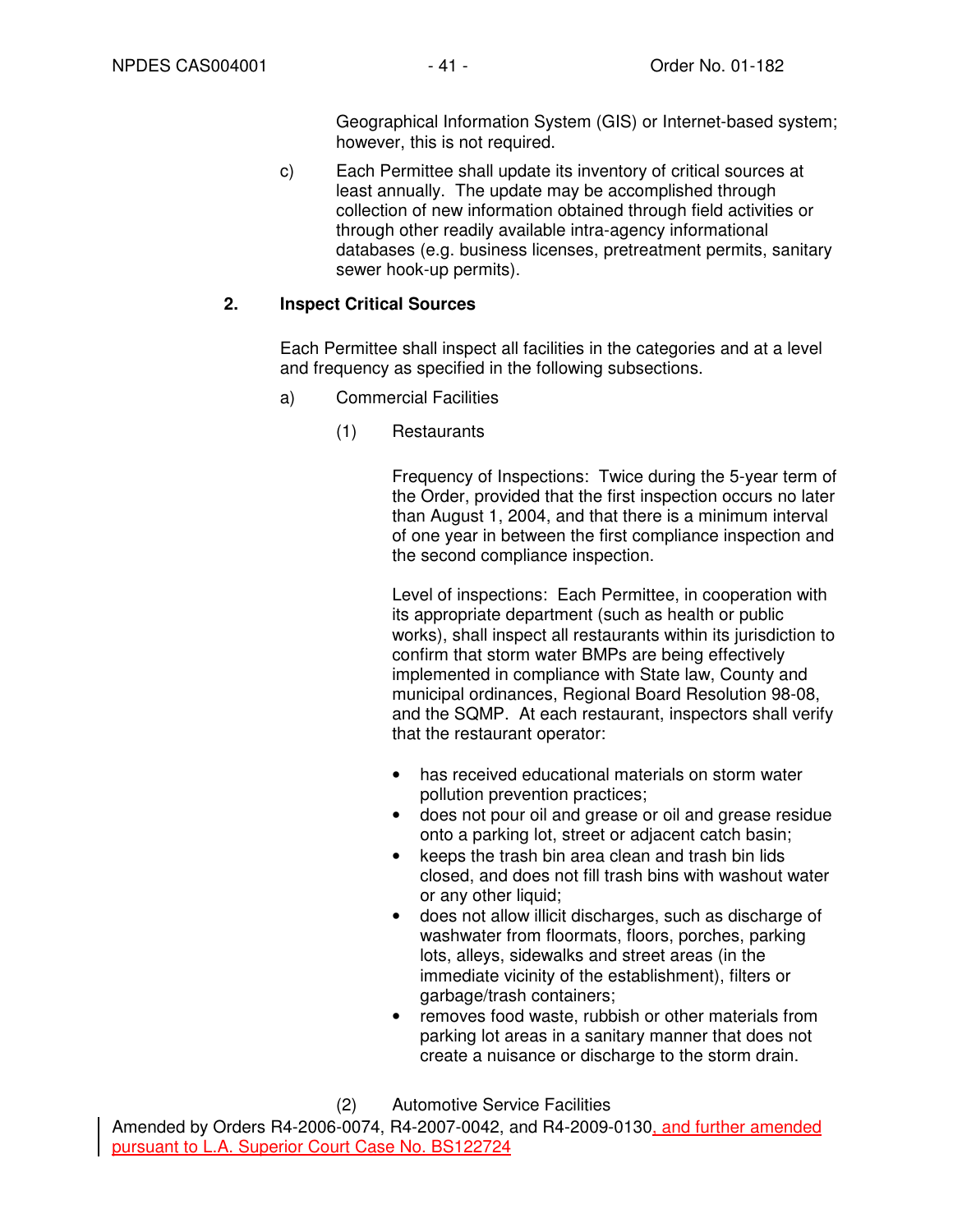Geographical Information System (GIS) or Internet-based system; however, this is not required.

c) Each Permittee shall update its inventory of critical sources at least annually. The update may be accomplished through collection of new information obtained through field activities or through other readily available intra-agency informational databases (e.g. business licenses, pretreatment permits, sanitary sewer hook-up permits).

**2. Inspect Critical Sources**

Each Permittee shall inspect all facilities in the categories and at a level and frequency as specified in the following subsections.

a) Commercial Facilities

(1) Restaurants

Frequency of Inspections: Twice during the 5-year term of the Order, provided that the first inspection occurs no later than August 1, 2004, and that there is a minimum interval of one year in between the first compliance inspection and the second compliance inspection.

Level of inspections: Each Permittee, in cooperation with its appropriate department (such as health or public works), shall inspect all restaurants within its jurisdiction to confirm that storm water BMPs are being effectively implemented in compliance with State law, County and municipal ordinances, Regional Board Resolution 98-08, and the SQMP. At each restaurant, inspectors shall verify that the restaurant operator:

- has received educational materials on storm water pollution prevention practices;
- does not pour oil and grease or oil and grease residue onto a parking lot, street or adjacent catch basin;
- keeps the trash bin area clean and trash bin lids closed, and does not fill trash bins with washout water or any other liquid;
- does not allow illicit discharges, such as discharge of washwater from floormats, floors, porches, parking lots, alleys, sidewalks and street areas (in the immediate vicinity of the establishment), filters or garbage/trash containers;
- removes food waste, rubbish or other materials from parking lot areas in a sanitary manner that does not create a nuisance or discharge to the storm drain.

(2) Automotive Service Facilities

Amended by Orders R4-2006-0074, R4-2007-0042, and R4-2009-0130, and further amended pursuant to L.A. Superior Court Case No. BS122724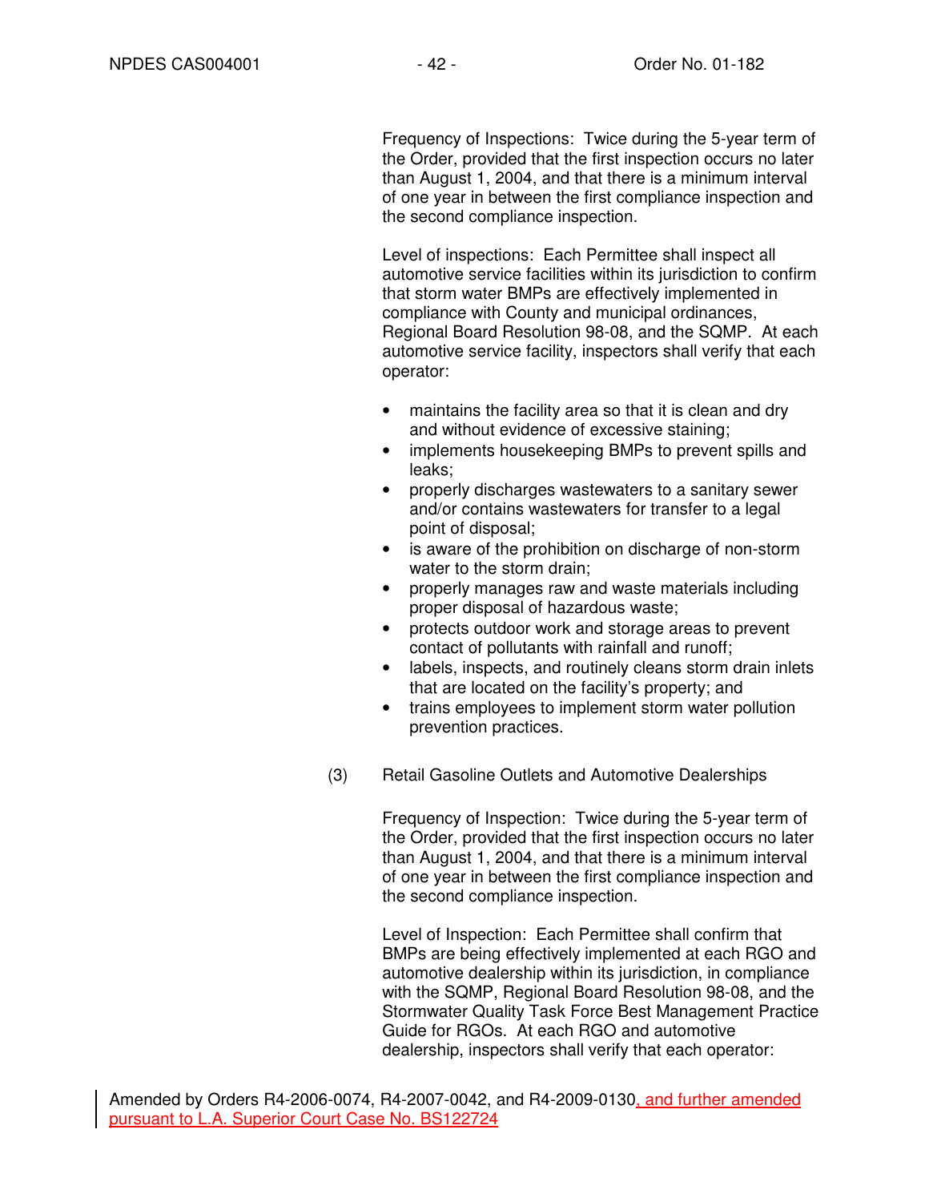Frequency of Inspections: Twice during the 5-year term of the Order, provided that the first inspection occurs no later than August 1, 2004, and that there is a minimum interval of one year in between the first compliance inspection and the second compliance inspection.

Level of inspections: Each Permittee shall inspect all automotive service facilities within its jurisdiction to confirm that storm water BMPs are effectively implemented in compliance with County and municipal ordinances, Regional Board Resolution 98-08, and the SQMP. At each automotive service facility, inspectors shall verify that each operator:

- maintains the facility area so that it is clean and dry and without evidence of excessive staining;
- implements housekeeping BMPs to prevent spills and leaks;
- properly discharges wastewaters to a sanitary sewer and/or contains wastewaters for transfer to a legal point of disposal;
- is aware of the prohibition on discharge of non-storm water to the storm drain;
- properly manages raw and waste materials including proper disposal of hazardous waste;
- protects outdoor work and storage areas to prevent contact of pollutants with rainfall and runoff;
- labels, inspects, and routinely cleans storm drain inlets that are located on the facility's property; and
- trains employees to implement storm water pollution prevention practices.

(3) Retail Gasoline Outlets and Automotive Dealerships

Frequency of Inspection: Twice during the 5-year term of the Order, provided that the first inspection occurs no later than August 1, 2004, and that there is a minimum interval of one year in between the first compliance inspection and the second compliance inspection.

Level of Inspection: Each Permittee shall confirm that BMPs are being effectively implemented at each RGO and automotive dealership within its jurisdiction, in compliance with the SQMP, Regional Board Resolution 98-08, and the Stormwater Quality Task Force Best Management Practice Guide for RGOs. At each RGO and automotive dealership, inspectors shall verify that each operator:

Amended by Orders R4-2006-0074, R4-2007-0042, and R4-2009-0130, and further amended pursuant to L.A. Superior Court Case No. BS122724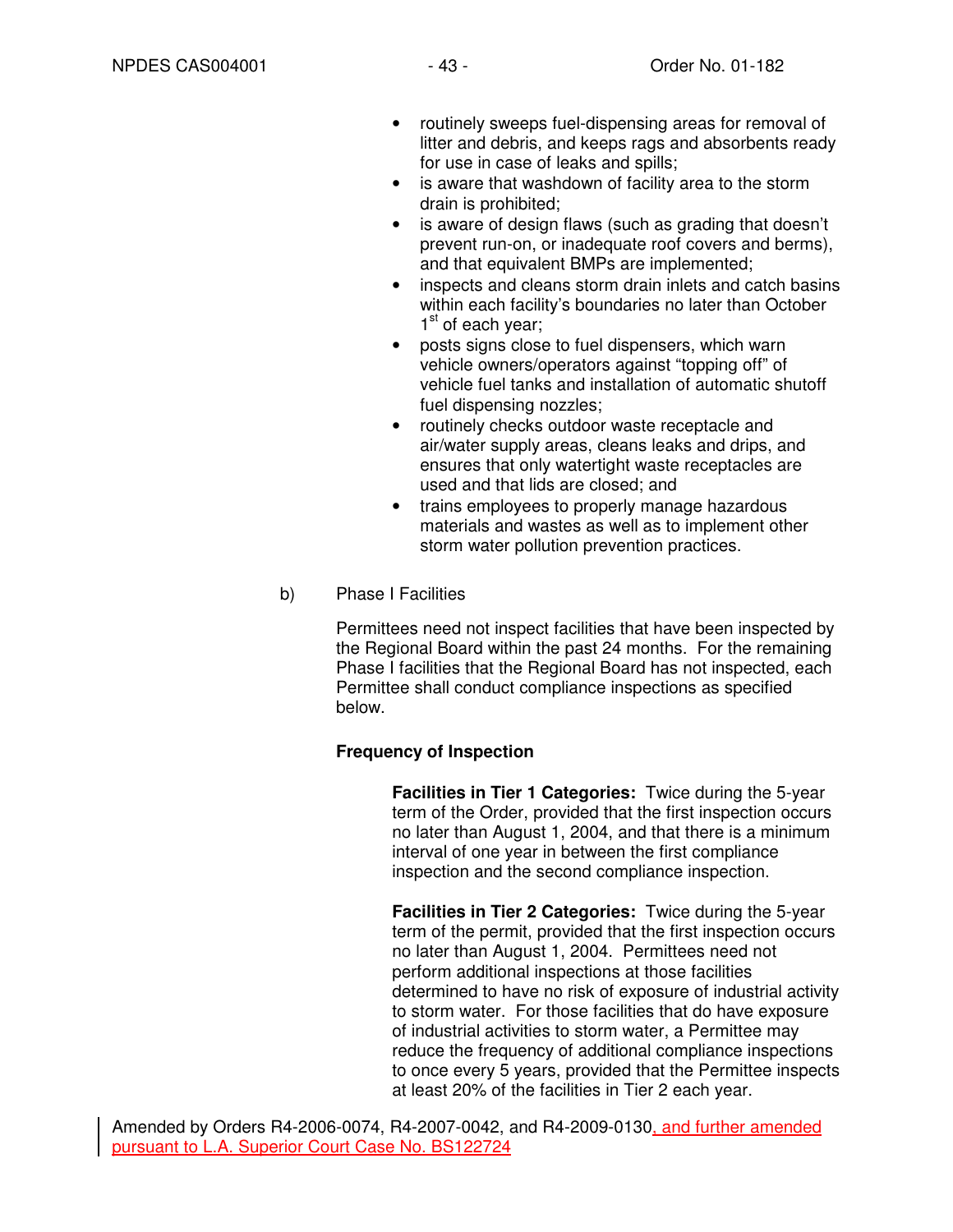- routinely sweeps fuel-dispensing areas for removal of litter and debris, and keeps rags and absorbents ready for use in case of leaks and spills;
- is aware that washdown of facility area to the storm drain is prohibited;
- is aware of design flaws (such as grading that doesn't prevent run-on, or inadequate roof covers and berms), and that equivalent BMPs are implemented;
- inspects and cleans storm drain inlets and catch basins within each facility's boundaries no later than October 1st of each year;
- posts signs close to fuel dispensers, which warn vehicle owners/operators against "topping off" of vehicle fuel tanks and installation of automatic shutoff fuel dispensing nozzles;
- routinely checks outdoor waste receptacle and air/water supply areas, cleans leaks and drips, and ensures that only watertight waste receptacles are used and that lids are closed; and
- trains employees to properly manage hazardous materials and wastes as well as to implement other storm water pollution prevention practices.

b) Phase I Facilities

Permittees need not inspect facilities that have been inspected by the Regional Board within the past 24 months. For the remaining Phase I facilities that the Regional Board has not inspected, each Permittee shall conduct compliance inspections as specified below.

**Frequency of Inspection**

**Facilities in Tier 1 Categories:** Twice during the 5-year term of the Order, provided that the first inspection occurs no later than August 1, 2004, and that there is a minimum interval of one year in between the first compliance inspection and the second compliance inspection.

**Facilities in Tier 2 Categories:** Twice during the 5-year term of the permit, provided that the first inspection occurs no later than August 1, 2004. Permittees need not perform additional inspections at those facilities determined to have no risk of exposure of industrial activity to storm water. For those facilities that do have exposure of industrial activities to storm water, a Permittee may reduce the frequency of additional compliance inspections to once every 5 years, provided that the Permittee inspects at least 20% of the facilities in Tier 2 each year.

Amended by Orders R4-2006-0074, R4-2007-0042, and R4-2009-0130, and further amended pursuant to L.A. Superior Court Case No. BS122724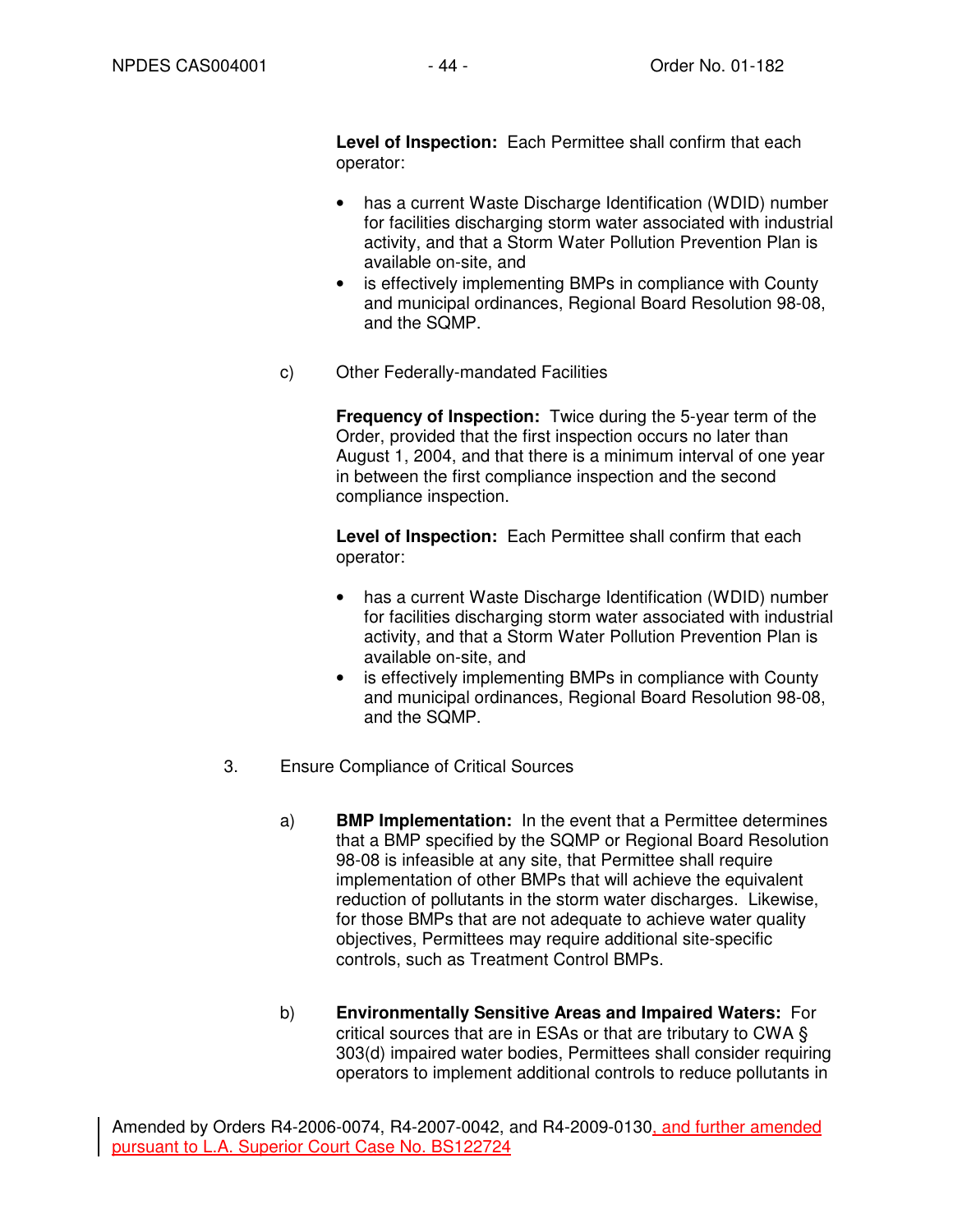**Level of Inspection:** Each Permittee shall confirm that each operator:

- has a current Waste Discharge Identification (WDID) number for facilities discharging storm water associated with industrial activity, and that a Storm Water Pollution Prevention Plan is available on-site, and
- is effectively implementing BMPs in compliance with County and municipal ordinances, Regional Board Resolution 98-08, and the SQMP.

c) Other Federally-mandated Facilities

**Frequency of Inspection:** Twice during the 5-year term of the Order, provided that the first inspection occurs no later than August 1, 2004, and that there is a minimum interval of one year in between the first compliance inspection and the second compliance inspection.

**Level of Inspection:** Each Permittee shall confirm that each operator:

- has a current Waste Discharge Identification (WDID) number for facilities discharging storm water associated with industrial activity, and that a Storm Water Pollution Prevention Plan is available on-site, and
- is effectively implementing BMPs in compliance with County and municipal ordinances, Regional Board Resolution 98-08, and the SQMP.

3. Ensure Compliance of Critical Sources

a) **BMP Implementation:** In the event that a Permittee determines that a BMP specified by the SQMP or Regional Board Resolution 98-08 is infeasible at any site, that Permittee shall require implementation of other BMPs that will achieve the equivalent reduction of pollutants in the storm water discharges. Likewise, for those BMPs that are not adequate to achieve water quality objectives, Permittees may require additional site-specific controls, such as Treatment Control BMPs.

b) **Environmentally Sensitive Areas and Impaired Waters:** For critical sources that are in ESAs or that are tributary to CWA § 303(d) impaired water bodies, Permittees shall consider requiring operators to implement additional controls to reduce pollutants in

Amended by Orders R4-2006-0074, R4-2007-0042, and R4-2009-0130, and further amended pursuant to L.A. Superior Court Case No. BS122724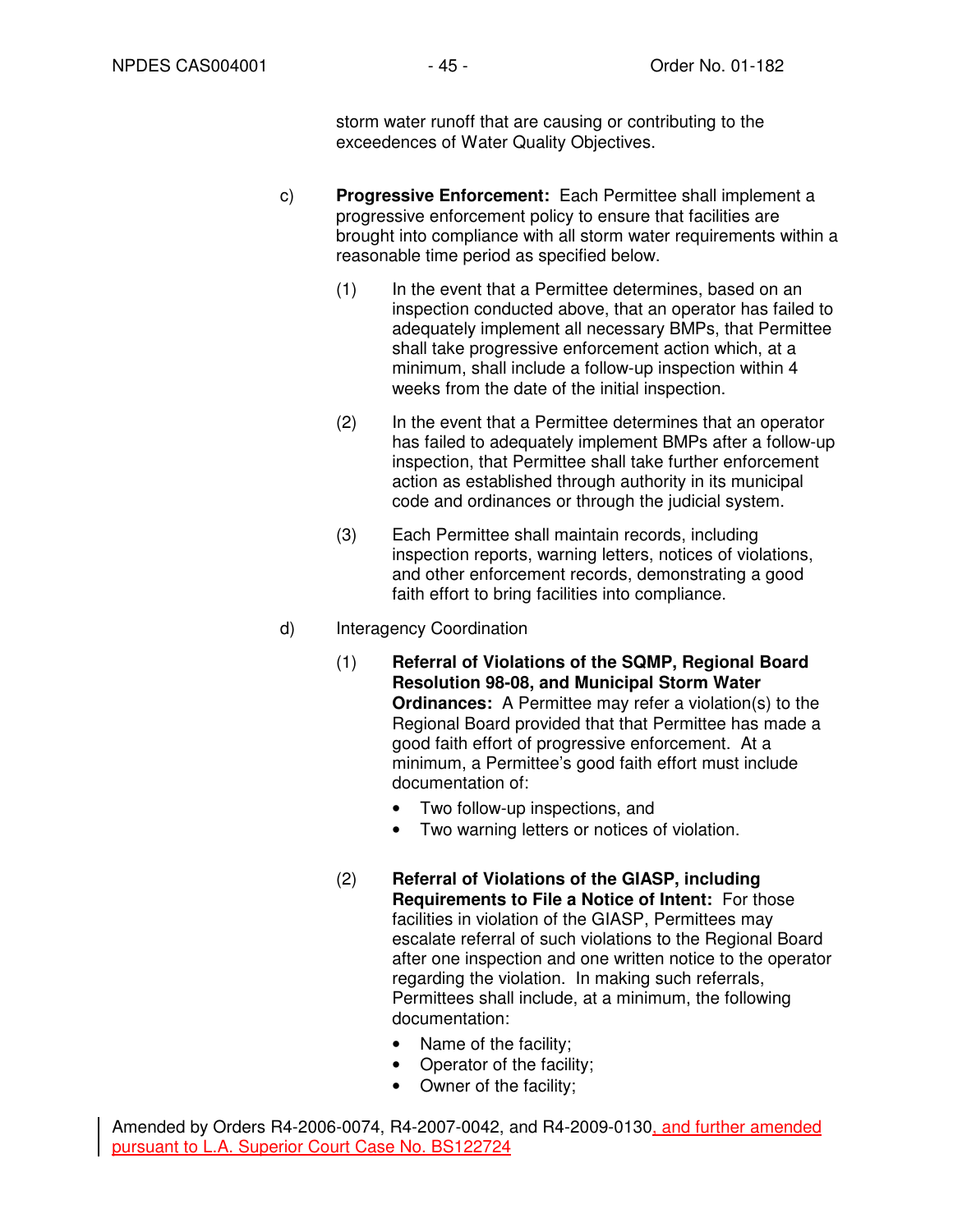storm water runoff that are causing or contributing to the exceedences of Water Quality Objectives.

c) **Progressive Enforcement:** Each Permittee shall implement a progressive enforcement policy to ensure that facilities are brought into compliance with all storm water requirements within a reasonable time period as specified below.

   (1) In the event that a Permittee determines, based on an inspection conducted above, that an operator has failed to adequately implement all necessary BMPs, that Permittee shall take progressive enforcement action which, at a minimum, shall include a follow-up inspection within 4 weeks from the date of the initial inspection.

   (2) In the event that a Permittee determines that an operator has failed to adequately implement BMPs after a follow-up inspection, that Permittee shall take further enforcement action as established through authority in its municipal code and ordinances or through the judicial system.

   (3) Each Permittee shall maintain records, including inspection reports, warning letters, notices of violations, and other enforcement records, demonstrating a good faith effort to bring facilities into compliance.

d) Interagency Coordination

   (1) **Referral of Violations of the SQMP, Regional Board Resolution 98-08, and Municipal Storm Water Ordinances:** A Permittee may refer a violation(s) to the Regional Board provided that that Permittee has made a good faith effort of progressive enforcement. At a minimum, a Permittee's good faith effort must include documentation of:

   - Two follow-up inspections, and
   - Two warning letters or notices of violation.

   (2) **Referral of Violations of the GIASP, including Requirements to File a Notice of Intent:** For those facilities in violation of the GIASP, Permittees may escalate referral of such violations to the Regional Board after one inspection and one written notice to the operator regarding the violation. In making such referrals, Permittees shall include, at a minimum, the following documentation:

   - Name of the facility;
   - Operator of the facility;
   - Owner of the facility;

Amended by Orders R4-2006-0074, R4-2007-0042, and R4-2009-0130, and further amended pursuant to L.A. Superior Court Case No. BS122724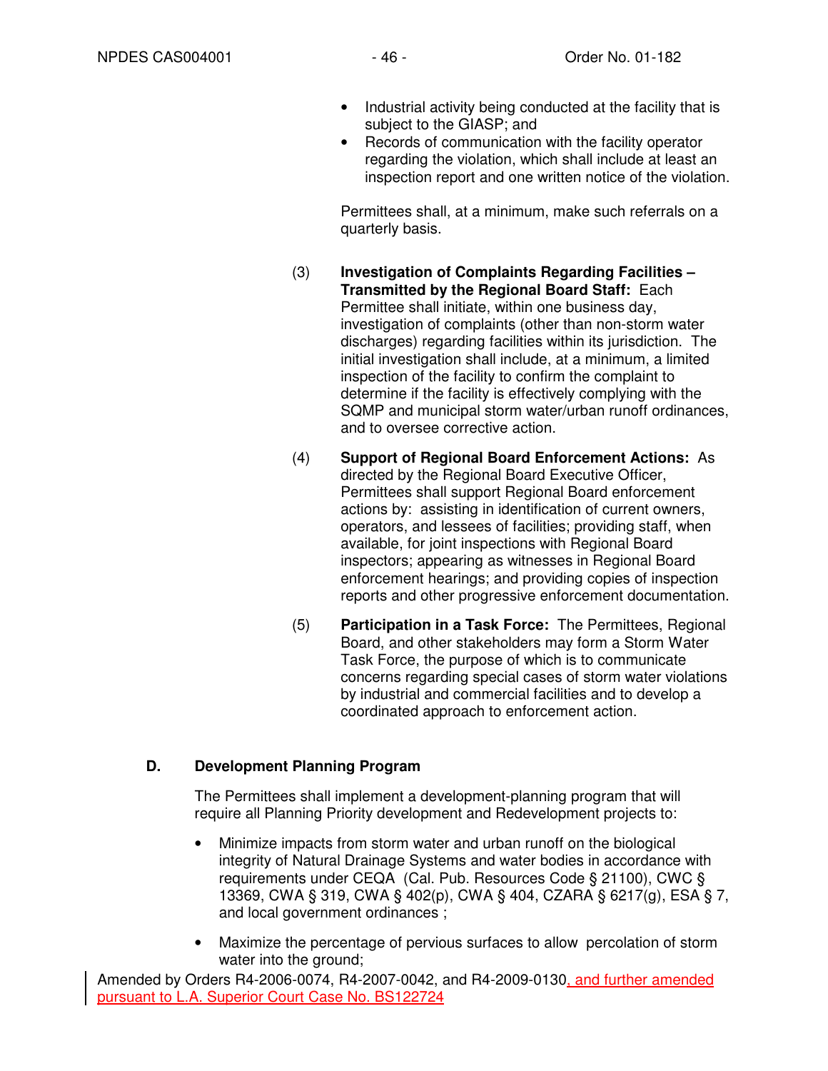- Industrial activity being conducted at the facility that is subject to the GIASP; and
- Records of communication with the facility operator regarding the violation, which shall include at least an inspection report and one written notice of the violation.

Permittees shall, at a minimum, make such referrals on a quarterly basis.

(3) **Investigation of Complaints Regarding Facilities – Transmitted by the Regional Board Staff:** Each Permittee shall initiate, within one business day, investigation of complaints (other than non-storm water discharges) regarding facilities within its jurisdiction. The initial investigation shall include, at a minimum, a limited inspection of the facility to confirm the complaint to determine if the facility is effectively complying with the SQMP and municipal storm water/urban runoff ordinances, and to oversee corrective action.

(4) **Support of Regional Board Enforcement Actions:** As directed by the Regional Board Executive Officer, Permittees shall support Regional Board enforcement actions by: assisting in identification of current owners, operators, and lessees of facilities; providing staff, when available, for joint inspections with Regional Board inspectors; appearing as witnesses in Regional Board enforcement hearings; and providing copies of inspection reports and other progressive enforcement documentation.

(5) **Participation in a Task Force:** The Permittees, Regional Board, and other stakeholders may form a Storm Water Task Force, the purpose of which is to communicate concerns regarding special cases of storm water violations by industrial and commercial facilities and to develop a coordinated approach to enforcement action.

## D. Development Planning Program

The Permittees shall implement a development-planning program that will require all Planning Priority development and Redevelopment projects to:

- Minimize impacts from storm water and urban runoff on the biological integrity of Natural Drainage Systems and water bodies in accordance with requirements under CEQA (Cal. Pub. Resources Code § 21100), CWC § 13369, CWA § 319, CWA § 402(p), CWA § 404, CZARA § 6217(g), ESA § 7, and local government ordinances ;
- Maximize the percentage of pervious surfaces to allow percolation of storm water into the ground;

Amended by Orders R4-2006-0074, R4-2007-0042, and R4-2009-0130, and further amended pursuant to L.A. Superior Court Case No. BS122724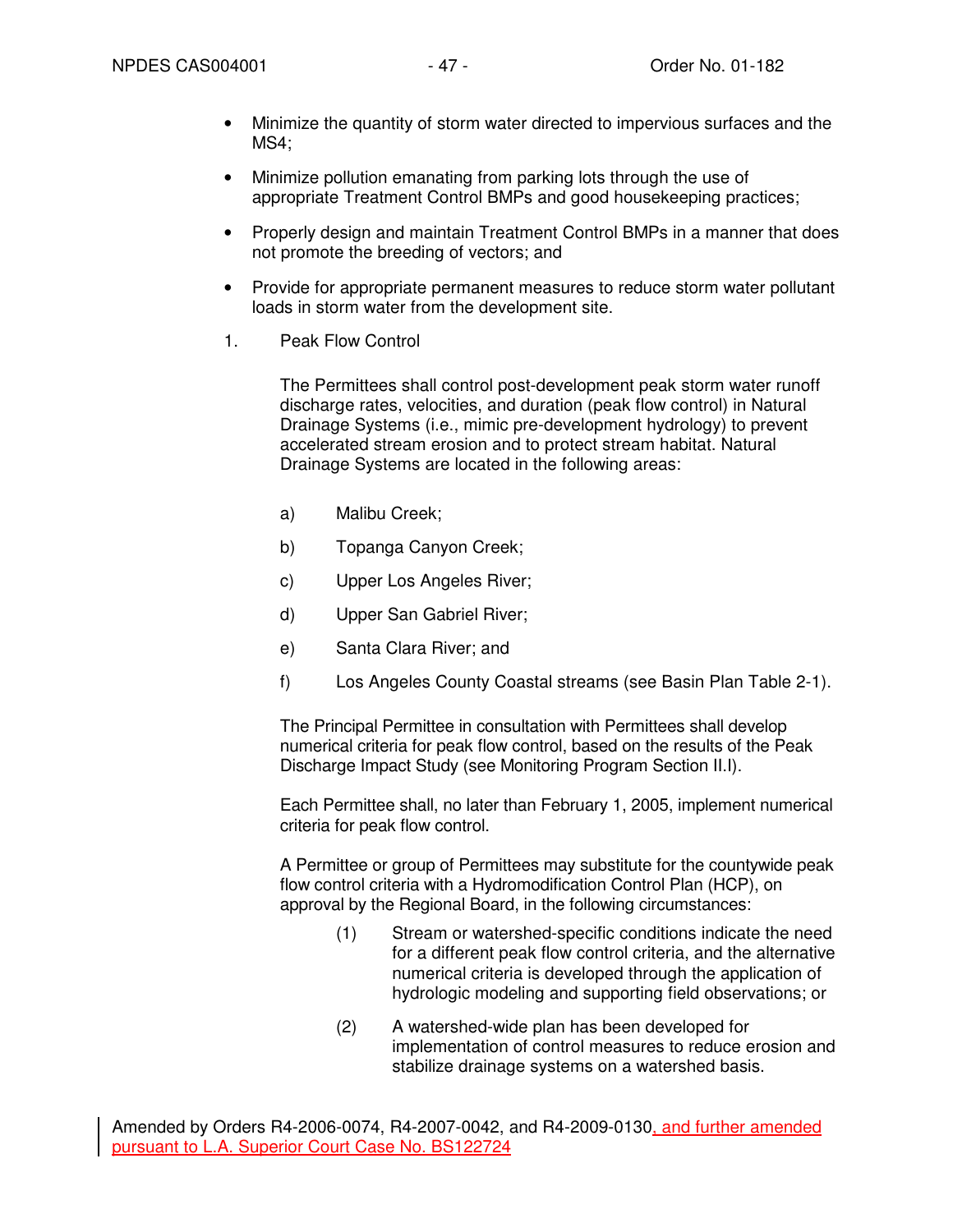- Minimize the quantity of storm water directed to impervious surfaces and the MS4;
- Minimize pollution emanating from parking lots through the use of appropriate Treatment Control BMPs and good housekeeping practices;
- Properly design and maintain Treatment Control BMPs in a manner that does not promote the breeding of vectors; and
- Provide for appropriate permanent measures to reduce storm water pollutant loads in storm water from the development site.

1. Peak Flow Control

   The Permittees shall control post-development peak storm water runoff discharge rates, velocities, and duration (peak flow control) in Natural Drainage Systems (i.e., mimic pre-development hydrology) to prevent accelerated stream erosion and to protect stream habitat. Natural Drainage Systems are located in the following areas:

   a) Malibu Creek;

   b) Topanga Canyon Creek;

   c) Upper Los Angeles River;

   d) Upper San Gabriel River;

   e) Santa Clara River; and

   f) Los Angeles County Coastal streams (see Basin Plan Table 2-1).

   The Principal Permittee in consultation with Permittees shall develop numerical criteria for peak flow control, based on the results of the Peak Discharge Impact Study (see Monitoring Program Section II.I).

   Each Permittee shall, no later than February 1, 2005, implement numerical criteria for peak flow control.

   A Permittee or group of Permittees may substitute for the countywide peak flow control criteria with a Hydromodification Control Plan (HCP), on approval by the Regional Board, in the following circumstances:

   (1) Stream or watershed-specific conditions indicate the need for a different peak flow control criteria, and the alternative numerical criteria is developed through the application of hydrologic modeling and supporting field observations; or

   (2) A watershed-wide plan has been developed for implementation of control measures to reduce erosion and stabilize drainage systems on a watershed basis.

Amended by Orders R4-2006-0074, R4-2007-0042, and R4-2009-0130, and further amended pursuant to L.A. Superior Court Case No. BS122724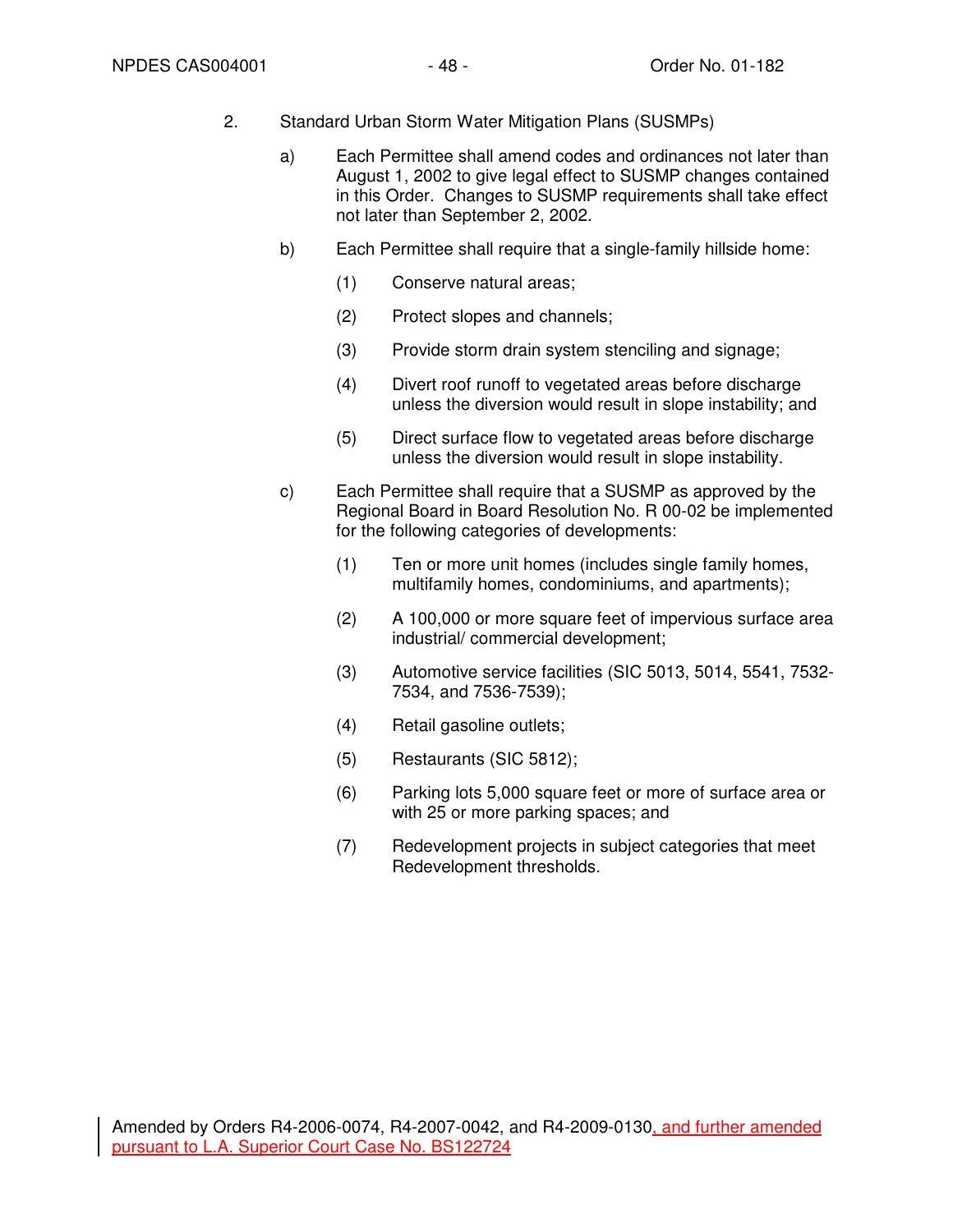2. Standard Urban Storm Water Mitigation Plans (SUSMPs)

   a) Each Permittee shall amend codes and ordinances not later than August 1, 2002 to give legal effect to SUSMP changes contained in this Order. Changes to SUSMP requirements shall take effect not later than September 2, 2002.

   b) Each Permittee shall require that a single-family hillside home:

      (1) Conserve natural areas;

      (2) Protect slopes and channels;

      (3) Provide storm drain system stenciling and signage;

      (4) Divert roof runoff to vegetated areas before discharge unless the diversion would result in slope instability; and

      (5) Direct surface flow to vegetated areas before discharge unless the diversion would result in slope instability.

   c) Each Permittee shall require that a SUSMP as approved by the Regional Board in Board Resolution No. R 00-02 be implemented for the following categories of developments:

      (1) Ten or more unit homes (includes single family homes, multifamily homes, condominiums, and apartments);

      (2) A 100,000 or more square feet of impervious surface area industrial/ commercial development;

      (3) Automotive service facilities (SIC 5013, 5014, 5541, 7532-7534, and 7536-7539);

      (4) Retail gasoline outlets;

      (5) Restaurants (SIC 5812);

      (6) Parking lots 5,000 square feet or more of surface area or with 25 or more parking spaces; and

      (7) Redevelopment projects in subject categories that meet Redevelopment thresholds.

Amended by Orders R4-2006-0074, R4-2007-0042, and R4-2009-0130, and further amended pursuant to L.A. Superior Court Case No. BS122724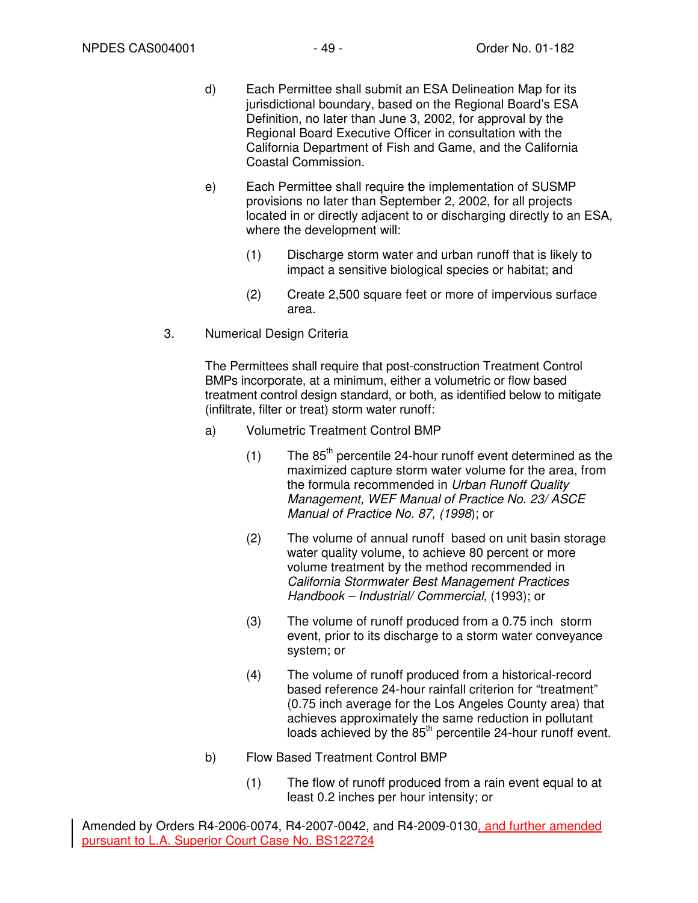d) Each Permittee shall submit an ESA Delineation Map for its jurisdictional boundary, based on the Regional Board's ESA Definition, no later than June 3, 2002, for approval by the Regional Board Executive Officer in consultation with the California Department of Fish and Game, and the California Coastal Commission.

e) Each Permittee shall require the implementation of SUSMP provisions no later than September 2, 2002, for all projects located in or directly adjacent to or discharging directly to an ESA, where the development will:

(1) Discharge storm water and urban runoff that is likely to impact a sensitive biological species or habitat; and

(2) Create 2,500 square feet or more of impervious surface area.

3. Numerical Design Criteria

The Permittees shall require that post-construction Treatment Control BMPs incorporate, at a minimum, either a volumetric or flow based treatment control design standard, or both, as identified below to mitigate (infiltrate, filter or treat) storm water runoff:

a) Volumetric Treatment Control BMP

(1) The 85th percentile 24-hour runoff event determined as the maximized capture storm water volume for the area, from the formula recommended in *Urban Runoff Quality Management, WEF Manual of Practice No. 23/ ASCE Manual of Practice No. 87, (1998*); or

(2) The volume of annual runoff based on unit basin storage water quality volume, to achieve 80 percent or more volume treatment by the method recommended in *California Stormwater Best Management Practices Handbook – Industrial/ Commercial,* (1993); or

(3) The volume of runoff produced from a 0.75 inch storm event, prior to its discharge to a storm water conveyance system; or

(4) The volume of runoff produced from a historical-record based reference 24-hour rainfall criterion for "treatment" (0.75 inch average for the Los Angeles County area) that achieves approximately the same reduction in pollutant loads achieved by the 85th percentile 24-hour runoff event.

b) Flow Based Treatment Control BMP

(1) The flow of runoff produced from a rain event equal to at least 0.2 inches per hour intensity; or

Amended by Orders R4-2006-0074, R4-2007-0042, and R4-2009-0130, and further amended pursuant to L.A. Superior Court Case No. BS122724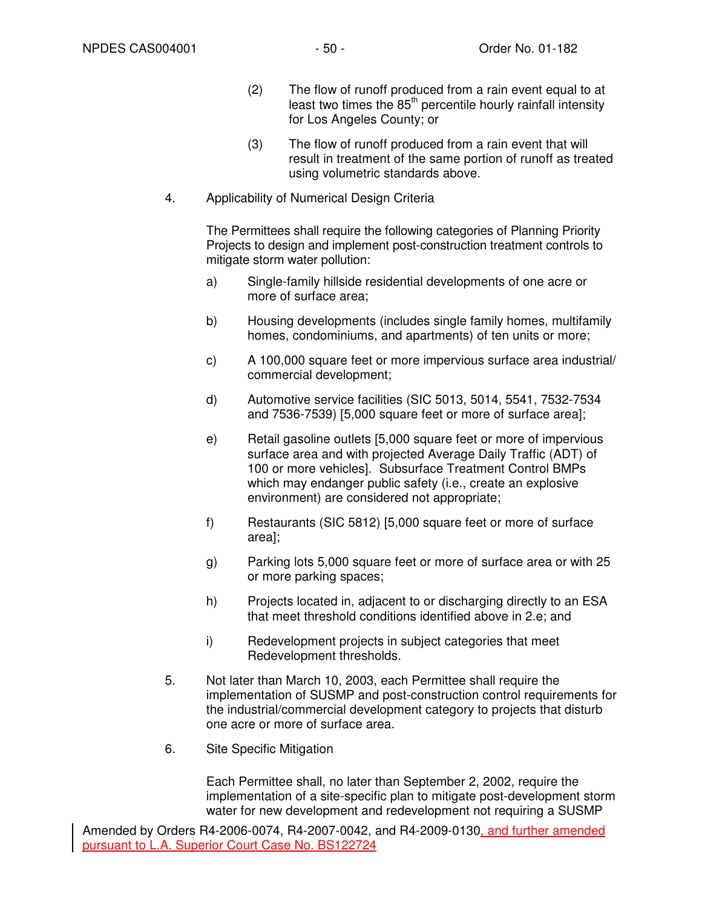(2) The flow of runoff produced from a rain event equal to at least two times the $85^{th}$ percentile hourly rainfall intensity for Los Angeles County; or

(3) The flow of runoff produced from a rain event that will result in treatment of the same portion of runoff as treated using volumetric standards above.

4. Applicability of Numerical Design Criteria

The Permittees shall require the following categories of Planning Priority Projects to design and implement post-construction treatment controls to mitigate storm water pollution:

a) Single-family hillside residential developments of one acre or more of surface area;

b) Housing developments (includes single family homes, multifamily homes, condominiums, and apartments) of ten units or more;

c) A 100,000 square feet or more impervious surface area industrial/ commercial development;

d) Automotive service facilities (SIC 5013, 5014, 5541, 7532-7534 and 7536-7539) [5,000 square feet or more of surface area];

e) Retail gasoline outlets [5,000 square feet or more of impervious surface area and with projected Average Daily Traffic (ADT) of 100 or more vehicles]. Subsurface Treatment Control BMPs which may endanger public safety (i.e., create an explosive environment) are considered not appropriate;

f) Restaurants (SIC 5812) [5,000 square feet or more of surface area];

g) Parking lots 5,000 square feet or more of surface area or with 25 or more parking spaces;

h) Projects located in, adjacent to or discharging directly to an ESA that meet threshold conditions identified above in 2.e; and

i) Redevelopment projects in subject categories that meet Redevelopment thresholds.

5. Not later than March 10, 2003, each Permittee shall require the implementation of SUSMP and post-construction control requirements for the industrial/commercial development category to projects that disturb one acre or more of surface area.

6. Site Specific Mitigation

Each Permittee shall, no later than September 2, 2002, require the implementation of a site-specific plan to mitigate post-development storm water for new development and redevelopment not requiring a SUSMP

Amended by Orders R4-2006-0074, R4-2007-0042, and R4-2009-0130, and further amended pursuant to L.A. Superior Court Case No. BS122724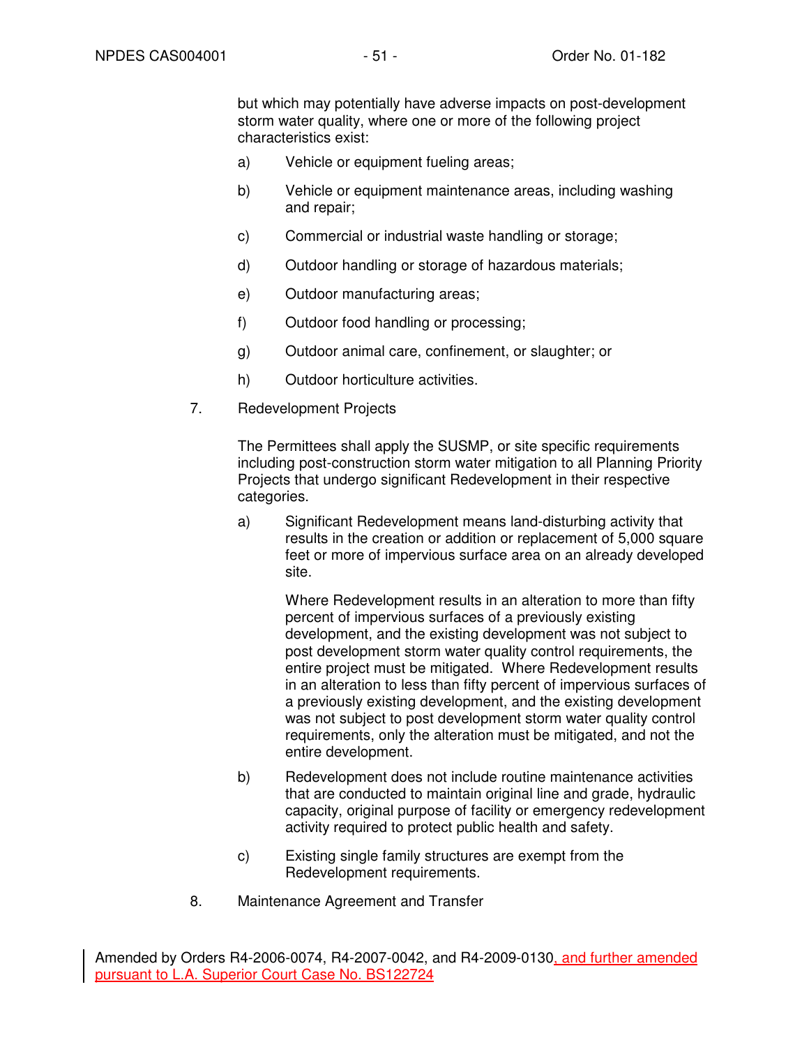but which may potentially have adverse impacts on post-development storm water quality, where one or more of the following project characteristics exist:

a) Vehicle or equipment fueling areas;

b) Vehicle or equipment maintenance areas, including washing and repair;

c) Commercial or industrial waste handling or storage;

d) Outdoor handling or storage of hazardous materials;

e) Outdoor manufacturing areas;

f) Outdoor food handling or processing;

g) Outdoor animal care, confinement, or slaughter; or

h) Outdoor horticulture activities.

7. Redevelopment Projects

The Permittees shall apply the SUSMP, or site specific requirements including post-construction storm water mitigation to all Planning Priority Projects that undergo significant Redevelopment in their respective categories.

a) Significant Redevelopment means land-disturbing activity that results in the creation or addition or replacement of 5,000 square feet or more of impervious surface area on an already developed site.

   Where Redevelopment results in an alteration to more than fifty percent of impervious surfaces of a previously existing development, and the existing development was not subject to post development storm water quality control requirements, the entire project must be mitigated. Where Redevelopment results in an alteration to less than fifty percent of impervious surfaces of a previously existing development, and the existing development was not subject to post development storm water quality control requirements, only the alteration must be mitigated, and not the entire development.

b) Redevelopment does not include routine maintenance activities that are conducted to maintain original line and grade, hydraulic capacity, original purpose of facility or emergency redevelopment activity required to protect public health and safety.

c) Existing single family structures are exempt from the Redevelopment requirements.

8. Maintenance Agreement and Transfer

Amended by Orders R4-2006-0074, R4-2007-0042, and R4-2009-0130, and further amended pursuant to L.A. Superior Court Case No. BS122724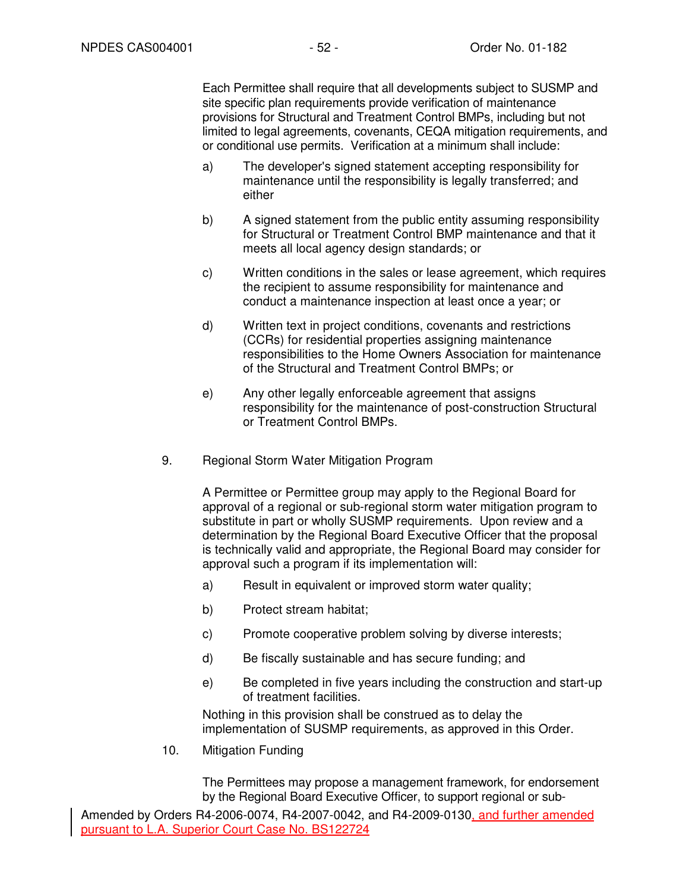Each Permittee shall require that all developments subject to SUSMP and site specific plan requirements provide verification of maintenance provisions for Structural and Treatment Control BMPs, including but not limited to legal agreements, covenants, CEQA mitigation requirements, and or conditional use permits. Verification at a minimum shall include:

a) The developer's signed statement accepting responsibility for maintenance until the responsibility is legally transferred; and either

b) A signed statement from the public entity assuming responsibility for Structural or Treatment Control BMP maintenance and that it meets all local agency design standards; or

c) Written conditions in the sales or lease agreement, which requires the recipient to assume responsibility for maintenance and conduct a maintenance inspection at least once a year; or

d) Written text in project conditions, covenants and restrictions (CCRs) for residential properties assigning maintenance responsibilities to the Home Owners Association for maintenance of the Structural and Treatment Control BMPs; or

e) Any other legally enforceable agreement that assigns responsibility for the maintenance of post-construction Structural or Treatment Control BMPs.

9. Regional Storm Water Mitigation Program

A Permittee or Permittee group may apply to the Regional Board for approval of a regional or sub-regional storm water mitigation program to substitute in part or wholly SUSMP requirements. Upon review and a determination by the Regional Board Executive Officer that the proposal is technically valid and appropriate, the Regional Board may consider for approval such a program if its implementation will:

a) Result in equivalent or improved storm water quality;

b) Protect stream habitat;

c) Promote cooperative problem solving by diverse interests;

d) Be fiscally sustainable and has secure funding; and

e) Be completed in five years including the construction and start-up of treatment facilities.

Nothing in this provision shall be construed as to delay the implementation of SUSMP requirements, as approved in this Order.

10. Mitigation Funding

The Permittees may propose a management framework, for endorsement by the Regional Board Executive Officer, to support regional or sub-

Amended by Orders R4-2006-0074, R4-2007-0042, and R4-2009-0130, and further amended pursuant to L.A. Superior Court Case No. BS122724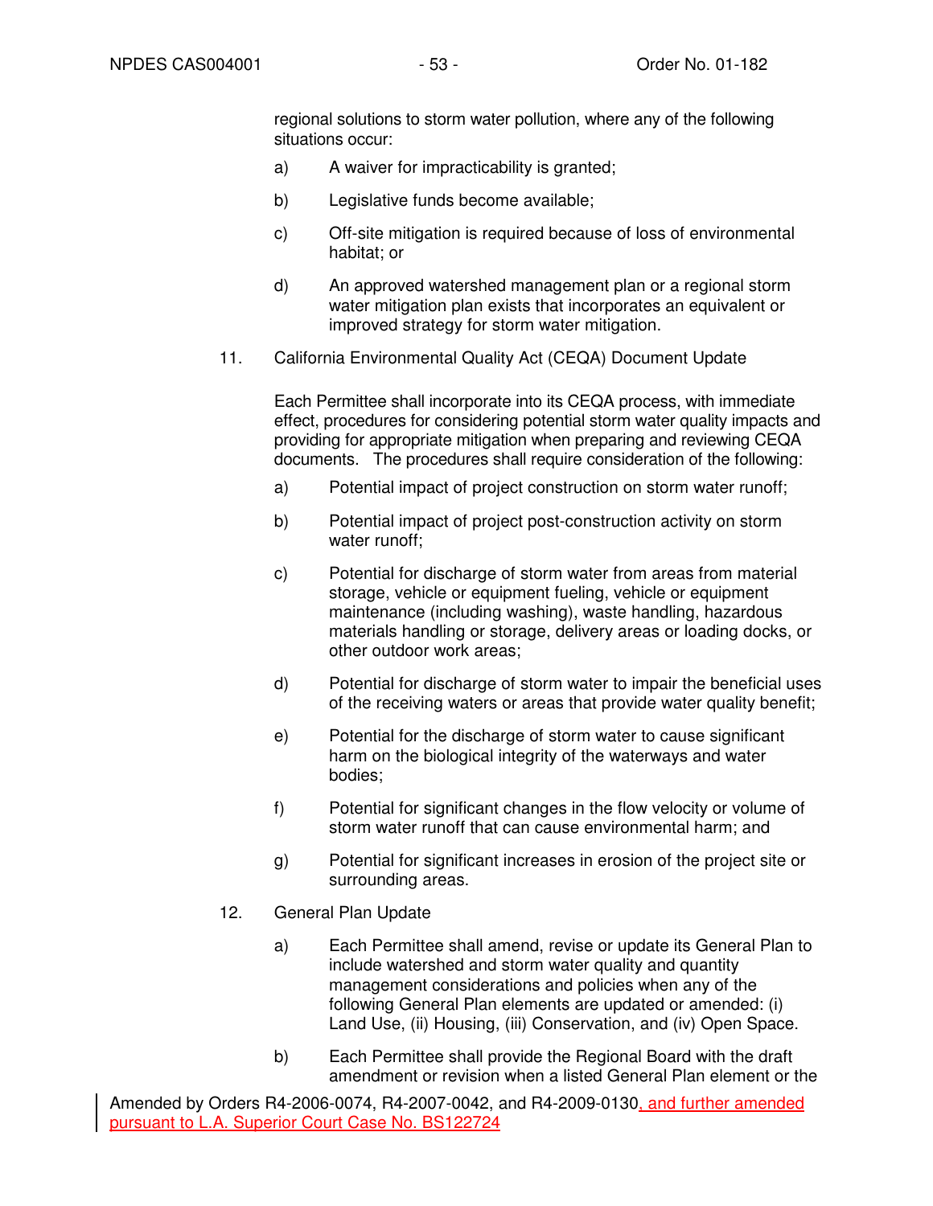regional solutions to storm water pollution, where any of the following situations occur:

a) A waiver for impracticability is granted;

b) Legislative funds become available;

c) Off-site mitigation is required because of loss of environmental habitat; or

d) An approved watershed management plan or a regional storm water mitigation plan exists that incorporates an equivalent or improved strategy for storm water mitigation.

11. California Environmental Quality Act (CEQA) Document Update

Each Permittee shall incorporate into its CEQA process, with immediate effect, procedures for considering potential storm water quality impacts and providing for appropriate mitigation when preparing and reviewing CEQA documents. The procedures shall require consideration of the following:

a) Potential impact of project construction on storm water runoff;

b) Potential impact of project post-construction activity on storm water runoff;

c) Potential for discharge of storm water from areas from material storage, vehicle or equipment fueling, vehicle or equipment maintenance (including washing), waste handling, hazardous materials handling or storage, delivery areas or loading docks, or other outdoor work areas;

d) Potential for discharge of storm water to impair the beneficial uses of the receiving waters or areas that provide water quality benefit;

e) Potential for the discharge of storm water to cause significant harm on the biological integrity of the waterways and water bodies;

f) Potential for significant changes in the flow velocity or volume of storm water runoff that can cause environmental harm; and

g) Potential for significant increases in erosion of the project site or surrounding areas.

12. General Plan Update

a) Each Permittee shall amend, revise or update its General Plan to include watershed and storm water quality and quantity management considerations and policies when any of the following General Plan elements are updated or amended: (i) Land Use, (ii) Housing, (iii) Conservation, and (iv) Open Space.

b) Each Permittee shall provide the Regional Board with the draft amendment or revision when a listed General Plan element or the

Amended by Orders R4-2006-0074, R4-2007-0042, and R4-2009-0130, and further amended pursuant to L.A. Superior Court Case No. BS122724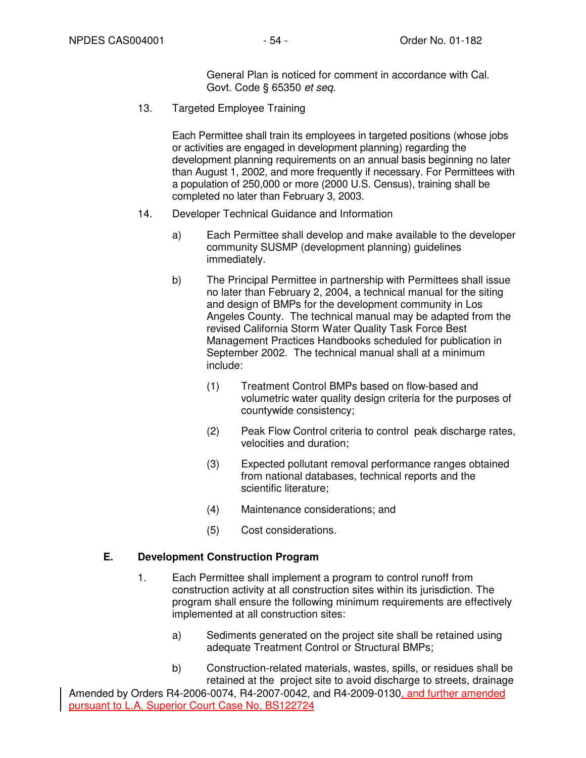General Plan is noticed for comment in accordance with Cal. Govt. Code § 65350 *et seq*.

13. Targeted Employee Training

    Each Permittee shall train its employees in targeted positions (whose jobs or activities are engaged in development planning) regarding the development planning requirements on an annual basis beginning no later than August 1, 2002, and more frequently if necessary. For Permittees with a population of 250,000 or more (2000 U.S. Census), training shall be completed no later than February 3, 2003.

14. Developer Technical Guidance and Information

    a) Each Permittee shall develop and make available to the developer community SUSMP (development planning) guidelines immediately.

    b) The Principal Permittee in partnership with Permittees shall issue no later than February 2, 2004, a technical manual for the siting and design of BMPs for the development community in Los Angeles County. The technical manual may be adapted from the revised California Storm Water Quality Task Force Best Management Practices Handbooks scheduled for publication in September 2002. The technical manual shall at a minimum include:

        (1) Treatment Control BMPs based on flow-based and volumetric water quality design criteria for the purposes of countywide consistency;

        (2) Peak Flow Control criteria to control peak discharge rates, velocities and duration;

        (3) Expected pollutant removal performance ranges obtained from national databases, technical reports and the scientific literature;

        (4) Maintenance considerations; and

        (5) Cost considerations.

## E. Development Construction Program

1. Each Permittee shall implement a program to control runoff from construction activity at all construction sites within its jurisdiction. The program shall ensure the following minimum requirements are effectively implemented at all construction sites:

    a) Sediments generated on the project site shall be retained using adequate Treatment Control or Structural BMPs;

    b) Construction-related materials, wastes, spills, or residues shall be retained at the project site to avoid discharge to streets, drainage

Amended by Orders R4-2006-0074, R4-2007-0042, and R4-2009-0130, and further amended pursuant to L.A. Superior Court Case No. BS122724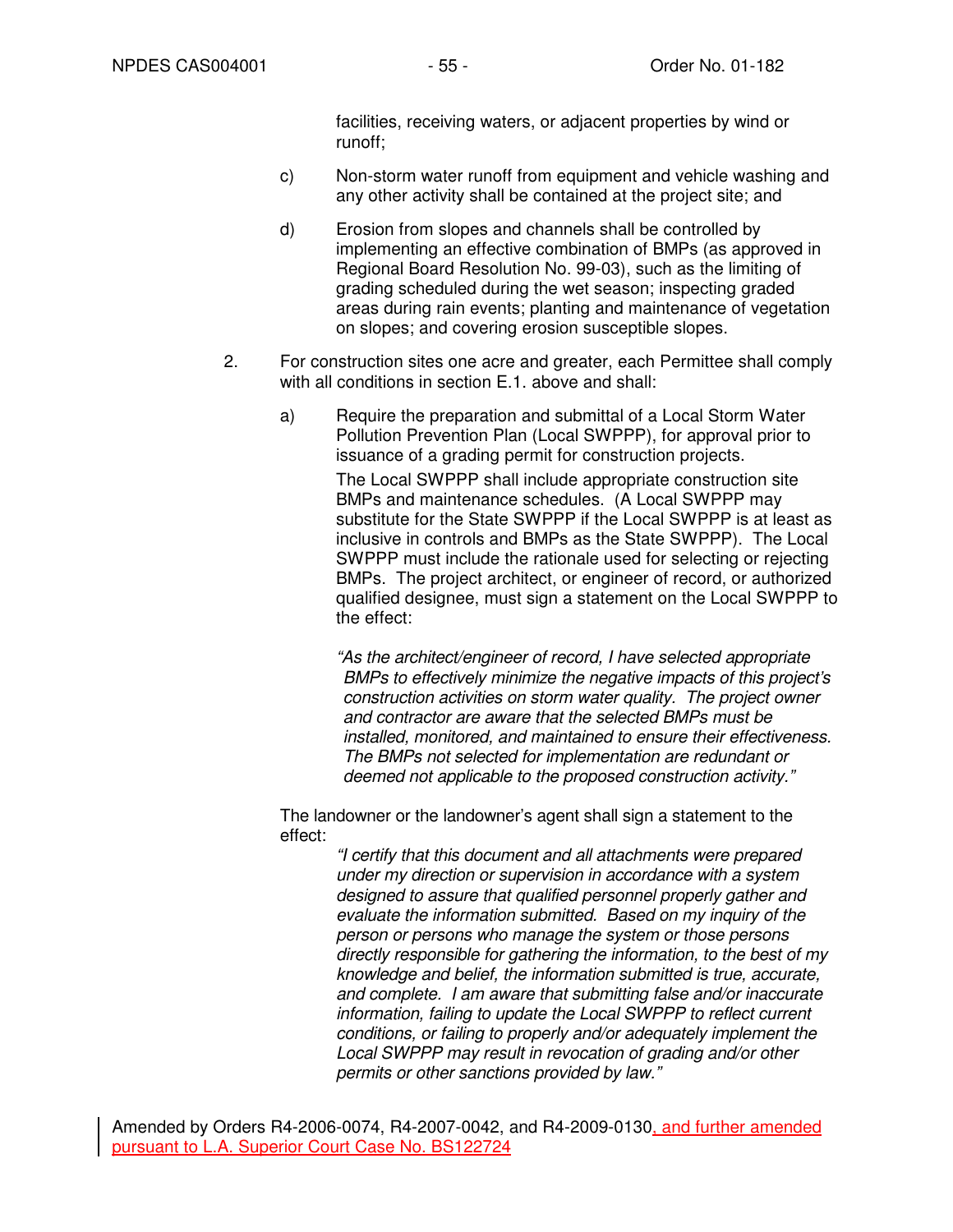facilities, receiving waters, or adjacent properties by wind or runoff;

c) Non-storm water runoff from equipment and vehicle washing and any other activity shall be contained at the project site; and

d) Erosion from slopes and channels shall be controlled by implementing an effective combination of BMPs (as approved in Regional Board Resolution No. 99-03), such as the limiting of grading scheduled during the wet season; inspecting graded areas during rain events; planting and maintenance of vegetation on slopes; and covering erosion susceptible slopes.

2. For construction sites one acre and greater, each Permittee shall comply with all conditions in section E.1. above and shall:

a) Require the preparation and submittal of a Local Storm Water Pollution Prevention Plan (Local SWPPP), for approval prior to issuance of a grading permit for construction projects.

The Local SWPPP shall include appropriate construction site BMPs and maintenance schedules. (A Local SWPPP may substitute for the State SWPPP if the Local SWPPP is at least as inclusive in controls and BMPs as the State SWPPP). The Local SWPPP must include the rationale used for selecting or rejecting BMPs. The project architect, or engineer of record, or authorized qualified designee, must sign a statement on the Local SWPPP to the effect:

*"As the architect/engineer of record, I have selected appropriate BMPs to effectively minimize the negative impacts of this project's construction activities on storm water quality. The project owner and contractor are aware that the selected BMPs must be installed, monitored, and maintained to ensure their effectiveness. The BMPs not selected for implementation are redundant or deemed not applicable to the proposed construction activity."*

The landowner or the landowner's agent shall sign a statement to the effect:

*"I certify that this document and all attachments were prepared under my direction or supervision in accordance with a system designed to assure that qualified personnel properly gather and evaluate the information submitted. Based on my inquiry of the person or persons who manage the system or those persons directly responsible for gathering the information, to the best of my knowledge and belief, the information submitted is true, accurate, and complete. I am aware that submitting false and/or inaccurate information, failing to update the Local SWPPP to reflect current conditions, or failing to properly and/or adequately implement the Local SWPPP may result in revocation of grading and/or other permits or other sanctions provided by law."*

Amended by Orders R4-2006-0074, R4-2007-0042, and R4-2009-0130, and further amended pursuant to L.A. Superior Court Case No. BS122724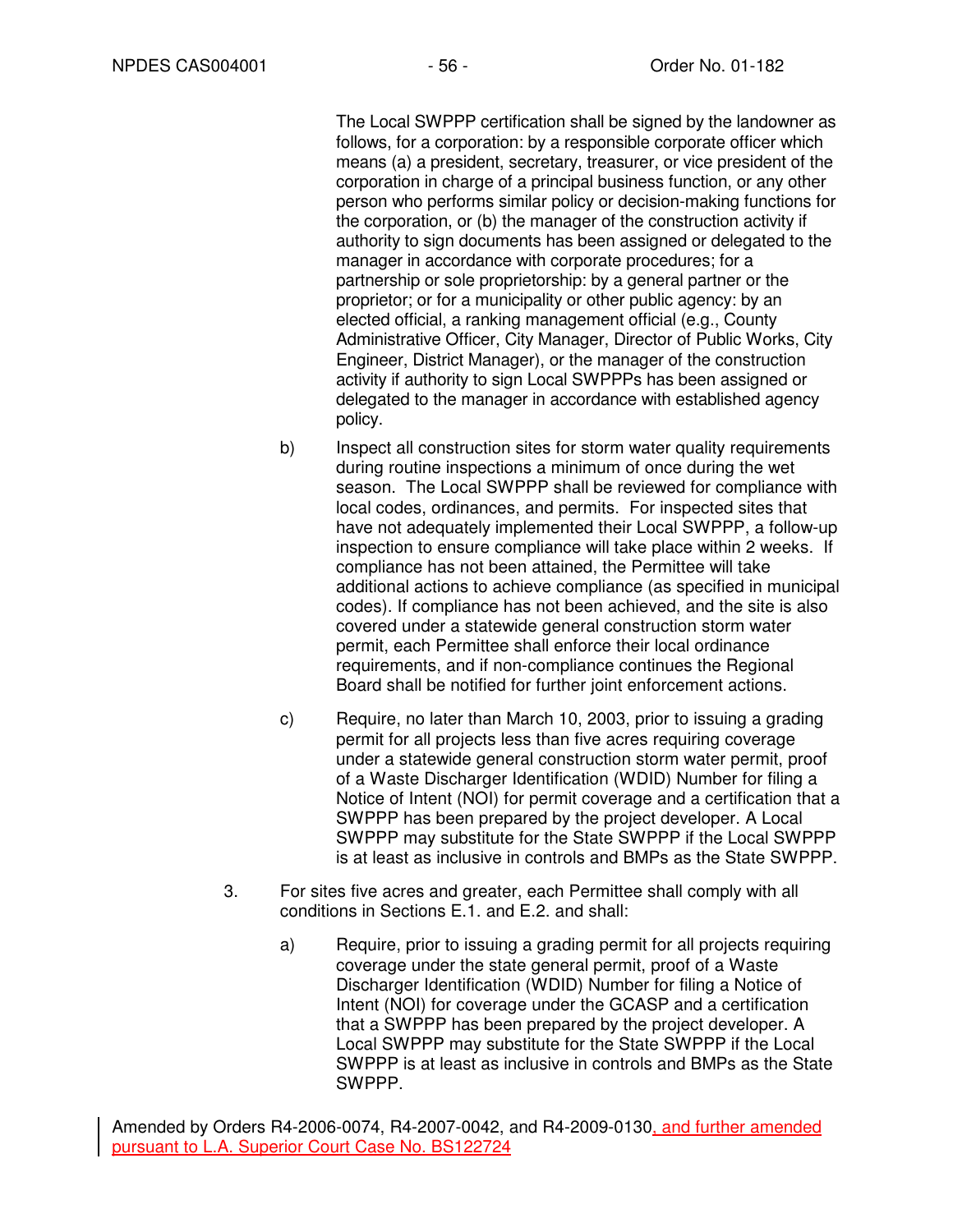The Local SWPPP certification shall be signed by the landowner as follows, for a corporation: by a responsible corporate officer which means (a) a president, secretary, treasurer, or vice president of the corporation in charge of a principal business function, or any other person who performs similar policy or decision-making functions for the corporation, or (b) the manager of the construction activity if authority to sign documents has been assigned or delegated to the manager in accordance with corporate procedures; for a partnership or sole proprietorship: by a general partner or the proprietor; or for a municipality or other public agency: by an elected official, a ranking management official (e.g., County Administrative Officer, City Manager, Director of Public Works, City Engineer, District Manager), or the manager of the construction activity if authority to sign Local SWPPPs has been assigned or delegated to the manager in accordance with established agency policy.

b) Inspect all construction sites for storm water quality requirements during routine inspections a minimum of once during the wet season. The Local SWPPP shall be reviewed for compliance with local codes, ordinances, and permits. For inspected sites that have not adequately implemented their Local SWPPP, a follow-up inspection to ensure compliance will take place within 2 weeks. If compliance has not been attained, the Permittee will take additional actions to achieve compliance (as specified in municipal codes). If compliance has not been achieved, and the site is also covered under a statewide general construction storm water permit, each Permittee shall enforce their local ordinance requirements, and if non-compliance continues the Regional Board shall be notified for further joint enforcement actions.

c) Require, no later than March 10, 2003, prior to issuing a grading permit for all projects less than five acres requiring coverage under a statewide general construction storm water permit, proof of a Waste Discharger Identification (WDID) Number for filing a Notice of Intent (NOI) for permit coverage and a certification that a SWPPP has been prepared by the project developer. A Local SWPPP may substitute for the State SWPPP if the Local SWPPP is at least as inclusive in controls and BMPs as the State SWPPP.

3. For sites five acres and greater, each Permittee shall comply with all conditions in Sections E.1. and E.2. and shall:

   a) Require, prior to issuing a grading permit for all projects requiring coverage under the state general permit, proof of a Waste Discharger Identification (WDID) Number for filing a Notice of Intent (NOI) for coverage under the GCASP and a certification that a SWPPP has been prepared by the project developer. A Local SWPPP may substitute for the State SWPPP if the Local SWPPP is at least as inclusive in controls and BMPs as the State SWPPP.

Amended by Orders R4-2006-0074, R4-2007-0042, and R4-2009-0130, and further amended pursuant to L.A. Superior Court Case No. BS122724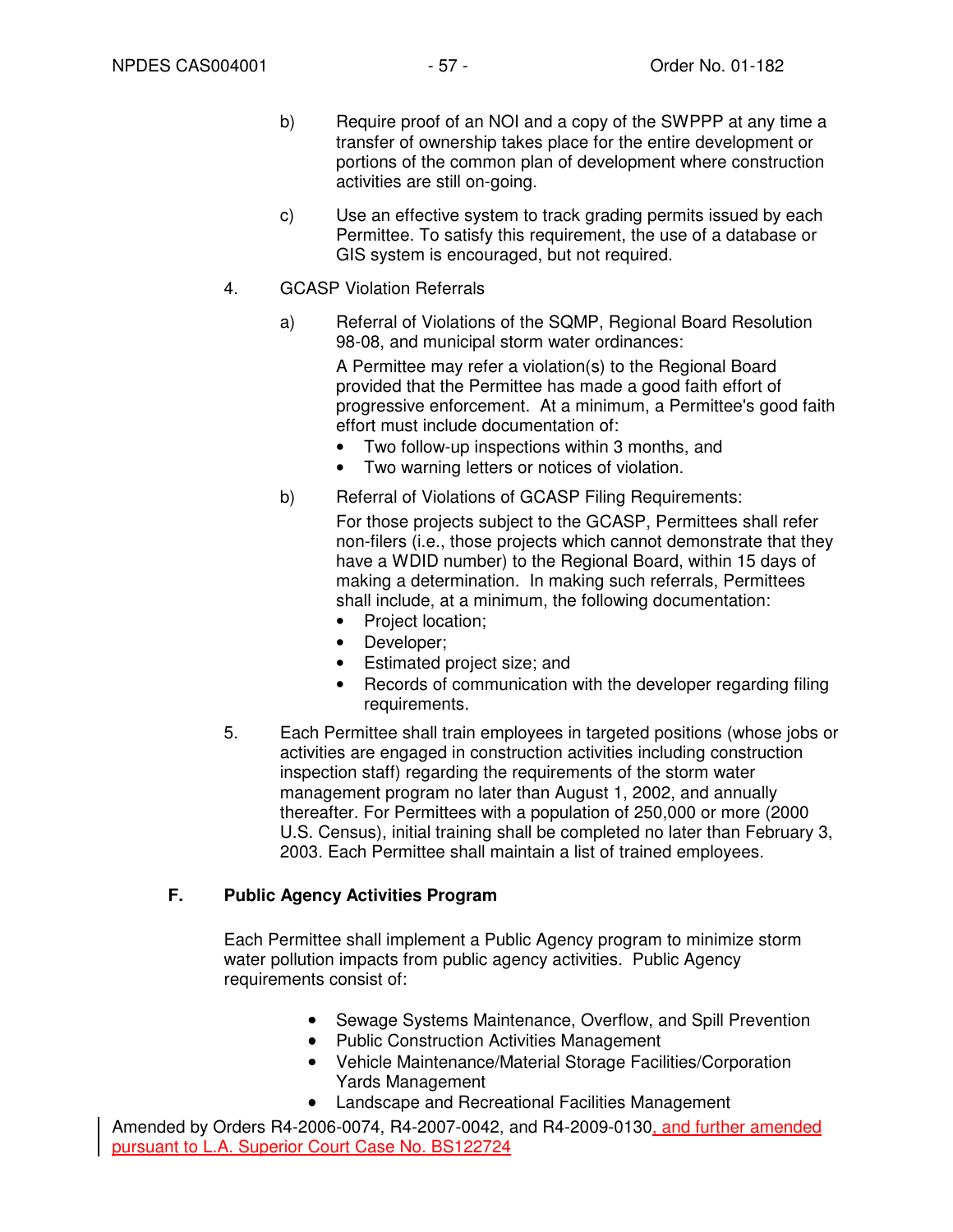b) Require proof of an NOI and a copy of the SWPPP at any time a transfer of ownership takes place for the entire development or portions of the common plan of development where construction activities are still on-going.

c) Use an effective system to track grading permits issued by each Permittee. To satisfy this requirement, the use of a database or GIS system is encouraged, but not required.

4. GCASP Violation Referrals

a) Referral of Violations of the SQMP, Regional Board Resolution 98-08, and municipal storm water ordinances:

A Permittee may refer a violation(s) to the Regional Board provided that the Permittee has made a good faith effort of progressive enforcement. At a minimum, a Permittee's good faith effort must include documentation of:

- Two follow-up inspections within 3 months, and
- Two warning letters or notices of violation.

b) Referral of Violations of GCASP Filing Requirements:

For those projects subject to the GCASP, Permittees shall refer non-filers (i.e., those projects which cannot demonstrate that they have a WDID number) to the Regional Board, within 15 days of making a determination. In making such referrals, Permittees shall include, at a minimum, the following documentation:

- Project location;
- Developer;
- Estimated project size; and
- Records of communication with the developer regarding filing requirements.

5. Each Permittee shall train employees in targeted positions (whose jobs or activities are engaged in construction activities including construction inspection staff) regarding the requirements of the storm water management program no later than August 1, 2002, and annually thereafter. For Permittees with a population of 250,000 or more (2000 U.S. Census), initial training shall be completed no later than February 3, 2003. Each Permittee shall maintain a list of trained employees.

## F. Public Agency Activities Program

Each Permittee shall implement a Public Agency program to minimize storm water pollution impacts from public agency activities. Public Agency requirements consist of:

- Sewage Systems Maintenance, Overflow, and Spill Prevention
- Public Construction Activities Management
- Vehicle Maintenance/Material Storage Facilities/Corporation Yards Management
- Landscape and Recreational Facilities Management

Amended by Orders R4-2006-0074, R4-2007-0042, and R4-2009-0130, and further amended pursuant to L.A. Superior Court Case No. BS122724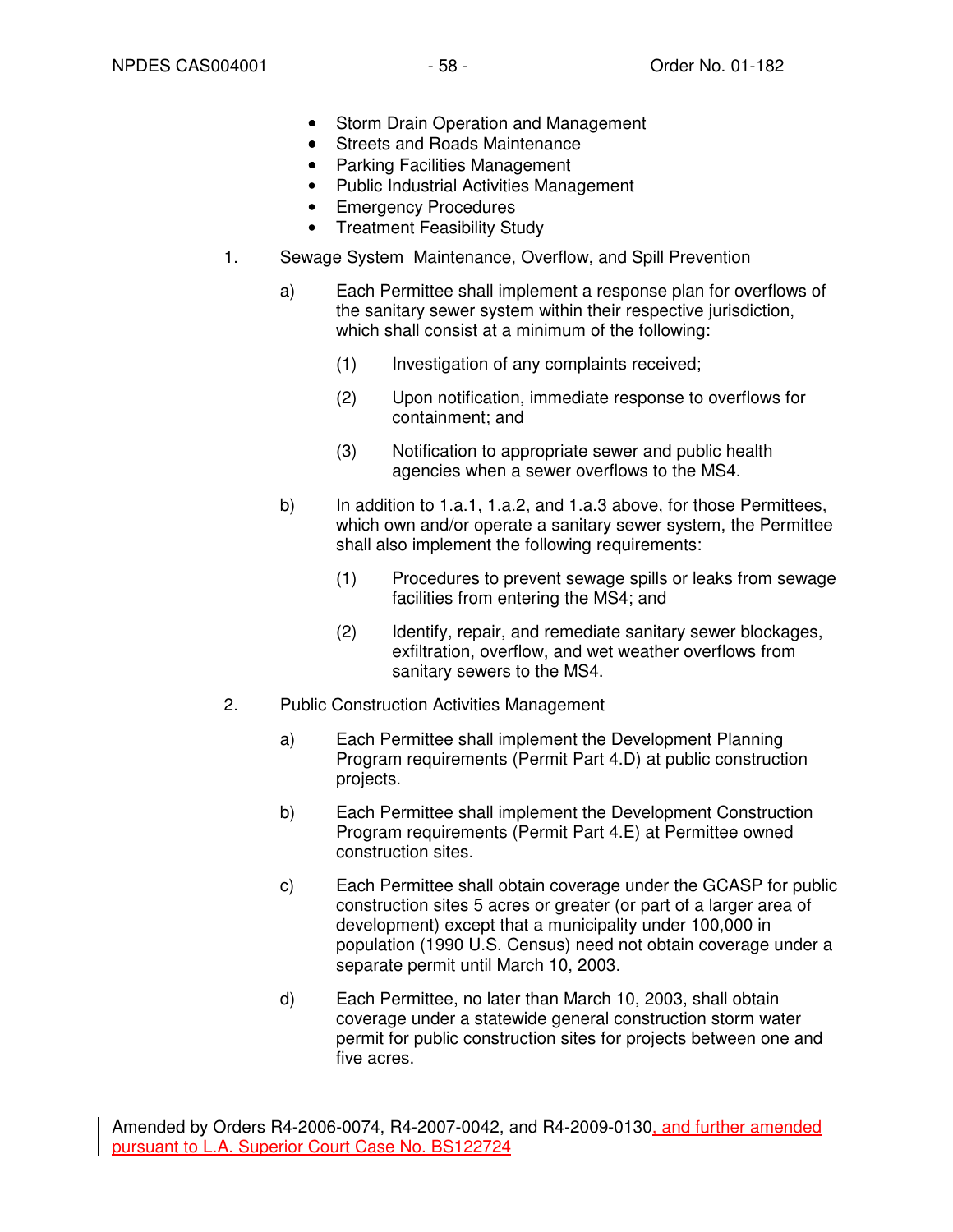- Storm Drain Operation and Management
- Streets and Roads Maintenance
- Parking Facilities Management
- Public Industrial Activities Management
- Emergency Procedures
- Treatment Feasibility Study

1. Sewage System Maintenance, Overflow, and Spill Prevention

   a) Each Permittee shall implement a response plan for overflows of the sanitary sewer system within their respective jurisdiction, which shall consist at a minimum of the following:

      (1) Investigation of any complaints received;

      (2) Upon notification, immediate response to overflows for containment; and

      (3) Notification to appropriate sewer and public health agencies when a sewer overflows to the MS4.

   b) In addition to 1.a.1, 1.a.2, and 1.a.3 above, for those Permittees, which own and/or operate a sanitary sewer system, the Permittee shall also implement the following requirements:

      (1) Procedures to prevent sewage spills or leaks from sewage facilities from entering the MS4; and

      (2) Identify, repair, and remediate sanitary sewer blockages, exfiltration, overflow, and wet weather overflows from sanitary sewers to the MS4.

2. Public Construction Activities Management

   a) Each Permittee shall implement the Development Planning Program requirements (Permit Part 4.D) at public construction projects.

   b) Each Permittee shall implement the Development Construction Program requirements (Permit Part 4.E) at Permittee owned construction sites.

   c) Each Permittee shall obtain coverage under the GCASP for public construction sites 5 acres or greater (or part of a larger area of development) except that a municipality under 100,000 in population (1990 U.S. Census) need not obtain coverage under a separate permit until March 10, 2003.

   d) Each Permittee, no later than March 10, 2003, shall obtain coverage under a statewide general construction storm water permit for public construction sites for projects between one and five acres.

Amended by Orders R4-2006-0074, R4-2007-0042, and R4-2009-0130, and further amended pursuant to L.A. Superior Court Case No. BS122724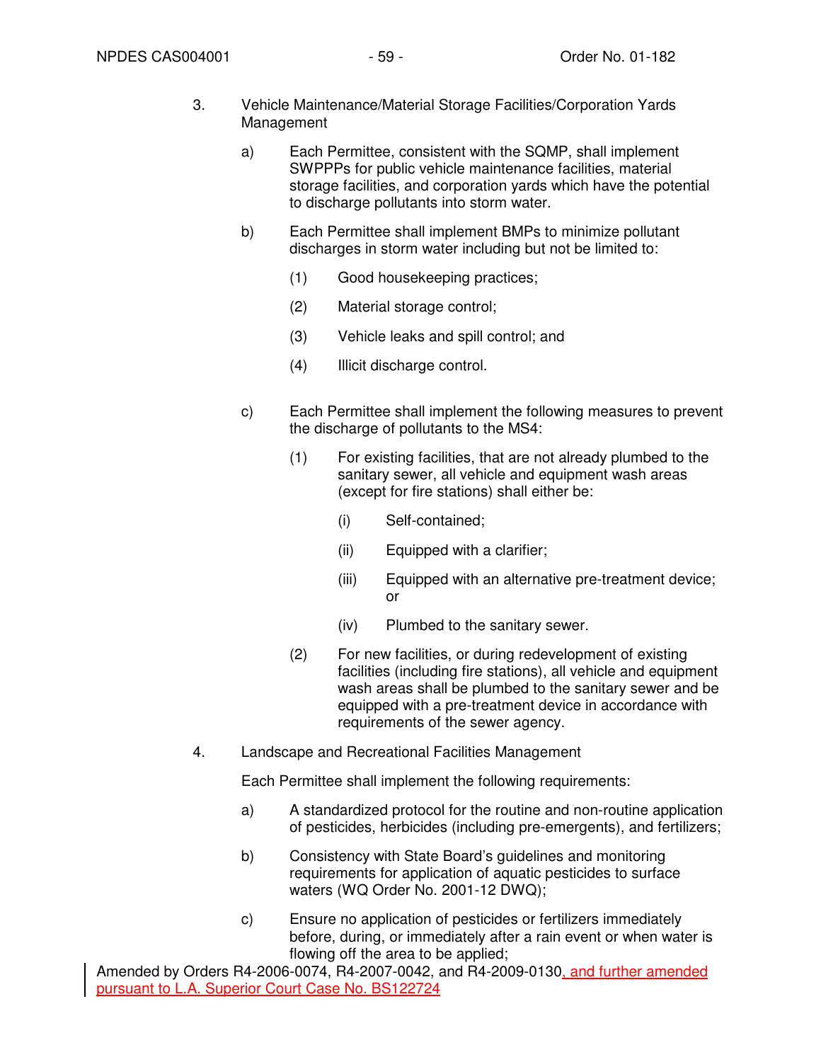3. Vehicle Maintenance/Material Storage Facilities/Corporation Yards Management

   a) Each Permittee, consistent with the SQMP, shall implement SWPPPs for public vehicle maintenance facilities, material storage facilities, and corporation yards which have the potential to discharge pollutants into storm water.

   b) Each Permittee shall implement BMPs to minimize pollutant discharges in storm water including but not be limited to:

      (1) Good housekeeping practices;

      (2) Material storage control;

      (3) Vehicle leaks and spill control; and

      (4) Illicit discharge control.

   c) Each Permittee shall implement the following measures to prevent the discharge of pollutants to the MS4:

      (1) For existing facilities, that are not already plumbed to the sanitary sewer, all vehicle and equipment wash areas (except for fire stations) shall either be:

         (i) Self-contained;

         (ii) Equipped with a clarifier;

         (iii) Equipped with an alternative pre-treatment device; or

         (iv) Plumbed to the sanitary sewer.

      (2) For new facilities, or during redevelopment of existing facilities (including fire stations), all vehicle and equipment wash areas shall be plumbed to the sanitary sewer and be equipped with a pre-treatment device in accordance with requirements of the sewer agency.

4. Landscape and Recreational Facilities Management

   Each Permittee shall implement the following requirements:

   a) A standardized protocol for the routine and non-routine application of pesticides, herbicides (including pre-emergents), and fertilizers;

   b) Consistency with State Board's guidelines and monitoring requirements for application of aquatic pesticides to surface waters (WQ Order No. 2001-12 DWQ);

   c) Ensure no application of pesticides or fertilizers immediately before, during, or immediately after a rain event or when water is flowing off the area to be applied;

Amended by Orders R4-2006-0074, R4-2007-0042, and R4-2009-0130, and further amended pursuant to L.A. Superior Court Case No. BS122724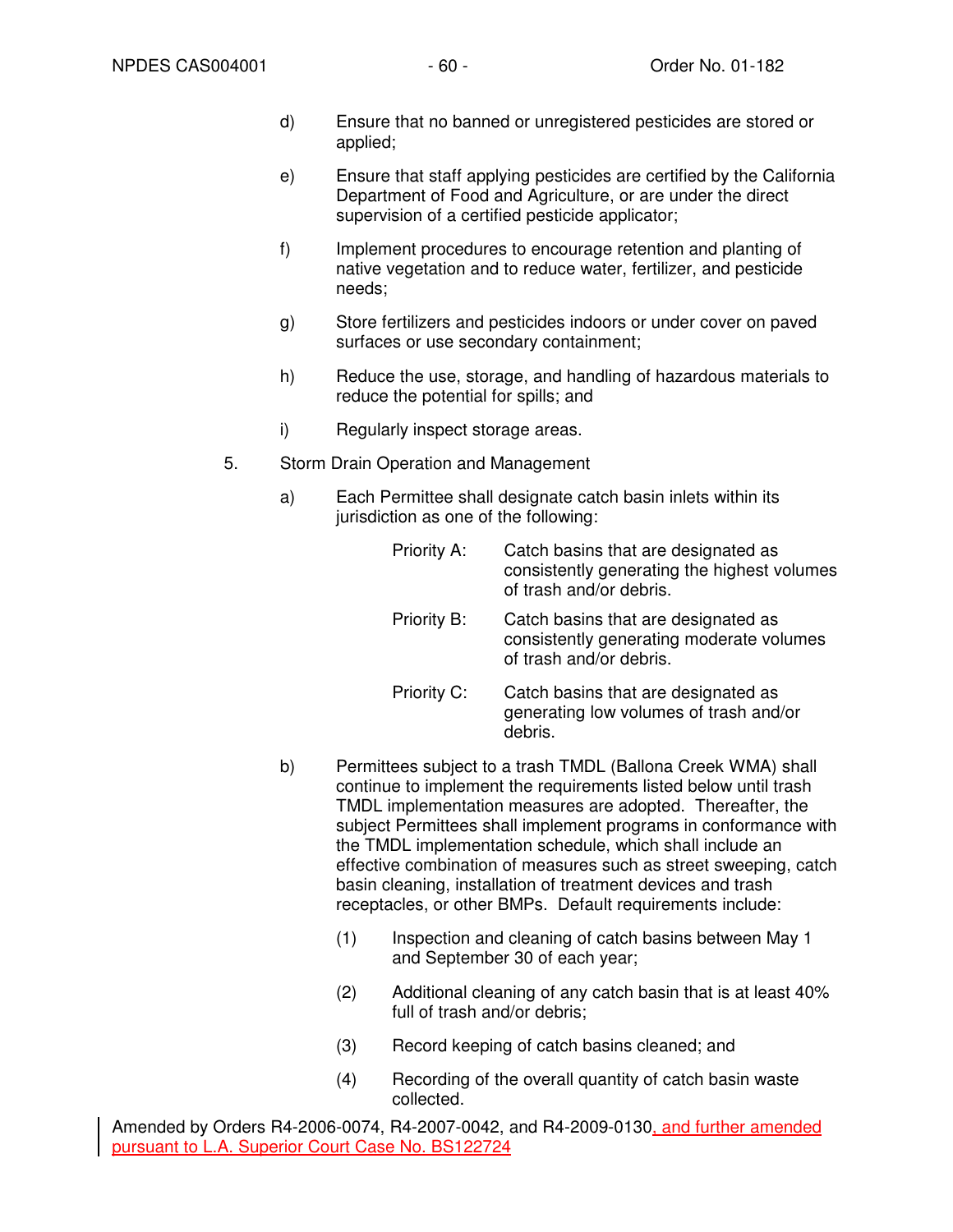d) Ensure that no banned or unregistered pesticides are stored or applied;

e) Ensure that staff applying pesticides are certified by the California Department of Food and Agriculture, or are under the direct supervision of a certified pesticide applicator;

f) Implement procedures to encourage retention and planting of native vegetation and to reduce water, fertilizer, and pesticide needs;

g) Store fertilizers and pesticides indoors or under cover on paved surfaces or use secondary containment;

h) Reduce the use, storage, and handling of hazardous materials to reduce the potential for spills; and

i) Regularly inspect storage areas.

5. Storm Drain Operation and Management

a) Each Permittee shall designate catch basin inlets within its jurisdiction as one of the following:

Priority A: Catch basins that are designated as consistently generating the highest volumes of trash and/or debris.

Priority B: Catch basins that are designated as consistently generating moderate volumes of trash and/or debris.

Priority C: Catch basins that are designated as generating low volumes of trash and/or debris.

b) Permittees subject to a trash TMDL (Ballona Creek WMA) shall continue to implement the requirements listed below until trash TMDL implementation measures are adopted. Thereafter, the subject Permittees shall implement programs in conformance with the TMDL implementation schedule, which shall include an effective combination of measures such as street sweeping, catch basin cleaning, installation of treatment devices and trash receptacles, or other BMPs. Default requirements include:

(1) Inspection and cleaning of catch basins between May 1 and September 30 of each year;

(2) Additional cleaning of any catch basin that is at least 40% full of trash and/or debris;

(3) Record keeping of catch basins cleaned; and

(4) Recording of the overall quantity of catch basin waste collected.

Amended by Orders R4-2006-0074, R4-2007-0042, and R4-2009-0130, and further amended pursuant to L.A. Superior Court Case No. BS122724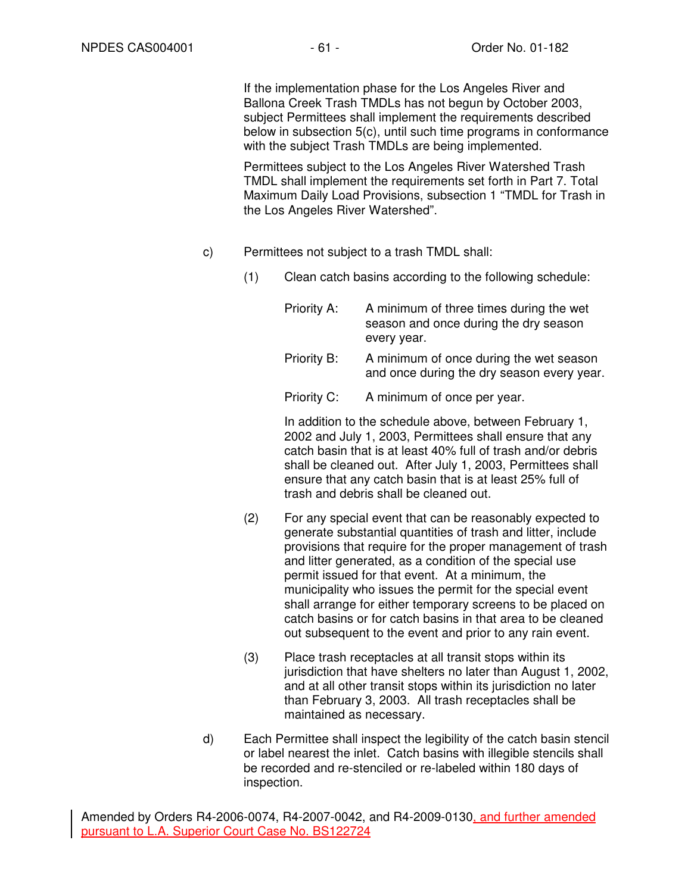If the implementation phase for the Los Angeles River and Ballona Creek Trash TMDLs has not begun by October 2003, subject Permittees shall implement the requirements described below in subsection 5(c), until such time programs in conformance with the subject Trash TMDLs are being implemented.

Permittees subject to the Los Angeles River Watershed Trash TMDL shall implement the requirements set forth in Part 7. Total Maximum Daily Load Provisions, subsection 1 "TMDL for Trash in the Los Angeles River Watershed".

c) Permittees not subject to a trash TMDL shall:

(1) Clean catch basins according to the following schedule:

Priority A: A minimum of three times during the wet season and once during the dry season every year.

Priority B: A minimum of once during the wet season and once during the dry season every year.

Priority C: A minimum of once per year.

In addition to the schedule above, between February 1, 2002 and July 1, 2003, Permittees shall ensure that any catch basin that is at least 40% full of trash and/or debris shall be cleaned out. After July 1, 2003, Permittees shall ensure that any catch basin that is at least 25% full of trash and debris shall be cleaned out.

(2) For any special event that can be reasonably expected to generate substantial quantities of trash and litter, include provisions that require for the proper management of trash and litter generated, as a condition of the special use permit issued for that event. At a minimum, the municipality who issues the permit for the special event shall arrange for either temporary screens to be placed on catch basins or for catch basins in that area to be cleaned out subsequent to the event and prior to any rain event.

(3) Place trash receptacles at all transit stops within its jurisdiction that have shelters no later than August 1, 2002, and at all other transit stops within its jurisdiction no later than February 3, 2003. All trash receptacles shall be maintained as necessary.

d) Each Permittee shall inspect the legibility of the catch basin stencil or label nearest the inlet. Catch basins with illegible stencils shall be recorded and re-stenciled or re-labeled within 180 days of inspection.

Amended by Orders R4-2006-0074, R4-2007-0042, and R4-2009-0130, and further amended pursuant to L.A. Superior Court Case No. BS122724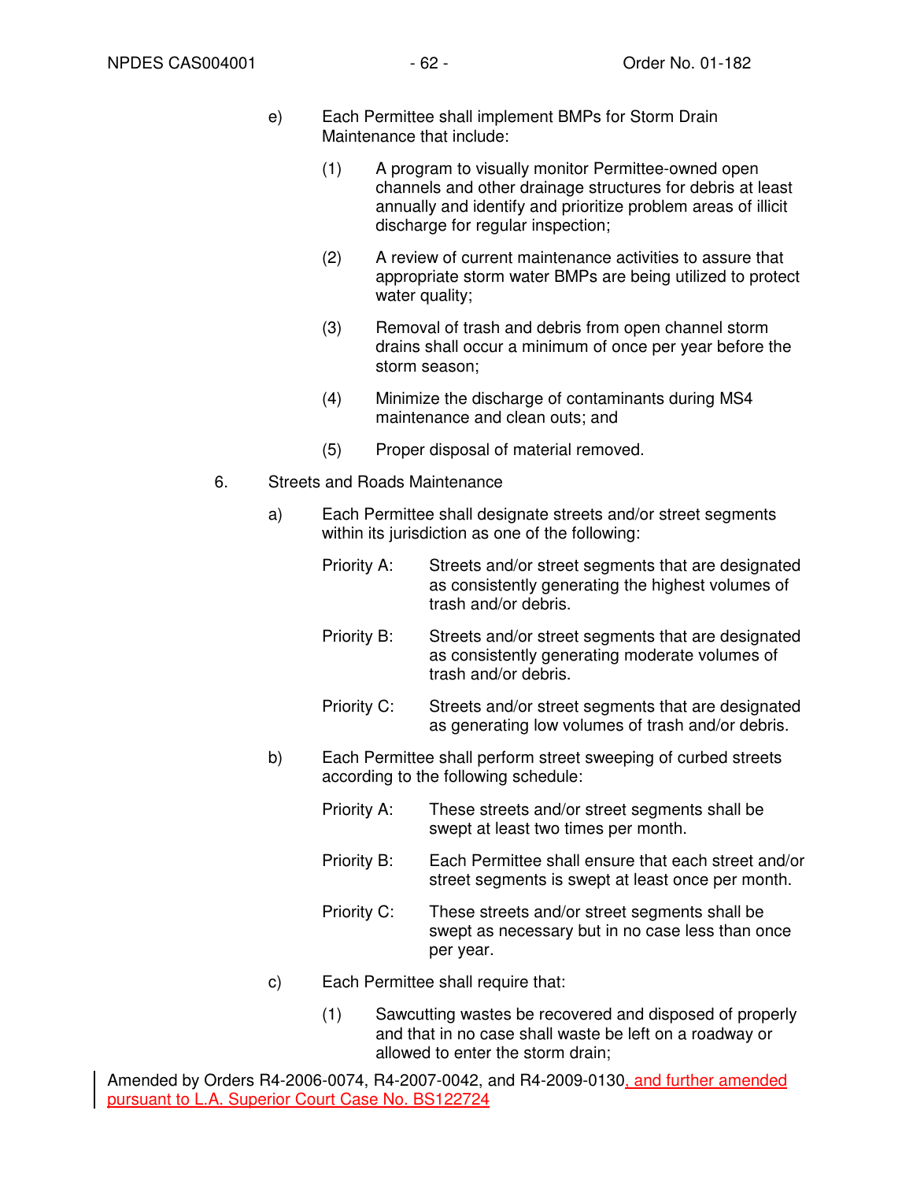e) Each Permittee shall implement BMPs for Storm Drain Maintenance that include:

(1) A program to visually monitor Permittee-owned open channels and other drainage structures for debris at least annually and identify and prioritize problem areas of illicit discharge for regular inspection;

(2) A review of current maintenance activities to assure that appropriate storm water BMPs are being utilized to protect water quality;

(3) Removal of trash and debris from open channel storm drains shall occur a minimum of once per year before the storm season;

(4) Minimize the discharge of contaminants during MS4 maintenance and clean outs; and

(5) Proper disposal of material removed.

6. Streets and Roads Maintenance

a) Each Permittee shall designate streets and/or street segments within its jurisdiction as one of the following:

Priority A: Streets and/or street segments that are designated as consistently generating the highest volumes of trash and/or debris.

Priority B: Streets and/or street segments that are designated as consistently generating moderate volumes of trash and/or debris.

Priority C: Streets and/or street segments that are designated as generating low volumes of trash and/or debris.

b) Each Permittee shall perform street sweeping of curbed streets according to the following schedule:

Priority A: These streets and/or street segments shall be swept at least two times per month.

Priority B: Each Permittee shall ensure that each street and/or street segments is swept at least once per month.

Priority C: These streets and/or street segments shall be swept as necessary but in no case less than once per year.

c) Each Permittee shall require that:

(1) Sawcutting wastes be recovered and disposed of properly and that in no case shall waste be left on a roadway or allowed to enter the storm drain;

Amended by Orders R4-2006-0074, R4-2007-0042, and R4-2009-0130, and further amended pursuant to L.A. Superior Court Case No. BS122724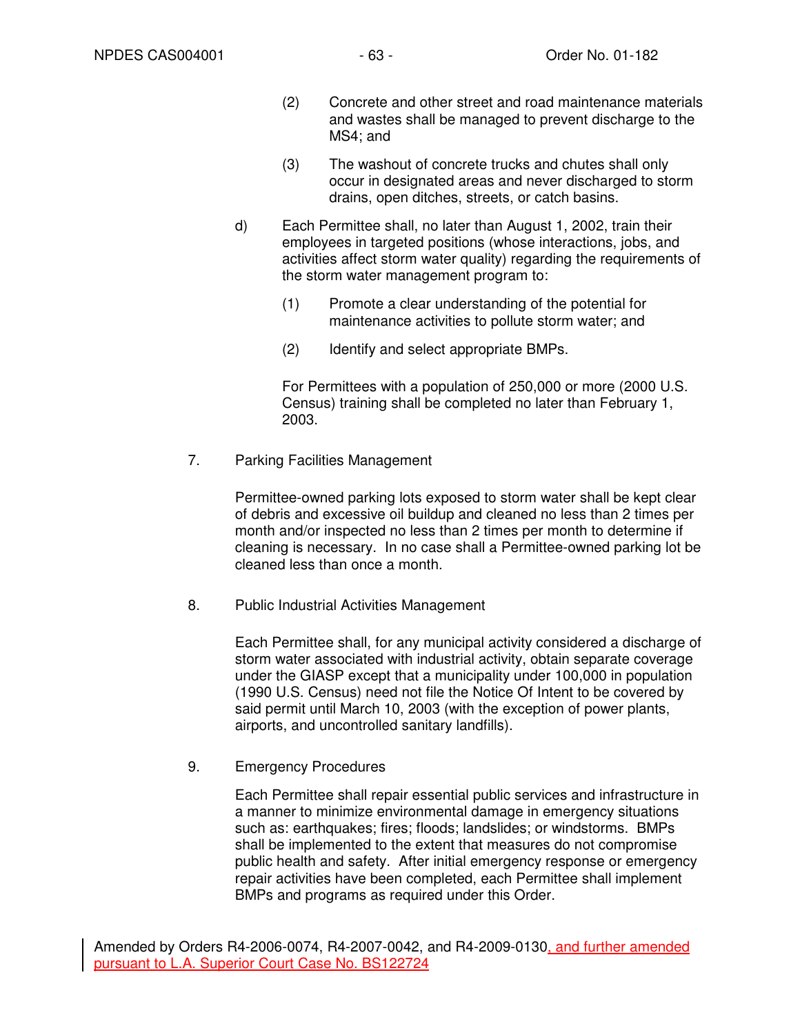(2) Concrete and other street and road maintenance materials and wastes shall be managed to prevent discharge to the MS4; and

(3) The washout of concrete trucks and chutes shall only occur in designated areas and never discharged to storm drains, open ditches, streets, or catch basins.

d) Each Permittee shall, no later than August 1, 2002, train their employees in targeted positions (whose interactions, jobs, and activities affect storm water quality) regarding the requirements of the storm water management program to:

(1) Promote a clear understanding of the potential for maintenance activities to pollute storm water; and

(2) Identify and select appropriate BMPs.

For Permittees with a population of 250,000 or more (2000 U.S. Census) training shall be completed no later than February 1, 2003.

7. Parking Facilities Management

Permittee-owned parking lots exposed to storm water shall be kept clear of debris and excessive oil buildup and cleaned no less than 2 times per month and/or inspected no less than 2 times per month to determine if cleaning is necessary. In no case shall a Permittee-owned parking lot be cleaned less than once a month.

8. Public Industrial Activities Management

Each Permittee shall, for any municipal activity considered a discharge of storm water associated with industrial activity, obtain separate coverage under the GIASP except that a municipality under 100,000 in population (1990 U.S. Census) need not file the Notice Of Intent to be covered by said permit until March 10, 2003 (with the exception of power plants, airports, and uncontrolled sanitary landfills).

9. Emergency Procedures

Each Permittee shall repair essential public services and infrastructure in a manner to minimize environmental damage in emergency situations such as: earthquakes; fires; floods; landslides; or windstorms. BMPs shall be implemented to the extent that measures do not compromise public health and safety. After initial emergency response or emergency repair activities have been completed, each Permittee shall implement BMPs and programs as required under this Order.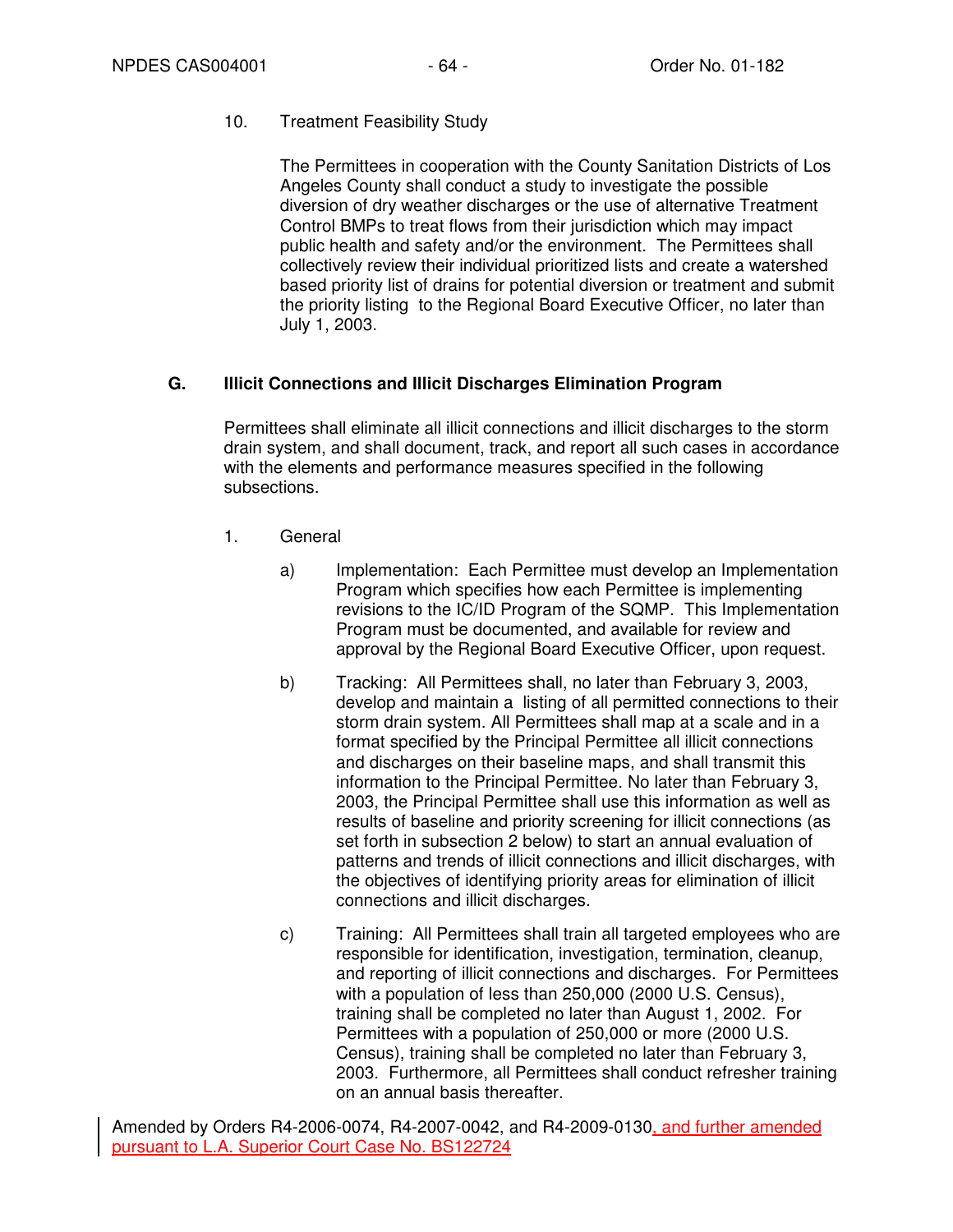10. Treatment Feasibility Study

The Permittees in cooperation with the County Sanitation Districts of Los Angeles County shall conduct a study to investigate the possible diversion of dry weather discharges or the use of alternative Treatment Control BMPs to treat flows from their jurisdiction which may impact public health and safety and/or the environment. The Permittees shall collectively review their individual prioritized lists and create a watershed based priority list of drains for potential diversion or treatment and submit the priority listing to the Regional Board Executive Officer, no later than July 1, 2003.

## G. Illicit Connections and Illicit Discharges Elimination Program

Permittees shall eliminate all illicit connections and illicit discharges to the storm drain system, and shall document, track, and report all such cases in accordance with the elements and performance measures specified in the following subsections.

1. General

a) Implementation: Each Permittee must develop an Implementation Program which specifies how each Permittee is implementing revisions to the IC/ID Program of the SQMP. This Implementation Program must be documented, and available for review and approval by the Regional Board Executive Officer, upon request.

b) Tracking: All Permittees shall, no later than February 3, 2003, develop and maintain a listing of all permitted connections to their storm drain system. All Permittees shall map at a scale and in a format specified by the Principal Permittee all illicit connections and discharges on their baseline maps, and shall transmit this information to the Principal Permittee. No later than February 3, 2003, the Principal Permittee shall use this information as well as results of baseline and priority screening for illicit connections (as set forth in subsection 2 below) to start an annual evaluation of patterns and trends of illicit connections and illicit discharges, with the objectives of identifying priority areas for elimination of illicit connections and illicit discharges.

c) Training: All Permittees shall train all targeted employees who are responsible for identification, investigation, termination, cleanup, and reporting of illicit connections and discharges. For Permittees with a population of less than 250,000 (2000 U.S. Census), training shall be completed no later than August 1, 2002. For Permittees with a population of 250,000 or more (2000 U.S. Census), training shall be completed no later than February 3, 2003. Furthermore, all Permittees shall conduct refresher training on an annual basis thereafter.

Amended by Orders R4-2006-0074, R4-2007-0042, and R4-2009-0130, and further amended pursuant to L.A. Superior Court Case No. BS122724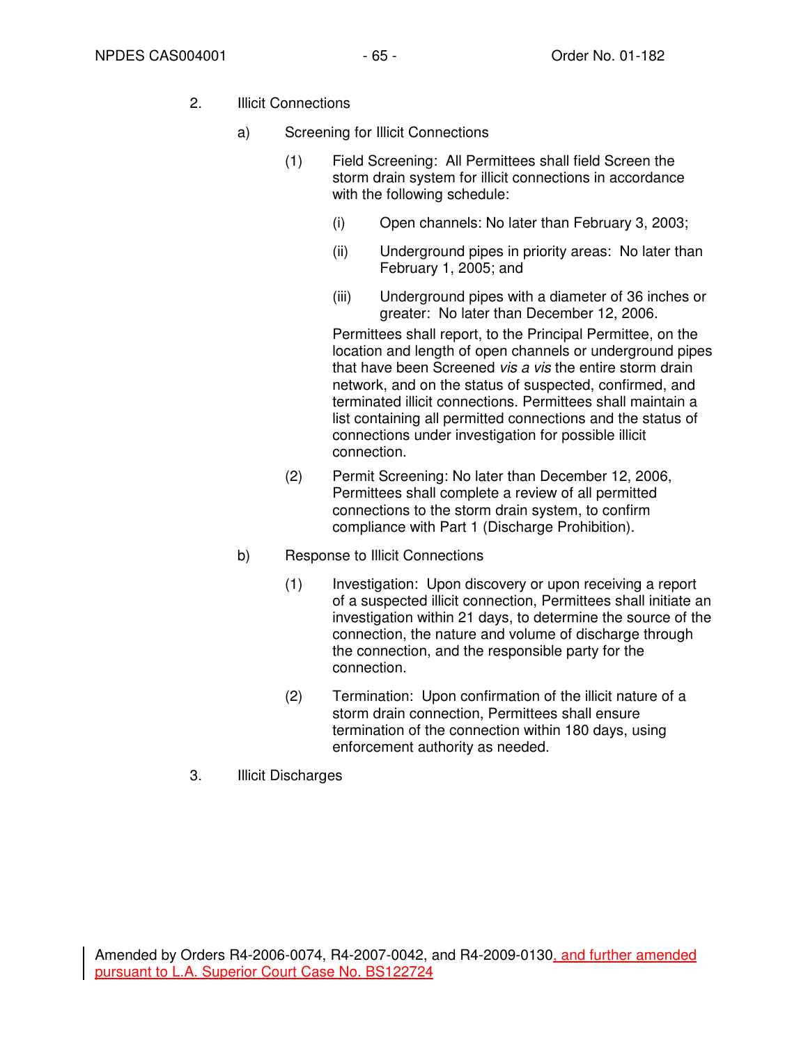2. Illicit Connections

   a) Screening for Illicit Connections

      (1) Field Screening: All Permittees shall field Screen the storm drain system for illicit connections in accordance with the following schedule:

         (i) Open channels: No later than February 3, 2003;

         (ii) Underground pipes in priority areas: No later than February 1, 2005; and

         (iii) Underground pipes with a diameter of 36 inches or greater: No later than December 12, 2006.

         Permittees shall report, to the Principal Permittee, on the location and length of open channels or underground pipes that have been Screened *vis a vis* the entire storm drain network, and on the status of suspected, confirmed, and terminated illicit connections. Permittees shall maintain a list containing all permitted connections and the status of connections under investigation for possible illicit connection.

      (2) Permit Screening: No later than December 12, 2006, Permittees shall complete a review of all permitted connections to the storm drain system, to confirm compliance with Part 1 (Discharge Prohibition).

   b) Response to Illicit Connections

      (1) Investigation: Upon discovery or upon receiving a report of a suspected illicit connection, Permittees shall initiate an investigation within 21 days, to determine the source of the connection, the nature and volume of discharge through the connection, and the responsible party for the connection.

      (2) Termination: Upon confirmation of the illicit nature of a storm drain connection, Permittees shall ensure termination of the connection within 180 days, using enforcement authority as needed.

3. Illicit Discharges

Amended by Orders R4-2006-0074, R4-2007-0042, and R4-2009-0130, and further amended pursuant to L.A. Superior Court Case No. BS122724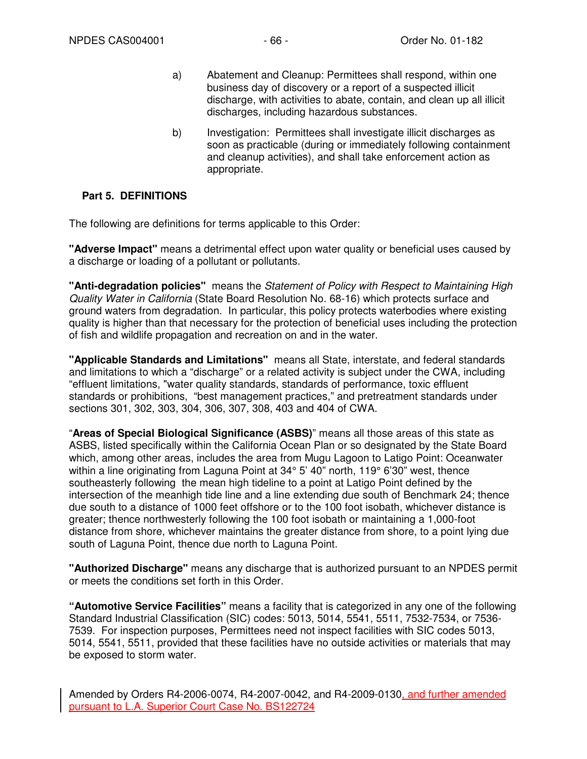a) Abatement and Cleanup: Permittees shall respond, within one business day of discovery or a report of a suspected illicit discharge, with activities to abate, contain, and clean up all illicit discharges, including hazardous substances.

b) Investigation: Permittees shall investigate illicit discharges as soon as practicable (during or immediately following containment and cleanup activities), and shall take enforcement action as appropriate.

## Part 5. DEFINITIONS

The following are definitions for terms applicable to this Order:

**"Adverse Impact"** means a detrimental effect upon water quality or beneficial uses caused by a discharge or loading of a pollutant or pollutants.

**"Anti-degradation policies"** means the *Statement of Policy with Respect to Maintaining High Quality Water in California* (State Board Resolution No. 68-16) which protects surface and ground waters from degradation. In particular, this policy protects waterbodies where existing quality is higher than that necessary for the protection of beneficial uses including the protection of fish and wildlife propagation and recreation on and in the water.

**"Applicable Standards and Limitations"** means all State, interstate, and federal standards and limitations to which a "discharge" or a related activity is subject under the CWA, including "effluent limitations, "water quality standards, standards of performance, toxic effluent standards or prohibitions, "best management practices," and pretreatment standards under sections 301, 302, 303, 304, 306, 307, 308, 403 and 404 of CWA.

"**Areas of Special Biological Significance (ASBS)**" means all those areas of this state as ASBS, listed specifically within the California Ocean Plan or so designated by the State Board which, among other areas, includes the area from Mugu Lagoon to Latigo Point: Oceanwater within a line originating from Laguna Point at 34° 5' 40" north, 119° 6'30" west, thence southeasterly following the mean high tideline to a point at Latigo Point defined by the intersection of the meanhigh tide line and a line extending due south of Benchmark 24; thence due south to a distance of 1000 feet offshore or to the 100 foot isobath, whichever distance is greater; thence northwesterly following the 100 foot isobath or maintaining a 1,000-foot distance from shore, whichever maintains the greater distance from shore, to a point lying due south of Laguna Point, thence due north to Laguna Point.

**"Authorized Discharge"** means any discharge that is authorized pursuant to an NPDES permit or meets the conditions set forth in this Order.

**"Automotive Service Facilities"** means a facility that is categorized in any one of the following Standard Industrial Classification (SIC) codes: 5013, 5014, 5541, 5511, 7532-7534, or 7536-7539. For inspection purposes, Permittees need not inspect facilities with SIC codes 5013, 5014, 5541, 5511, provided that these facilities have no outside activities or materials that may be exposed to storm water.

Amended by Orders R4-2006-0074, R4-2007-0042, and R4-2009-0130, and further amended pursuant to L.A. Superior Court Case No. BS122724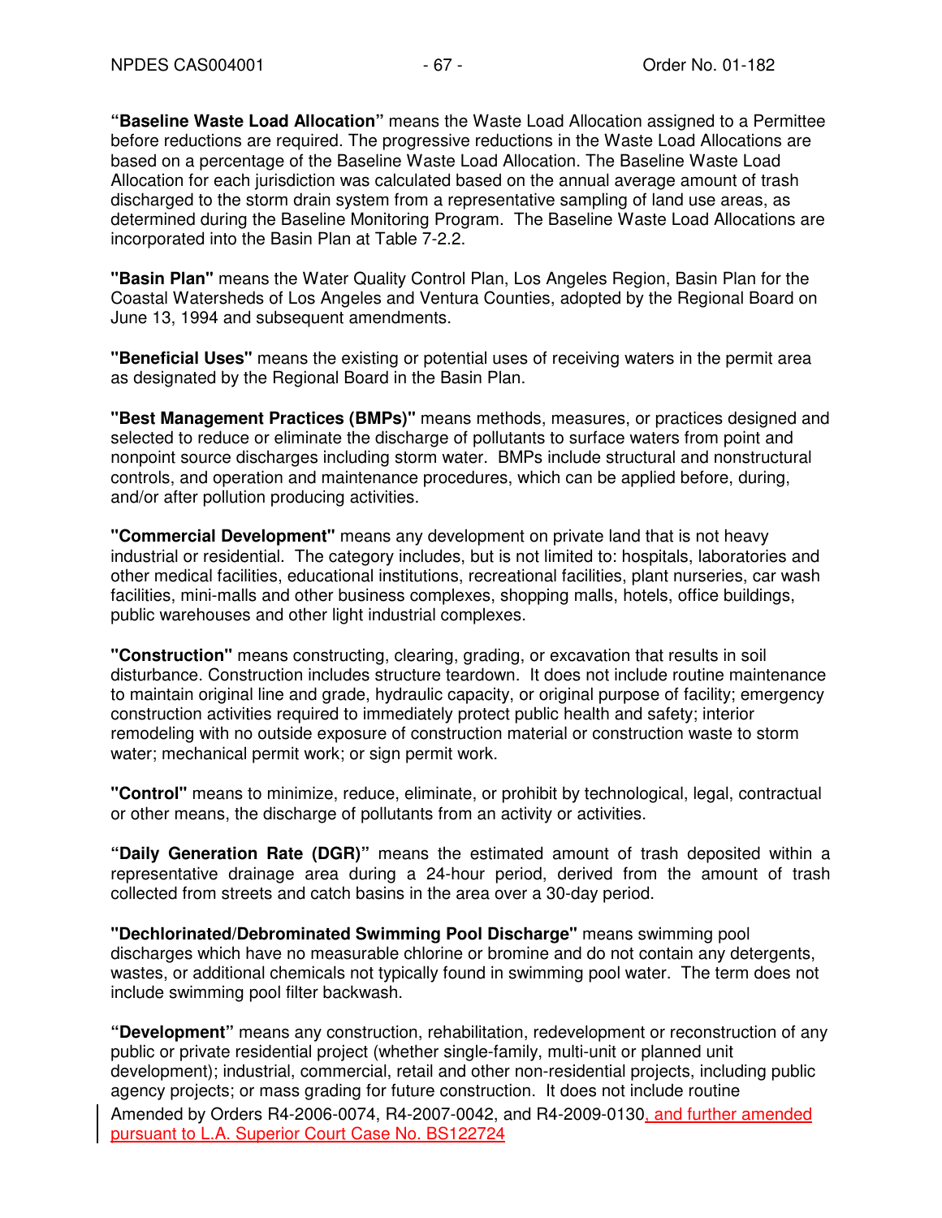**“Baseline Waste Load Allocation”** means the Waste Load Allocation assigned to a Permittee before reductions are required. The progressive reductions in the Waste Load Allocations are based on a percentage of the Baseline Waste Load Allocation. The Baseline Waste Load Allocation for each jurisdiction was calculated based on the annual average amount of trash discharged to the storm drain system from a representative sampling of land use areas, as determined during the Baseline Monitoring Program. The Baseline Waste Load Allocations are incorporated into the Basin Plan at Table 7-2.2.

**"Basin Plan"** means the Water Quality Control Plan, Los Angeles Region, Basin Plan for the Coastal Watersheds of Los Angeles and Ventura Counties, adopted by the Regional Board on June 13, 1994 and subsequent amendments.

**"Beneficial Uses"** means the existing or potential uses of receiving waters in the permit area as designated by the Regional Board in the Basin Plan.

**"Best Management Practices (BMPs)"** means methods, measures, or practices designed and selected to reduce or eliminate the discharge of pollutants to surface waters from point and nonpoint source discharges including storm water. BMPs include structural and nonstructural controls, and operation and maintenance procedures, which can be applied before, during, and/or after pollution producing activities.

**"Commercial Development"** means any development on private land that is not heavy industrial or residential. The category includes, but is not limited to: hospitals, laboratories and other medical facilities, educational institutions, recreational facilities, plant nurseries, car wash facilities, mini-malls and other business complexes, shopping malls, hotels, office buildings, public warehouses and other light industrial complexes.

**"Construction"** means constructing, clearing, grading, or excavation that results in soil disturbance. Construction includes structure teardown. It does not include routine maintenance to maintain original line and grade, hydraulic capacity, or original purpose of facility; emergency construction activities required to immediately protect public health and safety; interior remodeling with no outside exposure of construction material or construction waste to storm water; mechanical permit work; or sign permit work.

**"Control"** means to minimize, reduce, eliminate, or prohibit by technological, legal, contractual or other means, the discharge of pollutants from an activity or activities.

**“Daily Generation Rate (DGR)”** means the estimated amount of trash deposited within a representative drainage area during a 24-hour period, derived from the amount of trash collected from streets and catch basins in the area over a 30-day period.

**"Dechlorinated/Debrominated Swimming Pool Discharge"** means swimming pool discharges which have no measurable chlorine or bromine and do not contain any detergents, wastes, or additional chemicals not typically found in swimming pool water. The term does not include swimming pool filter backwash.

**“Development”** means any construction, rehabilitation, redevelopment or reconstruction of any public or private residential project (whether single-family, multi-unit or planned unit development); industrial, commercial, retail and other non-residential projects, including public agency projects; or mass grading for future construction. It does not include routine

Amended by Orders R4-2006-0074, R4-2007-0042, and R4-2009-0130, and further amended pursuant to L.A. Superior Court Case No. BS122724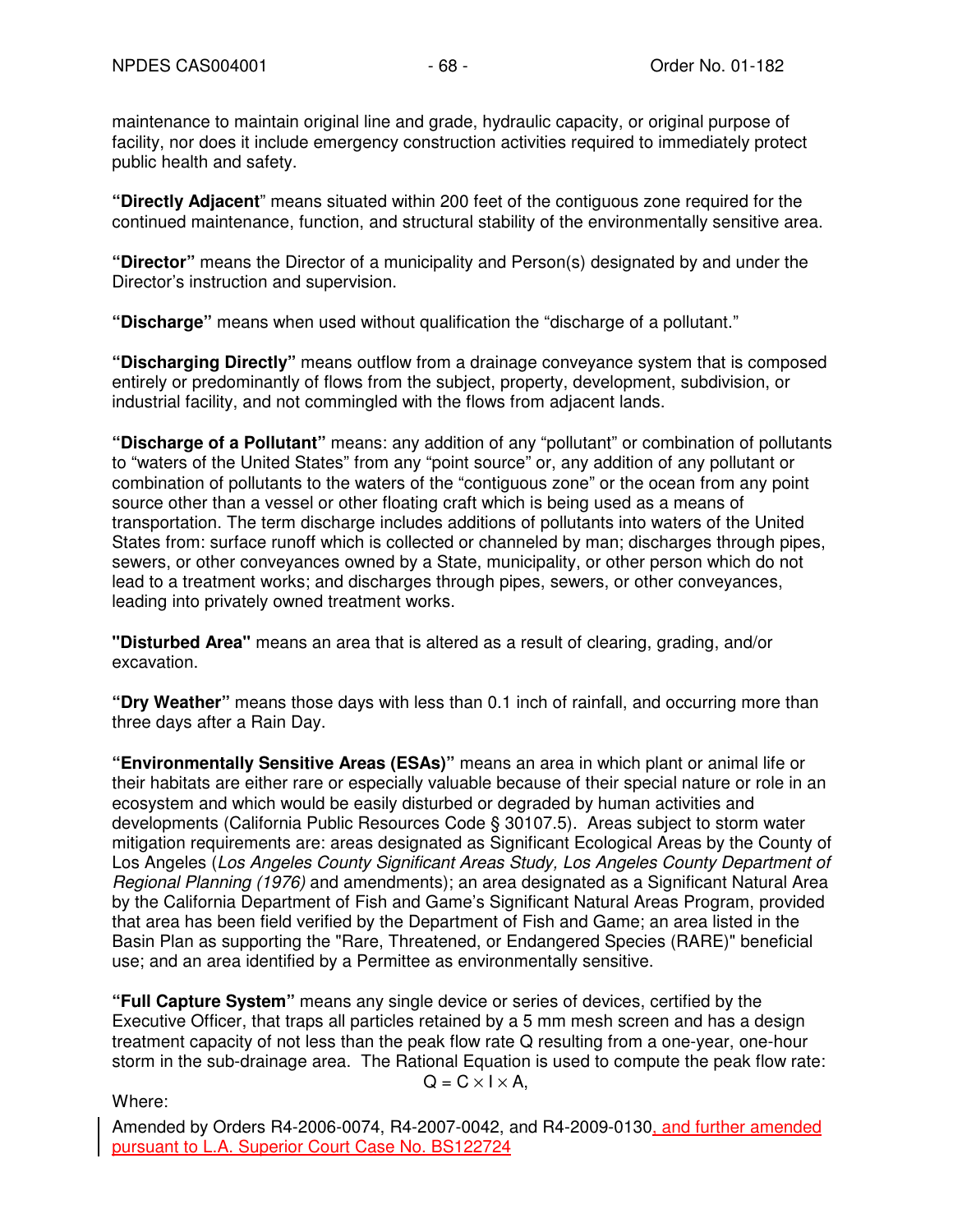maintenance to maintain original line and grade, hydraulic capacity, or original purpose of facility, nor does it include emergency construction activities required to immediately protect public health and safety.

**"Directly Adjacent"** means situated within 200 feet of the contiguous zone required for the continued maintenance, function, and structural stability of the environmentally sensitive area.

**"Director"** means the Director of a municipality and Person(s) designated by and under the Director's instruction and supervision.

**"Discharge"** means when used without qualification the "discharge of a pollutant."

**"Discharging Directly"** means outflow from a drainage conveyance system that is composed entirely or predominantly of flows from the subject, property, development, subdivision, or industrial facility, and not commingled with the flows from adjacent lands.

**"Discharge of a Pollutant"** means: any addition of any "pollutant" or combination of pollutants to "waters of the United States" from any "point source" or, any addition of any pollutant or combination of pollutants to the waters of the "contiguous zone" or the ocean from any point source other than a vessel or other floating craft which is being used as a means of transportation. The term discharge includes additions of pollutants into waters of the United States from: surface runoff which is collected or channeled by man; discharges through pipes, sewers, or other conveyances owned by a State, municipality, or other person which do not lead to a treatment works; and discharges through pipes, sewers, or other conveyances, leading into privately owned treatment works.

**"Disturbed Area"** means an area that is altered as a result of clearing, grading, and/or excavation.

**"Dry Weather"** means those days with less than 0.1 inch of rainfall, and occurring more than three days after a Rain Day.

**"Environmentally Sensitive Areas (ESAs)"** means an area in which plant or animal life or their habitats are either rare or especially valuable because of their special nature or role in an ecosystem and which would be easily disturbed or degraded by human activities and developments (California Public Resources Code § 30107.5). Areas subject to storm water mitigation requirements are: areas designated as Significant Ecological Areas by the County of Los Angeles (*Los Angeles County Significant Areas Study, Los Angeles County Department of Regional Planning (1976)* and amendments); an area designated as a Significant Natural Area by the California Department of Fish and Game's Significant Natural Areas Program, provided that area has been field verified by the Department of Fish and Game; an area listed in the Basin Plan as supporting the "Rare, Threatened, or Endangered Species (RARE)" beneficial use; and an area identified by a Permittee as environmentally sensitive.

**"Full Capture System"** means any single device or series of devices, certified by the Executive Officer, that traps all particles retained by a 5 mm mesh screen and has a design treatment capacity of not less than the peak flow rate Q resulting from a one-year, one-hour storm in the sub-drainage area. The Rational Equation is used to compute the peak flow rate:

$$Q = C \times I \times A,$$

Where:

Amended by Orders R4-2006-0074, R4-2007-0042, and R4-2009-0130, and further amended pursuant to L.A. Superior Court Case No. BS122724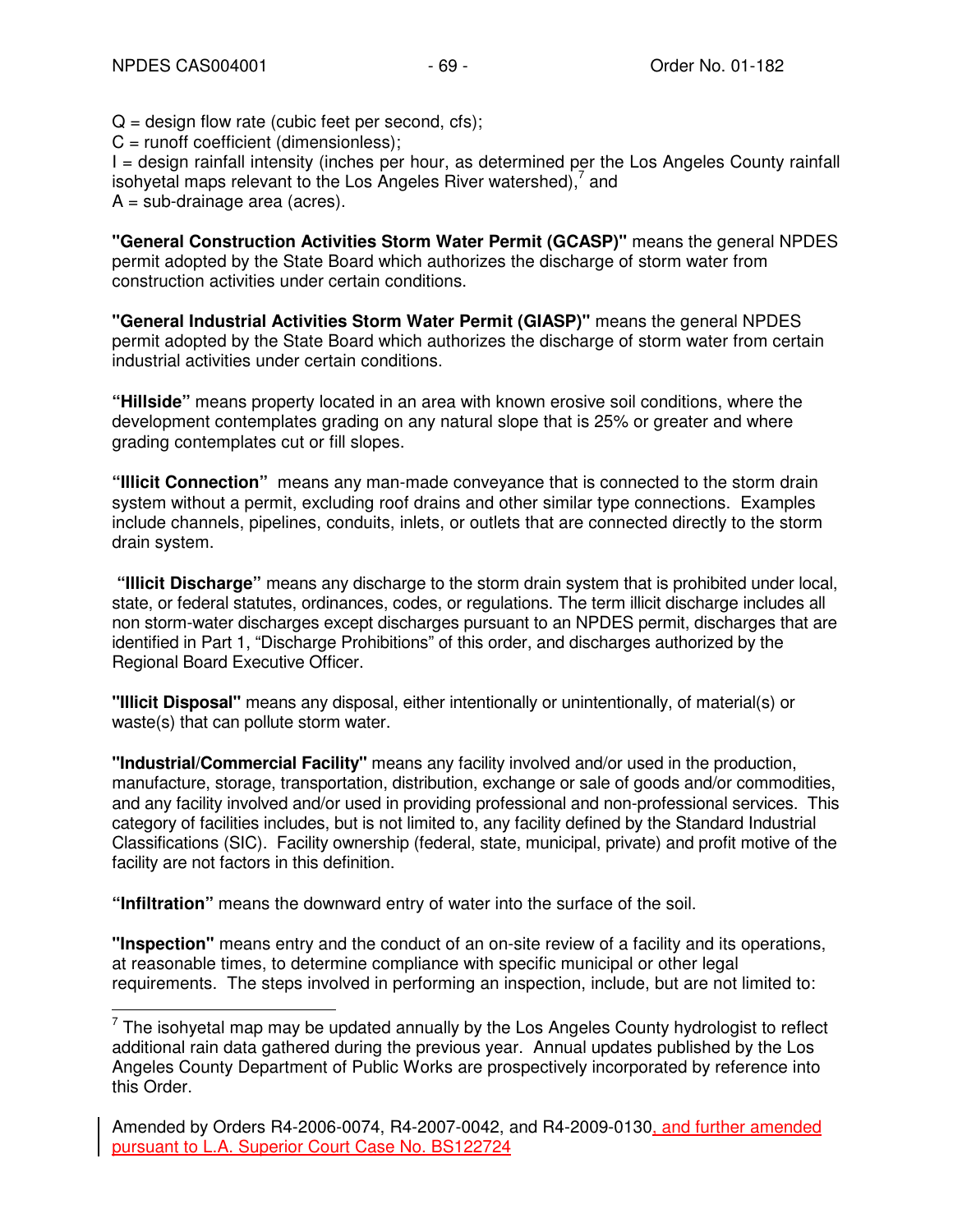$Q$ = design flow rate (cubic feet per second, cfs);
$C$ = runoff coefficient (dimensionless);
$I$ = design rainfall intensity (inches per hour, as determined per the Los Angeles County rainfall isohyetal maps relevant to the Los Angeles River watershed),[7] and
$A$ = sub-drainage area (acres).

**"General Construction Activities Storm Water Permit (GCASP)"** means the general NPDES permit adopted by the State Board which authorizes the discharge of storm water from construction activities under certain conditions.

**"General Industrial Activities Storm Water Permit (GIASP)"** means the general NPDES permit adopted by the State Board which authorizes the discharge of storm water from certain industrial activities under certain conditions.

**"Hillside"** means property located in an area with known erosive soil conditions, where the development contemplates grading on any natural slope that is 25% or greater and where grading contemplates cut or fill slopes.

**"Illicit Connection"** means any man-made conveyance that is connected to the storm drain system without a permit, excluding roof drains and other similar type connections. Examples include channels, pipelines, conduits, inlets, or outlets that are connected directly to the storm drain system.

**"Illicit Discharge"** means any discharge to the storm drain system that is prohibited under local, state, or federal statutes, ordinances, codes, or regulations. The term illicit discharge includes all non storm-water discharges except discharges pursuant to an NPDES permit, discharges that are identified in Part 1, "Discharge Prohibitions" of this order, and discharges authorized by the Regional Board Executive Officer.

**"Illicit Disposal"** means any disposal, either intentionally or unintentionally, of material(s) or waste(s) that can pollute storm water.

**"Industrial/Commercial Facility"** means any facility involved and/or used in the production, manufacture, storage, transportation, distribution, exchange or sale of goods and/or commodities, and any facility involved and/or used in providing professional and non-professional services. This category of facilities includes, but is not limited to, any facility defined by the Standard Industrial Classifications (SIC). Facility ownership (federal, state, municipal, private) and profit motive of the facility are not factors in this definition.

**"Infiltration"** means the downward entry of water into the surface of the soil.

**"Inspection"** means entry and the conduct of an on-site review of a facility and its operations, at reasonable times, to determine compliance with specific municipal or other legal requirements. The steps involved in performing an inspection, include, but are not limited to:

---

[7] The isohyetal map may be updated annually by the Los Angeles County hydrologist to reflect additional rain data gathered during the previous year. Annual updates published by the Los Angeles County Department of Public Works are prospectively incorporated by reference into this Order.

Amended by Orders R4-2006-0074, R4-2007-0042, and R4-2009-0130, and further amended pursuant to L.A. Superior Court Case No. BS122724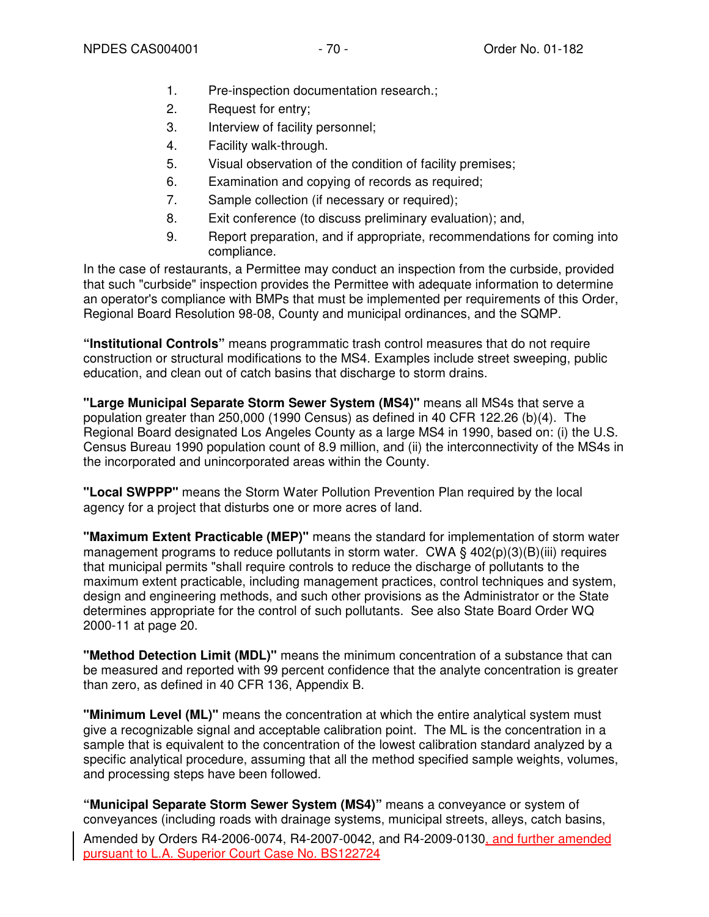1. Pre-inspection documentation research.;
2. Request for entry;
3. Interview of facility personnel;
4. Facility walk-through.
5. Visual observation of the condition of facility premises;
6. Examination and copying of records as required;
7. Sample collection (if necessary or required);
8. Exit conference (to discuss preliminary evaluation); and,
9. Report preparation, and if appropriate, recommendations for coming into compliance.

In the case of restaurants, a Permittee may conduct an inspection from the curbside, provided that such "curbside" inspection provides the Permittee with adequate information to determine an operator's compliance with BMPs that must be implemented per requirements of this Order, Regional Board Resolution 98-08, County and municipal ordinances, and the SQMP.

**"Institutional Controls"** means programmatic trash control measures that do not require construction or structural modifications to the MS4. Examples include street sweeping, public education, and clean out of catch basins that discharge to storm drains.

**"Large Municipal Separate Storm Sewer System (MS4)"** means all MS4s that serve a population greater than 250,000 (1990 Census) as defined in 40 CFR 122.26 (b)(4). The Regional Board designated Los Angeles County as a large MS4 in 1990, based on: (i) the U.S. Census Bureau 1990 population count of 8.9 million, and (ii) the interconnectivity of the MS4s in the incorporated and unincorporated areas within the County.

**"Local SWPPP"** means the Storm Water Pollution Prevention Plan required by the local agency for a project that disturbs one or more acres of land.

**"Maximum Extent Practicable (MEP)"** means the standard for implementation of storm water management programs to reduce pollutants in storm water. CWA § 402(p)(3)(B)(iii) requires that municipal permits "shall require controls to reduce the discharge of pollutants to the maximum extent practicable, including management practices, control techniques and system, design and engineering methods, and such other provisions as the Administrator or the State determines appropriate for the control of such pollutants. See also State Board Order WQ 2000-11 at page 20.

**"Method Detection Limit (MDL)"** means the minimum concentration of a substance that can be measured and reported with 99 percent confidence that the analyte concentration is greater than zero, as defined in 40 CFR 136, Appendix B.

**"Minimum Level (ML)"** means the concentration at which the entire analytical system must give a recognizable signal and acceptable calibration point. The ML is the concentration in a sample that is equivalent to the concentration of the lowest calibration standard analyzed by a specific analytical procedure, assuming that all the method specified sample weights, volumes, and processing steps have been followed.

**"Municipal Separate Storm Sewer System (MS4)"** means a conveyance or system of conveyances (including roads with drainage systems, municipal streets, alleys, catch basins,

Amended by Orders R4-2006-0074, R4-2007-0042, and R4-2009-0130, and further amended pursuant to L.A. Superior Court Case No. BS122724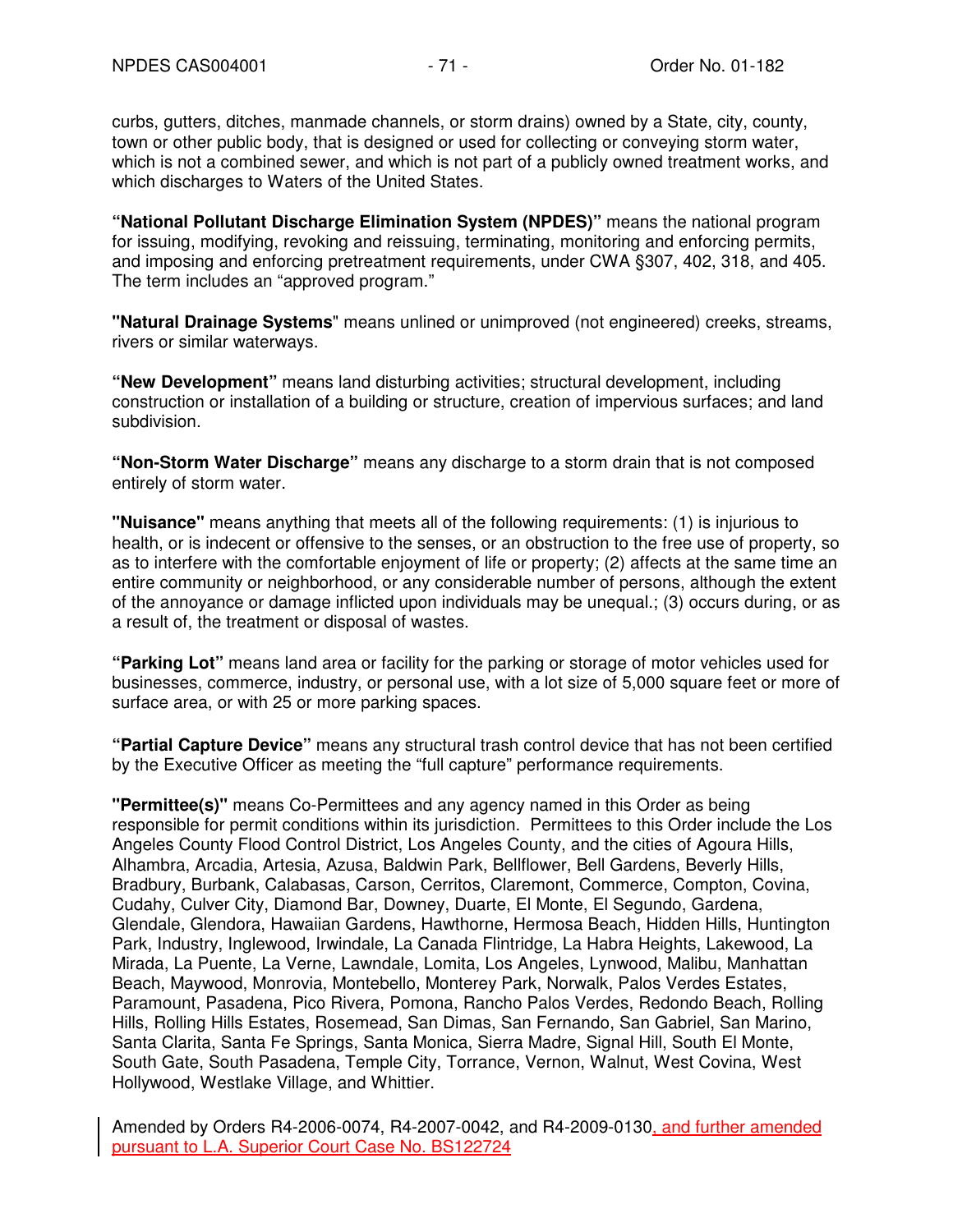curbs, gutters, ditches, manmade channels, or storm drains) owned by a State, city, county, town or other public body, that is designed or used for collecting or conveying storm water, which is not a combined sewer, and which is not part of a publicly owned treatment works, and which discharges to Waters of the United States.

**"National Pollutant Discharge Elimination System (NPDES)"** means the national program for issuing, modifying, revoking and reissuing, terminating, monitoring and enforcing permits, and imposing and enforcing pretreatment requirements, under CWA §307, 402, 318, and 405. The term includes an "approved program."

**"Natural Drainage Systems"** means unlined or unimproved (not engineered) creeks, streams, rivers or similar waterways.

**"New Development"** means land disturbing activities; structural development, including construction or installation of a building or structure, creation of impervious surfaces; and land subdivision.

**"Non-Storm Water Discharge"** means any discharge to a storm drain that is not composed entirely of storm water.

**"Nuisance"** means anything that meets all of the following requirements: (1) is injurious to health, or is indecent or offensive to the senses, or an obstruction to the free use of property, so as to interfere with the comfortable enjoyment of life or property; (2) affects at the same time an entire community or neighborhood, or any considerable number of persons, although the extent of the annoyance or damage inflicted upon individuals may be unequal.; (3) occurs during, or as a result of, the treatment or disposal of wastes.

**"Parking Lot"** means land area or facility for the parking or storage of motor vehicles used for businesses, commerce, industry, or personal use, with a lot size of 5,000 square feet or more of surface area, or with 25 or more parking spaces.

**"Partial Capture Device"** means any structural trash control device that has not been certified by the Executive Officer as meeting the "full capture" performance requirements.

**"Permittee(s)"** means Co-Permittees and any agency named in this Order as being responsible for permit conditions within its jurisdiction. Permittees to this Order include the Los Angeles County Flood Control District, Los Angeles County, and the cities of Agoura Hills, Alhambra, Arcadia, Artesia, Azusa, Baldwin Park, Bellflower, Bell Gardens, Beverly Hills, Bradbury, Burbank, Calabasas, Carson, Cerritos, Claremont, Commerce, Compton, Covina, Cudahy, Culver City, Diamond Bar, Downey, Duarte, El Monte, El Segundo, Gardena, Glendale, Glendora, Hawaiian Gardens, Hawthorne, Hermosa Beach, Hidden Hills, Huntington Park, Industry, Inglewood, Irwindale, La Canada Flintridge, La Habra Heights, Lakewood, La Mirada, La Puente, La Verne, Lawndale, Lomita, Los Angeles, Lynwood, Malibu, Manhattan Beach, Maywood, Monrovia, Montebello, Monterey Park, Norwalk, Palos Verdes Estates, Paramount, Pasadena, Pico Rivera, Pomona, Rancho Palos Verdes, Redondo Beach, Rolling Hills, Rolling Hills Estates, Rosemead, San Dimas, San Fernando, San Gabriel, San Marino, Santa Clarita, Santa Fe Springs, Santa Monica, Sierra Madre, Signal Hill, South El Monte, South Gate, South Pasadena, Temple City, Torrance, Vernon, Walnut, West Covina, West Hollywood, Westlake Village, and Whittier.

Amended by Orders R4-2006-0074, R4-2007-0042, and R4-2009-0130, and further amended pursuant to L.A. Superior Court Case No. BS122724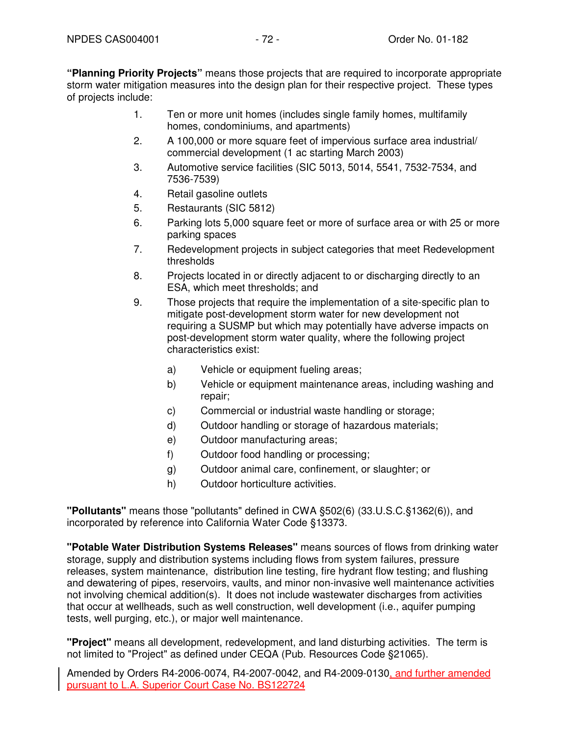**"Planning Priority Projects"** means those projects that are required to incorporate appropriate storm water mitigation measures into the design plan for their respective project. These types of projects include:

1. Ten or more unit homes (includes single family homes, multifamily homes, condominiums, and apartments)
2. A 100,000 or more square feet of impervious surface area industrial/ commercial development (1 ac starting March 2003)
3. Automotive service facilities (SIC 5013, 5014, 5541, 7532-7534, and 7536-7539)
4. Retail gasoline outlets
5. Restaurants (SIC 5812)
6. Parking lots 5,000 square feet or more of surface area or with 25 or more parking spaces
7. Redevelopment projects in subject categories that meet Redevelopment thresholds
8. Projects located in or directly adjacent to or discharging directly to an ESA, which meet thresholds; and
9. Those projects that require the implementation of a site-specific plan to mitigate post-development storm water for new development not requiring a SUSMP but which may potentially have adverse impacts on post-development storm water quality, where the following project characteristics exist:

   a) Vehicle or equipment fueling areas;
   b) Vehicle or equipment maintenance areas, including washing and repair;
   c) Commercial or industrial waste handling or storage;
   d) Outdoor handling or storage of hazardous materials;
   e) Outdoor manufacturing areas;
   f) Outdoor food handling or processing;
   g) Outdoor animal care, confinement, or slaughter; or
   h) Outdoor horticulture activities.

**"Pollutants"** means those "pollutants" defined in CWA §502(6) (33.U.S.C.§1362(6)), and incorporated by reference into California Water Code §13373.

**"Potable Water Distribution Systems Releases"** means sources of flows from drinking water storage, supply and distribution systems including flows from system failures, pressure releases, system maintenance, distribution line testing, fire hydrant flow testing; and flushing and dewatering of pipes, reservoirs, vaults, and minor non-invasive well maintenance activities not involving chemical addition(s). It does not include wastewater discharges from activities that occur at wellheads, such as well construction, well development (i.e., aquifer pumping tests, well purging, etc.), or major well maintenance.

**"Project"** means all development, redevelopment, and land disturbing activities. The term is not limited to "Project" as defined under CEQA (Pub. Resources Code §21065).

Amended by Orders R4-2006-0074, R4-2007-0042, and R4-2009-0130, and further amended pursuant to L.A. Superior Court Case No. BS122724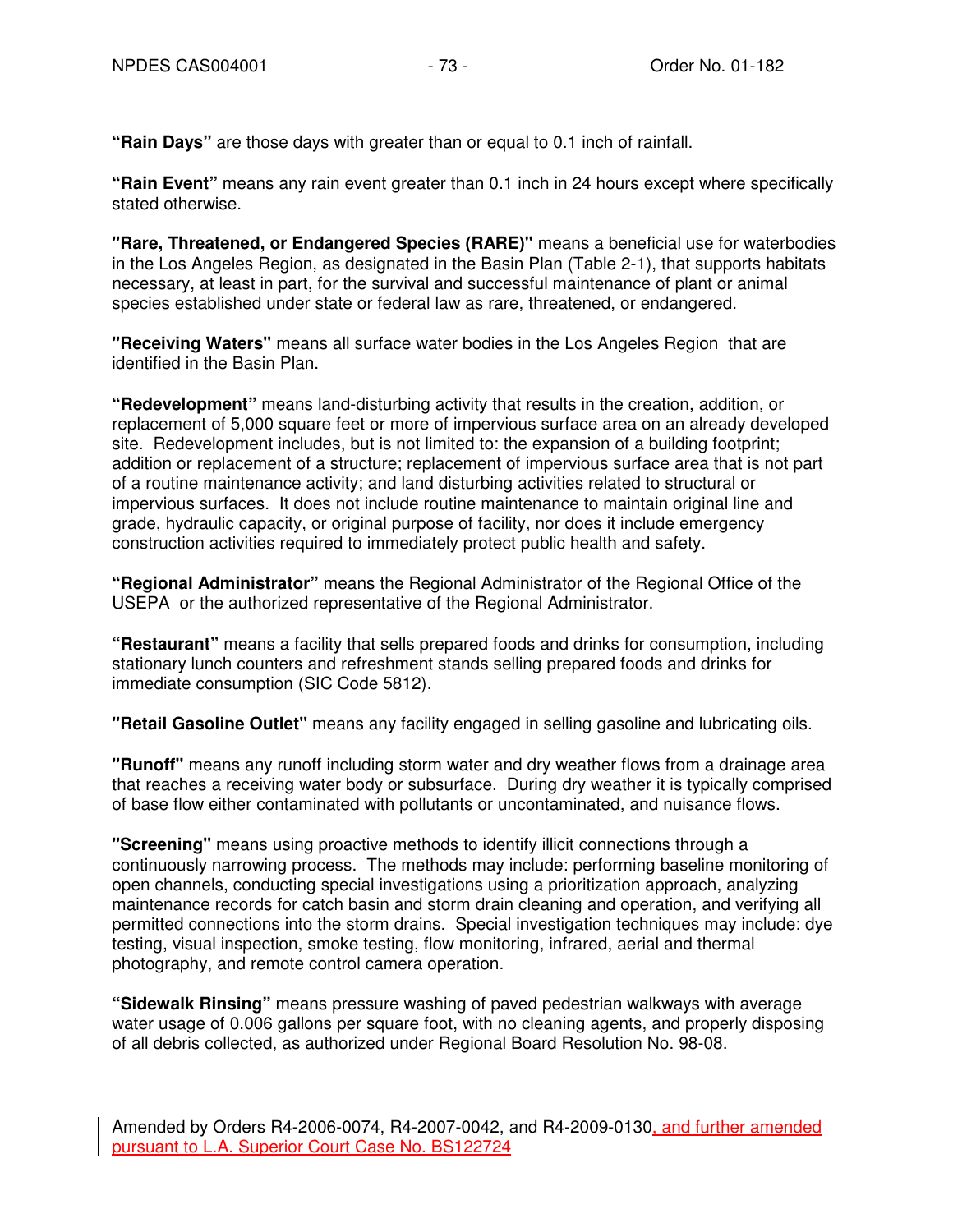**"Rain Days"** are those days with greater than or equal to 0.1 inch of rainfall.

**"Rain Event"** means any rain event greater than 0.1 inch in 24 hours except where specifically stated otherwise.

**"Rare, Threatened, or Endangered Species (RARE)"** means a beneficial use for waterbodies in the Los Angeles Region, as designated in the Basin Plan (Table 2-1), that supports habitats necessary, at least in part, for the survival and successful maintenance of plant or animal species established under state or federal law as rare, threatened, or endangered.

**"Receiving Waters"** means all surface water bodies in the Los Angeles Region that are identified in the Basin Plan.

**"Redevelopment"** means land-disturbing activity that results in the creation, addition, or replacement of 5,000 square feet or more of impervious surface area on an already developed site. Redevelopment includes, but is not limited to: the expansion of a building footprint; addition or replacement of a structure; replacement of impervious surface area that is not part of a routine maintenance activity; and land disturbing activities related to structural or impervious surfaces. It does not include routine maintenance to maintain original line and grade, hydraulic capacity, or original purpose of facility, nor does it include emergency construction activities required to immediately protect public health and safety.

**"Regional Administrator"** means the Regional Administrator of the Regional Office of the USEPA or the authorized representative of the Regional Administrator.

**"Restaurant"** means a facility that sells prepared foods and drinks for consumption, including stationary lunch counters and refreshment stands selling prepared foods and drinks for immediate consumption (SIC Code 5812).

**"Retail Gasoline Outlet"** means any facility engaged in selling gasoline and lubricating oils.

**"Runoff"** means any runoff including storm water and dry weather flows from a drainage area that reaches a receiving water body or subsurface. During dry weather it is typically comprised of base flow either contaminated with pollutants or uncontaminated, and nuisance flows.

**"Screening"** means using proactive methods to identify illicit connections through a continuously narrowing process. The methods may include: performing baseline monitoring of open channels, conducting special investigations using a prioritization approach, analyzing maintenance records for catch basin and storm drain cleaning and operation, and verifying all permitted connections into the storm drains. Special investigation techniques may include: dye testing, visual inspection, smoke testing, flow monitoring, infrared, aerial and thermal photography, and remote control camera operation.

**"Sidewalk Rinsing"** means pressure washing of paved pedestrian walkways with average water usage of 0.006 gallons per square foot, with no cleaning agents, and properly disposing of all debris collected, as authorized under Regional Board Resolution No. 98-08.

Amended by Orders R4-2006-0074, R4-2007-0042, and R4-2009-0130, and further amended pursuant to L.A. Superior Court Case No. BS122724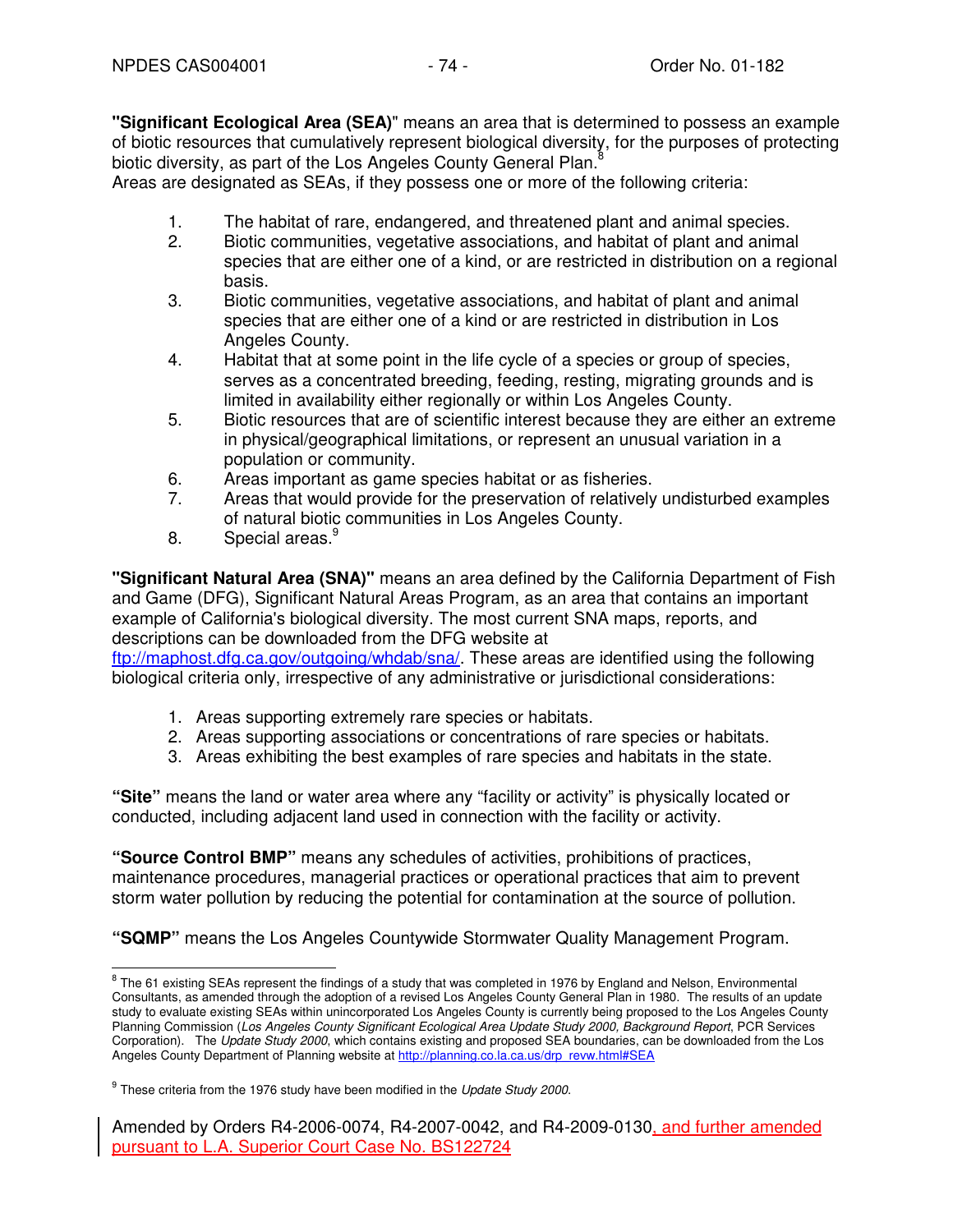**"Significant Ecological Area (SEA)"** means an area that is determined to possess an example of biotic resources that cumulatively represent biological diversity, for the purposes of protecting biotic diversity, as part of the Los Angeles County General Plan.[8]
Areas are designated as SEAs, if they possess one or more of the following criteria:

1. The habitat of rare, endangered, and threatened plant and animal species.
2. Biotic communities, vegetative associations, and habitat of plant and animal species that are either one of a kind, or are restricted in distribution on a regional basis.
3. Biotic communities, vegetative associations, and habitat of plant and animal species that are either one of a kind or are restricted in distribution in Los Angeles County.
4. Habitat that at some point in the life cycle of a species or group of species, serves as a concentrated breeding, feeding, resting, migrating grounds and is limited in availability either regionally or within Los Angeles County.
5. Biotic resources that are of scientific interest because they are either an extreme in physical/geographical limitations, or represent an unusual variation in a population or community.
6. Areas important as game species habitat or as fisheries.
7. Areas that would provide for the preservation of relatively undisturbed examples of natural biotic communities in Los Angeles County.
8. Special areas.[9]

**"Significant Natural Area (SNA)"** means an area defined by the California Department of Fish and Game (DFG), Significant Natural Areas Program, as an area that contains an important example of California's biological diversity. The most current SNA maps, reports, and descriptions can be downloaded from the DFG website at ftp://maphost.dfg.ca.gov/outgoing/whdab/sna/. These areas are identified using the following biological criteria only, irrespective of any administrative or jurisdictional considerations:

1. Areas supporting extremely rare species or habitats.
2. Areas supporting associations or concentrations of rare species or habitats.
3. Areas exhibiting the best examples of rare species and habitats in the state.

**"Site"** means the land or water area where any "facility or activity" is physically located or conducted, including adjacent land used in connection with the facility or activity.

**"Source Control BMP"** means any schedules of activities, prohibitions of practices, maintenance procedures, managerial practices or operational practices that aim to prevent storm water pollution by reducing the potential for contamination at the source of pollution.

**"SQMP"** means the Los Angeles Countywide Stormwater Quality Management Program.

---

[8] The 61 existing SEAs represent the findings of a study that was completed in 1976 by England and Nelson, Environmental Consultants, as amended through the adoption of a revised Los Angeles County General Plan in 1980. The results of an update study to evaluate existing SEAs within unincorporated Los Angeles County is currently being proposed to the Los Angeles County Planning Commission (*Los Angeles County Significant Ecological Area Update Study 2000, Background Report*, PCR Services Corporation). The *Update Study 2000*, which contains existing and proposed SEA boundaries, can be downloaded from the Los Angeles County Department of Planning website at http://planning.co.la.ca.us/drp_revw.html#SEA

[9] These criteria from the 1976 study have been modified in the *Update Study 2000*.

Amended by Orders R4-2006-0074, R4-2007-0042, and R4-2009-0130, and further amended pursuant to L.A. Superior Court Case No. BS122724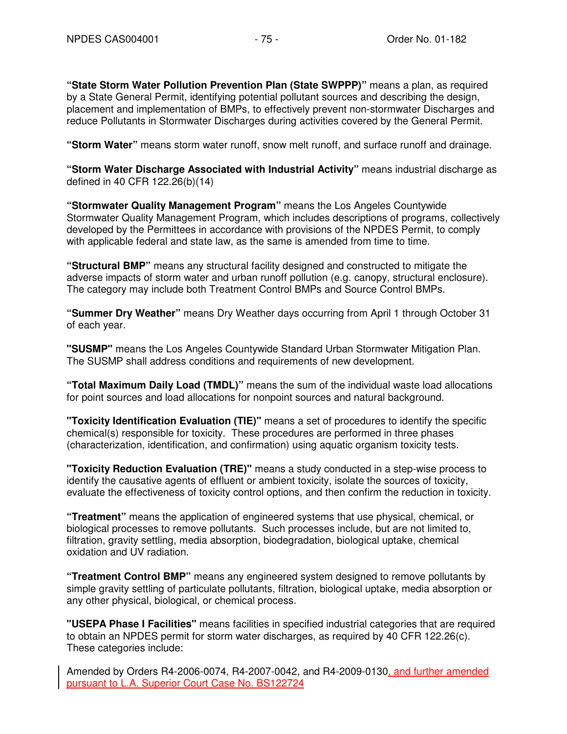**"State Storm Water Pollution Prevention Plan (State SWPPP)"** means a plan, as required by a State General Permit, identifying potential pollutant sources and describing the design, placement and implementation of BMPs, to effectively prevent non-stormwater Discharges and reduce Pollutants in Stormwater Discharges during activities covered by the General Permit.

**"Storm Water"** means storm water runoff, snow melt runoff, and surface runoff and drainage.

**"Storm Water Discharge Associated with Industrial Activity"** means industrial discharge as defined in 40 CFR 122.26(b)(14)

**"Stormwater Quality Management Program"** means the Los Angeles Countywide Stormwater Quality Management Program, which includes descriptions of programs, collectively developed by the Permittees in accordance with provisions of the NPDES Permit, to comply with applicable federal and state law, as the same is amended from time to time.

**"Structural BMP"** means any structural facility designed and constructed to mitigate the adverse impacts of storm water and urban runoff pollution (e.g. canopy, structural enclosure). The category may include both Treatment Control BMPs and Source Control BMPs.

**"Summer Dry Weather"** means Dry Weather days occurring from April 1 through October 31 of each year.

**"SUSMP"** means the Los Angeles Countywide Standard Urban Stormwater Mitigation Plan. The SUSMP shall address conditions and requirements of new development.

**"Total Maximum Daily Load (TMDL)"** means the sum of the individual waste load allocations for point sources and load allocations for nonpoint sources and natural background.

**"Toxicity Identification Evaluation (TIE)"** means a set of procedures to identify the specific chemical(s) responsible for toxicity. These procedures are performed in three phases (characterization, identification, and confirmation) using aquatic organism toxicity tests.

**"Toxicity Reduction Evaluation (TRE)"** means a study conducted in a step-wise process to identify the causative agents of effluent or ambient toxicity, isolate the sources of toxicity, evaluate the effectiveness of toxicity control options, and then confirm the reduction in toxicity.

**"Treatment"** means the application of engineered systems that use physical, chemical, or biological processes to remove pollutants. Such processes include, but are not limited to, filtration, gravity settling, media absorption, biodegradation, biological uptake, chemical oxidation and UV radiation.

**"Treatment Control BMP"** means any engineered system designed to remove pollutants by simple gravity settling of particulate pollutants, filtration, biological uptake, media absorption or any other physical, biological, or chemical process.

**"USEPA Phase I Facilities"** means facilities in specified industrial categories that are required to obtain an NPDES permit for storm water discharges, as required by 40 CFR 122.26(c). These categories include:

Amended by Orders R4-2006-0074, R4-2007-0042, and R4-2009-0130, and further amended pursuant to L.A. Superior Court Case No. BS122724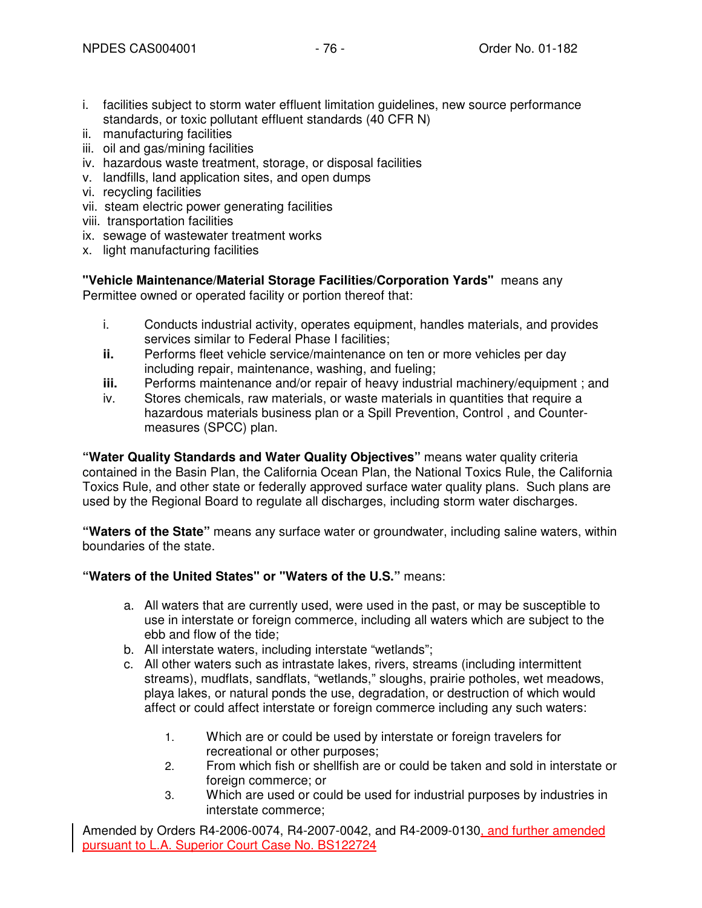i. facilities subject to storm water effluent limitation guidelines, new source performance standards, or toxic pollutant effluent standards (40 CFR N)
ii. manufacturing facilities
iii. oil and gas/mining facilities
iv. hazardous waste treatment, storage, or disposal facilities
v. landfills, land application sites, and open dumps
vi. recycling facilities
vii. steam electric power generating facilities
viii. transportation facilities
ix. sewage of wastewater treatment works
x. light manufacturing facilities

**"Vehicle Maintenance/Material Storage Facilities/Corporation Yards"** means any Permittee owned or operated facility or portion thereof that:

i. Conducts industrial activity, operates equipment, handles materials, and provides services similar to Federal Phase I facilities;
**ii.** Performs fleet vehicle service/maintenance on ten or more vehicles per day including repair, maintenance, washing, and fueling;
**iii.** Performs maintenance and/or repair of heavy industrial machinery/equipment ; and
iv. Stores chemicals, raw materials, or waste materials in quantities that require a hazardous materials business plan or a Spill Prevention, Control , and Counter-measures (SPCC) plan.

**"Water Quality Standards and Water Quality Objectives"** means water quality criteria contained in the Basin Plan, the California Ocean Plan, the National Toxics Rule, the California Toxics Rule, and other state or federally approved surface water quality plans. Such plans are used by the Regional Board to regulate all discharges, including storm water discharges.

**"Waters of the State"** means any surface water or groundwater, including saline waters, within boundaries of the state.

**"Waters of the United States" or "Waters of the U.S."** means:

a. All waters that are currently used, were used in the past, or may be susceptible to use in interstate or foreign commerce, including all waters which are subject to the ebb and flow of the tide;
b. All interstate waters, including interstate "wetlands";
c. All other waters such as intrastate lakes, rivers, streams (including intermittent streams), mudflats, sandflats, "wetlands," sloughs, prairie potholes, wet meadows, playa lakes, or natural ponds the use, degradation, or destruction of which would affect or could affect interstate or foreign commerce including any such waters:

    1. Which are or could be used by interstate or foreign travelers for recreational or other purposes;
    2. From which fish or shellfish are or could be taken and sold in interstate or foreign commerce; or
    3. Which are used or could be used for industrial purposes by industries in interstate commerce;

Amended by Orders R4-2006-0074, R4-2007-0042, and R4-2009-0130, and further amended pursuant to L.A. Superior Court Case No. BS122724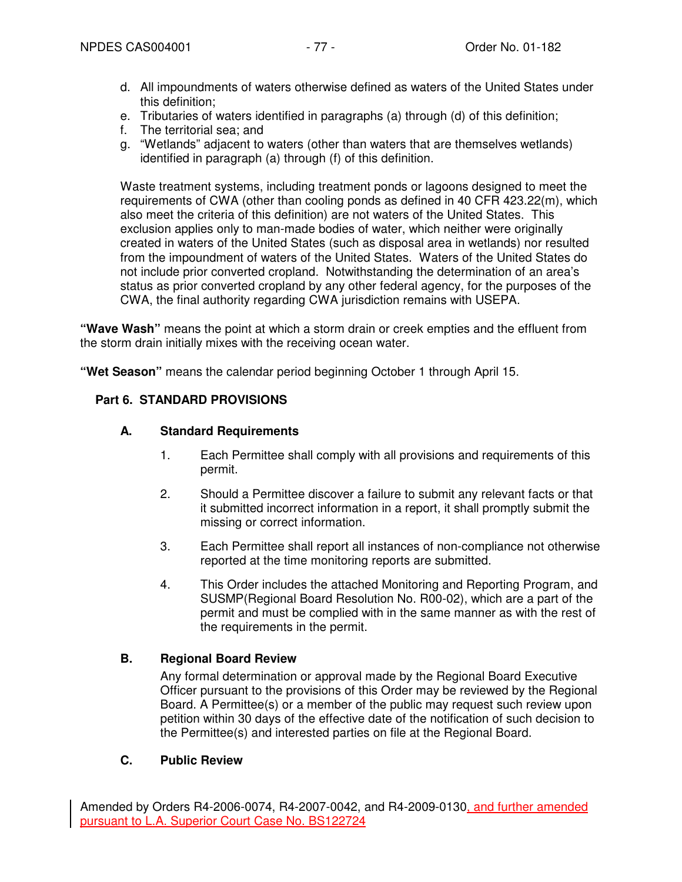d. All impoundments of waters otherwise defined as waters of the United States under this definition;
e. Tributaries of waters identified in paragraphs (a) through (d) of this definition;
f. The territorial sea; and
g. "Wetlands" adjacent to waters (other than waters that are themselves wetlands) identified in paragraph (a) through (f) of this definition.

Waste treatment systems, including treatment ponds or lagoons designed to meet the requirements of CWA (other than cooling ponds as defined in 40 CFR 423.22(m), which also meet the criteria of this definition) are not waters of the United States. This exclusion applies only to man-made bodies of water, which neither were originally created in waters of the United States (such as disposal area in wetlands) nor resulted from the impoundment of waters of the United States. Waters of the United States do not include prior converted cropland. Notwithstanding the determination of an area's status as prior converted cropland by any other federal agency, for the purposes of the CWA, the final authority regarding CWA jurisdiction remains with USEPA.

**"Wave Wash"** means the point at which a storm drain or creek empties and the effluent from the storm drain initially mixes with the receiving ocean water.

**"Wet Season"** means the calendar period beginning October 1 through April 15.

## Part 6. STANDARD PROVISIONS

### A. Standard Requirements

1. Each Permittee shall comply with all provisions and requirements of this permit.

2. Should a Permittee discover a failure to submit any relevant facts or that it submitted incorrect information in a report, it shall promptly submit the missing or correct information.

3. Each Permittee shall report all instances of non-compliance not otherwise reported at the time monitoring reports are submitted.

4. This Order includes the attached Monitoring and Reporting Program, and SUSMP(Regional Board Resolution No. R00-02), which are a part of the permit and must be complied with in the same manner as with the rest of the requirements in the permit.

### B. Regional Board Review

Any formal determination or approval made by the Regional Board Executive Officer pursuant to the provisions of this Order may be reviewed by the Regional Board. A Permittee(s) or a member of the public may request such review upon petition within 30 days of the effective date of the notification of such decision to the Permittee(s) and interested parties on file at the Regional Board.

### C. Public Review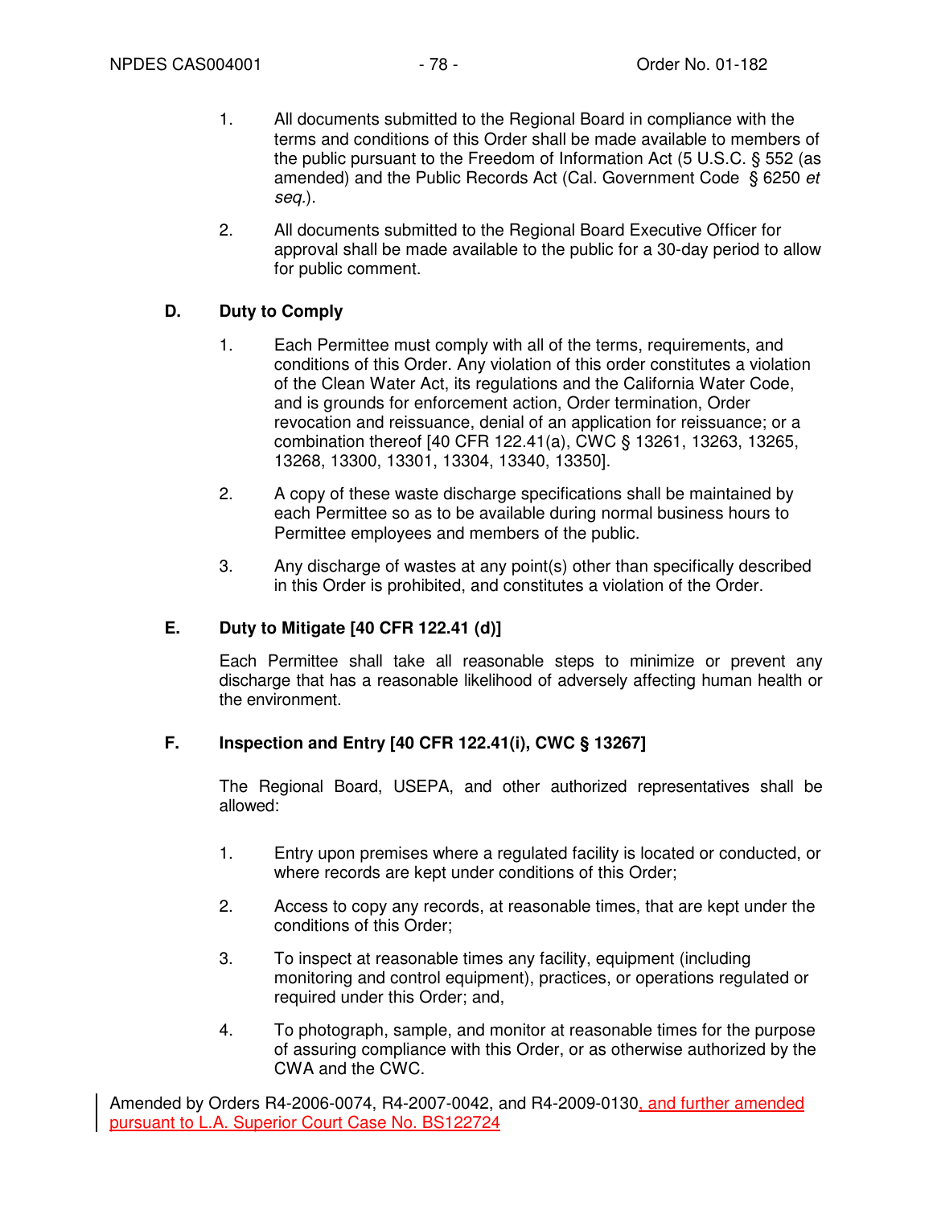1. All documents submitted to the Regional Board in compliance with the terms and conditions of this Order shall be made available to members of the public pursuant to the Freedom of Information Act (5 U.S.C. § 552 (as amended) and the Public Records Act (Cal. Government Code § 6250 *et seq.*).

2. All documents submitted to the Regional Board Executive Officer for approval shall be made available to the public for a 30-day period to allow for public comment.

### D. Duty to Comply

1. Each Permittee must comply with all of the terms, requirements, and conditions of this Order. Any violation of this order constitutes a violation of the Clean Water Act, its regulations and the California Water Code, and is grounds for enforcement action, Order termination, Order revocation and reissuance, denial of an application for reissuance; or a combination thereof [40 CFR 122.41(a), CWC § 13261, 13263, 13265, 13268, 13300, 13301, 13304, 13340, 13350].

2. A copy of these waste discharge specifications shall be maintained by each Permittee so as to be available during normal business hours to Permittee employees and members of the public.

3. Any discharge of wastes at any point(s) other than specifically described in this Order is prohibited, and constitutes a violation of the Order.

### E. Duty to Mitigate [40 CFR 122.41 (d)]

Each Permittee shall take all reasonable steps to minimize or prevent any discharge that has a reasonable likelihood of adversely affecting human health or the environment.

### F. Inspection and Entry [40 CFR 122.41(i), CWC § 13267]

The Regional Board, USEPA, and other authorized representatives shall be allowed:

1. Entry upon premises where a regulated facility is located or conducted, or where records are kept under conditions of this Order;

2. Access to copy any records, at reasonable times, that are kept under the conditions of this Order;

3. To inspect at reasonable times any facility, equipment (including monitoring and control equipment), practices, or operations regulated or required under this Order; and,

4. To photograph, sample, and monitor at reasonable times for the purpose of assuring compliance with this Order, or as otherwise authorized by the CWA and the CWC.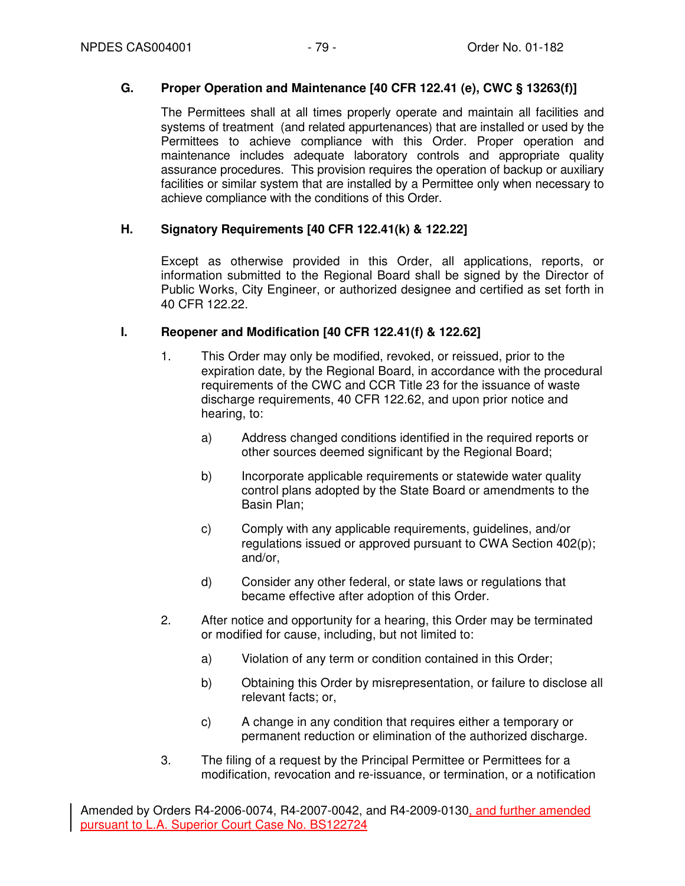## G. Proper Operation and Maintenance [40 CFR 122.41 (e), CWC § 13263(f)]

The Permittees shall at all times properly operate and maintain all facilities and systems of treatment (and related appurtenances) that are installed or used by the Permittees to achieve compliance with this Order. Proper operation and maintenance includes adequate laboratory controls and appropriate quality assurance procedures. This provision requires the operation of backup or auxiliary facilities or similar system that are installed by a Permittee only when necessary to achieve compliance with the conditions of this Order.

## H. Signatory Requirements [40 CFR 122.41(k) & 122.22]

Except as otherwise provided in this Order, all applications, reports, or information submitted to the Regional Board shall be signed by the Director of Public Works, City Engineer, or authorized designee and certified as set forth in 40 CFR 122.22.

## I. Reopener and Modification [40 CFR 122.41(f) & 122.62]

1. This Order may only be modified, revoked, or reissued, prior to the expiration date, by the Regional Board, in accordance with the procedural requirements of the CWC and CCR Title 23 for the issuance of waste discharge requirements, 40 CFR 122.62, and upon prior notice and hearing, to:

   a) Address changed conditions identified in the required reports or other sources deemed significant by the Regional Board;

   b) Incorporate applicable requirements or statewide water quality control plans adopted by the State Board or amendments to the Basin Plan;

   c) Comply with any applicable requirements, guidelines, and/or regulations issued or approved pursuant to CWA Section 402(p); and/or,

   d) Consider any other federal, or state laws or regulations that became effective after adoption of this Order.

2. After notice and opportunity for a hearing, this Order may be terminated or modified for cause, including, but not limited to:

   a) Violation of any term or condition contained in this Order;

   b) Obtaining this Order by misrepresentation, or failure to disclose all relevant facts; or,

   c) A change in any condition that requires either a temporary or permanent reduction or elimination of the authorized discharge.

3. The filing of a request by the Principal Permittee or Permittees for a modification, revocation and re-issuance, or termination, or a notification

Amended by Orders R4-2006-0074, R4-2007-0042, and R4-2009-0130, and further amended pursuant to L.A. Superior Court Case No. BS122724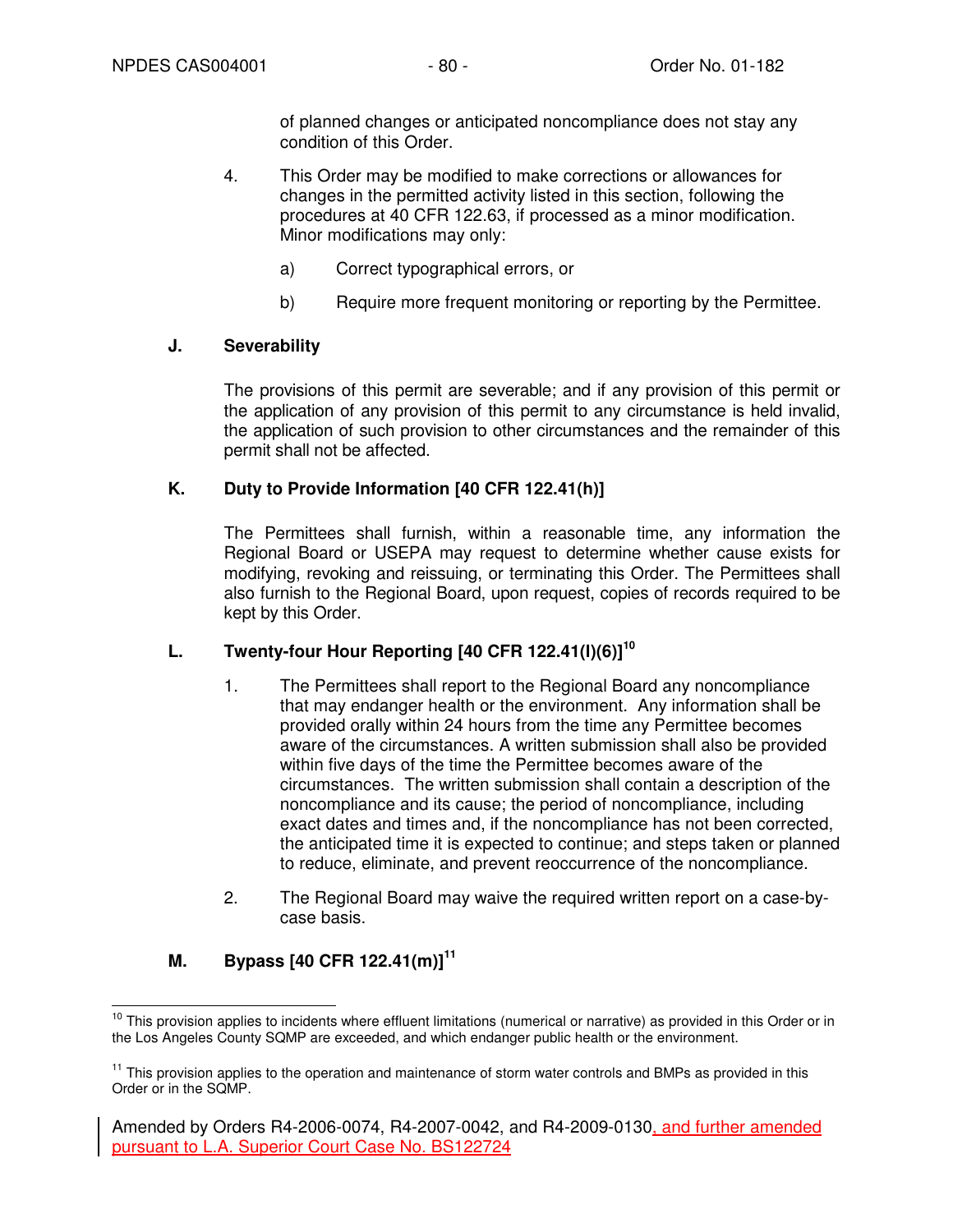of planned changes or anticipated noncompliance does not stay any condition of this Order.

4. This Order may be modified to make corrections or allowances for changes in the permitted activity listed in this section, following the procedures at 40 CFR 122.63, if processed as a minor modification. Minor modifications may only:

   a) Correct typographical errors, or

   b) Require more frequent monitoring or reporting by the Permittee.

### J. Severability

The provisions of this permit are severable; and if any provision of this permit or the application of any provision of this permit to any circumstance is held invalid, the application of such provision to other circumstances and the remainder of this permit shall not be affected.

### K. Duty to Provide Information [40 CFR 122.41(h)]

The Permittees shall furnish, within a reasonable time, any information the Regional Board or USEPA may request to determine whether cause exists for modifying, revoking and reissuing, or terminating this Order. The Permittees shall also furnish to the Regional Board, upon request, copies of records required to be kept by this Order.

### L. Twenty-four Hour Reporting [40 CFR 122.41(l)(6)][10]

1. The Permittees shall report to the Regional Board any noncompliance that may endanger health or the environment. Any information shall be provided orally within 24 hours from the time any Permittee becomes aware of the circumstances. A written submission shall also be provided within five days of the time the Permittee becomes aware of the circumstances. The written submission shall contain a description of the noncompliance and its cause; the period of noncompliance, including exact dates and times and, if the noncompliance has not been corrected, the anticipated time it is expected to continue; and steps taken or planned to reduce, eliminate, and prevent reoccurrence of the noncompliance.

2. The Regional Board may waive the required written report on a case-by-case basis.

### M. Bypass [40 CFR 122.41(m)][11]

---

[10] This provision applies to incidents where effluent limitations (numerical or narrative) as provided in this Order or in the Los Angeles County SQMP are exceeded, and which endanger public health or the environment.

[11] This provision applies to the operation and maintenance of storm water controls and BMPs as provided in this Order or in the SQMP.

Amended by Orders R4-2006-0074, R4-2007-0042, and R4-2009-0130, and further amended pursuant to L.A. Superior Court Case No. BS122724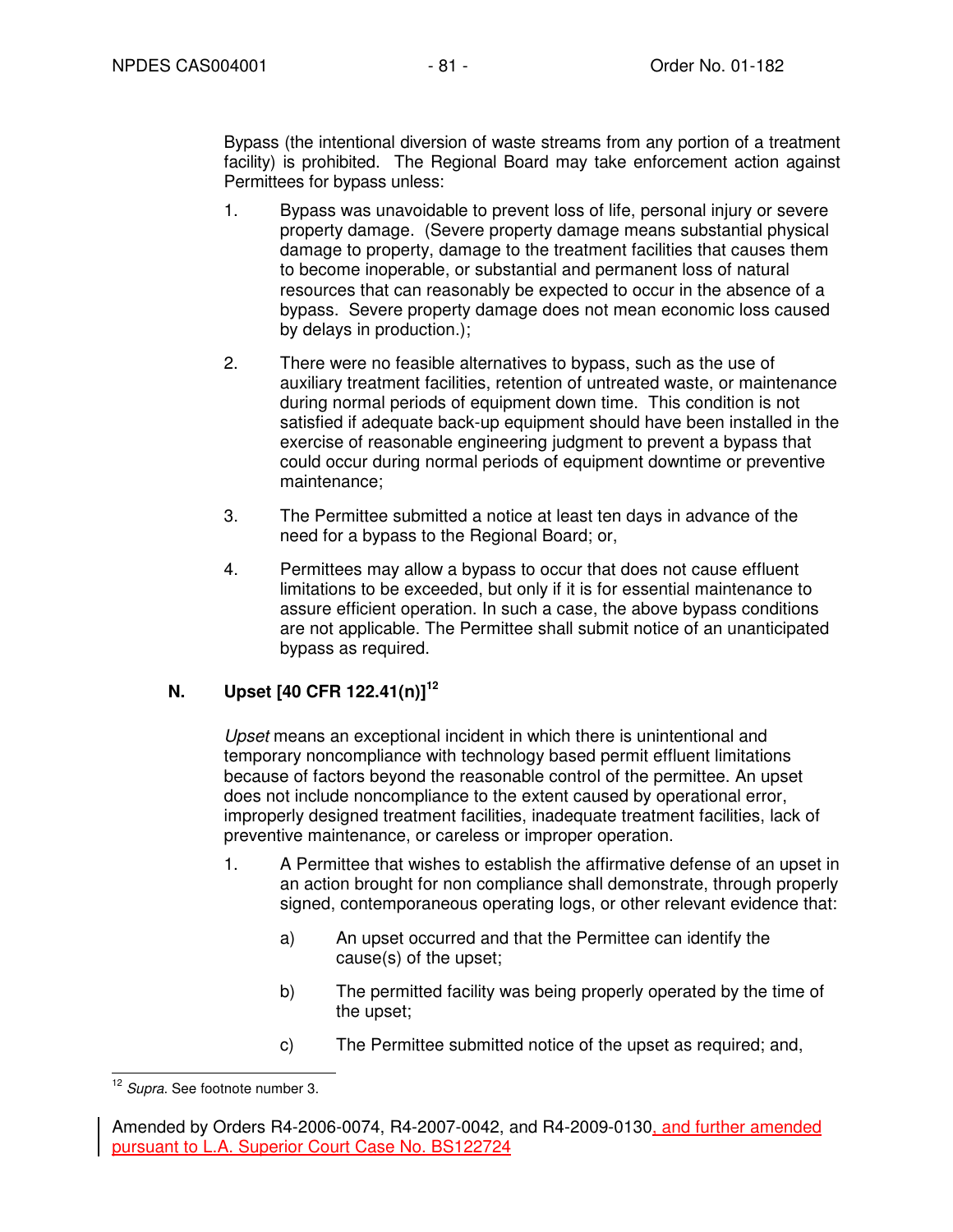Bypass (the intentional diversion of waste streams from any portion of a treatment facility) is prohibited. The Regional Board may take enforcement action against Permittees for bypass unless:

1. Bypass was unavoidable to prevent loss of life, personal injury or severe property damage. (Severe property damage means substantial physical damage to property, damage to the treatment facilities that causes them to become inoperable, or substantial and permanent loss of natural resources that can reasonably be expected to occur in the absence of a bypass. Severe property damage does not mean economic loss caused by delays in production.);

2. There were no feasible alternatives to bypass, such as the use of auxiliary treatment facilities, retention of untreated waste, or maintenance during normal periods of equipment down time. This condition is not satisfied if adequate back-up equipment should have been installed in the exercise of reasonable engineering judgment to prevent a bypass that could occur during normal periods of equipment downtime or preventive maintenance;

3. The Permittee submitted a notice at least ten days in advance of the need for a bypass to the Regional Board; or,

4. Permittees may allow a bypass to occur that does not cause effluent limitations to be exceeded, but only if it is for essential maintenance to assure efficient operation. In such a case, the above bypass conditions are not applicable. The Permittee shall submit notice of an unanticipated bypass as required.

## N. Upset [40 CFR 122.41(n)][12]

*Upset* means an exceptional incident in which there is unintentional and temporary noncompliance with technology based permit effluent limitations because of factors beyond the reasonable control of the permittee. An upset does not include noncompliance to the extent caused by operational error, improperly designed treatment facilities, inadequate treatment facilities, lack of preventive maintenance, or careless or improper operation.

1. A Permittee that wishes to establish the affirmative defense of an upset in an action brought for non compliance shall demonstrate, through properly signed, contemporaneous operating logs, or other relevant evidence that:

   a) An upset occurred and that the Permittee can identify the cause(s) of the upset;

   b) The permitted facility was being properly operated by the time of the upset;

   c) The Permittee submitted notice of the upset as required; and,

---

[12] *Supra*. See footnote number 3.

Amended by Orders R4-2006-0074, R4-2007-0042, and R4-2009-0130, and further amended pursuant to L.A. Superior Court Case No. BS122724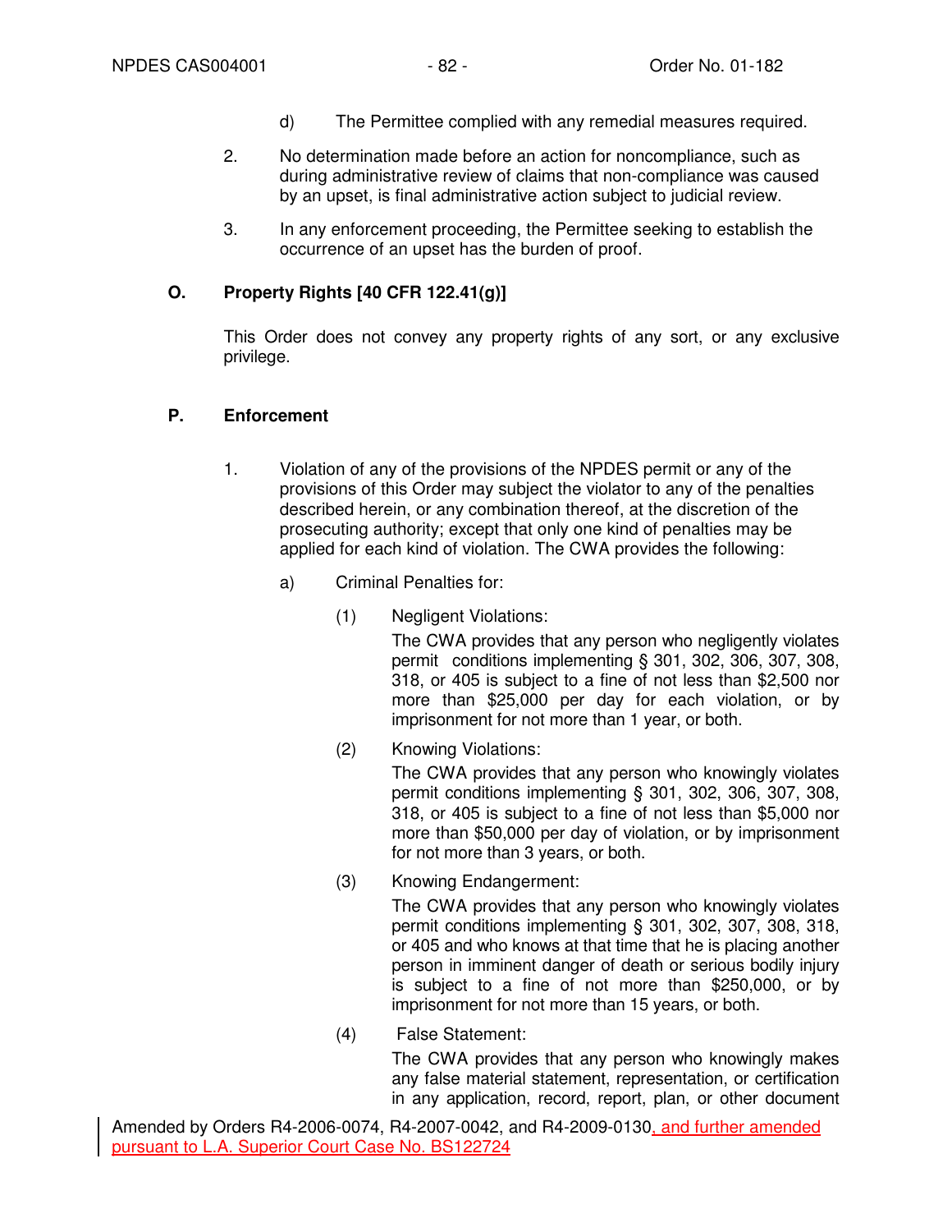d) The Permittee complied with any remedial measures required.

2. No determination made before an action for noncompliance, such as during administrative review of claims that non-compliance was caused by an upset, is final administrative action subject to judicial review.

3. In any enforcement proceeding, the Permittee seeking to establish the occurrence of an upset has the burden of proof.

### O. Property Rights [40 CFR 122.41(g)]

This Order does not convey any property rights of any sort, or any exclusive privilege.

### P. Enforcement

1. Violation of any of the provisions of the NPDES permit or any of the provisions of this Order may subject the violator to any of the penalties described herein, or any combination thereof, at the discretion of the prosecuting authority; except that only one kind of penalties may be applied for each kind of violation. The CWA provides the following:

   a) Criminal Penalties for:

      (1) Negligent Violations:
      The CWA provides that any person who negligently violates permit conditions implementing § 301, 302, 306, 307, 308, 318, or 405 is subject to a fine of not less than $2,500 nor more than $25,000 per day for each violation, or by imprisonment for not more than 1 year, or both.

      (2) Knowing Violations:
      The CWA provides that any person who knowingly violates permit conditions implementing § 301, 302, 306, 307, 308, 318, or 405 is subject to a fine of not less than $5,000 nor more than $50,000 per day of violation, or by imprisonment for not more than 3 years, or both.

      (3) Knowing Endangerment:
      The CWA provides that any person who knowingly violates permit conditions implementing § 301, 302, 307, 308, 318, or 405 and who knows at that time that he is placing another person in imminent danger of death or serious bodily injury is subject to a fine of not more than $250,000, or by imprisonment for not more than 15 years, or both.

      (4) False Statement:
      The CWA provides that any person who knowingly makes any false material statement, representation, or certification in any application, record, report, plan, or other document

Amended by Orders R4-2006-0074, R4-2007-0042, and R4-2009-0130, and further amended pursuant to L.A. Superior Court Case No. BS122724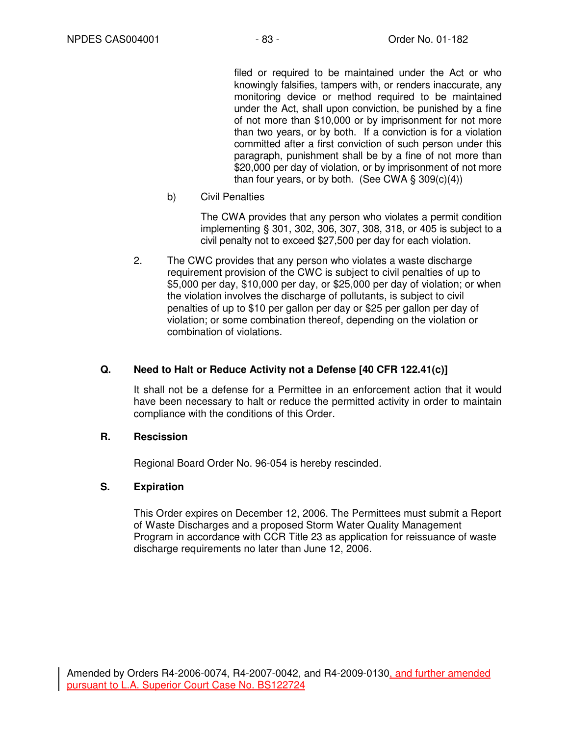filed or required to be maintained under the Act or who knowingly falsifies, tampers with, or renders inaccurate, any monitoring device or method required to be maintained under the Act, shall upon conviction, be punished by a fine of not more than $10,000 or by imprisonment for not more than two years, or by both. If a conviction is for a violation committed after a first conviction of such person under this paragraph, punishment shall be by a fine of not more than $20,000 per day of violation, or by imprisonment of not more than four years, or by both. (See CWA § 309(c)(4))

b) Civil Penalties

The CWA provides that any person who violates a permit condition implementing § 301, 302, 306, 307, 308, 318, or 405 is subject to a civil penalty not to exceed $27,500 per day for each violation.

2. The CWC provides that any person who violates a waste discharge requirement provision of the CWC is subject to civil penalties of up to $5,000 per day, $10,000 per day, or $25,000 per day of violation; or when the violation involves the discharge of pollutants, is subject to civil penalties of up to $10 per gallon per day or $25 per gallon per day of violation; or some combination thereof, depending on the violation or combination of violations.

### Q. Need to Halt or Reduce Activity not a Defense [40 CFR 122.41(c)]

It shall not be a defense for a Permittee in an enforcement action that it would have been necessary to halt or reduce the permitted activity in order to maintain compliance with the conditions of this Order.

### R. Rescission

Regional Board Order No. 96-054 is hereby rescinded.

### S. Expiration

This Order expires on December 12, 2006. The Permittees must submit a Report of Waste Discharges and a proposed Storm Water Quality Management Program in accordance with CCR Title 23 as application for reissuance of waste discharge requirements no later than June 12, 2006.

Amended by Orders R4-2006-0074, R4-2007-0042, and R4-2009-0130, and further amended pursuant to L.A. Superior Court Case No. BS122724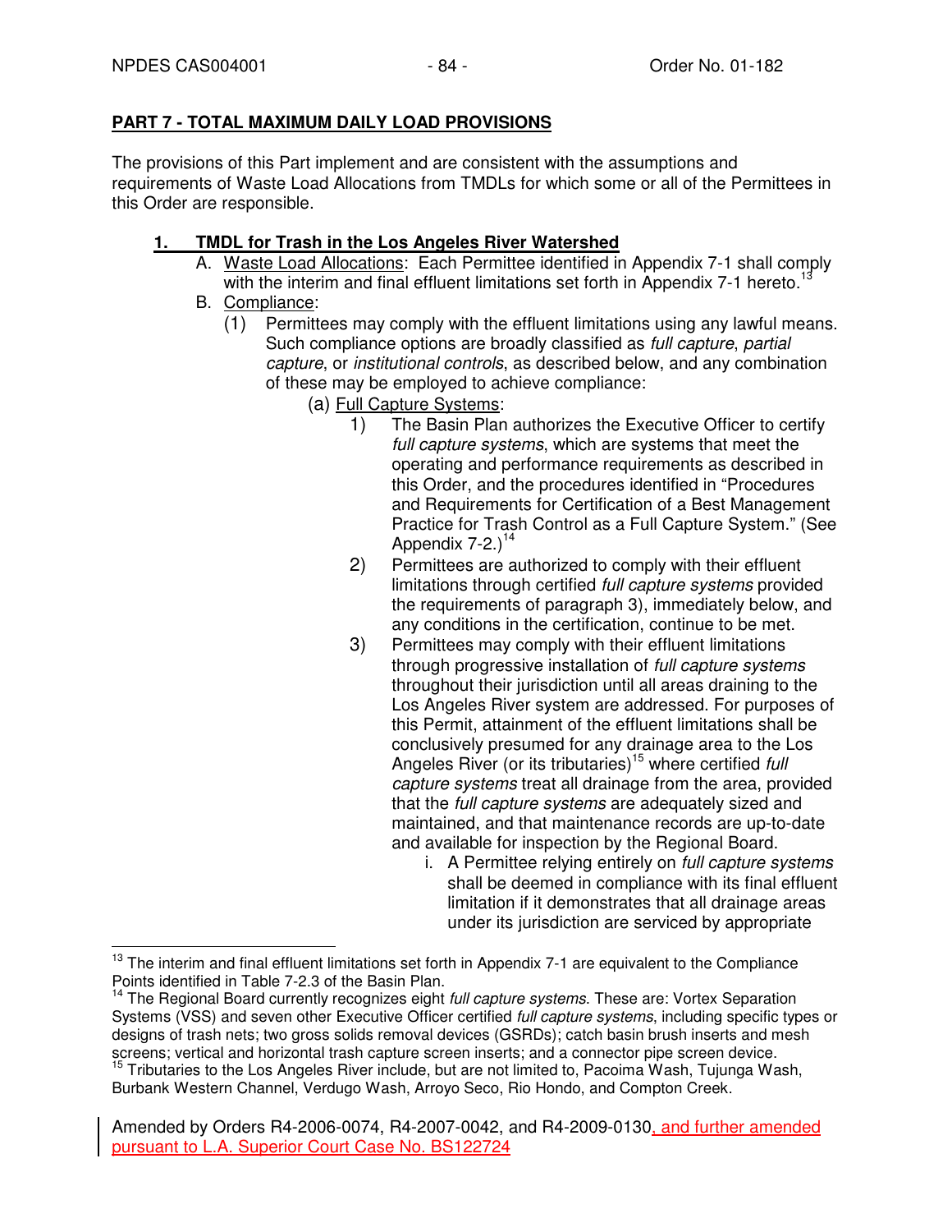## PART 7 - TOTAL MAXIMUM DAILY LOAD PROVISIONS

The provisions of this Part implement and are consistent with the assumptions and requirements of Waste Load Allocations from TMDLs for which some or all of the Permittees in this Order are responsible.

### 1. TMDL for Trash in the Los Angeles River Watershed

A. Waste Load Allocations: Each Permittee identified in Appendix 7-1 shall comply with the interim and final effluent limitations set forth in Appendix 7-1 hereto.[13]

B. Compliance:

(1) Permittees may comply with the effluent limitations using any lawful means. Such compliance options are broadly classified as *full capture*, *partial capture*, or *institutional controls*, as described below, and any combination of these may be employed to achieve compliance:

(a) Full Capture Systems:

1) The Basin Plan authorizes the Executive Officer to certify *full capture systems*, which are systems that meet the operating and performance requirements as described in this Order, and the procedures identified in "Procedures and Requirements for Certification of a Best Management Practice for Trash Control as a Full Capture System." (See Appendix 7-2.)[14]

2) Permittees are authorized to comply with their effluent limitations through certified *full capture systems* provided the requirements of paragraph 3), immediately below, and any conditions in the certification, continue to be met.

3) Permittees may comply with their effluent limitations through progressive installation of *full capture systems* throughout their jurisdiction until all areas draining to the Los Angeles River system are addressed. For purposes of this Permit, attainment of the effluent limitations shall be conclusively presumed for any drainage area to the Los Angeles River (or its tributaries)[15] where certified *full capture systems* treat all drainage from the area, provided that the *full capture systems* are adequately sized and maintained, and that maintenance records are up-to-date and available for inspection by the Regional Board.

i. A Permittee relying entirely on *full capture systems* shall be deemed in compliance with its final effluent limitation if it demonstrates that all drainage areas under its jurisdiction are serviced by appropriate

---

[13] The interim and final effluent limitations set forth in Appendix 7-1 are equivalent to the Compliance Points identified in Table 7-2.3 of the Basin Plan.

[14] The Regional Board currently recognizes eight *full capture systems*. These are: Vortex Separation Systems (VSS) and seven other Executive Officer certified *full capture systems*, including specific types or designs of trash nets; two gross solids removal devices (GSRDs); catch basin brush inserts and mesh screens; vertical and horizontal trash capture screen inserts; and a connector pipe screen device.

[15] Tributaries to the Los Angeles River include, but are not limited to, Pacoima Wash, Tujunga Wash, Burbank Western Channel, Verdugo Wash, Arroyo Seco, Rio Hondo, and Compton Creek.

Amended by Orders R4-2006-0074, R4-2007-0042, and R4-2009-0130, and further amended pursuant to L.A. Superior Court Case No. BS122724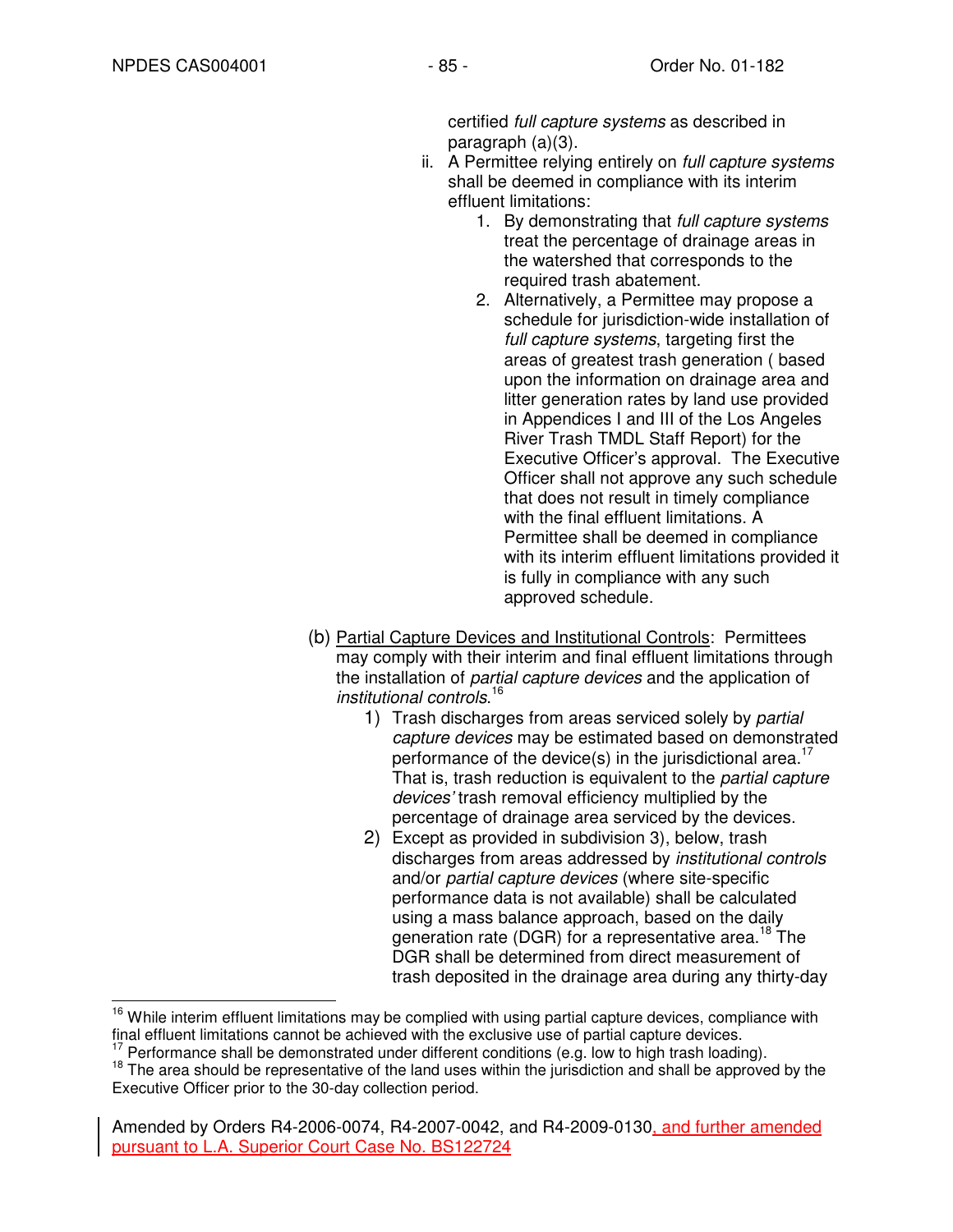certified *full capture systems* as described in paragraph (a)(3).

ii. A Permittee relying entirely on *full capture systems* shall be deemed in compliance with its interim effluent limitations:

   1. By demonstrating that *full capture systems* treat the percentage of drainage areas in the watershed that corresponds to the required trash abatement.
   2. Alternatively, a Permittee may propose a schedule for jurisdiction-wide installation of *full capture systems*, targeting first the areas of greatest trash generation ( based upon the information on drainage area and litter generation rates by land use provided in Appendices I and III of the Los Angeles River Trash TMDL Staff Report) for the Executive Officer's approval. The Executive Officer shall not approve any such schedule that does not result in timely compliance with the final effluent limitations. A Permittee shall be deemed in compliance with its interim effluent limitations provided it is fully in compliance with any such approved schedule.

(b) Partial Capture Devices and Institutional Controls: Permittees may comply with their interim and final effluent limitations through the installation of *partial capture devices* and the application of *institutional controls*.[16]

1) Trash discharges from areas serviced solely by *partial capture devices* may be estimated based on demonstrated performance of the device(s) in the jurisdictional area.[17] That is, trash reduction is equivalent to the *partial capture devices'* trash removal efficiency multiplied by the percentage of drainage area serviced by the devices.

2) Except as provided in subdivision 3), below, trash discharges from areas addressed by *institutional controls* and/or *partial capture devices* (where site-specific performance data is not available) shall be calculated using a mass balance approach, based on the daily generation rate (DGR) for a representative area.[18] The DGR shall be determined from direct measurement of trash deposited in the drainage area during any thirty-day

---

[16] While interim effluent limitations may be complied with using partial capture devices, compliance with final effluent limitations cannot be achieved with the exclusive use of partial capture devices.

[17] Performance shall be demonstrated under different conditions (e.g. low to high trash loading).

[18] The area should be representative of the land uses within the jurisdiction and shall be approved by the Executive Officer prior to the 30-day collection period.

Amended by Orders R4-2006-0074, R4-2007-0042, and R4-2009-0130, and further amended pursuant to L.A. Superior Court Case No. BS122724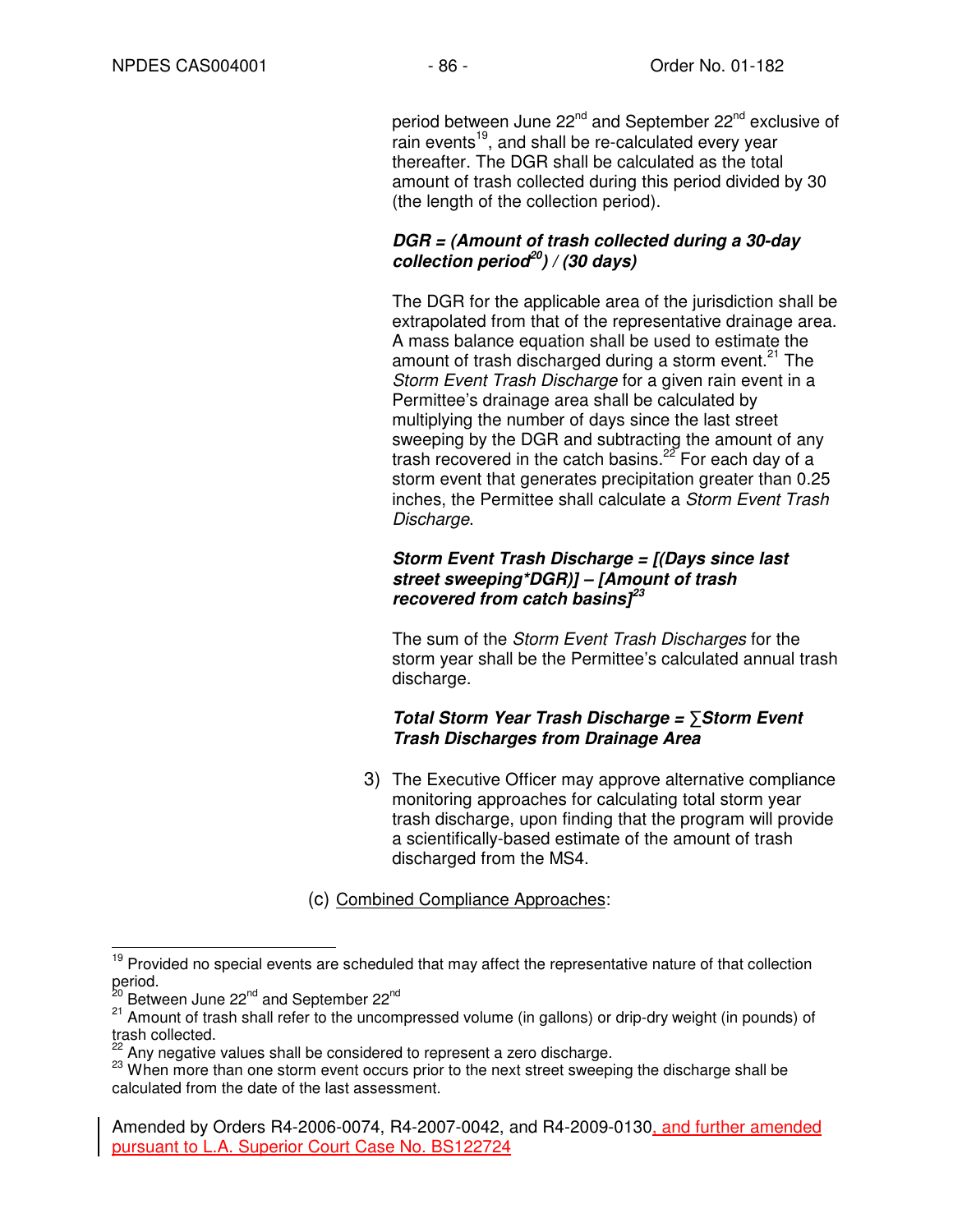period between June 22nd and September 22nd exclusive of rain events[19], and shall be re-calculated every year thereafter. The DGR shall be calculated as the total amount of trash collected during this period divided by 30 (the length of the collection period).

***DGR = (Amount of trash collected during a 30-day collection period[20]) / (30 days)***

The DGR for the applicable area of the jurisdiction shall be extrapolated from that of the representative drainage area. A mass balance equation shall be used to estimate the amount of trash discharged during a storm event.[21] The *Storm Event Trash Discharge* for a given rain event in a Permittee's drainage area shall be calculated by multiplying the number of days since the last street sweeping by the DGR and subtracting the amount of any trash recovered in the catch basins.[22] For each day of a storm event that generates precipitation greater than 0.25 inches, the Permittee shall calculate a *Storm Event Trash Discharge*.

***Storm Event Trash Discharge = [(Days since last street sweeping*DGR)] – [Amount of trash recovered from catch basins][23]***

The sum of the *Storm Event Trash Discharges* for the storm year shall be the Permittee's calculated annual trash discharge.

***Total Storm Year Trash Discharge = ∑Storm Event Trash Discharges from Drainage Area***

3) The Executive Officer may approve alternative compliance monitoring approaches for calculating total storm year trash discharge, upon finding that the program will provide a scientifically-based estimate of the amount of trash discharged from the MS4.

(c) Combined Compliance Approaches:

---

[19] Provided no special events are scheduled that may affect the representative nature of that collection period.

[20] Between June 22nd and September 22nd

[21] Amount of trash shall refer to the uncompressed volume (in gallons) or drip-dry weight (in pounds) of trash collected.

[22] Any negative values shall be considered to represent a zero discharge.

[23] When more than one storm event occurs prior to the next street sweeping the discharge shall be calculated from the date of the last assessment.

Amended by Orders R4-2006-0074, R4-2007-0042, and R4-2009-0130, and further amended pursuant to L.A. Superior Court Case No. BS122724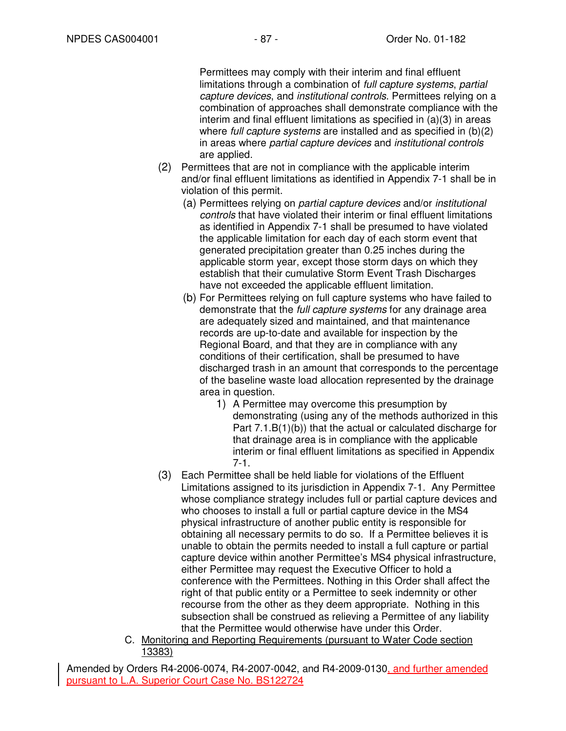Permittees may comply with their interim and final effluent limitations through a combination of *full capture systems*, *partial capture devices*, and *institutional controls*. Permittees relying on a combination of approaches shall demonstrate compliance with the interim and final effluent limitations as specified in (a)(3) in areas where *full capture systems* are installed and as specified in (b)(2) in areas where *partial capture devices* and *institutional controls* are applied.

(2) Permittees that are not in compliance with the applicable interim and/or final effluent limitations as identified in Appendix 7-1 shall be in violation of this permit.

   (a) Permittees relying on *partial capture devices* and/or *institutional controls* that have violated their interim or final effluent limitations as identified in Appendix 7-1 shall be presumed to have violated the applicable limitation for each day of each storm event that generated precipitation greater than 0.25 inches during the applicable storm year, except those storm days on which they establish that their cumulative Storm Event Trash Discharges have not exceeded the applicable effluent limitation.

   (b) For Permittees relying on full capture systems who have failed to demonstrate that the *full capture systems* for any drainage area are adequately sized and maintained, and that maintenance records are up-to-date and available for inspection by the Regional Board, and that they are in compliance with any conditions of their certification, shall be presumed to have discharged trash in an amount that corresponds to the percentage of the baseline waste load allocation represented by the drainage area in question.

      1) A Permittee may overcome this presumption by demonstrating (using any of the methods authorized in this Part 7.1.B(1)(b)) that the actual or calculated discharge for that drainage area is in compliance with the applicable interim or final effluent limitations as specified in Appendix 7-1.

(3) Each Permittee shall be held liable for violations of the Effluent Limitations assigned to its jurisdiction in Appendix 7-1. Any Permittee whose compliance strategy includes full or partial capture devices and who chooses to install a full or partial capture device in the MS4 physical infrastructure of another public entity is responsible for obtaining all necessary permits to do so. If a Permittee believes it is unable to obtain the permits needed to install a full capture or partial capture device within another Permittee's MS4 physical infrastructure, either Permittee may request the Executive Officer to hold a conference with the Permittees. Nothing in this Order shall affect the right of that public entity or a Permittee to seek indemnity or other recourse from the other as they deem appropriate. Nothing in this subsection shall be construed as relieving a Permittee of any liability that the Permittee would otherwise have under this Order.

C. Monitoring and Reporting Requirements (pursuant to Water Code section 13383)

Amended by Orders R4-2006-0074, R4-2007-0042, and R4-2009-0130, and further amended pursuant to L.A. Superior Court Case No. BS122724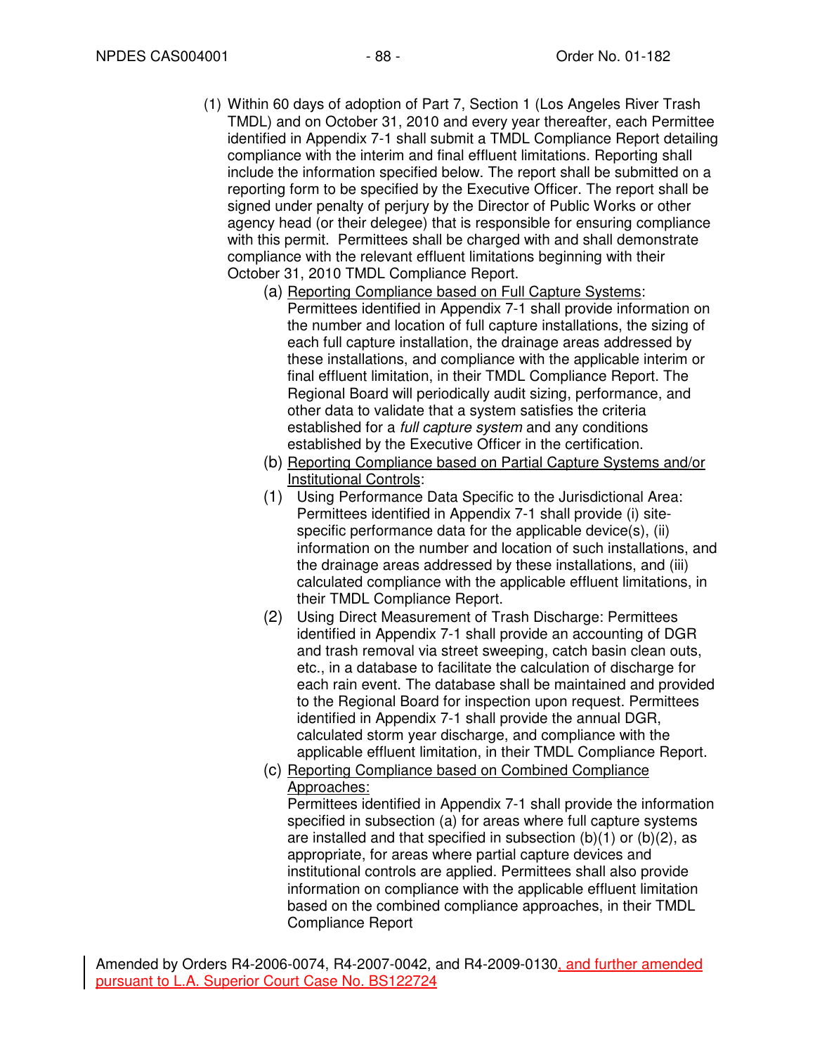(1) Within 60 days of adoption of Part 7, Section 1 (Los Angeles River Trash TMDL) and on October 31, 2010 and every year thereafter, each Permittee identified in Appendix 7-1 shall submit a TMDL Compliance Report detailing compliance with the interim and final effluent limitations. Reporting shall include the information specified below. The report shall be submitted on a reporting form to be specified by the Executive Officer. The report shall be signed under penalty of perjury by the Director of Public Works or other agency head (or their delegee) that is responsible for ensuring compliance with this permit. Permittees shall be charged with and shall demonstrate compliance with the relevant effluent limitations beginning with their October 31, 2010 TMDL Compliance Report.

(a) Reporting Compliance based on Full Capture Systems: Permittees identified in Appendix 7-1 shall provide information on the number and location of full capture installations, the sizing of each full capture installation, the drainage areas addressed by these installations, and compliance with the applicable interim or final effluent limitation, in their TMDL Compliance Report. The Regional Board will periodically audit sizing, performance, and other data to validate that a system satisfies the criteria established for a *full capture system* and any conditions established by the Executive Officer in the certification.

(b) Reporting Compliance based on Partial Capture Systems and/or Institutional Controls:

(1) Using Performance Data Specific to the Jurisdictional Area: Permittees identified in Appendix 7-1 shall provide (i) site-specific performance data for the applicable device(s), (ii) information on the number and location of such installations, and the drainage areas addressed by these installations, and (iii) calculated compliance with the applicable effluent limitations, in their TMDL Compliance Report.

(2) Using Direct Measurement of Trash Discharge: Permittees identified in Appendix 7-1 shall provide an accounting of DGR and trash removal via street sweeping, catch basin clean outs, etc., in a database to facilitate the calculation of discharge for each rain event. The database shall be maintained and provided to the Regional Board for inspection upon request. Permittees identified in Appendix 7-1 shall provide the annual DGR, calculated storm year discharge, and compliance with the applicable effluent limitation, in their TMDL Compliance Report.

(c) Reporting Compliance based on Combined Compliance Approaches:
Permittees identified in Appendix 7-1 shall provide the information specified in subsection (a) for areas where full capture systems are installed and that specified in subsection (b)(1) or (b)(2), as appropriate, for areas where partial capture devices and institutional controls are applied. Permittees shall also provide information on compliance with the applicable effluent limitation based on the combined compliance approaches, in their TMDL Compliance Report

Amended by Orders R4-2006-0074, R4-2007-0042, and R4-2009-0130, and further amended pursuant to L.A. Superior Court Case No. BS122724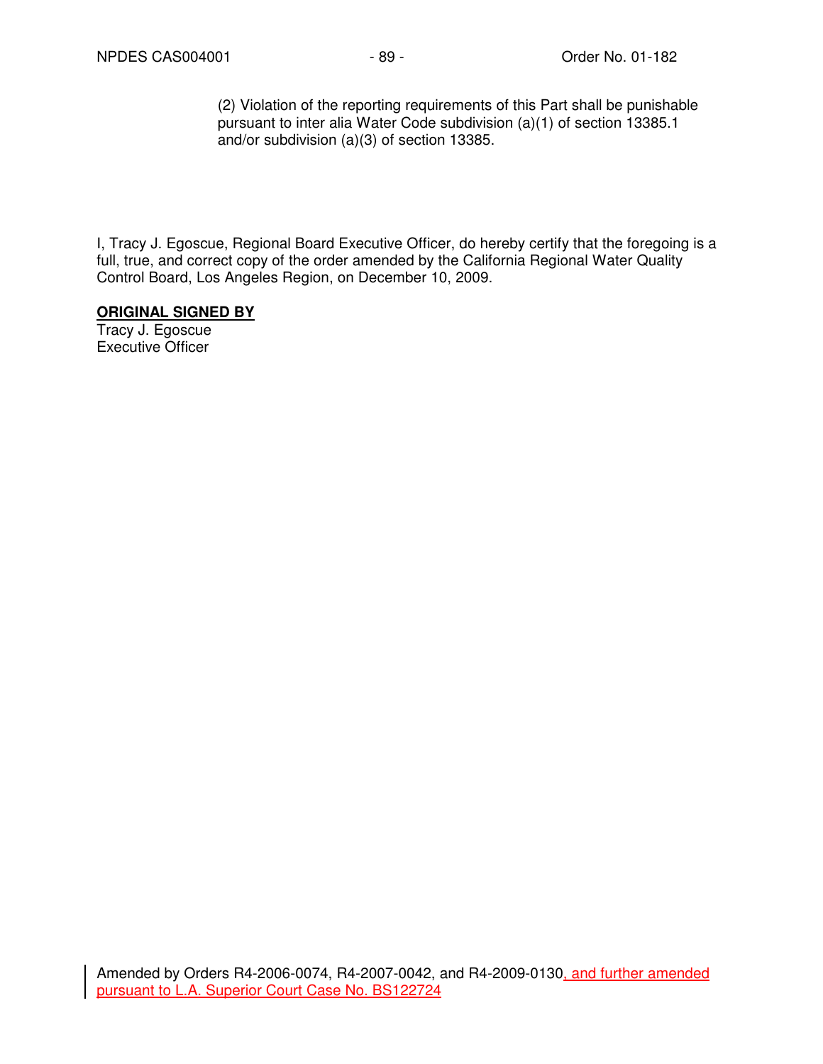(2) Violation of the reporting requirements of this Part shall be punishable pursuant to inter alia Water Code subdivision (a)(1) of section 13385.1 and/or subdivision (a)(3) of section 13385.

I, Tracy J. Egoscue, Regional Board Executive Officer, do hereby certify that the foregoing is a full, true, and correct copy of the order amended by the California Regional Water Quality Control Board, Los Angeles Region, on December 10, 2009.

**ORIGINAL SIGNED BY**
Tracy J. Egoscue
Executive Officer

Amended by Orders R4-2006-0074, R4-2007-0042, and R4-2009-0130, and further amended pursuant to L.A. Superior Court Case No. BS122724